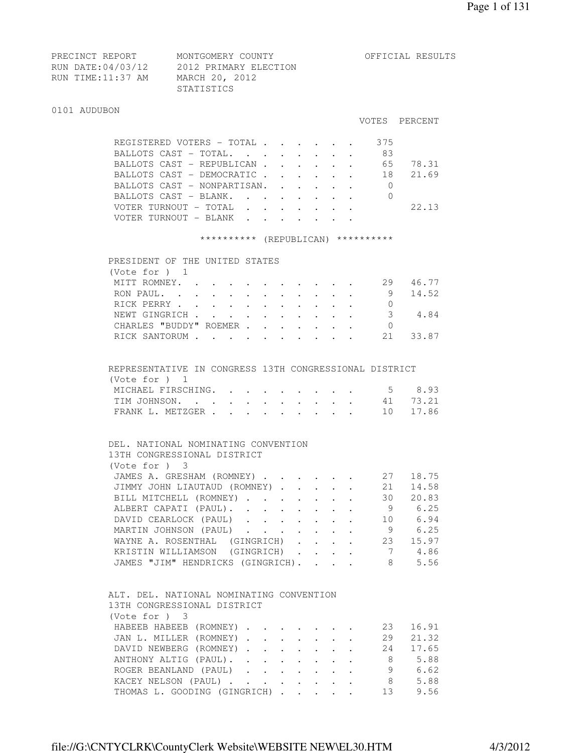PRECINCT REPORT — MONTGOMERY COUNTY — OFFICIAL RESULTS

RUN DATE:04/03/12 — 2012 PRIMARY ELECTION

RUN TIME:11:37 AM — MARCH 20, 2012

STATISTICS

## 0101 AUDUBON

| | VOTES | PERCENT |
|---|---|---|
| REGISTERED VOTERS - TOTAL | 375 | |
| BALLOTS CAST - TOTAL. | 83 | |
| BALLOTS CAST - REPUBLICAN | 65 | 78.31 |
| BALLOTS CAST - DEMOCRATIC | 18 | 21.69 |
| BALLOTS CAST - NONPARTISAN. | 0 | |
| BALLOTS CAST - BLANK. | 0 | |
| VOTER TURNOUT - TOTAL | | 22.13 |
| VOTER TURNOUT - BLANK | | |

********** (REPUBLICAN) **********

### PRESIDENT OF THE UNITED STATES
(Vote for ) 1

| | VOTES | PERCENT |
|---|---|---|
| MITT ROMNEY. | 29 | 46.77 |
| RON PAUL. | 9 | 14.52 |
| RICK PERRY | 0 | |
| NEWT GINGRICH | 3 | 4.84 |
| CHARLES "BUDDY" ROEMER | 0 | |
| RICK SANTORUM | 21 | 33.87 |

### REPRESENTATIVE IN CONGRESS 13TH CONGRESSIONAL DISTRICT
(Vote for ) 1

| | VOTES | PERCENT |
|---|---|---|
| MICHAEL FIRSCHING. | 5 | 8.93 |
| TIM JOHNSON. | 41 | 73.21 |
| FRANK L. METZGER | 10 | 17.86 |

### DEL. NATIONAL NOMINATING CONVENTION 13TH CONGRESSIONAL DISTRICT
(Vote for ) 3

| | VOTES | PERCENT |
|---|---|---|
| JAMES A. GRESHAM (ROMNEY) | 27 | 18.75 |
| JIMMY JOHN LIAUTAUD (ROMNEY) | 21 | 14.58 |
| BILL MITCHELL (ROMNEY) | 30 | 20.83 |
| ALBERT CAPATI (PAUL). | 9 | 6.25 |
| DAVID CEARLOCK (PAUL) | 10 | 6.94 |
| MARTIN JOHNSON (PAUL) | 9 | 6.25 |
| WAYNE A. ROSENTHAL (GINGRICH) | 23 | 15.97 |
| KRISTIN WILLIAMSON (GINGRICH) | 7 | 4.86 |
| JAMES "JIM" HENDRICKS (GINGRICH). | 8 | 5.56 |

### ALT. DEL. NATIONAL NOMINATING CONVENTION 13TH CONGRESSIONAL DISTRICT
(Vote for ) 3

| | VOTES | PERCENT |
|---|---|---|
| HABEEB HABEEB (ROMNEY) | 23 | 16.91 |
| JAN L. MILLER (ROMNEY) | 29 | 21.32 |
| DAVID NEWBERG (ROMNEY) | 24 | 17.65 |
| ANTHONY ALTIG (PAUL). | 8 | 5.88 |
| ROGER BEANLAND (PAUL) | 9 | 6.62 |
| KACEY NELSON (PAUL) | 8 | 5.88 |
| THOMAS L. GOODING (GINGRICH) | 13 | 9.56 |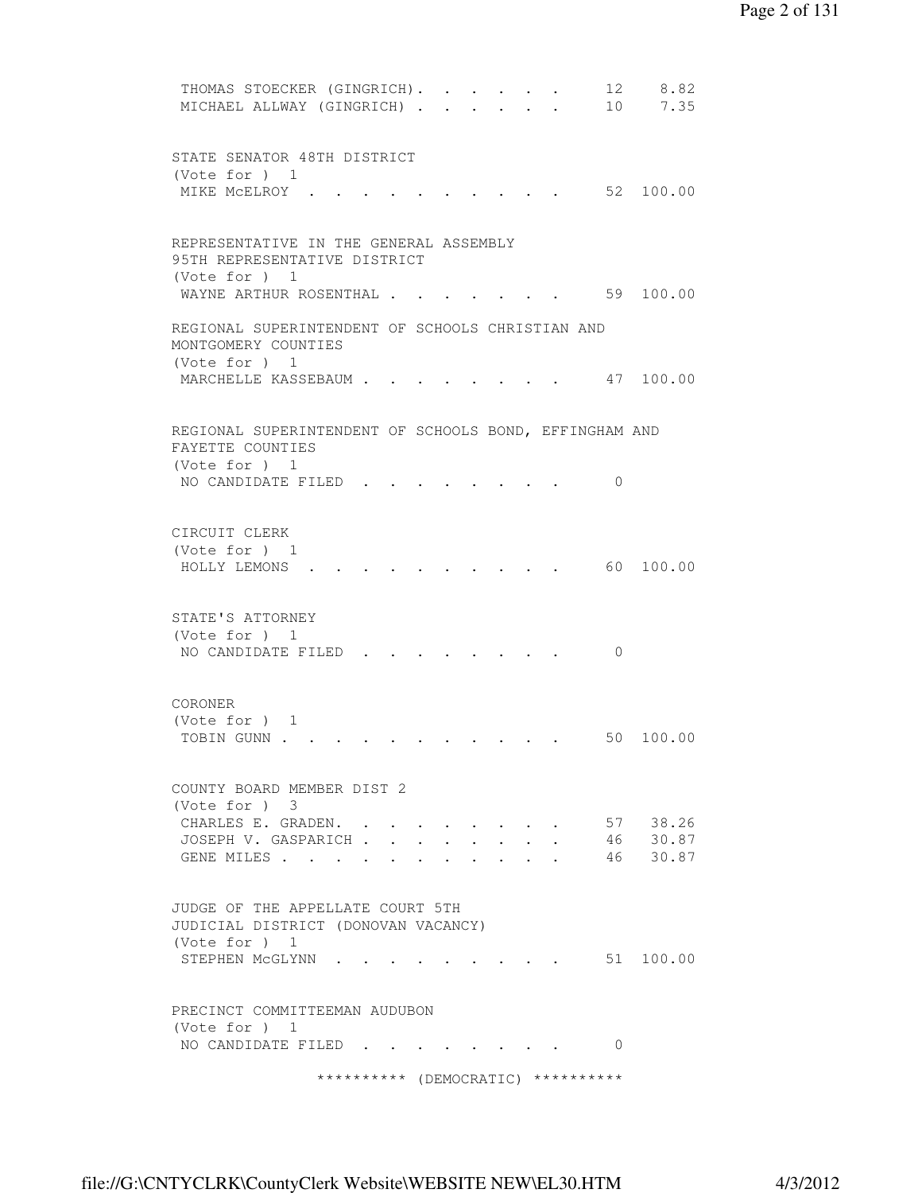| | | |
|---|---|---|
| THOMAS STOECKER (GINGRICH) | 12 | 8.82 |
| MICHAEL ALLWAY (GINGRICH) | 10 | 7.35 |

STATE SENATOR 48TH DISTRICT
(Vote for ) 1

| | | |
|---|---|---|
| MIKE McELROY | 52 | 100.00 |

REPRESENTATIVE IN THE GENERAL ASSEMBLY
95TH REPRESENTATIVE DISTRICT
(Vote for ) 1

| | | |
|---|---|---|
| WAYNE ARTHUR ROSENTHAL | 59 | 100.00 |

REGIONAL SUPERINTENDENT OF SCHOOLS CHRISTIAN AND MONTGOMERY COUNTIES
(Vote for ) 1

| | | |
|---|---|---|
| MARCHELLE KASSEBAUM | 47 | 100.00 |

REGIONAL SUPERINTENDENT OF SCHOOLS BOND, EFFINGHAM AND FAYETTE COUNTIES
(Vote for ) 1

| | | |
|---|---|---|
| NO CANDIDATE FILED | 0 | |

CIRCUIT CLERK
(Vote for ) 1

| | | |
|---|---|---|
| HOLLY LEMONS | 60 | 100.00 |

STATE'S ATTORNEY
(Vote for ) 1

| | | |
|---|---|---|
| NO CANDIDATE FILED | 0 | |

CORONER
(Vote for ) 1

| | | |
|---|---|---|
| TOBIN GUNN | 50 | 100.00 |

COUNTY BOARD MEMBER DIST 2
(Vote for ) 3

| | | |
|---|---|---|
| CHARLES E. GRADEN. | 57 | 38.26 |
| JOSEPH V. GASPARICH | 46 | 30.87 |
| GENE MILES | 46 | 30.87 |

JUDGE OF THE APPELLATE COURT 5TH
JUDICIAL DISTRICT (DONOVAN VACANCY)
(Vote for ) 1

| | | |
|---|---|---|
| STEPHEN McGLYNN | 51 | 100.00 |

PRECINCT COMMITTEEMAN AUDUBON
(Vote for ) 1

| | | |
|---|---|---|
| NO CANDIDATE FILED | 0 | |

********** (DEMOCRATIC) **********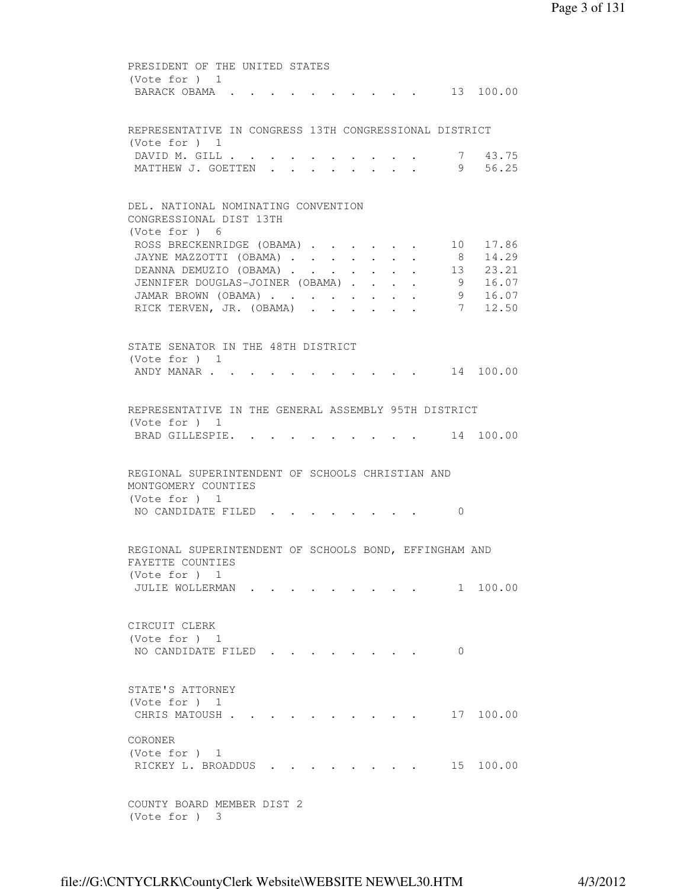PRESIDENT OF THE UNITED STATES
(Vote for ) 1

| | | |
|---|---|---|
| BARACK OBAMA | 13 | 100.00 |

REPRESENTATIVE IN CONGRESS 13TH CONGRESSIONAL DISTRICT
(Vote for ) 1

| | | |
|---|---|---|
| DAVID M. GILL | 7 | 43.75 |
| MATTHEW J. GOETTEN | 9 | 56.25 |

DEL. NATIONAL NOMINATING CONVENTION
CONGRESSIONAL DIST 13TH
(Vote for ) 6

| | | |
|---|---|---|
| ROSS BRECKENRIDGE (OBAMA) | 10 | 17.86 |
| JAYNE MAZZOTTI (OBAMA) | 8 | 14.29 |
| DEANNA DEMUZIO (OBAMA) | 13 | 23.21 |
| JENNIFER DOUGLAS-JOINER (OBAMA) | 9 | 16.07 |
| JAMAR BROWN (OBAMA) | 9 | 16.07 |
| RICK TERVEN, JR. (OBAMA) | 7 | 12.50 |

STATE SENATOR IN THE 48TH DISTRICT
(Vote for ) 1

| | | |
|---|---|---|
| ANDY MANAR | 14 | 100.00 |

REPRESENTATIVE IN THE GENERAL ASSEMBLY 95TH DISTRICT
(Vote for ) 1

| | | |
|---|---|---|
| BRAD GILLESPIE. | 14 | 100.00 |

REGIONAL SUPERINTENDENT OF SCHOOLS CHRISTIAN AND
MONTGOMERY COUNTIES
(Vote for ) 1

| | | |
|---|---|---|
| NO CANDIDATE FILED | 0 | |

REGIONAL SUPERINTENDENT OF SCHOOLS BOND, EFFINGHAM AND
FAYETTE COUNTIES
(Vote for ) 1

| | | |
|---|---|---|
| JULIE WOLLERMAN | 1 | 100.00 |

CIRCUIT CLERK
(Vote for ) 1

| | | |
|---|---|---|
| NO CANDIDATE FILED | 0 | |

STATE'S ATTORNEY
(Vote for ) 1

| | | |
|---|---|---|
| CHRIS MATOUSH | 17 | 100.00 |

CORONER
(Vote for ) 1

| | | |
|---|---|---|
| RICKEY L. BROADDUS | 15 | 100.00 |

COUNTY BOARD MEMBER DIST 2
(Vote for ) 3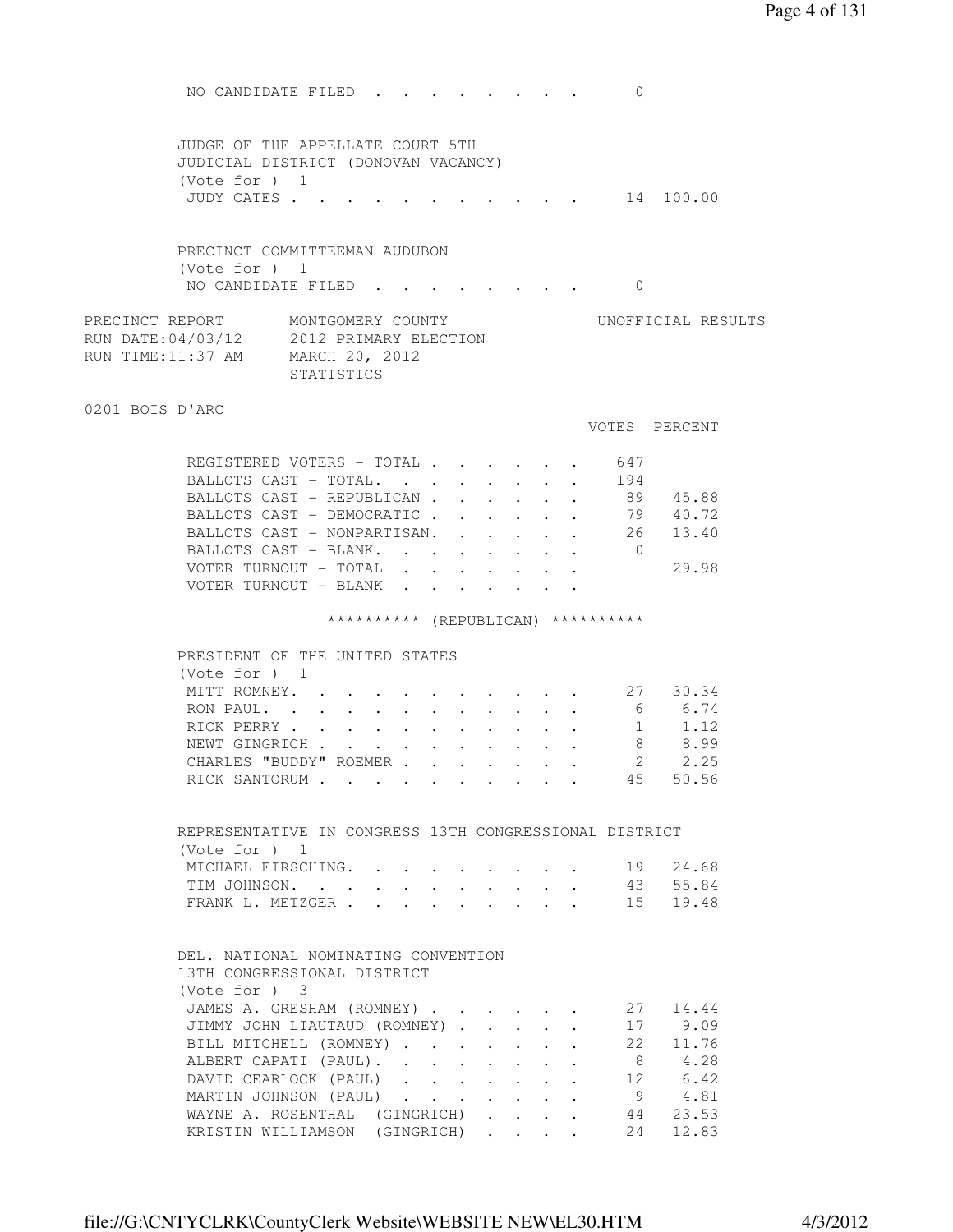NO CANDIDATE FILED . . . . . . . . . 0

JUDGE OF THE APPELLATE COURT 5TH JUDICIAL DISTRICT (DONOVAN VACANCY)
(Vote for ) 1

| | VOTES | PERCENT |
|---|---|---|
| JUDY CATES | 14 | 100.00 |

PRECINCT COMMITTEEMAN AUDUBON
(Vote for ) 1

NO CANDIDATE FILED . . . . . . . . . 0

PRECINCT REPORT — MONTGOMERY COUNTY — UNOFFICIAL RESULTS
RUN DATE:04/03/12 — 2012 PRIMARY ELECTION
RUN TIME:11:37 AM — MARCH 20, 2012
STATISTICS

## 0201 BOIS D'ARC

| | VOTES | PERCENT |
|---|---|---|
| REGISTERED VOTERS - TOTAL | 647 | |
| BALLOTS CAST - TOTAL. | 194 | |
| BALLOTS CAST - REPUBLICAN | 89 | 45.88 |
| BALLOTS CAST - DEMOCRATIC | 79 | 40.72 |
| BALLOTS CAST - NONPARTISAN. | 26 | 13.40 |
| BALLOTS CAST - BLANK. | 0 | |
| VOTER TURNOUT - TOTAL | | 29.98 |
| VOTER TURNOUT - BLANK | | |

********** (REPUBLICAN) **********

PRESIDENT OF THE UNITED STATES
(Vote for ) 1

| | VOTES | PERCENT |
|---|---|---|
| MITT ROMNEY. | 27 | 30.34 |
| RON PAUL. | 6 | 6.74 |
| RICK PERRY | 1 | 1.12 |
| NEWT GINGRICH | 8 | 8.99 |
| CHARLES "BUDDY" ROEMER | 2 | 2.25 |
| RICK SANTORUM | 45 | 50.56 |

REPRESENTATIVE IN CONGRESS 13TH CONGRESSIONAL DISTRICT
(Vote for ) 1

| | VOTES | PERCENT |
|---|---|---|
| MICHAEL FIRSCHING. | 19 | 24.68 |
| TIM JOHNSON. | 43 | 55.84 |
| FRANK L. METZGER | 15 | 19.48 |

DEL. NATIONAL NOMINATING CONVENTION
13TH CONGRESSIONAL DISTRICT
(Vote for ) 3

| | VOTES | PERCENT |
|---|---|---|
| JAMES A. GRESHAM (ROMNEY) | 27 | 14.44 |
| JIMMY JOHN LIAUTAUD (ROMNEY) | 17 | 9.09 |
| BILL MITCHELL (ROMNEY) | 22 | 11.76 |
| ALBERT CAPATI (PAUL). | 8 | 4.28 |
| DAVID CEARLOCK (PAUL) | 12 | 6.42 |
| MARTIN JOHNSON (PAUL) | 9 | 4.81 |
| WAYNE A. ROSENTHAL (GINGRICH) | 44 | 23.53 |
| KRISTIN WILLIAMSON (GINGRICH) | 24 | 12.83 |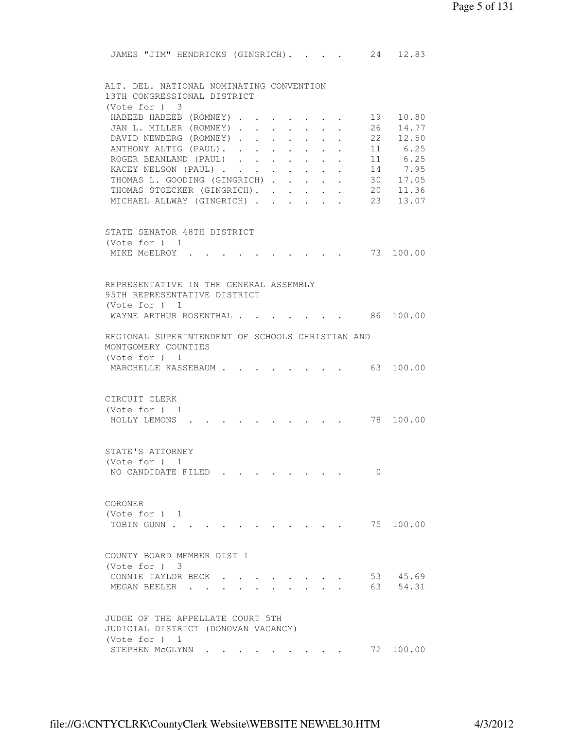JAMES "JIM" HENDRICKS (GINGRICH). . . . 24 12.83

ALT. DEL. NATIONAL NOMINATING CONVENTION
13TH CONGRESSIONAL DISTRICT
(Vote for ) 3

| Candidate | Votes | Percent |
|---|---|---|
| HABEEB HABEEB (ROMNEY) | 19 | 10.80 |
| JAN L. MILLER (ROMNEY) | 26 | 14.77 |
| DAVID NEWBERG (ROMNEY) | 22 | 12.50 |
| ANTHONY ALTIG (PAUL) | 11 | 6.25 |
| ROGER BEANLAND (PAUL) | 11 | 6.25 |
| KACEY NELSON (PAUL) | 14 | 7.95 |
| THOMAS L. GOODING (GINGRICH) | 30 | 17.05 |
| THOMAS STOECKER (GINGRICH) | 20 | 11.36 |
| MICHAEL ALLWAY (GINGRICH) | 23 | 13.07 |

STATE SENATOR 48TH DISTRICT
(Vote for ) 1

| Candidate | Votes | Percent |
|---|---|---|
| MIKE McELROY | 73 | 100.00 |

REPRESENTATIVE IN THE GENERAL ASSEMBLY
95TH REPRESENTATIVE DISTRICT
(Vote for ) 1

| Candidate | Votes | Percent |
|---|---|---|
| WAYNE ARTHUR ROSENTHAL | 86 | 100.00 |

REGIONAL SUPERINTENDENT OF SCHOOLS CHRISTIAN AND
MONTGOMERY COUNTIES
(Vote for ) 1

| Candidate | Votes | Percent |
|---|---|---|
| MARCHELLE KASSEBAUM | 63 | 100.00 |

CIRCUIT CLERK
(Vote for ) 1

| Candidate | Votes | Percent |
|---|---|---|
| HOLLY LEMONS | 78 | 100.00 |

STATE'S ATTORNEY
(Vote for ) 1

| Candidate | Votes | Percent |
|---|---|---|
| NO CANDIDATE FILED | 0 | |

CORONER
(Vote for ) 1

| Candidate | Votes | Percent |
|---|---|---|
| TOBIN GUNN | 75 | 100.00 |

COUNTY BOARD MEMBER DIST 1
(Vote for ) 3

| Candidate | Votes | Percent |
|---|---|---|
| CONNIE TAYLOR BECK | 53 | 45.69 |
| MEGAN BEELER | 63 | 54.31 |

JUDGE OF THE APPELLATE COURT 5TH
JUDICIAL DISTRICT (DONOVAN VACANCY)
(Vote for ) 1

| Candidate | Votes | Percent |
|---|---|---|
| STEPHEN McGLYNN | 72 | 100.00 |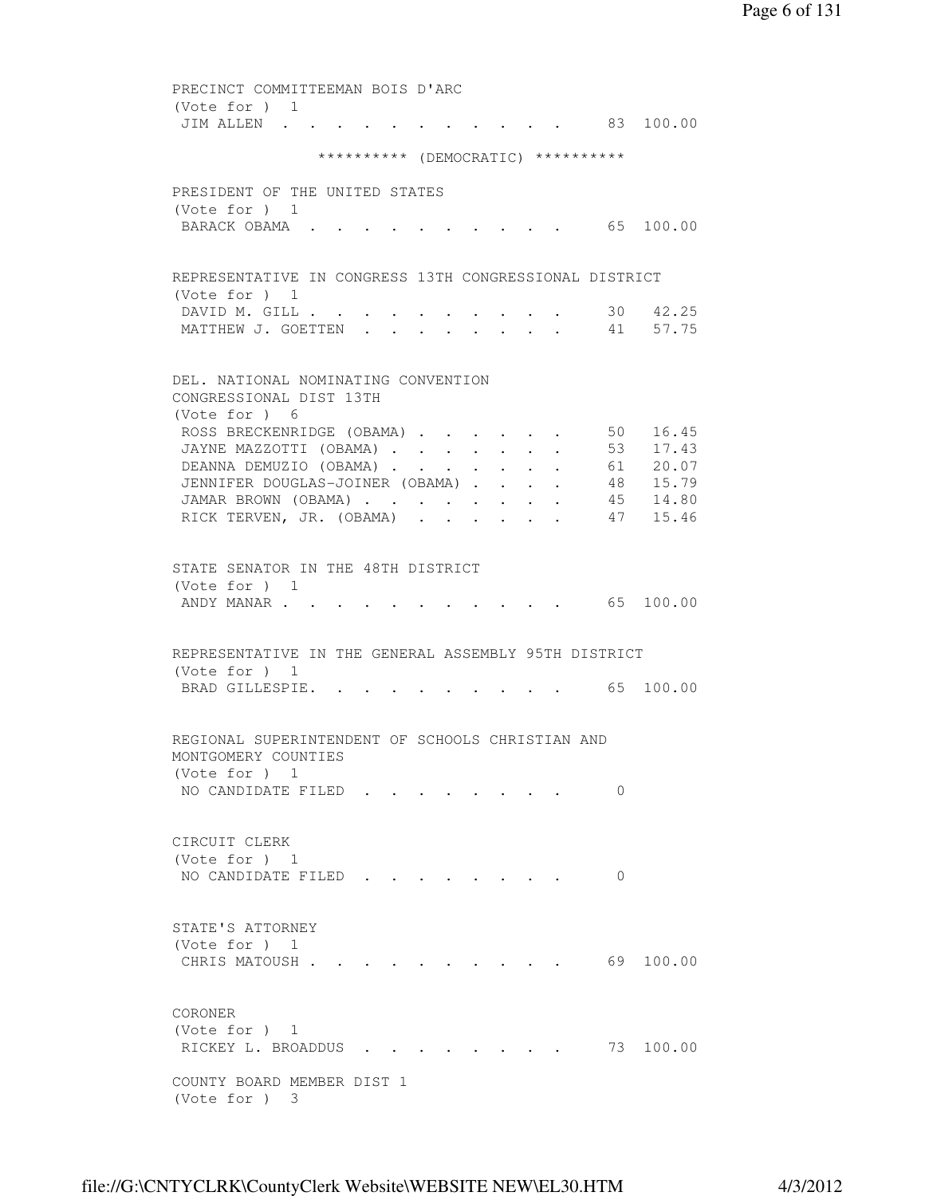PRECINCT COMMITTEEMAN BOIS D'ARC
(Vote for ) 1

| | | |
|---|---|---|
| JIM ALLEN | 83 | 100.00 |

********** (DEMOCRATIC) **********

PRESIDENT OF THE UNITED STATES
(Vote for ) 1

| | | |
|---|---|---|
| BARACK OBAMA | 65 | 100.00 |

REPRESENTATIVE IN CONGRESS 13TH CONGRESSIONAL DISTRICT
(Vote for ) 1

| | | |
|---|---|---|
| DAVID M. GILL | 30 | 42.25 |
| MATTHEW J. GOETTEN | 41 | 57.75 |

DEL. NATIONAL NOMINATING CONVENTION
CONGRESSIONAL DIST 13TH
(Vote for ) 6

| | | |
|---|---|---|
| ROSS BRECKENRIDGE (OBAMA) | 50 | 16.45 |
| JAYNE MAZZOTTI (OBAMA) | 53 | 17.43 |
| DEANNA DEMUZIO (OBAMA) | 61 | 20.07 |
| JENNIFER DOUGLAS-JOINER (OBAMA) | 48 | 15.79 |
| JAMAR BROWN (OBAMA) | 45 | 14.80 |
| RICK TERVEN, JR. (OBAMA) | 47 | 15.46 |

STATE SENATOR IN THE 48TH DISTRICT
(Vote for ) 1

| | | |
|---|---|---|
| ANDY MANAR | 65 | 100.00 |

REPRESENTATIVE IN THE GENERAL ASSEMBLY 95TH DISTRICT
(Vote for ) 1

| | | |
|---|---|---|
| BRAD GILLESPIE | 65 | 100.00 |

REGIONAL SUPERINTENDENT OF SCHOOLS CHRISTIAN AND
MONTGOMERY COUNTIES
(Vote for ) 1

| | | |
|---|---|---|
| NO CANDIDATE FILED | 0 | |

CIRCUIT CLERK
(Vote for ) 1

| | | |
|---|---|---|
| NO CANDIDATE FILED | 0 | |

STATE'S ATTORNEY
(Vote for ) 1

| | | |
|---|---|---|
| CHRIS MATOUSH | 69 | 100.00 |

CORONER
(Vote for ) 1

| | | |
|---|---|---|
| RICKEY L. BROADDUS | 73 | 100.00 |

COUNTY BOARD MEMBER DIST 1
(Vote for ) 3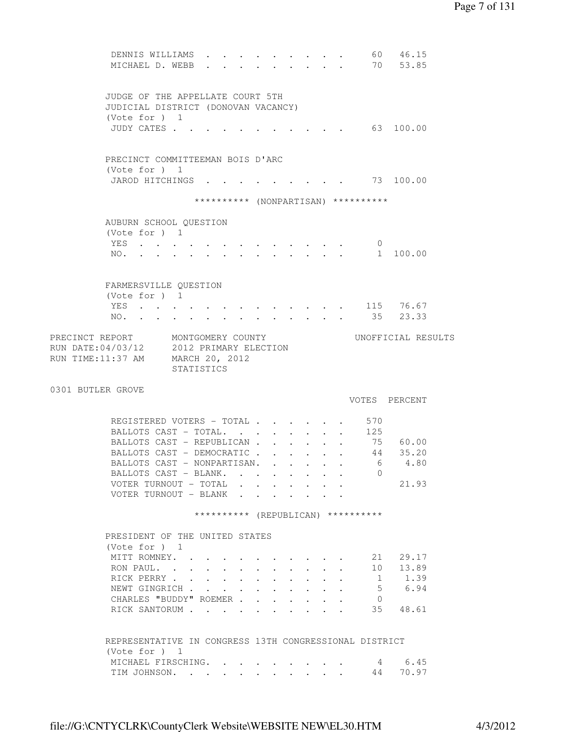| | VOTES | PERCENT |
|---|---|---|
| DENNIS WILLIAMS | 60 | 46.15 |
| MICHAEL D. WEBB | 70 | 53.85 |

JUDGE OF THE APPELLATE COURT 5TH JUDICIAL DISTRICT (DONOVAN VACANCY)
(Vote for ) 1

| | VOTES | PERCENT |
|---|---|---|
| JUDY CATES | 63 | 100.00 |

PRECINCT COMMITTEEMAN BOIS D'ARC
(Vote for ) 1

| | VOTES | PERCENT |
|---|---|---|
| JAROD HITCHINGS | 73 | 100.00 |

********** (NONPARTISAN) **********

AUBURN SCHOOL QUESTION
(Vote for ) 1

| | VOTES | PERCENT |
|---|---|---|
| YES | 0 | |
| NO. | 1 | 100.00 |

FARMERSVILLE QUESTION
(Vote for ) 1

| | VOTES | PERCENT |
|---|---|---|
| YES | 115 | 76.67 |
| NO. | 35 | 23.33 |

PRECINCT REPORT — MONTGOMERY COUNTY — UNOFFICIAL RESULTS
RUN DATE:04/03/12 — 2012 PRIMARY ELECTION
RUN TIME:11:37 AM — MARCH 20, 2012
STATISTICS

## 0301 BUTLER GROVE

| | VOTES | PERCENT |
|---|---|---|
| REGISTERED VOTERS - TOTAL | 570 | |
| BALLOTS CAST - TOTAL. | 125 | |
| BALLOTS CAST - REPUBLICAN | 75 | 60.00 |
| BALLOTS CAST - DEMOCRATIC | 44 | 35.20 |
| BALLOTS CAST - NONPARTISAN. | 6 | 4.80 |
| BALLOTS CAST - BLANK. | 0 | |
| VOTER TURNOUT - TOTAL | | 21.93 |
| VOTER TURNOUT - BLANK | | |

********** (REPUBLICAN) **********

PRESIDENT OF THE UNITED STATES
(Vote for ) 1

| | VOTES | PERCENT |
|---|---|---|
| MITT ROMNEY. | 21 | 29.17 |
| RON PAUL. | 10 | 13.89 |
| RICK PERRY | 1 | 1.39 |
| NEWT GINGRICH | 5 | 6.94 |
| CHARLES "BUDDY" ROEMER | 0 | |
| RICK SANTORUM | 35 | 48.61 |

REPRESENTATIVE IN CONGRESS 13TH CONGRESSIONAL DISTRICT
(Vote for ) 1

| | VOTES | PERCENT |
|---|---|---|
| MICHAEL FIRSCHING. | 4 | 6.45 |
| TIM JOHNSON. | 44 | 70.97 |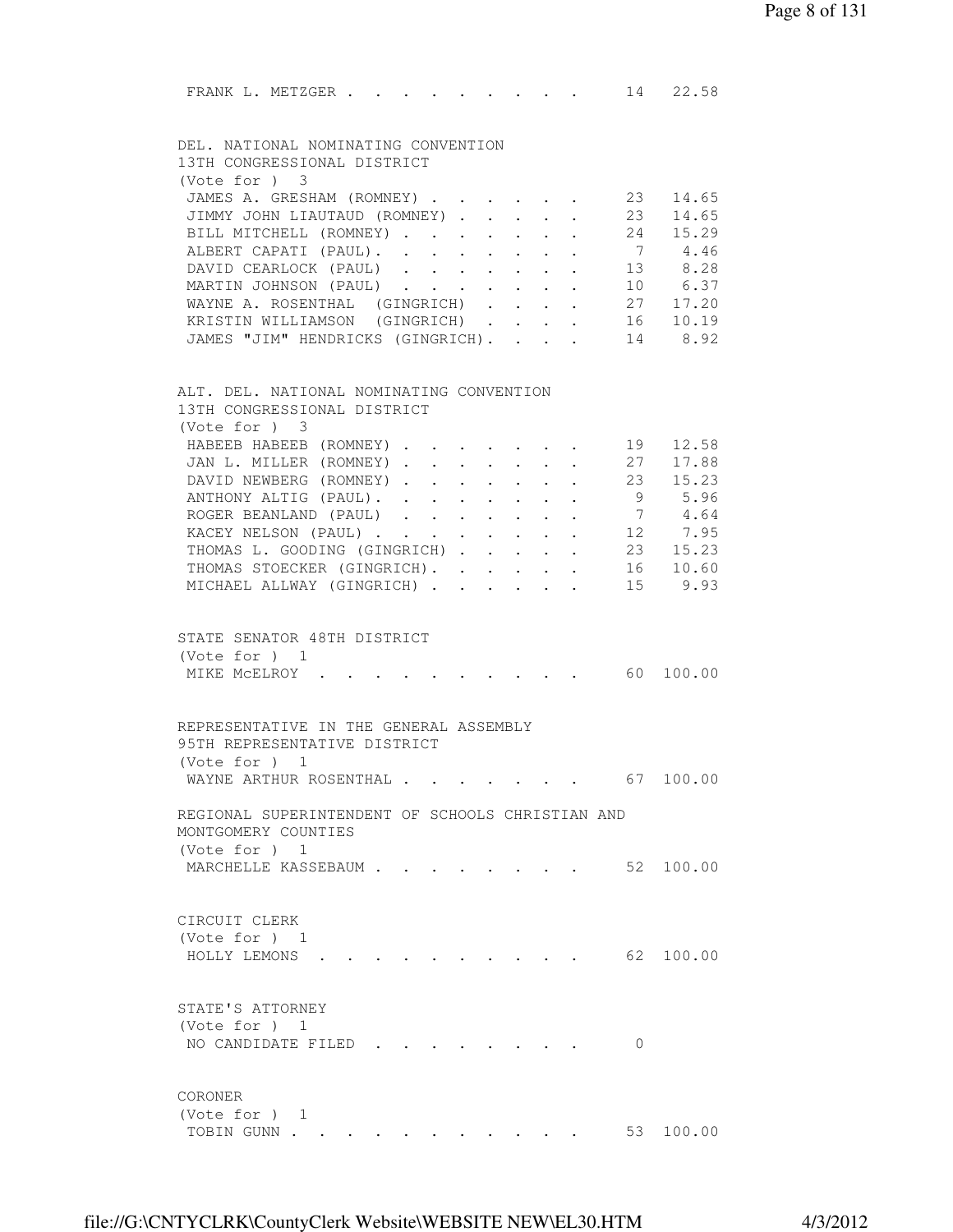| | | |
|---|---|---|
| FRANK L. METZGER | 14 | 22.58 |

DEL. NATIONAL NOMINATING CONVENTION
13TH CONGRESSIONAL DISTRICT
(Vote for ) 3

| Candidate | Votes | Percent |
|---|---|---|
| JAMES A. GRESHAM (ROMNEY) | 23 | 14.65 |
| JIMMY JOHN LIAUTAUD (ROMNEY) | 23 | 14.65 |
| BILL MITCHELL (ROMNEY) | 24 | 15.29 |
| ALBERT CAPATI (PAUL) | 7 | 4.46 |
| DAVID CEARLOCK (PAUL) | 13 | 8.28 |
| MARTIN JOHNSON (PAUL) | 10 | 6.37 |
| WAYNE A. ROSENTHAL (GINGRICH) | 27 | 17.20 |
| KRISTIN WILLIAMSON (GINGRICH) | 16 | 10.19 |
| JAMES "JIM" HENDRICKS (GINGRICH) | 14 | 8.92 |

ALT. DEL. NATIONAL NOMINATING CONVENTION
13TH CONGRESSIONAL DISTRICT
(Vote for ) 3

| Candidate | Votes | Percent |
|---|---|---|
| HABEEB HABEEB (ROMNEY) | 19 | 12.58 |
| JAN L. MILLER (ROMNEY) | 27 | 17.88 |
| DAVID NEWBERG (ROMNEY) | 23 | 15.23 |
| ANTHONY ALTIG (PAUL) | 9 | 5.96 |
| ROGER BEANLAND (PAUL) | 7 | 4.64 |
| KACEY NELSON (PAUL) | 12 | 7.95 |
| THOMAS L. GOODING (GINGRICH) | 23 | 15.23 |
| THOMAS STOECKER (GINGRICH) | 16 | 10.60 |
| MICHAEL ALLWAY (GINGRICH) | 15 | 9.93 |

STATE SENATOR 48TH DISTRICT
(Vote for ) 1

| Candidate | Votes | Percent |
|---|---|---|
| MIKE McELROY | 60 | 100.00 |

REPRESENTATIVE IN THE GENERAL ASSEMBLY
95TH REPRESENTATIVE DISTRICT
(Vote for ) 1

| Candidate | Votes | Percent |
|---|---|---|
| WAYNE ARTHUR ROSENTHAL | 67 | 100.00 |

REGIONAL SUPERINTENDENT OF SCHOOLS CHRISTIAN AND
MONTGOMERY COUNTIES
(Vote for ) 1

| Candidate | Votes | Percent |
|---|---|---|
| MARCHELLE KASSEBAUM | 52 | 100.00 |

CIRCUIT CLERK
(Vote for ) 1

| Candidate | Votes | Percent |
|---|---|---|
| HOLLY LEMONS | 62 | 100.00 |

STATE'S ATTORNEY
(Vote for ) 1

| Candidate | Votes | Percent |
|---|---|---|
| NO CANDIDATE FILED | 0 | |

CORONER
(Vote for ) 1

| Candidate | Votes | Percent |
|---|---|---|
| TOBIN GUNN | 53 | 100.00 |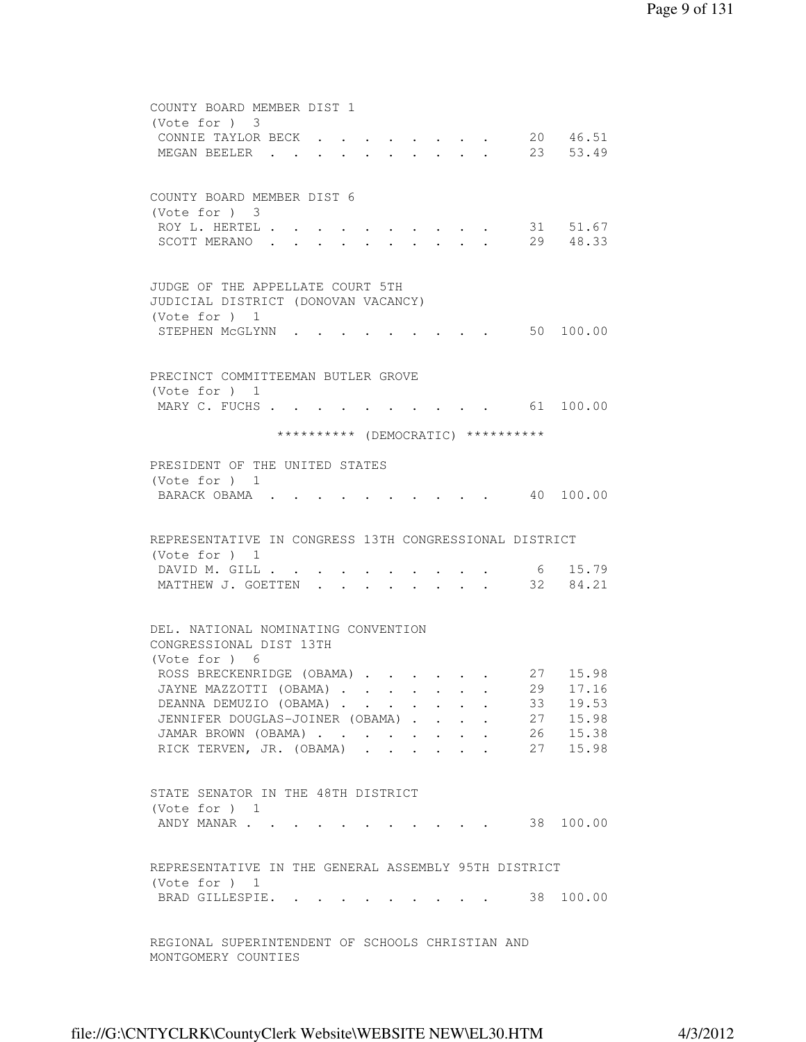COUNTY BOARD MEMBER DIST 1
(Vote for ) 3

| | | |
|---|---|---|
| CONNIE TAYLOR BECK | 20 | 46.51 |
| MEGAN BEELER | 23 | 53.49 |

COUNTY BOARD MEMBER DIST 6
(Vote for ) 3

| | | |
|---|---|---|
| ROY L. HERTEL | 31 | 51.67 |
| SCOTT MERANO | 29 | 48.33 |

JUDGE OF THE APPELLATE COURT 5TH
JUDICIAL DISTRICT (DONOVAN VACANCY)
(Vote for ) 1

| | | |
|---|---|---|
| STEPHEN McGLYNN | 50 | 100.00 |

PRECINCT COMMITTEEMAN BUTLER GROVE
(Vote for ) 1

| | | |
|---|---|---|
| MARY C. FUCHS | 61 | 100.00 |

********** (DEMOCRATIC) **********

PRESIDENT OF THE UNITED STATES
(Vote for ) 1

| | | |
|---|---|---|
| BARACK OBAMA | 40 | 100.00 |

REPRESENTATIVE IN CONGRESS 13TH CONGRESSIONAL DISTRICT
(Vote for ) 1

| | | |
|---|---|---|
| DAVID M. GILL | 6 | 15.79 |
| MATTHEW J. GOETTEN | 32 | 84.21 |

DEL. NATIONAL NOMINATING CONVENTION
CONGRESSIONAL DIST 13TH
(Vote for ) 6

| | | |
|---|---|---|
| ROSS BRECKENRIDGE (OBAMA) | 27 | 15.98 |
| JAYNE MAZZOTTI (OBAMA) | 29 | 17.16 |
| DEANNA DEMUZIO (OBAMA) | 33 | 19.53 |
| JENNIFER DOUGLAS-JOINER (OBAMA) | 27 | 15.98 |
| JAMAR BROWN (OBAMA) | 26 | 15.38 |
| RICK TERVEN, JR. (OBAMA) | 27 | 15.98 |

STATE SENATOR IN THE 48TH DISTRICT
(Vote for ) 1

| | | |
|---|---|---|
| ANDY MANAR | 38 | 100.00 |

REPRESENTATIVE IN THE GENERAL ASSEMBLY 95TH DISTRICT
(Vote for ) 1

| | | |
|---|---|---|
| BRAD GILLESPIE. | 38 | 100.00 |

REGIONAL SUPERINTENDENT OF SCHOOLS CHRISTIAN AND
MONTGOMERY COUNTIES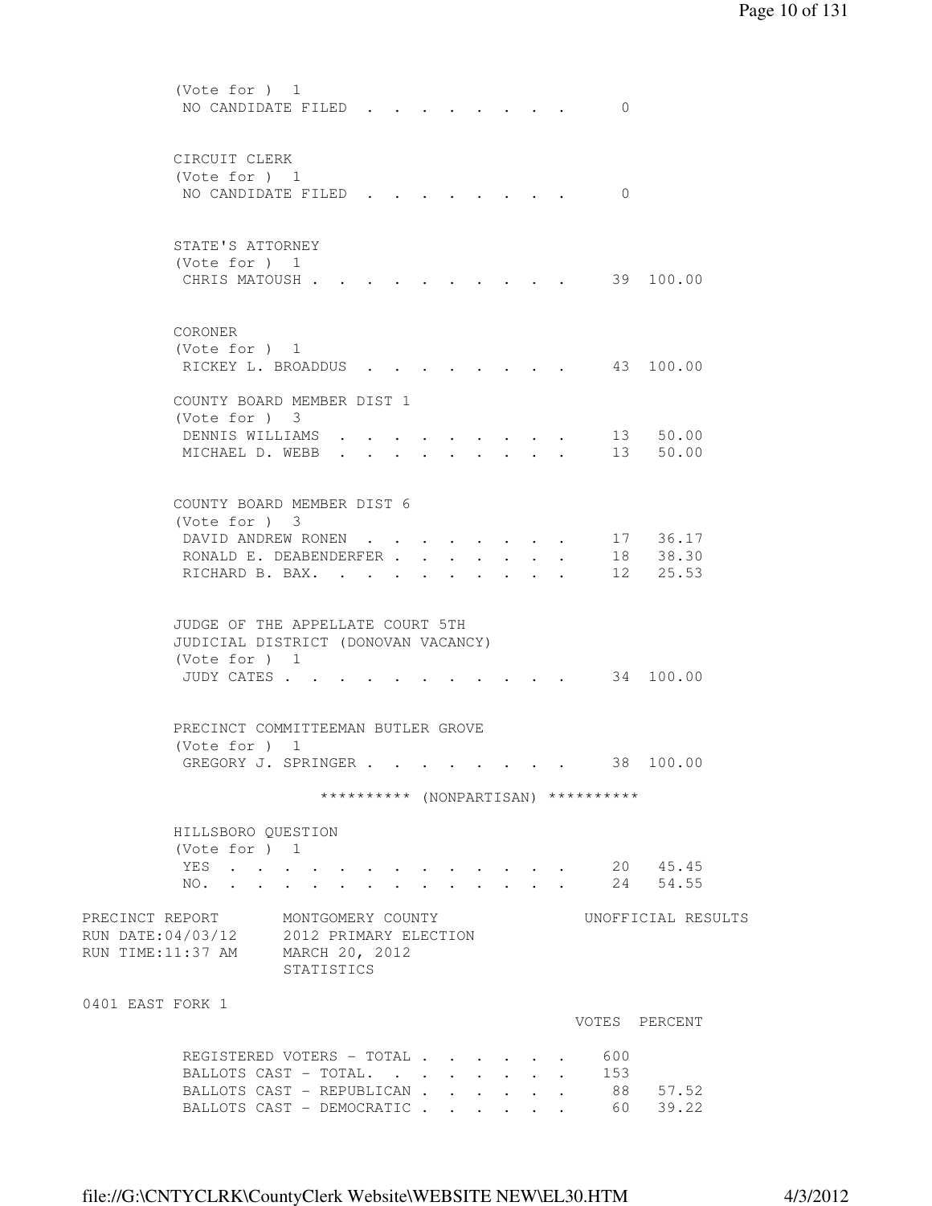(Vote for ) 1
NO CANDIDATE FILED . . . . . . . . . 0

CIRCUIT CLERK
(Vote for ) 1
NO CANDIDATE FILED . . . . . . . . . 0

STATE'S ATTORNEY
(Vote for ) 1

| Candidate | Votes | Percent |
|---|---|---|
| CHRIS MATOUSH | 39 | 100.00 |

CORONER
(Vote for ) 1

| Candidate | Votes | Percent |
|---|---|---|
| RICKEY L. BROADDUS | 43 | 100.00 |

COUNTY BOARD MEMBER DIST 1
(Vote for ) 3

| Candidate | Votes | Percent |
|---|---|---|
| DENNIS WILLIAMS | 13 | 50.00 |
| MICHAEL D. WEBB | 13 | 50.00 |

COUNTY BOARD MEMBER DIST 6
(Vote for ) 3

| Candidate | Votes | Percent |
|---|---|---|
| DAVID ANDREW RONEN | 17 | 36.17 |
| RONALD E. DEABENDERFER | 18 | 38.30 |
| RICHARD B. BAX. | 12 | 25.53 |

JUDGE OF THE APPELLATE COURT 5TH
JUDICIAL DISTRICT (DONOVAN VACANCY)
(Vote for ) 1

| Candidate | Votes | Percent |
|---|---|---|
| JUDY CATES | 34 | 100.00 |

PRECINCT COMMITTEEMAN BUTLER GROVE
(Vote for ) 1

| Candidate | Votes | Percent |
|---|---|---|
| GREGORY J. SPRINGER | 38 | 100.00 |

********** (NONPARTISAN) **********

HILLSBORO QUESTION
(Vote for ) 1

| Choice | Votes | Percent |
|---|---|---|
| YES | 20 | 45.45 |
| NO. | 24 | 54.55 |

PRECINCT REPORT MONTGOMERY COUNTY UNOFFICIAL RESULTS
RUN DATE:04/03/12 2012 PRIMARY ELECTION
RUN TIME:11:37 AM MARCH 20, 2012
STATISTICS

0401 EAST FORK 1

| | VOTES | PERCENT |
|---|---|---|
| REGISTERED VOTERS - TOTAL | 600 | |
| BALLOTS CAST - TOTAL. | 153 | |
| BALLOTS CAST - REPUBLICAN | 88 | 57.52 |
| BALLOTS CAST - DEMOCRATIC | 60 | 39.22 |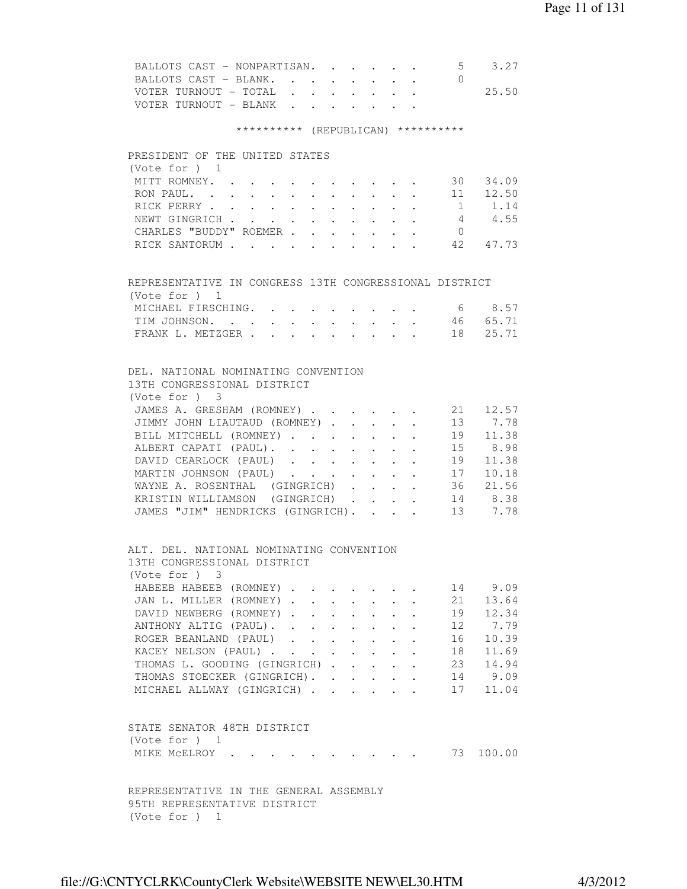| | | |
|---|---|---|
| BALLOTS CAST - NONPARTISAN | 5 | 3.27 |
| BALLOTS CAST - BLANK | 0 | |
| VOTER TURNOUT - TOTAL | | 25.50 |
| VOTER TURNOUT - BLANK | | |

********** (REPUBLICAN) **********

PRESIDENT OF THE UNITED STATES
(Vote for ) 1

| | | |
|---|---|---|
| MITT ROMNEY | 30 | 34.09 |
| RON PAUL | 11 | 12.50 |
| RICK PERRY | 1 | 1.14 |
| NEWT GINGRICH | 4 | 4.55 |
| CHARLES "BUDDY" ROEMER | 0 | |
| RICK SANTORUM | 42 | 47.73 |

REPRESENTATIVE IN CONGRESS 13TH CONGRESSIONAL DISTRICT
(Vote for ) 1

| | | |
|---|---|---|
| MICHAEL FIRSCHING | 6 | 8.57 |
| TIM JOHNSON | 46 | 65.71 |
| FRANK L. METZGER | 18 | 25.71 |

DEL. NATIONAL NOMINATING CONVENTION
13TH CONGRESSIONAL DISTRICT
(Vote for ) 3

| | | |
|---|---|---|
| JAMES A. GRESHAM (ROMNEY) | 21 | 12.57 |
| JIMMY JOHN LIAUTAUD (ROMNEY) | 13 | 7.78 |
| BILL MITCHELL (ROMNEY) | 19 | 11.38 |
| ALBERT CAPATI (PAUL) | 15 | 8.98 |
| DAVID CEARLOCK (PAUL) | 19 | 11.38 |
| MARTIN JOHNSON (PAUL) | 17 | 10.18 |
| WAYNE A. ROSENTHAL (GINGRICH) | 36 | 21.56 |
| KRISTIN WILLIAMSON (GINGRICH) | 14 | 8.38 |
| JAMES "JIM" HENDRICKS (GINGRICH) | 13 | 7.78 |

ALT. DEL. NATIONAL NOMINATING CONVENTION
13TH CONGRESSIONAL DISTRICT
(Vote for ) 3

| | | |
|---|---|---|
| HABEEB HABEEB (ROMNEY) | 14 | 9.09 |
| JAN L. MILLER (ROMNEY) | 21 | 13.64 |
| DAVID NEWBERG (ROMNEY) | 19 | 12.34 |
| ANTHONY ALTIG (PAUL) | 12 | 7.79 |
| ROGER BEANLAND (PAUL) | 16 | 10.39 |
| KACEY NELSON (PAUL) | 18 | 11.69 |
| THOMAS L. GOODING (GINGRICH) | 23 | 14.94 |
| THOMAS STOECKER (GINGRICH) | 14 | 9.09 |
| MICHAEL ALLWAY (GINGRICH) | 17 | 11.04 |

STATE SENATOR 48TH DISTRICT
(Vote for ) 1

| | | |
|---|---|---|
| MIKE McELROY | 73 | 100.00 |

REPRESENTATIVE IN THE GENERAL ASSEMBLY
95TH REPRESENTATIVE DISTRICT
(Vote for ) 1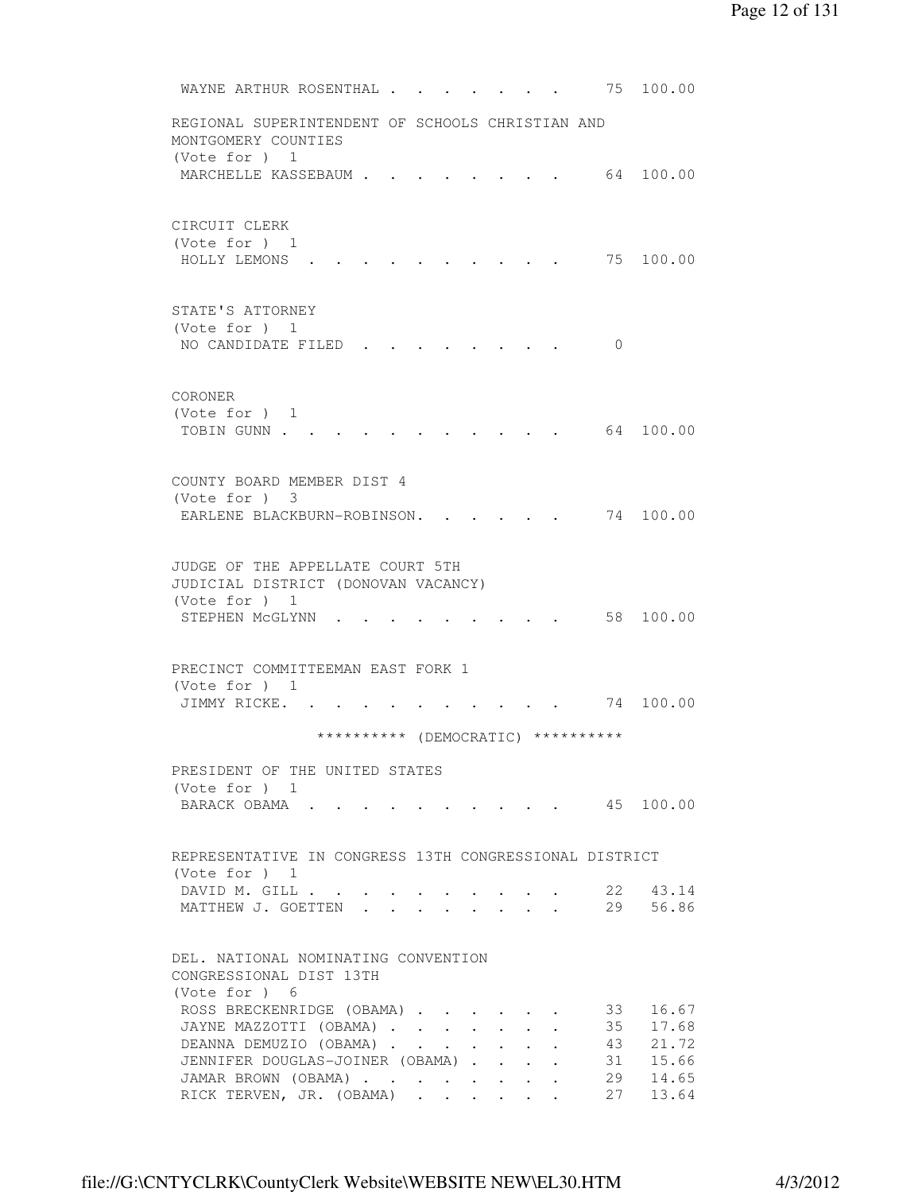WAYNE ARTHUR ROSENTHAL . . . . . . . . 75 100.00

REGIONAL SUPERINTENDENT OF SCHOOLS CHRISTIAN AND MONTGOMERY COUNTIES
(Vote for ) 1

| Candidate | Votes | Percent |
|---|---|---|
| MARCHELLE KASSEBAUM | 64 | 100.00 |

CIRCUIT CLERK
(Vote for ) 1

| Candidate | Votes | Percent |
|---|---|---|
| HOLLY LEMONS | 75 | 100.00 |

STATE'S ATTORNEY
(Vote for ) 1

| Candidate | Votes | Percent |
|---|---|---|
| NO CANDIDATE FILED | 0 | |

CORONER
(Vote for ) 1

| Candidate | Votes | Percent |
|---|---|---|
| TOBIN GUNN | 64 | 100.00 |

COUNTY BOARD MEMBER DIST 4
(Vote for ) 3

| Candidate | Votes | Percent |
|---|---|---|
| EARLENE BLACKBURN-ROBINSON | 74 | 100.00 |

JUDGE OF THE APPELLATE COURT 5TH JUDICIAL DISTRICT (DONOVAN VACANCY)
(Vote for ) 1

| Candidate | Votes | Percent |
|---|---|---|
| STEPHEN McGLYNN | 58 | 100.00 |

PRECINCT COMMITTEEMAN EAST FORK 1
(Vote for ) 1

| Candidate | Votes | Percent |
|---|---|---|
| JIMMY RICKE | 74 | 100.00 |

********** (DEMOCRATIC) **********

PRESIDENT OF THE UNITED STATES
(Vote for ) 1

| Candidate | Votes | Percent |
|---|---|---|
| BARACK OBAMA | 45 | 100.00 |

REPRESENTATIVE IN CONGRESS 13TH CONGRESSIONAL DISTRICT
(Vote for ) 1

| Candidate | Votes | Percent |
|---|---|---|
| DAVID M. GILL | 22 | 43.14 |
| MATTHEW J. GOETTEN | 29 | 56.86 |

DEL. NATIONAL NOMINATING CONVENTION CONGRESSIONAL DIST 13TH
(Vote for ) 6

| Candidate | Votes | Percent |
|---|---|---|
| ROSS BRECKENRIDGE (OBAMA) | 33 | 16.67 |
| JAYNE MAZZOTTI (OBAMA) | 35 | 17.68 |
| DEANNA DEMUZIO (OBAMA) | 43 | 21.72 |
| JENNIFER DOUGLAS-JOINER (OBAMA) | 31 | 15.66 |
| JAMAR BROWN (OBAMA) | 29 | 14.65 |
| RICK TERVEN, JR. (OBAMA) | 27 | 13.64 |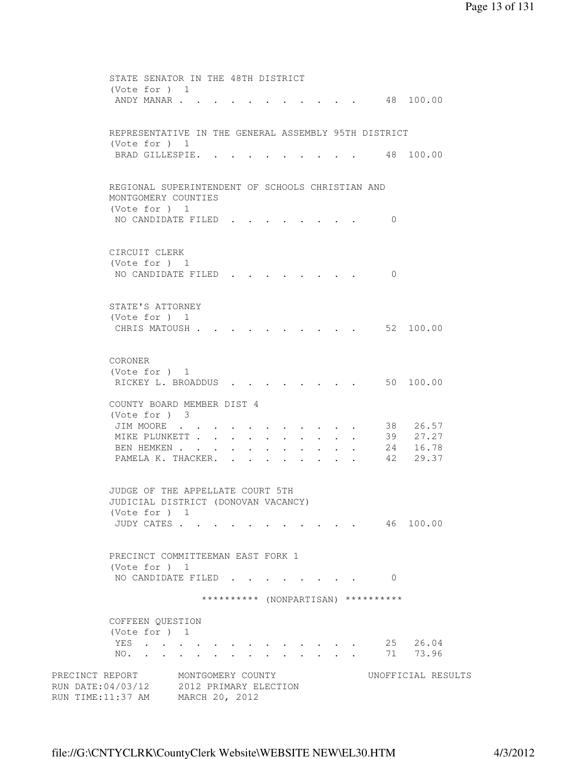STATE SENATOR IN THE 48TH DISTRICT
(Vote for ) 1

| Candidate | Votes | Percent |
|---|---|---|
| ANDY MANAR | 48 | 100.00 |

REPRESENTATIVE IN THE GENERAL ASSEMBLY 95TH DISTRICT
(Vote for ) 1

| Candidate | Votes | Percent |
|---|---|---|
| BRAD GILLESPIE | 48 | 100.00 |

REGIONAL SUPERINTENDENT OF SCHOOLS CHRISTIAN AND MONTGOMERY COUNTIES
(Vote for ) 1

| Candidate | Votes | Percent |
|---|---|---|
| NO CANDIDATE FILED | 0 | |

CIRCUIT CLERK
(Vote for ) 1

| Candidate | Votes | Percent |
|---|---|---|
| NO CANDIDATE FILED | 0 | |

STATE'S ATTORNEY
(Vote for ) 1

| Candidate | Votes | Percent |
|---|---|---|
| CHRIS MATOUSH | 52 | 100.00 |

CORONER
(Vote for ) 1

| Candidate | Votes | Percent |
|---|---|---|
| RICKEY L. BROADDUS | 50 | 100.00 |

COUNTY BOARD MEMBER DIST 4
(Vote for ) 3

| Candidate | Votes | Percent |
|---|---|---|
| JIM MOORE | 38 | 26.57 |
| MIKE PLUNKETT | 39 | 27.27 |
| BEN HEMKEN | 24 | 16.78 |
| PAMELA K. THACKER | 42 | 29.37 |

JUDGE OF THE APPELLATE COURT 5TH JUDICIAL DISTRICT (DONOVAN VACANCY)
(Vote for ) 1

| Candidate | Votes | Percent |
|---|---|---|
| JUDY CATES | 46 | 100.00 |

PRECINCT COMMITTEEMAN EAST FORK 1
(Vote for ) 1

| Candidate | Votes | Percent |
|---|---|---|
| NO CANDIDATE FILED | 0 | |

********** (NONPARTISAN) **********

COFFEEN QUESTION
(Vote for ) 1

| Choice | Votes | Percent |
|---|---|---|
| YES | 25 | 26.04 |
| NO. | 71 | 73.96 |

PRECINCT REPORT — MONTGOMERY COUNTY — UNOFFICIAL RESULTS
RUN DATE:04/03/12 — 2012 PRIMARY ELECTION
RUN TIME:11:37 AM — MARCH 20, 2012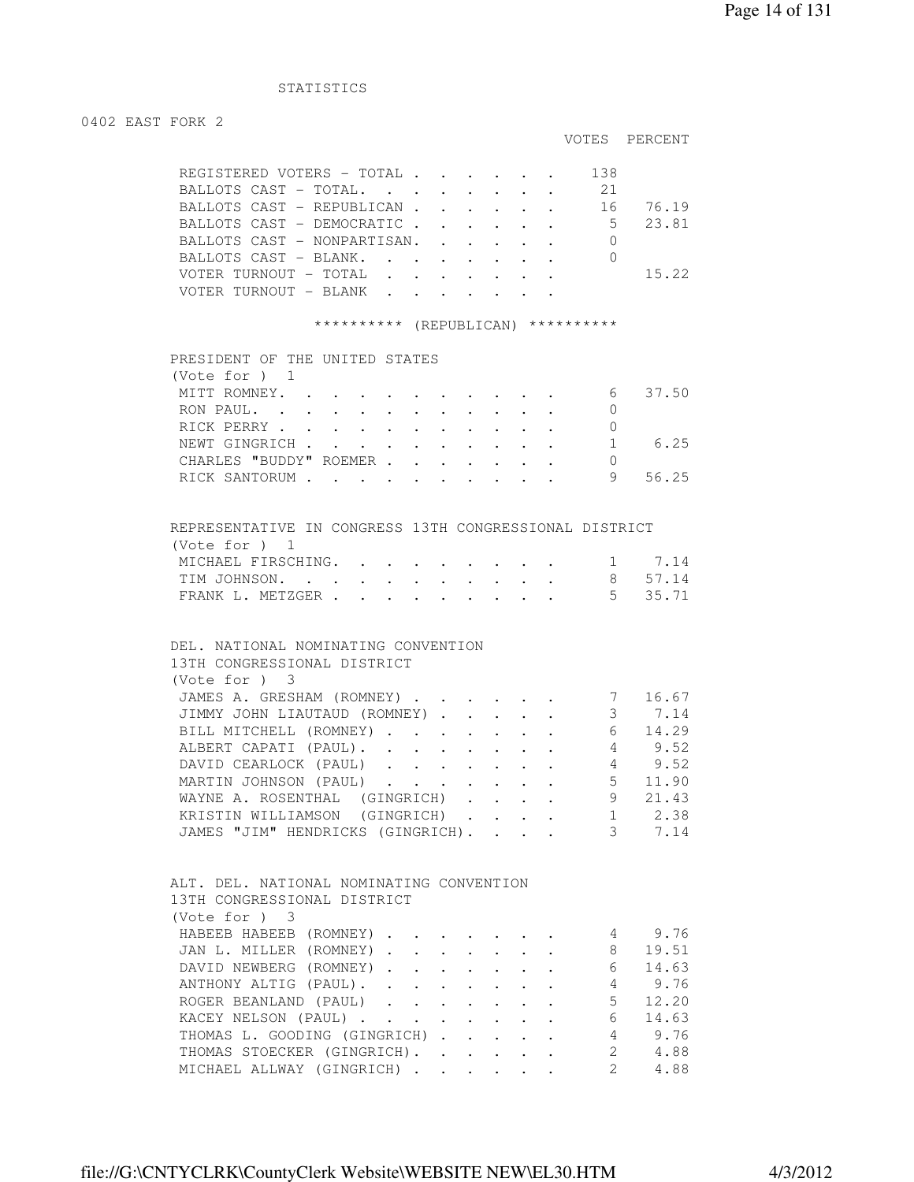STATISTICS

0402 EAST FORK 2

| | VOTES | PERCENT |
|---|---|---|
| REGISTERED VOTERS - TOTAL | 138 | |
| BALLOTS CAST - TOTAL. | 21 | |
| BALLOTS CAST - REPUBLICAN | 16 | 76.19 |
| BALLOTS CAST - DEMOCRATIC | 5 | 23.81 |
| BALLOTS CAST - NONPARTISAN. | 0 | |
| BALLOTS CAST - BLANK. | 0 | |
| VOTER TURNOUT - TOTAL | | 15.22 |
| VOTER TURNOUT - BLANK | | |

********** (REPUBLICAN) **********

PRESIDENT OF THE UNITED STATES
(Vote for ) 1

| | VOTES | PERCENT |
|---|---|---|
| MITT ROMNEY. | 6 | 37.50 |
| RON PAUL. | 0 | |
| RICK PERRY | 0 | |
| NEWT GINGRICH | 1 | 6.25 |
| CHARLES "BUDDY" ROEMER | 0 | |
| RICK SANTORUM | 9 | 56.25 |

REPRESENTATIVE IN CONGRESS 13TH CONGRESSIONAL DISTRICT
(Vote for ) 1

| | VOTES | PERCENT |
|---|---|---|
| MICHAEL FIRSCHING. | 1 | 7.14 |
| TIM JOHNSON. | 8 | 57.14 |
| FRANK L. METZGER | 5 | 35.71 |

DEL. NATIONAL NOMINATING CONVENTION
13TH CONGRESSIONAL DISTRICT
(Vote for ) 3

| | VOTES | PERCENT |
|---|---|---|
| JAMES A. GRESHAM (ROMNEY) | 7 | 16.67 |
| JIMMY JOHN LIAUTAUD (ROMNEY) | 3 | 7.14 |
| BILL MITCHELL (ROMNEY) | 6 | 14.29 |
| ALBERT CAPATI (PAUL). | 4 | 9.52 |
| DAVID CEARLOCK (PAUL) | 4 | 9.52 |
| MARTIN JOHNSON (PAUL) | 5 | 11.90 |
| WAYNE A. ROSENTHAL (GINGRICH) | 9 | 21.43 |
| KRISTIN WILLIAMSON (GINGRICH) | 1 | 2.38 |
| JAMES "JIM" HENDRICKS (GINGRICH). | 3 | 7.14 |

ALT. DEL. NATIONAL NOMINATING CONVENTION
13TH CONGRESSIONAL DISTRICT
(Vote for ) 3

| | VOTES | PERCENT |
|---|---|---|
| HABEEB HABEEB (ROMNEY) | 4 | 9.76 |
| JAN L. MILLER (ROMNEY) | 8 | 19.51 |
| DAVID NEWBERG (ROMNEY) | 6 | 14.63 |
| ANTHONY ALTIG (PAUL). | 4 | 9.76 |
| ROGER BEANLAND (PAUL) | 5 | 12.20 |
| KACEY NELSON (PAUL) | 6 | 14.63 |
| THOMAS L. GOODING (GINGRICH) | 4 | 9.76 |
| THOMAS STOECKER (GINGRICH). | 2 | 4.88 |
| MICHAEL ALLWAY (GINGRICH) | 2 | 4.88 |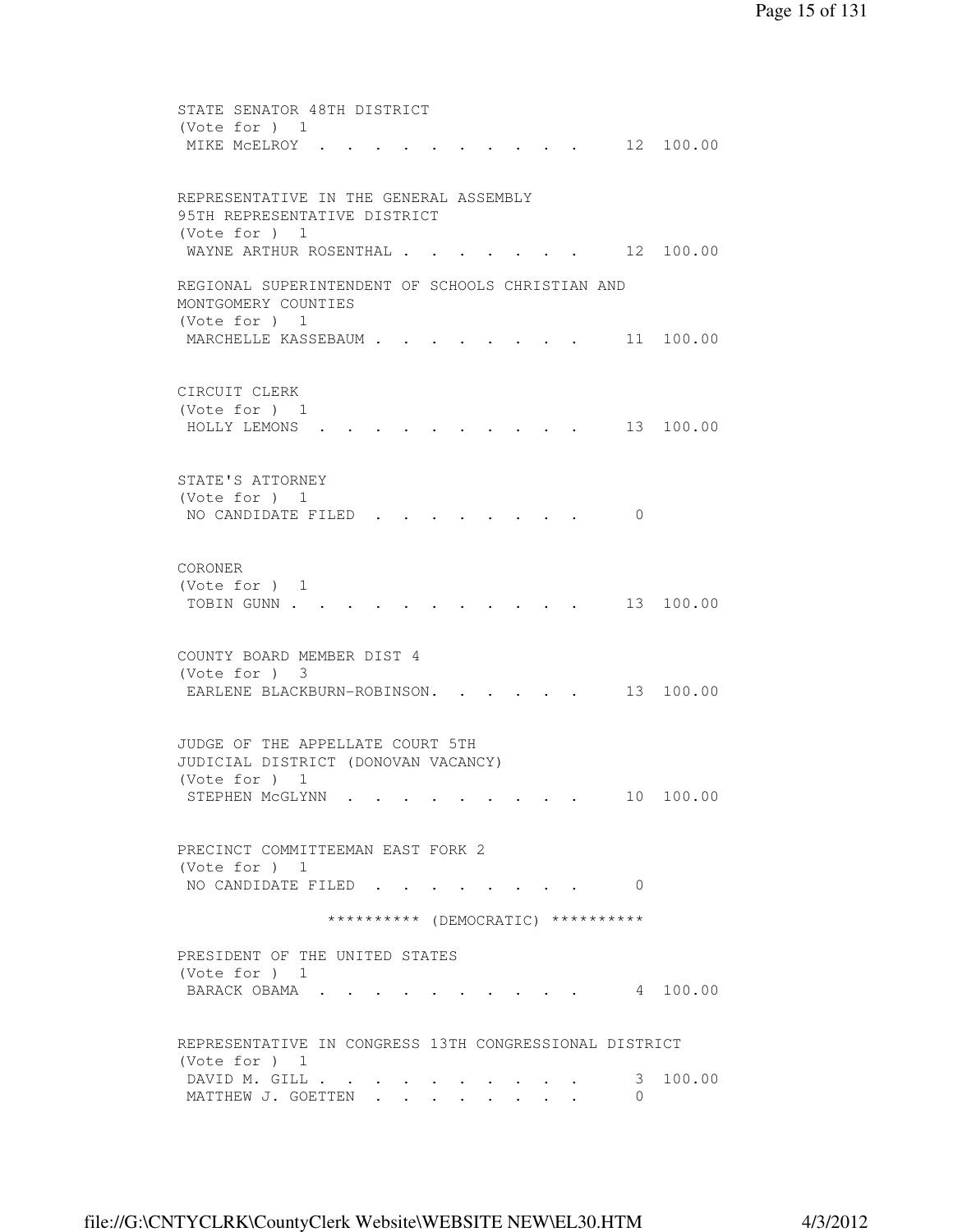STATE SENATOR 48TH DISTRICT
(Vote for ) 1

| | | |
|---|---|---|
| MIKE McELROY | 12 | 100.00 |

REPRESENTATIVE IN THE GENERAL ASSEMBLY
95TH REPRESENTATIVE DISTRICT
(Vote for ) 1

| | | |
|---|---|---|
| WAYNE ARTHUR ROSENTHAL | 12 | 100.00 |

REGIONAL SUPERINTENDENT OF SCHOOLS CHRISTIAN AND MONTGOMERY COUNTIES
(Vote for ) 1

| | | |
|---|---|---|
| MARCHELLE KASSEBAUM | 11 | 100.00 |

CIRCUIT CLERK
(Vote for ) 1

| | | |
|---|---|---|
| HOLLY LEMONS | 13 | 100.00 |

STATE'S ATTORNEY
(Vote for ) 1

| | | |
|---|---|---|
| NO CANDIDATE FILED | 0 | |

CORONER
(Vote for ) 1

| | | |
|---|---|---|
| TOBIN GUNN | 13 | 100.00 |

COUNTY BOARD MEMBER DIST 4
(Vote for ) 3

| | | |
|---|---|---|
| EARLENE BLACKBURN-ROBINSON | 13 | 100.00 |

JUDGE OF THE APPELLATE COURT 5TH
JUDICIAL DISTRICT (DONOVAN VACANCY)
(Vote for ) 1

| | | |
|---|---|---|
| STEPHEN McGLYNN | 10 | 100.00 |

PRECINCT COMMITTEEMAN EAST FORK 2
(Vote for ) 1

| | | |
|---|---|---|
| NO CANDIDATE FILED | 0 | |

********** (DEMOCRATIC) **********

PRESIDENT OF THE UNITED STATES
(Vote for ) 1

| | | |
|---|---|---|
| BARACK OBAMA | 4 | 100.00 |

REPRESENTATIVE IN CONGRESS 13TH CONGRESSIONAL DISTRICT
(Vote for ) 1

| | | |
|---|---|---|
| DAVID M. GILL | 3 | 100.00 |
| MATTHEW J. GOETTEN | 0 | |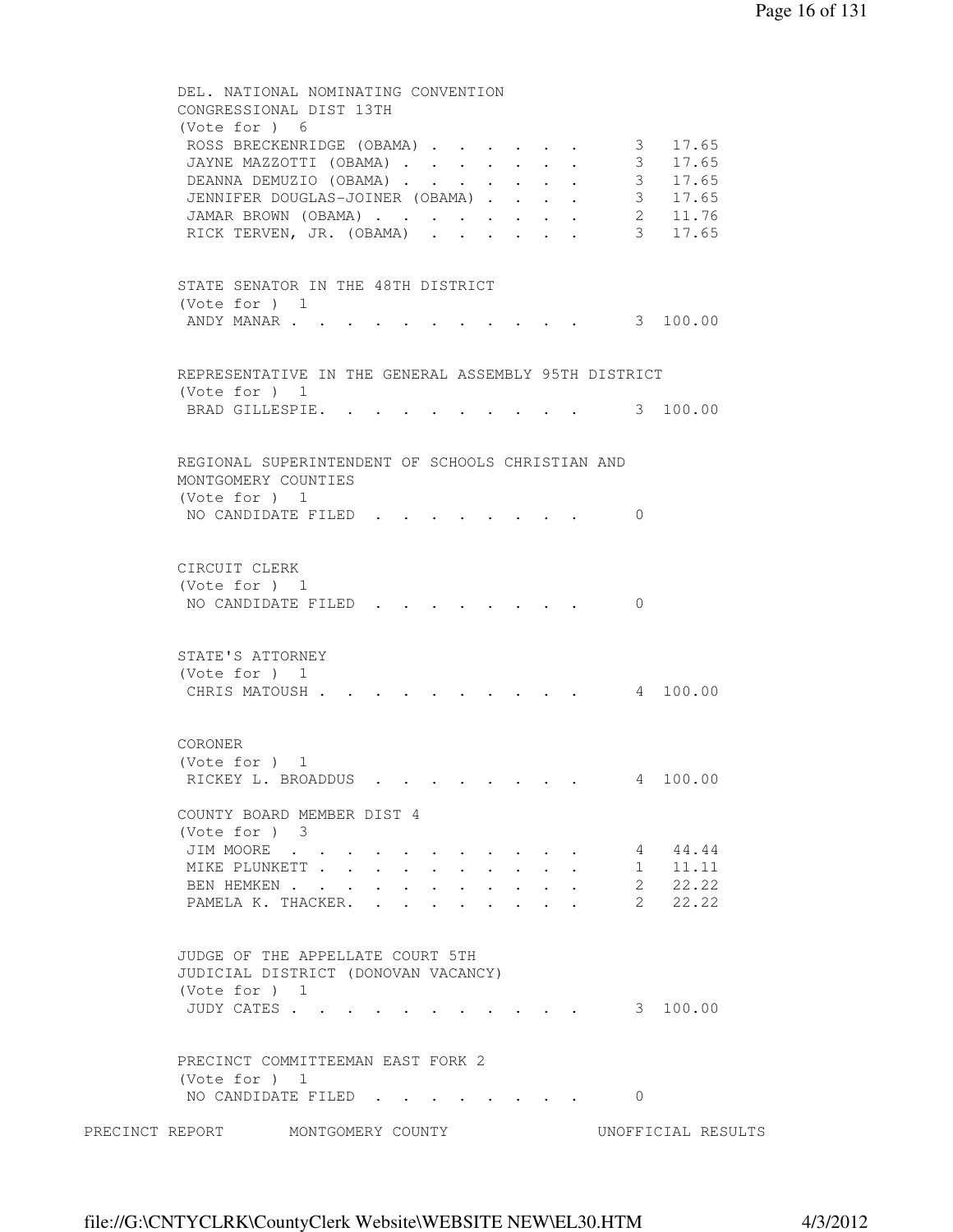DEL. NATIONAL NOMINATING CONVENTION
CONGRESSIONAL DIST 13TH
(Vote for ) 6

| | | |
|---|---|---|
| ROSS BRECKENRIDGE (OBAMA) | 3 | 17.65 |
| JAYNE MAZZOTTI (OBAMA) | 3 | 17.65 |
| DEANNA DEMUZIO (OBAMA) | 3 | 17.65 |
| JENNIFER DOUGLAS-JOINER (OBAMA) | 3 | 17.65 |
| JAMAR BROWN (OBAMA) | 2 | 11.76 |
| RICK TERVEN, JR. (OBAMA) | 3 | 17.65 |

STATE SENATOR IN THE 48TH DISTRICT
(Vote for ) 1

| | | |
|---|---|---|
| ANDY MANAR | 3 | 100.00 |

REPRESENTATIVE IN THE GENERAL ASSEMBLY 95TH DISTRICT
(Vote for ) 1

| | | |
|---|---|---|
| BRAD GILLESPIE. | 3 | 100.00 |

REGIONAL SUPERINTENDENT OF SCHOOLS CHRISTIAN AND
MONTGOMERY COUNTIES
(Vote for ) 1

| | | |
|---|---|---|
| NO CANDIDATE FILED | 0 | |

CIRCUIT CLERK
(Vote for ) 1

| | | |
|---|---|---|
| NO CANDIDATE FILED | 0 | |

STATE'S ATTORNEY
(Vote for ) 1

| | | |
|---|---|---|
| CHRIS MATOUSH | 4 | 100.00 |

CORONER
(Vote for ) 1

| | | |
|---|---|---|
| RICKEY L. BROADDUS | 4 | 100.00 |

COUNTY BOARD MEMBER DIST 4
(Vote for ) 3

| | | |
|---|---|---|
| JIM MOORE | 4 | 44.44 |
| MIKE PLUNKETT | 1 | 11.11 |
| BEN HEMKEN | 2 | 22.22 |
| PAMELA K. THACKER. | 2 | 22.22 |

JUDGE OF THE APPELLATE COURT 5TH
JUDICIAL DISTRICT (DONOVAN VACANCY)
(Vote for ) 1

| | | |
|---|---|---|
| JUDY CATES | 3 | 100.00 |

PRECINCT COMMITTEEMAN EAST FORK 2
(Vote for ) 1

| | | |
|---|---|---|
| NO CANDIDATE FILED | 0 | |

PRECINCT REPORT MONTGOMERY COUNTY UNOFFICIAL RESULTS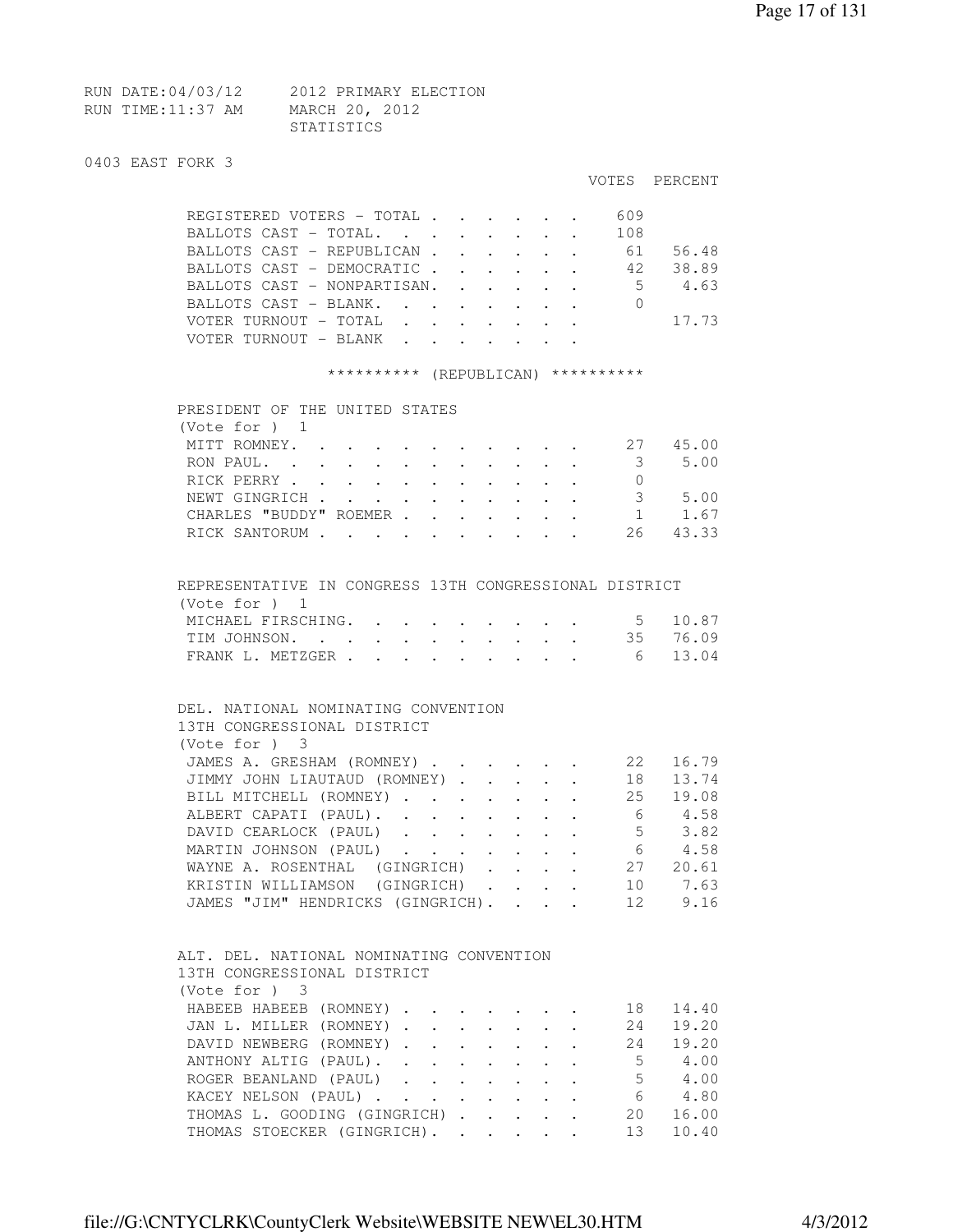RUN DATE:04/03/12 2012 PRIMARY ELECTION
RUN TIME:11:37 AM MARCH 20, 2012
STATISTICS

## 0403 EAST FORK 3

| | VOTES | PERCENT |
|---|---|---|
| REGISTERED VOTERS - TOTAL | 609 | |
| BALLOTS CAST - TOTAL. | 108 | |
| BALLOTS CAST - REPUBLICAN | 61 | 56.48 |
| BALLOTS CAST - DEMOCRATIC | 42 | 38.89 |
| BALLOTS CAST - NONPARTISAN. | 5 | 4.63 |
| BALLOTS CAST - BLANK. | 0 | |
| VOTER TURNOUT - TOTAL | | 17.73 |
| VOTER TURNOUT - BLANK | | |

********** (REPUBLICAN) **********

### PRESIDENT OF THE UNITED STATES
(Vote for ) 1

| | VOTES | PERCENT |
|---|---|---|
| MITT ROMNEY. | 27 | 45.00 |
| RON PAUL. | 3 | 5.00 |
| RICK PERRY | 0 | |
| NEWT GINGRICH | 3 | 5.00 |
| CHARLES "BUDDY" ROEMER | 1 | 1.67 |
| RICK SANTORUM | 26 | 43.33 |

### REPRESENTATIVE IN CONGRESS 13TH CONGRESSIONAL DISTRICT
(Vote for ) 1

| | VOTES | PERCENT |
|---|---|---|
| MICHAEL FIRSCHING. | 5 | 10.87 |
| TIM JOHNSON. | 35 | 76.09 |
| FRANK L. METZGER | 6 | 13.04 |

### DEL. NATIONAL NOMINATING CONVENTION 13TH CONGRESSIONAL DISTRICT
(Vote for ) 3

| | VOTES | PERCENT |
|---|---|---|
| JAMES A. GRESHAM (ROMNEY) | 22 | 16.79 |
| JIMMY JOHN LIAUTAUD (ROMNEY) | 18 | 13.74 |
| BILL MITCHELL (ROMNEY) | 25 | 19.08 |
| ALBERT CAPATI (PAUL). | 6 | 4.58 |
| DAVID CEARLOCK (PAUL) | 5 | 3.82 |
| MARTIN JOHNSON (PAUL) | 6 | 4.58 |
| WAYNE A. ROSENTHAL (GINGRICH) | 27 | 20.61 |
| KRISTIN WILLIAMSON (GINGRICH) | 10 | 7.63 |
| JAMES "JIM" HENDRICKS (GINGRICH). | 12 | 9.16 |

### ALT. DEL. NATIONAL NOMINATING CONVENTION 13TH CONGRESSIONAL DISTRICT
(Vote for ) 3

| | VOTES | PERCENT |
|---|---|---|
| HABEEB HABEEB (ROMNEY) | 18 | 14.40 |
| JAN L. MILLER (ROMNEY) | 24 | 19.20 |
| DAVID NEWBERG (ROMNEY) | 24 | 19.20 |
| ANTHONY ALTIG (PAUL). | 5 | 4.00 |
| ROGER BEANLAND (PAUL) | 5 | 4.00 |
| KACEY NELSON (PAUL) | 6 | 4.80 |
| THOMAS L. GOODING (GINGRICH) | 20 | 16.00 |
| THOMAS STOECKER (GINGRICH). | 13 | 10.40 |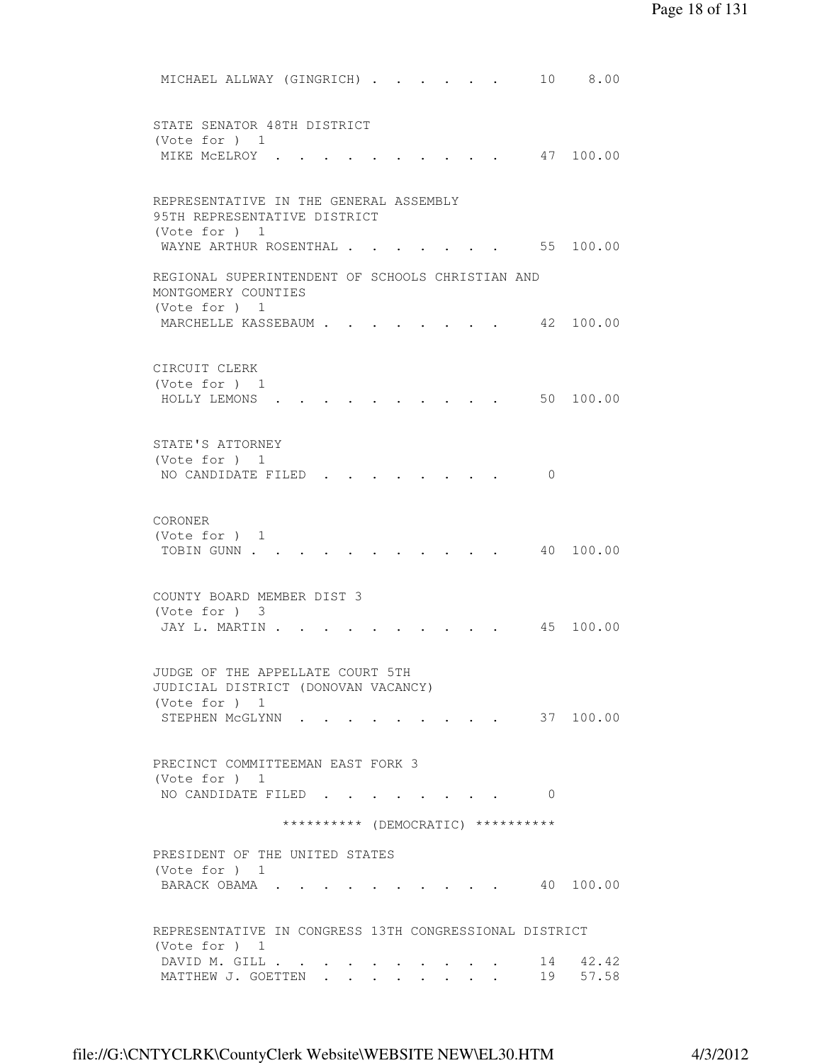MICHAEL ALLWAY (GINGRICH) . . . . . . . 10 8.00

STATE SENATOR 48TH DISTRICT
(Vote for ) 1
MIKE McELROY . . . . . . . . . . . . 47 100.00

REPRESENTATIVE IN THE GENERAL ASSEMBLY
95TH REPRESENTATIVE DISTRICT
(Vote for ) 1
WAYNE ARTHUR ROSENTHAL . . . . . . . . 55 100.00

REGIONAL SUPERINTENDENT OF SCHOOLS CHRISTIAN AND
MONTGOMERY COUNTIES
(Vote for ) 1
MARCHELLE KASSEBAUM . . . . . . . . . 42 100.00

CIRCUIT CLERK
(Vote for ) 1
HOLLY LEMONS . . . . . . . . . . . . 50 100.00

STATE'S ATTORNEY
(Vote for ) 1
NO CANDIDATE FILED . . . . . . . . . 0

CORONER
(Vote for ) 1
TOBIN GUNN . . . . . . . . . . . . . 40 100.00

COUNTY BOARD MEMBER DIST 3
(Vote for ) 3
JAY L. MARTIN . . . . . . . . . . . 45 100.00

JUDGE OF THE APPELLATE COURT 5TH
JUDICIAL DISTRICT (DONOVAN VACANCY)
(Vote for ) 1
STEPHEN McGLYNN . . . . . . . . . . 37 100.00

PRECINCT COMMITTEEMAN EAST FORK 3
(Vote for ) 1
NO CANDIDATE FILED . . . . . . . . . 0

********** (DEMOCRATIC) **********

PRESIDENT OF THE UNITED STATES
(Vote for ) 1
BARACK OBAMA . . . . . . . . . . . . 40 100.00

REPRESENTATIVE IN CONGRESS 13TH CONGRESSIONAL DISTRICT
(Vote for ) 1
DAVID M. GILL . . . . . . . . . . . 14 42.42
MATTHEW J. GOETTEN . . . . . . . . . 19 57.58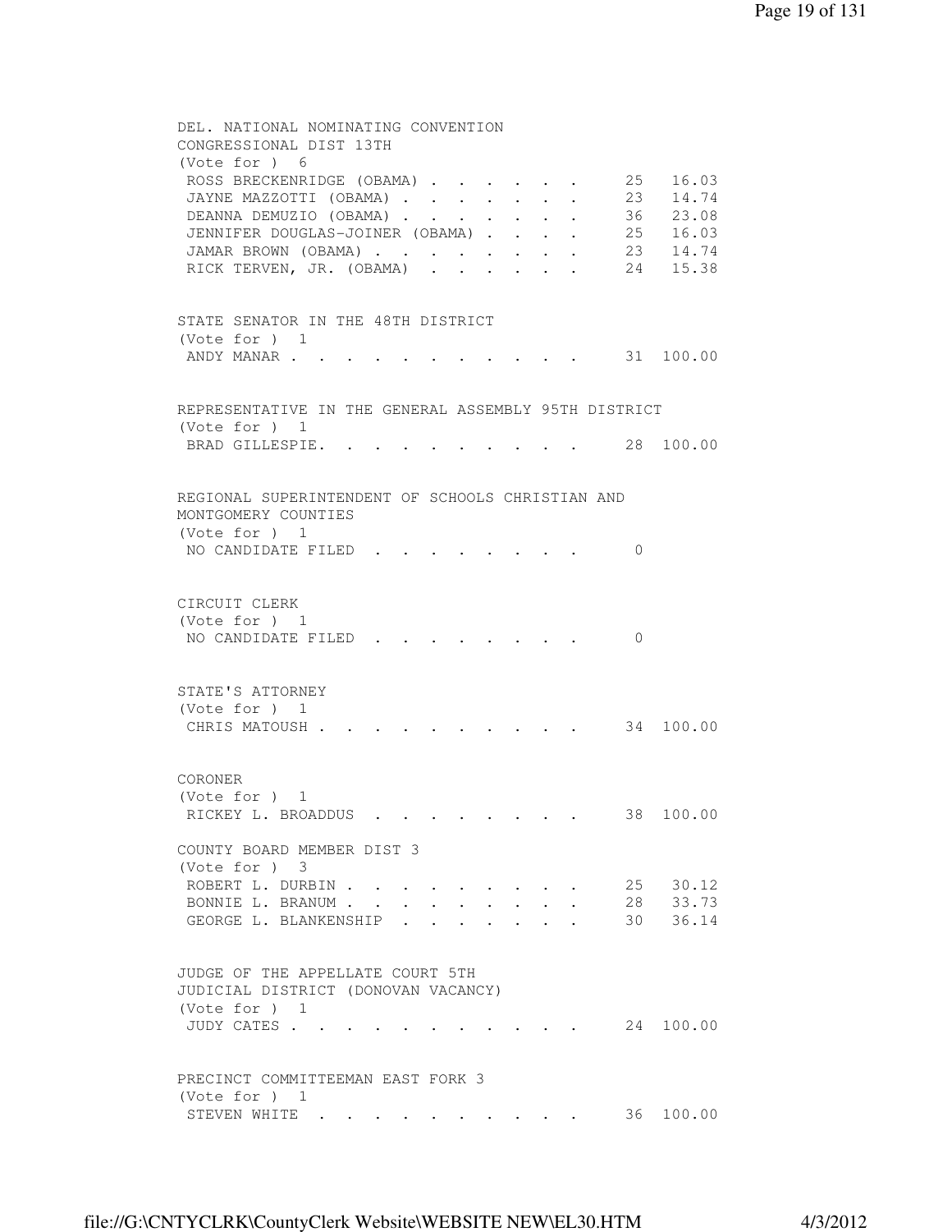DEL. NATIONAL NOMINATING CONVENTION
CONGRESSIONAL DIST 13TH
(Vote for ) 6

| Candidate | Votes | Percent |
|---|---|---|
| ROSS BRECKENRIDGE (OBAMA) | 25 | 16.03 |
| JAYNE MAZZOTTI (OBAMA) | 23 | 14.74 |
| DEANNA DEMUZIO (OBAMA) | 36 | 23.08 |
| JENNIFER DOUGLAS-JOINER (OBAMA) | 25 | 16.03 |
| JAMAR BROWN (OBAMA) | 23 | 14.74 |
| RICK TERVEN, JR. (OBAMA) | 24 | 15.38 |

STATE SENATOR IN THE 48TH DISTRICT
(Vote for ) 1

| Candidate | Votes | Percent |
|---|---|---|
| ANDY MANAR | 31 | 100.00 |

REPRESENTATIVE IN THE GENERAL ASSEMBLY 95TH DISTRICT
(Vote for ) 1

| Candidate | Votes | Percent |
|---|---|---|
| BRAD GILLESPIE | 28 | 100.00 |

REGIONAL SUPERINTENDENT OF SCHOOLS CHRISTIAN AND
MONTGOMERY COUNTIES
(Vote for ) 1

| Candidate | Votes | Percent |
|---|---|---|
| NO CANDIDATE FILED | 0 | |

CIRCUIT CLERK
(Vote for ) 1

| Candidate | Votes | Percent |
|---|---|---|
| NO CANDIDATE FILED | 0 | |

STATE'S ATTORNEY
(Vote for ) 1

| Candidate | Votes | Percent |
|---|---|---|
| CHRIS MATOUSH | 34 | 100.00 |

CORONER
(Vote for ) 1

| Candidate | Votes | Percent |
|---|---|---|
| RICKEY L. BROADDUS | 38 | 100.00 |

COUNTY BOARD MEMBER DIST 3
(Vote for ) 3

| Candidate | Votes | Percent |
|---|---|---|
| ROBERT L. DURBIN | 25 | 30.12 |
| BONNIE L. BRANUM | 28 | 33.73 |
| GEORGE L. BLANKENSHIP | 30 | 36.14 |

JUDGE OF THE APPELLATE COURT 5TH
JUDICIAL DISTRICT (DONOVAN VACANCY)
(Vote for ) 1

| Candidate | Votes | Percent |
|---|---|---|
| JUDY CATES | 24 | 100.00 |

PRECINCT COMMITTEEMAN EAST FORK 3
(Vote for ) 1

| Candidate | Votes | Percent |
|---|---|---|
| STEVEN WHITE | 36 | 100.00 |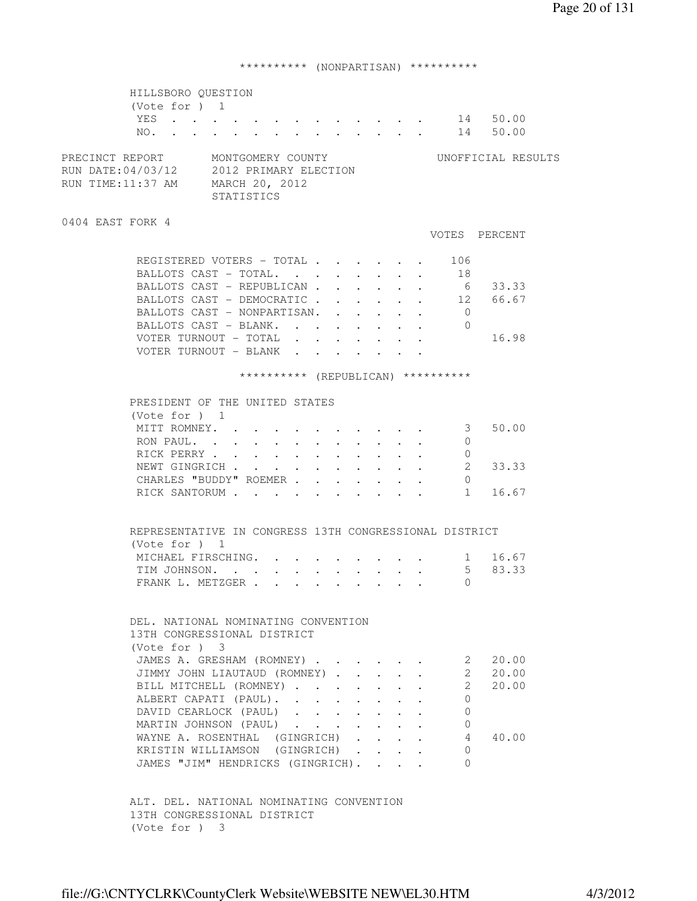********** (NONPARTISAN) **********

HILLSBORO QUESTION
(Vote for ) 1

| | Votes | Percent |
|---|---|---|
| YES | 14 | 50.00 |
| NO. | 14 | 50.00 |

PRECINCT REPORT MONTGOMERY COUNTY UNOFFICIAL RESULTS
RUN DATE:04/03/12 2012 PRIMARY ELECTION
RUN TIME:11:37 AM MARCH 20, 2012
STATISTICS

0404 EAST FORK 4

| | VOTES | PERCENT |
|---|---|---|
| REGISTERED VOTERS - TOTAL | 106 | |
| BALLOTS CAST - TOTAL. | 18 | |
| BALLOTS CAST - REPUBLICAN | 6 | 33.33 |
| BALLOTS CAST - DEMOCRATIC | 12 | 66.67 |
| BALLOTS CAST - NONPARTISAN. | 0 | |
| BALLOTS CAST - BLANK. | 0 | |
| VOTER TURNOUT - TOTAL | | 16.98 |
| VOTER TURNOUT - BLANK | | |

********** (REPUBLICAN) **********

PRESIDENT OF THE UNITED STATES
(Vote for ) 1

| | Votes | Percent |
|---|---|---|
| MITT ROMNEY. | 3 | 50.00 |
| RON PAUL. | 0 | |
| RICK PERRY | 0 | |
| NEWT GINGRICH | 2 | 33.33 |
| CHARLES "BUDDY" ROEMER | 0 | |
| RICK SANTORUM | 1 | 16.67 |

REPRESENTATIVE IN CONGRESS 13TH CONGRESSIONAL DISTRICT
(Vote for ) 1

| | Votes | Percent |
|---|---|---|
| MICHAEL FIRSCHING. | 1 | 16.67 |
| TIM JOHNSON. | 5 | 83.33 |
| FRANK L. METZGER | 0 | |

DEL. NATIONAL NOMINATING CONVENTION
13TH CONGRESSIONAL DISTRICT
(Vote for ) 3

| | Votes | Percent |
|---|---|---|
| JAMES A. GRESHAM (ROMNEY) | 2 | 20.00 |
| JIMMY JOHN LIAUTAUD (ROMNEY) | 2 | 20.00 |
| BILL MITCHELL (ROMNEY) | 2 | 20.00 |
| ALBERT CAPATI (PAUL). | 0 | |
| DAVID CEARLOCK (PAUL) | 0 | |
| MARTIN JOHNSON (PAUL) | 0 | |
| WAYNE A. ROSENTHAL (GINGRICH) | 4 | 40.00 |
| KRISTIN WILLIAMSON (GINGRICH) | 0 | |
| JAMES "JIM" HENDRICKS (GINGRICH). | 0 | |

ALT. DEL. NATIONAL NOMINATING CONVENTION
13TH CONGRESSIONAL DISTRICT
(Vote for ) 3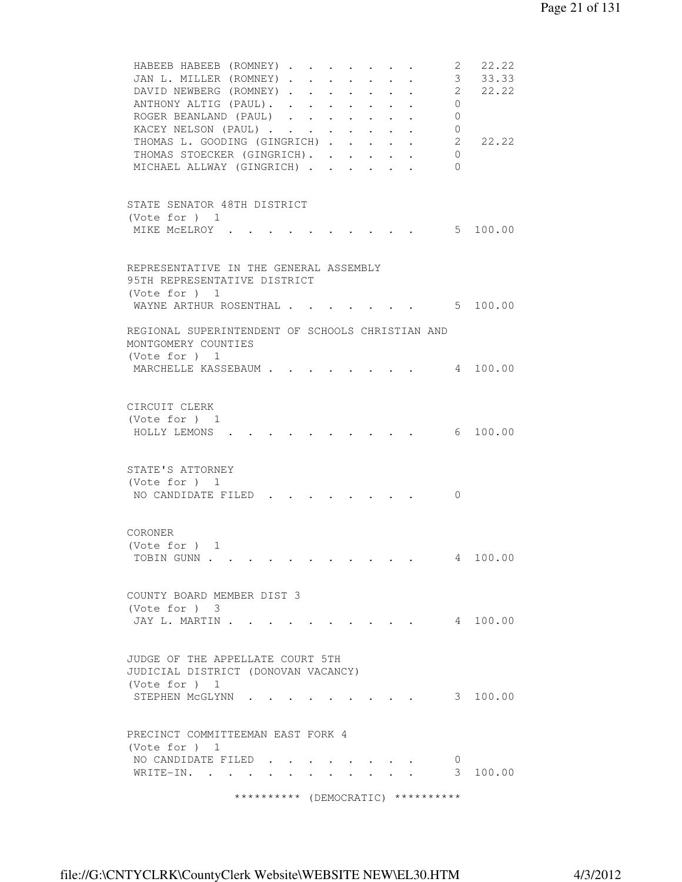```
 HABEEB HABEEB (ROMNEY) . . . . . . . .      2  22.22
 JAN L. MILLER (ROMNEY) . . . . . . . .      3  33.33
 DAVID NEWBERG (ROMNEY) . . . . . . . .      2  22.22
 ANTHONY ALTIG (PAUL). . . . . . . . .       0
 ROGER BEANLAND (PAUL)  . . . . . . . .      0
 KACEY NELSON (PAUL) . . . . . . . . .       0
 THOMAS L. GOODING (GINGRICH) . . . . .      2  22.22
 THOMAS STOECKER (GINGRICH). . . . . .       0
 MICHAEL ALLWAY (GINGRICH) . . . . . .       0


STATE SENATOR 48TH DISTRICT
(Vote for )  1
 MIKE McELROY  . . . . . . . . . . . .       5 100.00


REPRESENTATIVE IN THE GENERAL ASSEMBLY
95TH REPRESENTATIVE DISTRICT
(Vote for )  1
 WAYNE ARTHUR ROSENTHAL . . . . . . . .      5 100.00

REGIONAL SUPERINTENDENT OF SCHOOLS CHRISTIAN AND
MONTGOMERY COUNTIES
(Vote for )  1
 MARCHELLE KASSEBAUM . . . . . . . . .       4 100.00


CIRCUIT CLERK
(Vote for )  1
 HOLLY LEMONS  . . . . . . . . . . . .       6 100.00


STATE'S ATTORNEY
(Vote for )  1
 NO CANDIDATE FILED  . . . . . . . . .       0


CORONER
(Vote for )  1
 TOBIN GUNN . . . . . . . . . . . . .        4 100.00


COUNTY BOARD MEMBER DIST 3
(Vote for )  3
 JAY L. MARTIN . . . . . . . . . . . .       4 100.00


JUDGE OF THE APPELLATE COURT 5TH
JUDICIAL DISTRICT (DONOVAN VACANCY)
(Vote for )  1
 STEPHEN McGLYNN  . . . . . . . . . . .      3 100.00


PRECINCT COMMITTEEMAN EAST FORK 4
(Vote for )  1
 NO CANDIDATE FILED  . . . . . . . . .       0
 WRITE-IN. . . . . . . . . . . . . . .       3 100.00

               ********** (DEMOCRATIC) **********
```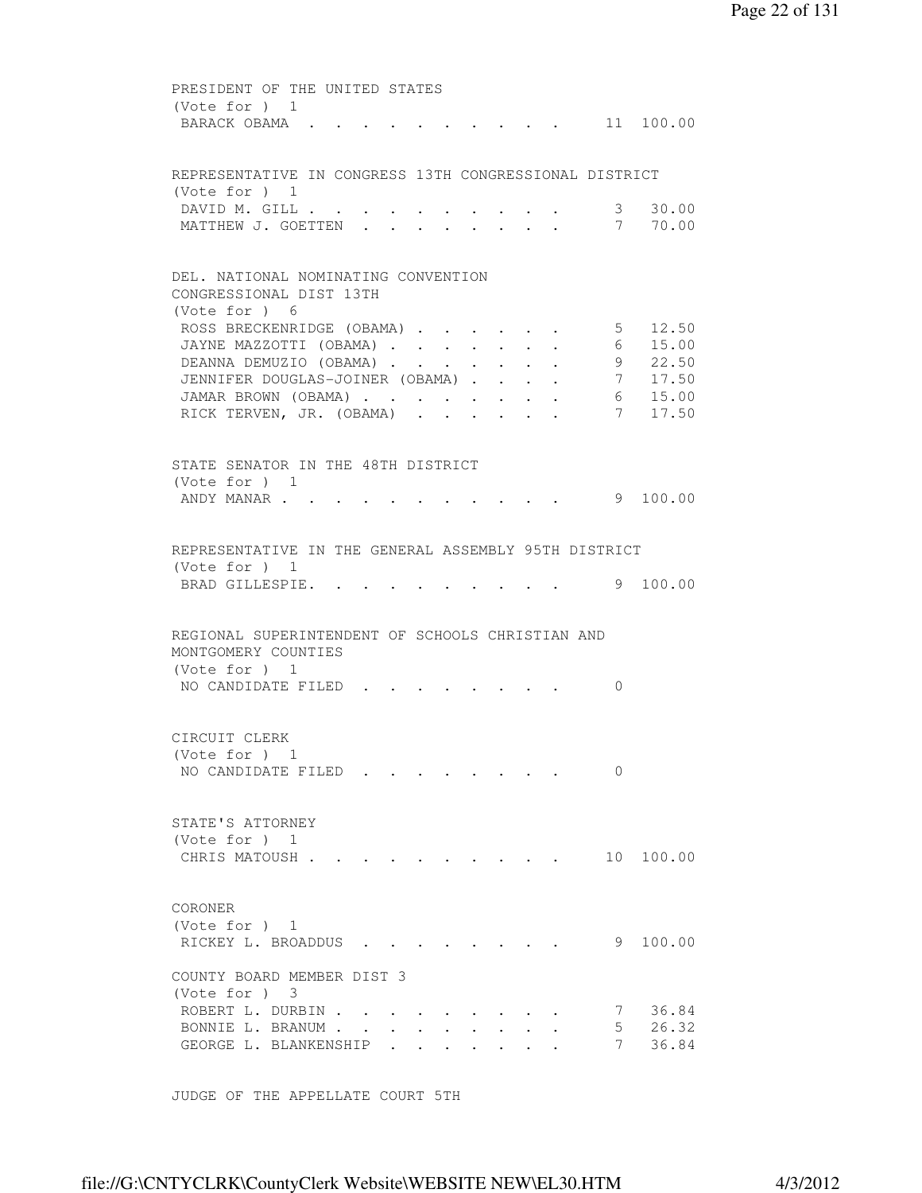PRESIDENT OF THE UNITED STATES
(Vote for ) 1

| | | |
|---|---|---|
| BARACK OBAMA | 11 | 100.00 |

REPRESENTATIVE IN CONGRESS 13TH CONGRESSIONAL DISTRICT
(Vote for ) 1

| | | |
|---|---|---|
| DAVID M. GILL | 3 | 30.00 |
| MATTHEW J. GOETTEN | 7 | 70.00 |

DEL. NATIONAL NOMINATING CONVENTION
CONGRESSIONAL DIST 13TH
(Vote for ) 6

| | | |
|---|---|---|
| ROSS BRECKENRIDGE (OBAMA) | 5 | 12.50 |
| JAYNE MAZZOTTI (OBAMA) | 6 | 15.00 |
| DEANNA DEMUZIO (OBAMA) | 9 | 22.50 |
| JENNIFER DOUGLAS-JOINER (OBAMA) | 7 | 17.50 |
| JAMAR BROWN (OBAMA) | 6 | 15.00 |
| RICK TERVEN, JR. (OBAMA) | 7 | 17.50 |

STATE SENATOR IN THE 48TH DISTRICT
(Vote for ) 1

| | | |
|---|---|---|
| ANDY MANAR | 9 | 100.00 |

REPRESENTATIVE IN THE GENERAL ASSEMBLY 95TH DISTRICT
(Vote for ) 1

| | | |
|---|---|---|
| BRAD GILLESPIE. | 9 | 100.00 |

REGIONAL SUPERINTENDENT OF SCHOOLS CHRISTIAN AND
MONTGOMERY COUNTIES
(Vote for ) 1

| | | |
|---|---|---|
| NO CANDIDATE FILED | 0 | |

CIRCUIT CLERK
(Vote for ) 1

| | | |
|---|---|---|
| NO CANDIDATE FILED | 0 | |

STATE'S ATTORNEY
(Vote for ) 1

| | | |
|---|---|---|
| CHRIS MATOUSH | 10 | 100.00 |

CORONER
(Vote for ) 1

| | | |
|---|---|---|
| RICKEY L. BROADDUS | 9 | 100.00 |

COUNTY BOARD MEMBER DIST 3
(Vote for ) 3

| | | |
|---|---|---|
| ROBERT L. DURBIN | 7 | 36.84 |
| BONNIE L. BRANUM | 5 | 26.32 |
| GEORGE L. BLANKENSHIP | 7 | 36.84 |

JUDGE OF THE APPELLATE COURT 5TH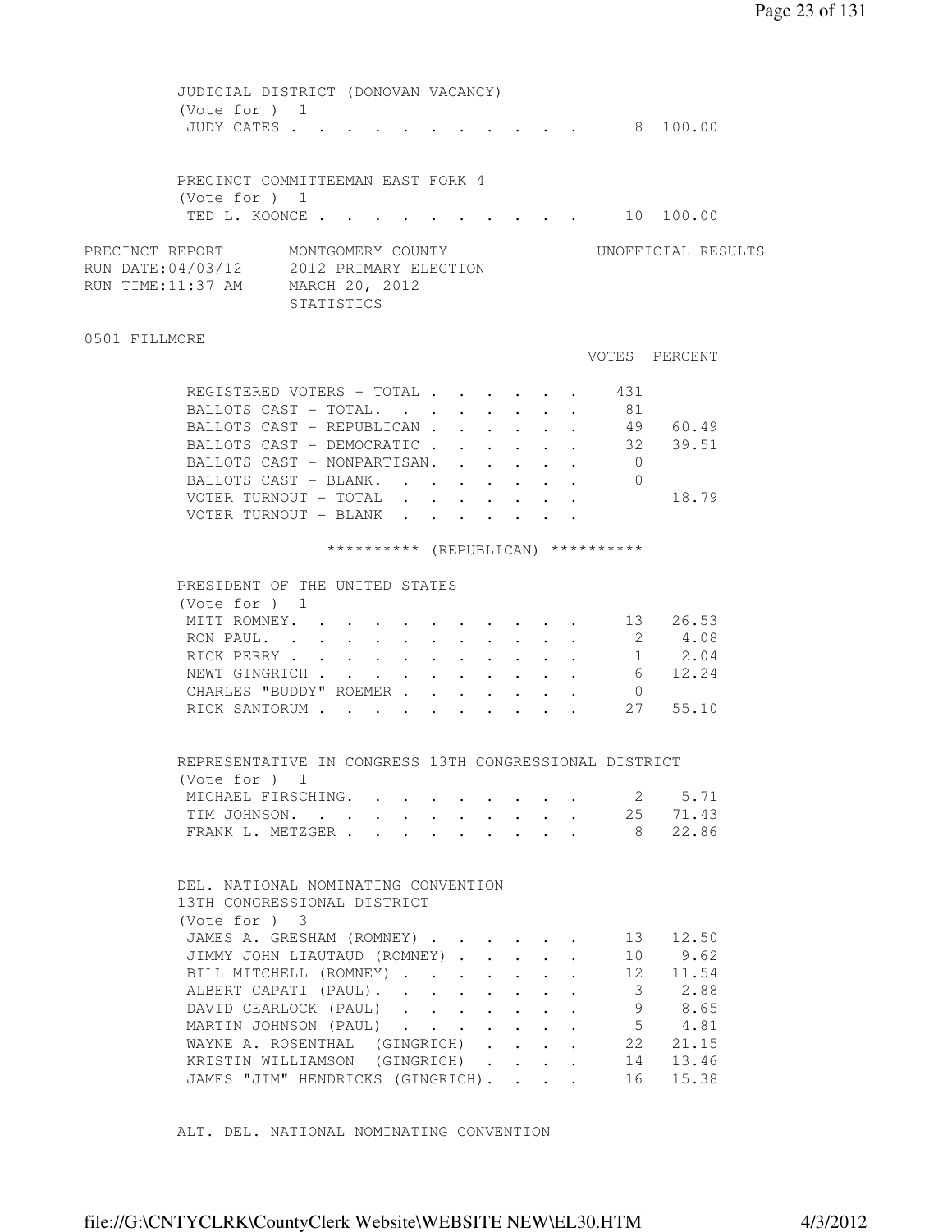JUDICIAL DISTRICT (DONOVAN VACANCY)
(Vote for ) 1

| | VOTES | PERCENT |
|---|---|---|
| JUDY CATES | 8 | 100.00 |

PRECINCT COMMITTEEMAN EAST FORK 4
(Vote for ) 1

| | VOTES | PERCENT |
|---|---|---|
| TED L. KOONCE | 10 | 100.00 |

PRECINCT REPORT — MONTGOMERY COUNTY — UNOFFICIAL RESULTS
RUN DATE:04/03/12 — 2012 PRIMARY ELECTION
RUN TIME:11:37 AM — MARCH 20, 2012
STATISTICS

## 0501 FILLMORE

| | VOTES | PERCENT |
|---|---|---|
| REGISTERED VOTERS - TOTAL | 431 | |
| BALLOTS CAST - TOTAL. | 81 | |
| BALLOTS CAST - REPUBLICAN | 49 | 60.49 |
| BALLOTS CAST - DEMOCRATIC | 32 | 39.51 |
| BALLOTS CAST - NONPARTISAN. | 0 | |
| BALLOTS CAST - BLANK. | 0 | |
| VOTER TURNOUT - TOTAL | | 18.79 |
| VOTER TURNOUT - BLANK | | |

********** (REPUBLICAN) **********

PRESIDENT OF THE UNITED STATES
(Vote for ) 1

| | VOTES | PERCENT |
|---|---|---|
| MITT ROMNEY. | 13 | 26.53 |
| RON PAUL. | 2 | 4.08 |
| RICK PERRY | 1 | 2.04 |
| NEWT GINGRICH | 6 | 12.24 |
| CHARLES "BUDDY" ROEMER | 0 | |
| RICK SANTORUM | 27 | 55.10 |

REPRESENTATIVE IN CONGRESS 13TH CONGRESSIONAL DISTRICT
(Vote for ) 1

| | VOTES | PERCENT |
|---|---|---|
| MICHAEL FIRSCHING. | 2 | 5.71 |
| TIM JOHNSON. | 25 | 71.43 |
| FRANK L. METZGER | 8 | 22.86 |

DEL. NATIONAL NOMINATING CONVENTION
13TH CONGRESSIONAL DISTRICT
(Vote for ) 3

| | VOTES | PERCENT |
|---|---|---|
| JAMES A. GRESHAM (ROMNEY) | 13 | 12.50 |
| JIMMY JOHN LIAUTAUD (ROMNEY) | 10 | 9.62 |
| BILL MITCHELL (ROMNEY) | 12 | 11.54 |
| ALBERT CAPATI (PAUL). | 3 | 2.88 |
| DAVID CEARLOCK (PAUL) | 9 | 8.65 |
| MARTIN JOHNSON (PAUL) | 5 | 4.81 |
| WAYNE A. ROSENTHAL (GINGRICH) | 22 | 21.15 |
| KRISTIN WILLIAMSON (GINGRICH) | 14 | 13.46 |
| JAMES "JIM" HENDRICKS (GINGRICH). | 16 | 15.38 |

ALT. DEL. NATIONAL NOMINATING CONVENTION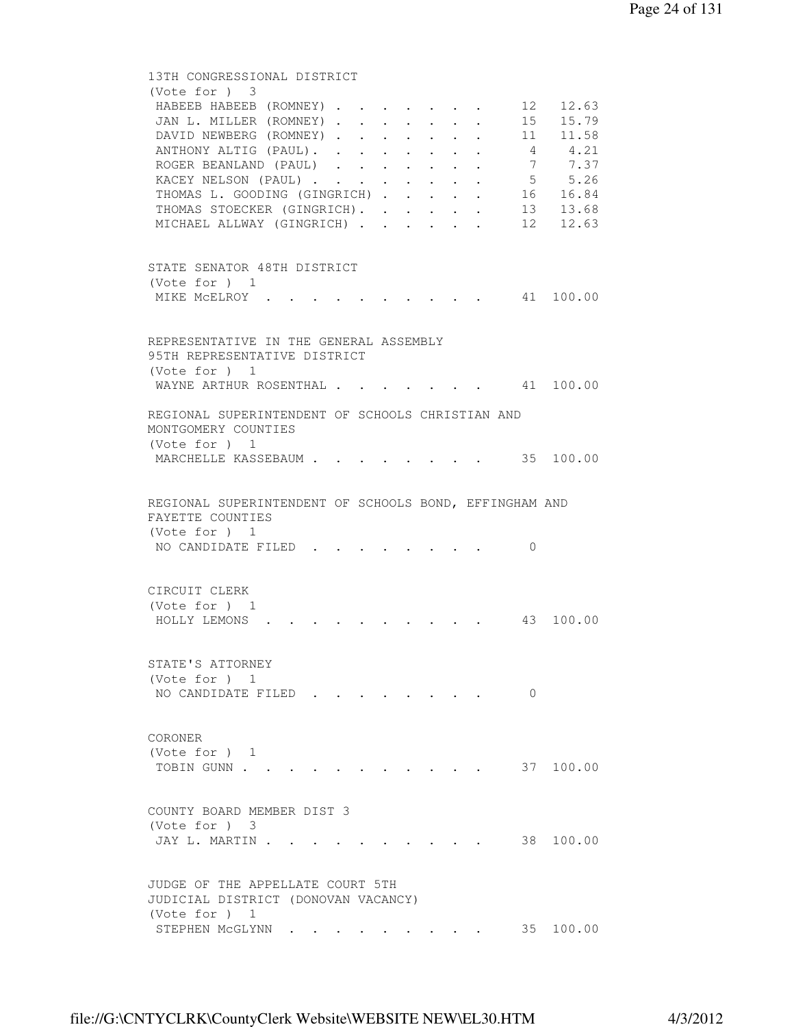13TH CONGRESSIONAL DISTRICT
(Vote for ) 3

| Candidate | Votes | Percent |
|---|---|---|
| HABEEB HABEEB (ROMNEY) | 12 | 12.63 |
| JAN L. MILLER (ROMNEY) | 15 | 15.79 |
| DAVID NEWBERG (ROMNEY) | 11 | 11.58 |
| ANTHONY ALTIG (PAUL) | 4 | 4.21 |
| ROGER BEANLAND (PAUL) | 7 | 7.37 |
| KACEY NELSON (PAUL) | 5 | 5.26 |
| THOMAS L. GOODING (GINGRICH) | 16 | 16.84 |
| THOMAS STOECKER (GINGRICH) | 13 | 13.68 |
| MICHAEL ALLWAY (GINGRICH) | 12 | 12.63 |

STATE SENATOR 48TH DISTRICT
(Vote for ) 1

| Candidate | Votes | Percent |
|---|---|---|
| MIKE McELROY | 41 | 100.00 |

REPRESENTATIVE IN THE GENERAL ASSEMBLY
95TH REPRESENTATIVE DISTRICT
(Vote for ) 1

| Candidate | Votes | Percent |
|---|---|---|
| WAYNE ARTHUR ROSENTHAL | 41 | 100.00 |

REGIONAL SUPERINTENDENT OF SCHOOLS CHRISTIAN AND MONTGOMERY COUNTIES
(Vote for ) 1

| Candidate | Votes | Percent |
|---|---|---|
| MARCHELLE KASSEBAUM | 35 | 100.00 |

REGIONAL SUPERINTENDENT OF SCHOOLS BOND, EFFINGHAM AND FAYETTE COUNTIES
(Vote for ) 1

| Candidate | Votes | Percent |
|---|---|---|
| NO CANDIDATE FILED | 0 | |

CIRCUIT CLERK
(Vote for ) 1

| Candidate | Votes | Percent |
|---|---|---|
| HOLLY LEMONS | 43 | 100.00 |

STATE'S ATTORNEY
(Vote for ) 1

| Candidate | Votes | Percent |
|---|---|---|
| NO CANDIDATE FILED | 0 | |

CORONER
(Vote for ) 1

| Candidate | Votes | Percent |
|---|---|---|
| TOBIN GUNN | 37 | 100.00 |

COUNTY BOARD MEMBER DIST 3
(Vote for ) 3

| Candidate | Votes | Percent |
|---|---|---|
| JAY L. MARTIN | 38 | 100.00 |

JUDGE OF THE APPELLATE COURT 5TH JUDICIAL DISTRICT (DONOVAN VACANCY)
(Vote for ) 1

| Candidate | Votes | Percent |
|---|---|---|
| STEPHEN McGLYNN | 35 | 100.00 |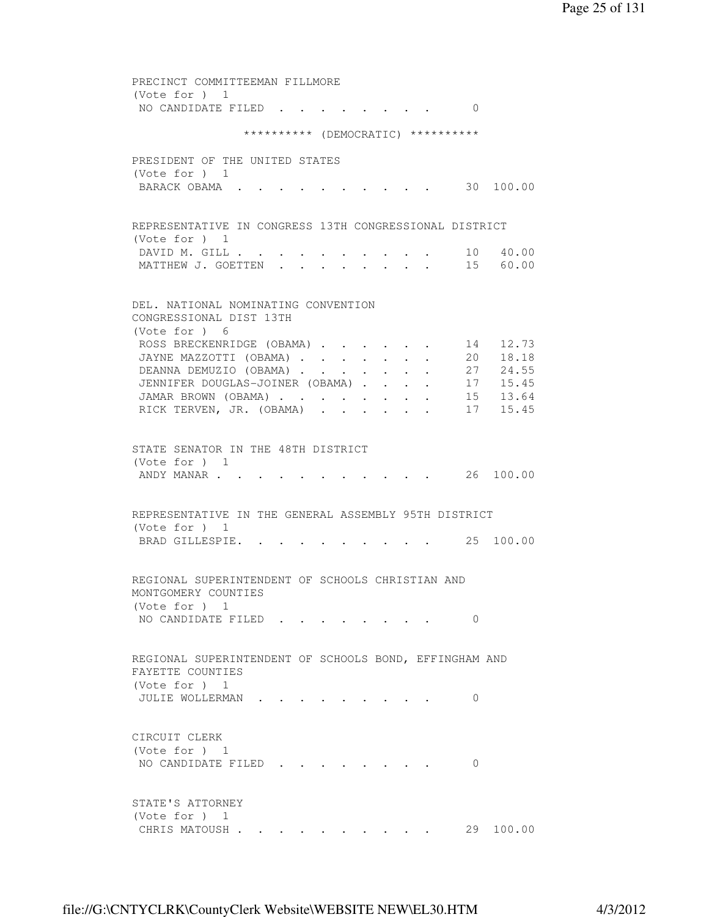PRECINCT COMMITTEEMAN FILLMORE
(Vote for ) 1

| | | |
|---|---|---|
| NO CANDIDATE FILED | 0 | |

********** (DEMOCRATIC) **********

PRESIDENT OF THE UNITED STATES
(Vote for ) 1

| | | |
|---|---|---|
| BARACK OBAMA | 30 | 100.00 |

REPRESENTATIVE IN CONGRESS 13TH CONGRESSIONAL DISTRICT
(Vote for ) 1

| | | |
|---|---|---|
| DAVID M. GILL | 10 | 40.00 |
| MATTHEW J. GOETTEN | 15 | 60.00 |

DEL. NATIONAL NOMINATING CONVENTION
CONGRESSIONAL DIST 13TH
(Vote for ) 6

| | | |
|---|---|---|
| ROSS BRECKENRIDGE (OBAMA) | 14 | 12.73 |
| JAYNE MAZZOTTI (OBAMA) | 20 | 18.18 |
| DEANNA DEMUZIO (OBAMA) | 27 | 24.55 |
| JENNIFER DOUGLAS-JOINER (OBAMA) | 17 | 15.45 |
| JAMAR BROWN (OBAMA) | 15 | 13.64 |
| RICK TERVEN, JR. (OBAMA) | 17 | 15.45 |

STATE SENATOR IN THE 48TH DISTRICT
(Vote for ) 1

| | | |
|---|---|---|
| ANDY MANAR | 26 | 100.00 |

REPRESENTATIVE IN THE GENERAL ASSEMBLY 95TH DISTRICT
(Vote for ) 1

| | | |
|---|---|---|
| BRAD GILLESPIE. | 25 | 100.00 |

REGIONAL SUPERINTENDENT OF SCHOOLS CHRISTIAN AND
MONTGOMERY COUNTIES
(Vote for ) 1

| | | |
|---|---|---|
| NO CANDIDATE FILED | 0 | |

REGIONAL SUPERINTENDENT OF SCHOOLS BOND, EFFINGHAM AND
FAYETTE COUNTIES
(Vote for ) 1

| | | |
|---|---|---|
| JULIE WOLLERMAN | 0 | |

CIRCUIT CLERK
(Vote for ) 1

| | | |
|---|---|---|
| NO CANDIDATE FILED | 0 | |

STATE'S ATTORNEY
(Vote for ) 1

| | | |
|---|---|---|
| CHRIS MATOUSH | 29 | 100.00 |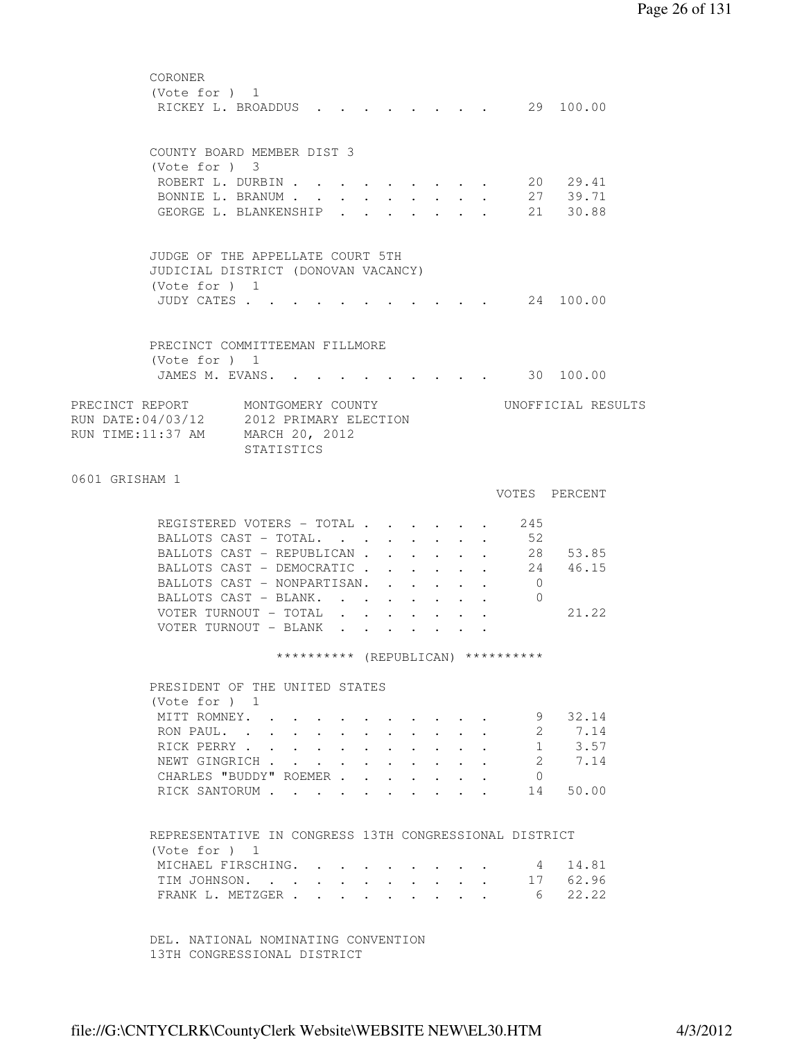CORONER
(Vote for ) 1

| | VOTES | PERCENT |
|---|---|---|
| RICKEY L. BROADDUS | 29 | 100.00 |

COUNTY BOARD MEMBER DIST 3
(Vote for ) 3

| | VOTES | PERCENT |
|---|---|---|
| ROBERT L. DURBIN | 20 | 29.41 |
| BONNIE L. BRANUM | 27 | 39.71 |
| GEORGE L. BLANKENSHIP | 21 | 30.88 |

JUDGE OF THE APPELLATE COURT 5TH
JUDICIAL DISTRICT (DONOVAN VACANCY)
(Vote for ) 1

| | VOTES | PERCENT |
|---|---|---|
| JUDY CATES | 24 | 100.00 |

PRECINCT COMMITTEEMAN FILLMORE
(Vote for ) 1

| | VOTES | PERCENT |
|---|---|---|
| JAMES M. EVANS. | 30 | 100.00 |

PRECINCT REPORT MONTGOMERY COUNTY UNOFFICIAL RESULTS
RUN DATE:04/03/12 2012 PRIMARY ELECTION
RUN TIME:11:37 AM MARCH 20, 2012
STATISTICS

0601 GRISHAM 1

| | VOTES | PERCENT |
|---|---|---|
| REGISTERED VOTERS - TOTAL | 245 | |
| BALLOTS CAST - TOTAL. | 52 | |
| BALLOTS CAST - REPUBLICAN | 28 | 53.85 |
| BALLOTS CAST - DEMOCRATIC | 24 | 46.15 |
| BALLOTS CAST - NONPARTISAN. | 0 | |
| BALLOTS CAST - BLANK. | 0 | |
| VOTER TURNOUT - TOTAL | | 21.22 |
| VOTER TURNOUT - BLANK | | |

********** (REPUBLICAN) **********

PRESIDENT OF THE UNITED STATES
(Vote for ) 1

| | VOTES | PERCENT |
|---|---|---|
| MITT ROMNEY. | 9 | 32.14 |
| RON PAUL. | 2 | 7.14 |
| RICK PERRY | 1 | 3.57 |
| NEWT GINGRICH | 2 | 7.14 |
| CHARLES "BUDDY" ROEMER | 0 | |
| RICK SANTORUM | 14 | 50.00 |

REPRESENTATIVE IN CONGRESS 13TH CONGRESSIONAL DISTRICT
(Vote for ) 1

| | VOTES | PERCENT |
|---|---|---|
| MICHAEL FIRSCHING. | 4 | 14.81 |
| TIM JOHNSON. | 17 | 62.96 |
| FRANK L. METZGER | 6 | 22.22 |

DEL. NATIONAL NOMINATING CONVENTION
13TH CONGRESSIONAL DISTRICT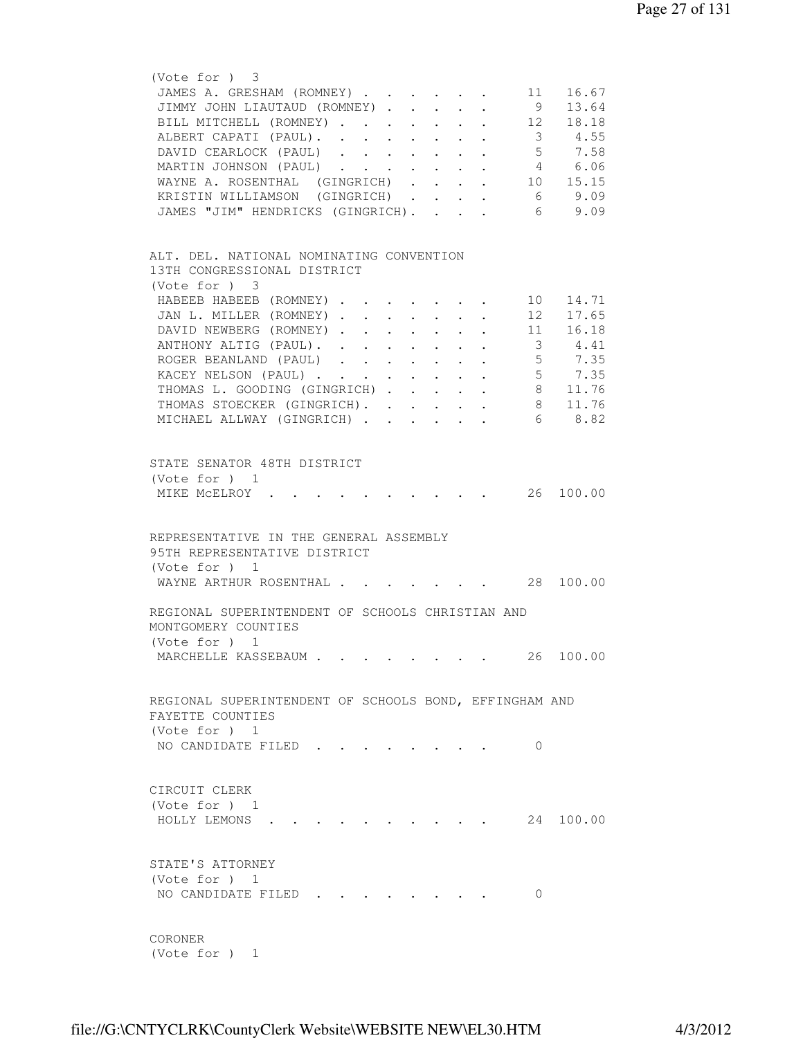(Vote for ) 3

| | | |
|---|---|---|
| JAMES A. GRESHAM (ROMNEY) | 11 | 16.67 |
| JIMMY JOHN LIAUTAUD (ROMNEY) | 9 | 13.64 |
| BILL MITCHELL (ROMNEY) | 12 | 18.18 |
| ALBERT CAPATI (PAUL) | 3 | 4.55 |
| DAVID CEARLOCK (PAUL) | 5 | 7.58 |
| MARTIN JOHNSON (PAUL) | 4 | 6.06 |
| WAYNE A. ROSENTHAL (GINGRICH) | 10 | 15.15 |
| KRISTIN WILLIAMSON (GINGRICH) | 6 | 9.09 |
| JAMES "JIM" HENDRICKS (GINGRICH) | 6 | 9.09 |

ALT. DEL. NATIONAL NOMINATING CONVENTION
13TH CONGRESSIONAL DISTRICT
(Vote for ) 3

| | | |
|---|---|---|
| HABEEB HABEEB (ROMNEY) | 10 | 14.71 |
| JAN L. MILLER (ROMNEY) | 12 | 17.65 |
| DAVID NEWBERG (ROMNEY) | 11 | 16.18 |
| ANTHONY ALTIG (PAUL) | 3 | 4.41 |
| ROGER BEANLAND (PAUL) | 5 | 7.35 |
| KACEY NELSON (PAUL) | 5 | 7.35 |
| THOMAS L. GOODING (GINGRICH) | 8 | 11.76 |
| THOMAS STOECKER (GINGRICH) | 8 | 11.76 |
| MICHAEL ALLWAY (GINGRICH) | 6 | 8.82 |

STATE SENATOR 48TH DISTRICT
(Vote for ) 1

| | | |
|---|---|---|
| MIKE McELROY | 26 | 100.00 |

REPRESENTATIVE IN THE GENERAL ASSEMBLY
95TH REPRESENTATIVE DISTRICT
(Vote for ) 1

| | | |
|---|---|---|
| WAYNE ARTHUR ROSENTHAL | 28 | 100.00 |

REGIONAL SUPERINTENDENT OF SCHOOLS CHRISTIAN AND
MONTGOMERY COUNTIES
(Vote for ) 1

| | | |
|---|---|---|
| MARCHELLE KASSEBAUM | 26 | 100.00 |

REGIONAL SUPERINTENDENT OF SCHOOLS BOND, EFFINGHAM AND
FAYETTE COUNTIES
(Vote for ) 1

| | | |
|---|---|---|
| NO CANDIDATE FILED | 0 | |

CIRCUIT CLERK
(Vote for ) 1

| | | |
|---|---|---|
| HOLLY LEMONS | 24 | 100.00 |

STATE'S ATTORNEY
(Vote for ) 1

| | | |
|---|---|---|
| NO CANDIDATE FILED | 0 | |

CORONER
(Vote for ) 1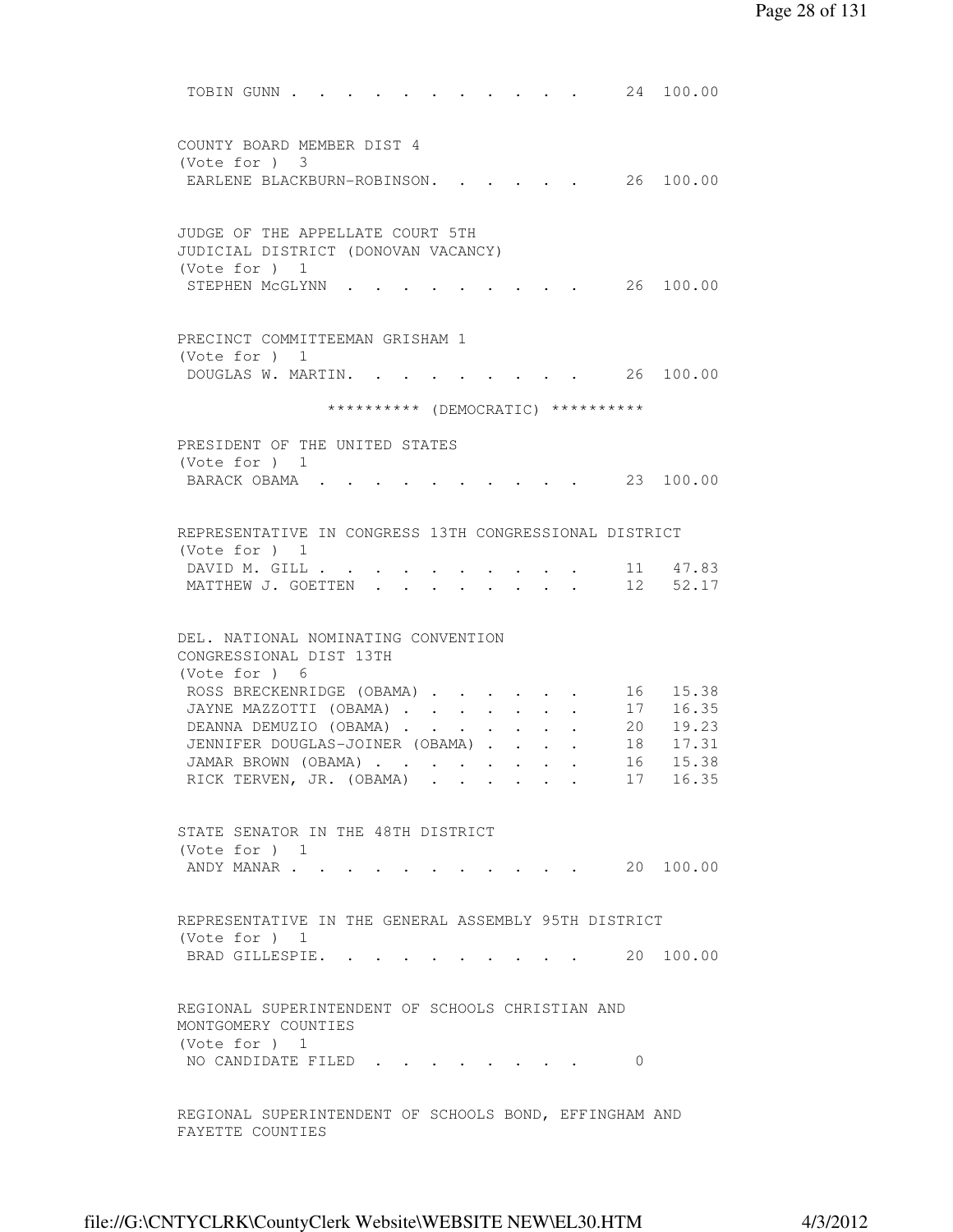TOBIN GUNN . . . . . . . . . . . . 24 100.00

COUNTY BOARD MEMBER DIST 4
(Vote for ) 3

EARLENE BLACKBURN-ROBINSON. . . . . . 26 100.00

JUDGE OF THE APPELLATE COURT 5TH
JUDICIAL DISTRICT (DONOVAN VACANCY)
(Vote for ) 1

STEPHEN McGLYNN . . . . . . . . . . 26 100.00

PRECINCT COMMITTEEMAN GRISHAM 1
(Vote for ) 1

DOUGLAS W. MARTIN. . . . . . . . . . 26 100.00

********** (DEMOCRATIC) **********

PRESIDENT OF THE UNITED STATES
(Vote for ) 1

BARACK OBAMA . . . . . . . . . . . 23 100.00

REPRESENTATIVE IN CONGRESS 13TH CONGRESSIONAL DISTRICT
(Vote for ) 1

| Candidate | Votes | Percent |
|---|---|---|
| DAVID M. GILL | 11 | 47.83 |
| MATTHEW J. GOETTEN | 12 | 52.17 |

DEL. NATIONAL NOMINATING CONVENTION
CONGRESSIONAL DIST 13TH
(Vote for ) 6

| Candidate | Votes | Percent |
|---|---|---|
| ROSS BRECKENRIDGE (OBAMA) | 16 | 15.38 |
| JAYNE MAZZOTTI (OBAMA) | 17 | 16.35 |
| DEANNA DEMUZIO (OBAMA) | 20 | 19.23 |
| JENNIFER DOUGLAS-JOINER (OBAMA) | 18 | 17.31 |
| JAMAR BROWN (OBAMA) | 16 | 15.38 |
| RICK TERVEN, JR. (OBAMA) | 17 | 16.35 |

STATE SENATOR IN THE 48TH DISTRICT
(Vote for ) 1

ANDY MANAR . . . . . . . . . . . . 20 100.00

REPRESENTATIVE IN THE GENERAL ASSEMBLY 95TH DISTRICT
(Vote for ) 1

BRAD GILLESPIE. . . . . . . . . . . 20 100.00

REGIONAL SUPERINTENDENT OF SCHOOLS CHRISTIAN AND
MONTGOMERY COUNTIES
(Vote for ) 1

NO CANDIDATE FILED . . . . . . . . . 0

REGIONAL SUPERINTENDENT OF SCHOOLS BOND, EFFINGHAM AND
FAYETTE COUNTIES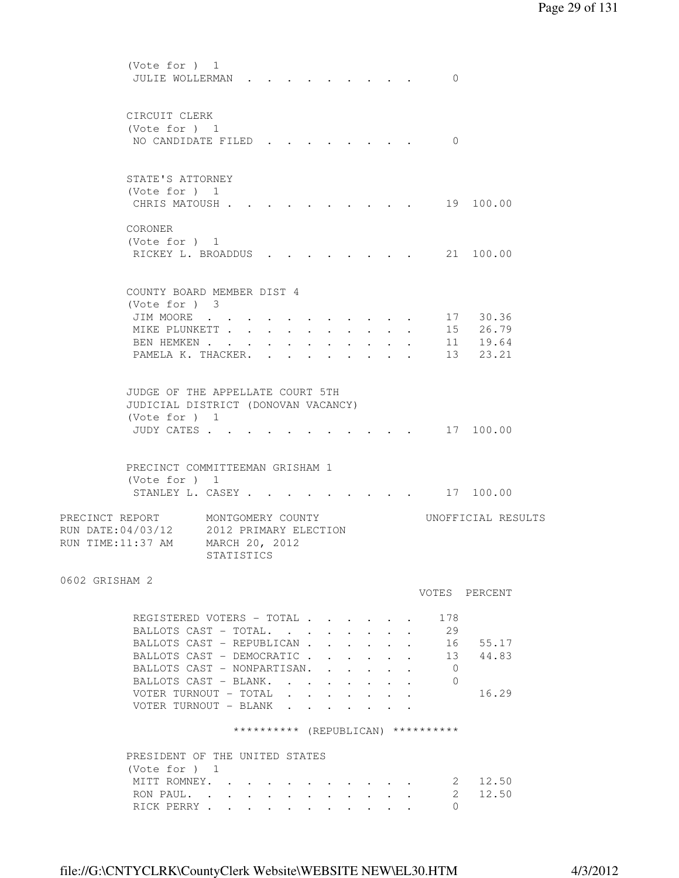(Vote for ) 1

| | VOTES | PERCENT |
|---|---|---|
| JULIE WOLLERMAN | 0 | |

CIRCUIT CLERK
(Vote for ) 1

| | VOTES | PERCENT |
|---|---|---|
| NO CANDIDATE FILED | 0 | |

STATE'S ATTORNEY
(Vote for ) 1

| | VOTES | PERCENT |
|---|---|---|
| CHRIS MATOUSH | 19 | 100.00 |

CORONER
(Vote for ) 1

| | VOTES | PERCENT |
|---|---|---|
| RICKEY L. BROADDUS | 21 | 100.00 |

COUNTY BOARD MEMBER DIST 4
(Vote for ) 3

| | VOTES | PERCENT |
|---|---|---|
| JIM MOORE | 17 | 30.36 |
| MIKE PLUNKETT | 15 | 26.79 |
| BEN HEMKEN | 11 | 19.64 |
| PAMELA K. THACKER. | 13 | 23.21 |

JUDGE OF THE APPELLATE COURT 5TH
JUDICIAL DISTRICT (DONOVAN VACANCY)
(Vote for ) 1

| | VOTES | PERCENT |
|---|---|---|
| JUDY CATES | 17 | 100.00 |

PRECINCT COMMITTEEMAN GRISHAM 1
(Vote for ) 1

| | VOTES | PERCENT |
|---|---|---|
| STANLEY L. CASEY | 17 | 100.00 |

PRECINCT REPORT MONTGOMERY COUNTY UNOFFICIAL RESULTS
RUN DATE:04/03/12 2012 PRIMARY ELECTION
RUN TIME:11:37 AM MARCH 20, 2012
STATISTICS

0602 GRISHAM 2

| | VOTES | PERCENT |
|---|---|---|
| REGISTERED VOTERS - TOTAL | 178 | |
| BALLOTS CAST - TOTAL. | 29 | |
| BALLOTS CAST - REPUBLICAN | 16 | 55.17 |
| BALLOTS CAST - DEMOCRATIC | 13 | 44.83 |
| BALLOTS CAST - NONPARTISAN. | 0 | |
| BALLOTS CAST - BLANK. | 0 | |
| VOTER TURNOUT - TOTAL | | 16.29 |
| VOTER TURNOUT - BLANK | | |

********** (REPUBLICAN) **********

PRESIDENT OF THE UNITED STATES
(Vote for ) 1

| | VOTES | PERCENT |
|---|---|---|
| MITT ROMNEY. | 2 | 12.50 |
| RON PAUL. | 2 | 12.50 |
| RICK PERRY | 0 | |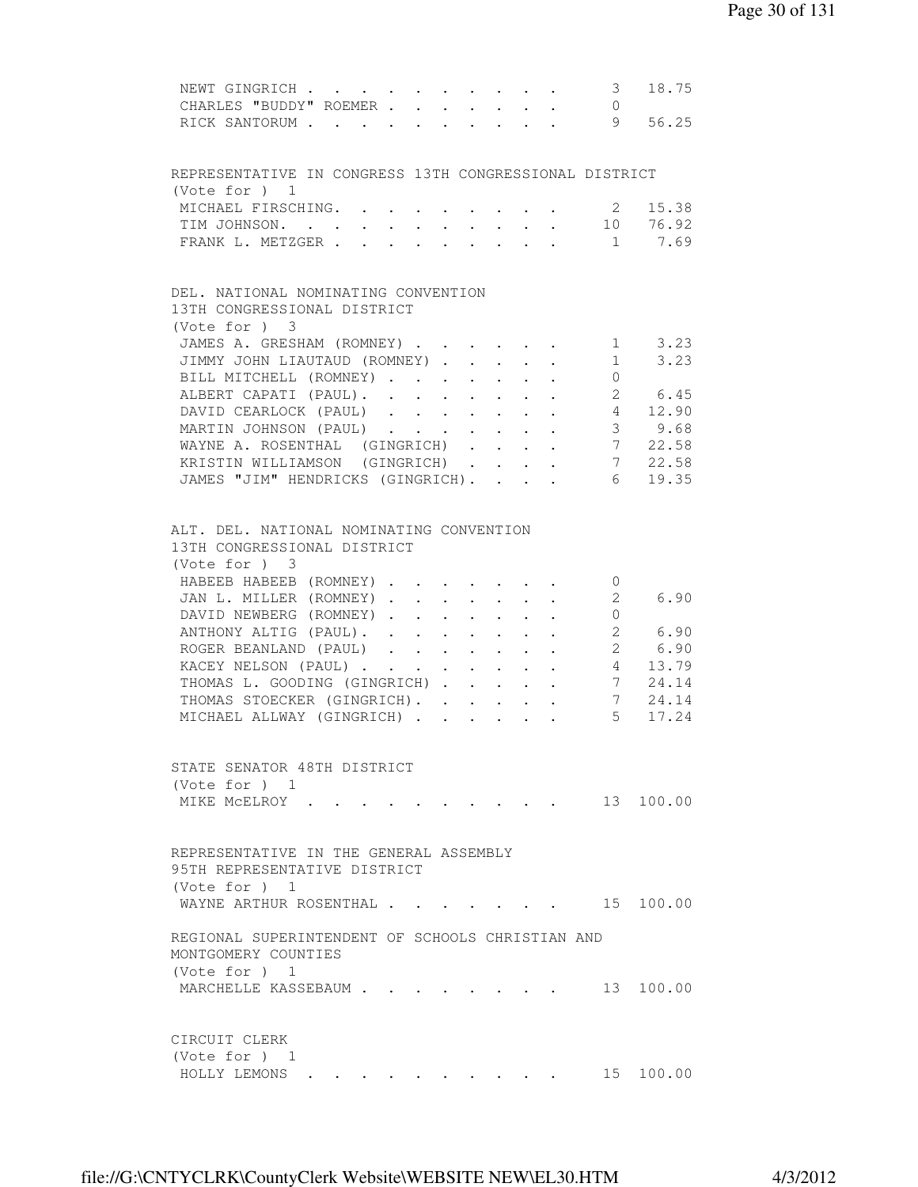| | | |
|---|---|---|
| NEWT GINGRICH | 3 | 18.75 |
| CHARLES "BUDDY" ROEMER | 0 | |
| RICK SANTORUM | 9 | 56.25 |

REPRESENTATIVE IN CONGRESS 13TH CONGRESSIONAL DISTRICT
(Vote for ) 1

| | | |
|---|---|---|
| MICHAEL FIRSCHING | 2 | 15.38 |
| TIM JOHNSON | 10 | 76.92 |
| FRANK L. METZGER | 1 | 7.69 |

DEL. NATIONAL NOMINATING CONVENTION
13TH CONGRESSIONAL DISTRICT
(Vote for ) 3

| | | |
|---|---|---|
| JAMES A. GRESHAM (ROMNEY) | 1 | 3.23 |
| JIMMY JOHN LIAUTAUD (ROMNEY) | 1 | 3.23 |
| BILL MITCHELL (ROMNEY) | 0 | |
| ALBERT CAPATI (PAUL) | 2 | 6.45 |
| DAVID CEARLOCK (PAUL) | 4 | 12.90 |
| MARTIN JOHNSON (PAUL) | 3 | 9.68 |
| WAYNE A. ROSENTHAL (GINGRICH) | 7 | 22.58 |
| KRISTIN WILLIAMSON (GINGRICH) | 7 | 22.58 |
| JAMES "JIM" HENDRICKS (GINGRICH) | 6 | 19.35 |

ALT. DEL. NATIONAL NOMINATING CONVENTION
13TH CONGRESSIONAL DISTRICT
(Vote for ) 3

| | | |
|---|---|---|
| HABEEB HABEEB (ROMNEY) | 0 | |
| JAN L. MILLER (ROMNEY) | 2 | 6.90 |
| DAVID NEWBERG (ROMNEY) | 0 | |
| ANTHONY ALTIG (PAUL) | 2 | 6.90 |
| ROGER BEANLAND (PAUL) | 2 | 6.90 |
| KACEY NELSON (PAUL) | 4 | 13.79 |
| THOMAS L. GOODING (GINGRICH) | 7 | 24.14 |
| THOMAS STOECKER (GINGRICH) | 7 | 24.14 |
| MICHAEL ALLWAY (GINGRICH) | 5 | 17.24 |

STATE SENATOR 48TH DISTRICT
(Vote for ) 1

| | | |
|---|---|---|
| MIKE McELROY | 13 | 100.00 |

REPRESENTATIVE IN THE GENERAL ASSEMBLY
95TH REPRESENTATIVE DISTRICT
(Vote for ) 1

| | | |
|---|---|---|
| WAYNE ARTHUR ROSENTHAL | 15 | 100.00 |

REGIONAL SUPERINTENDENT OF SCHOOLS CHRISTIAN AND
MONTGOMERY COUNTIES
(Vote for ) 1

| | | |
|---|---|---|
| MARCHELLE KASSEBAUM | 13 | 100.00 |

CIRCUIT CLERK
(Vote for ) 1

| | | |
|---|---|---|
| HOLLY LEMONS | 15 | 100.00 |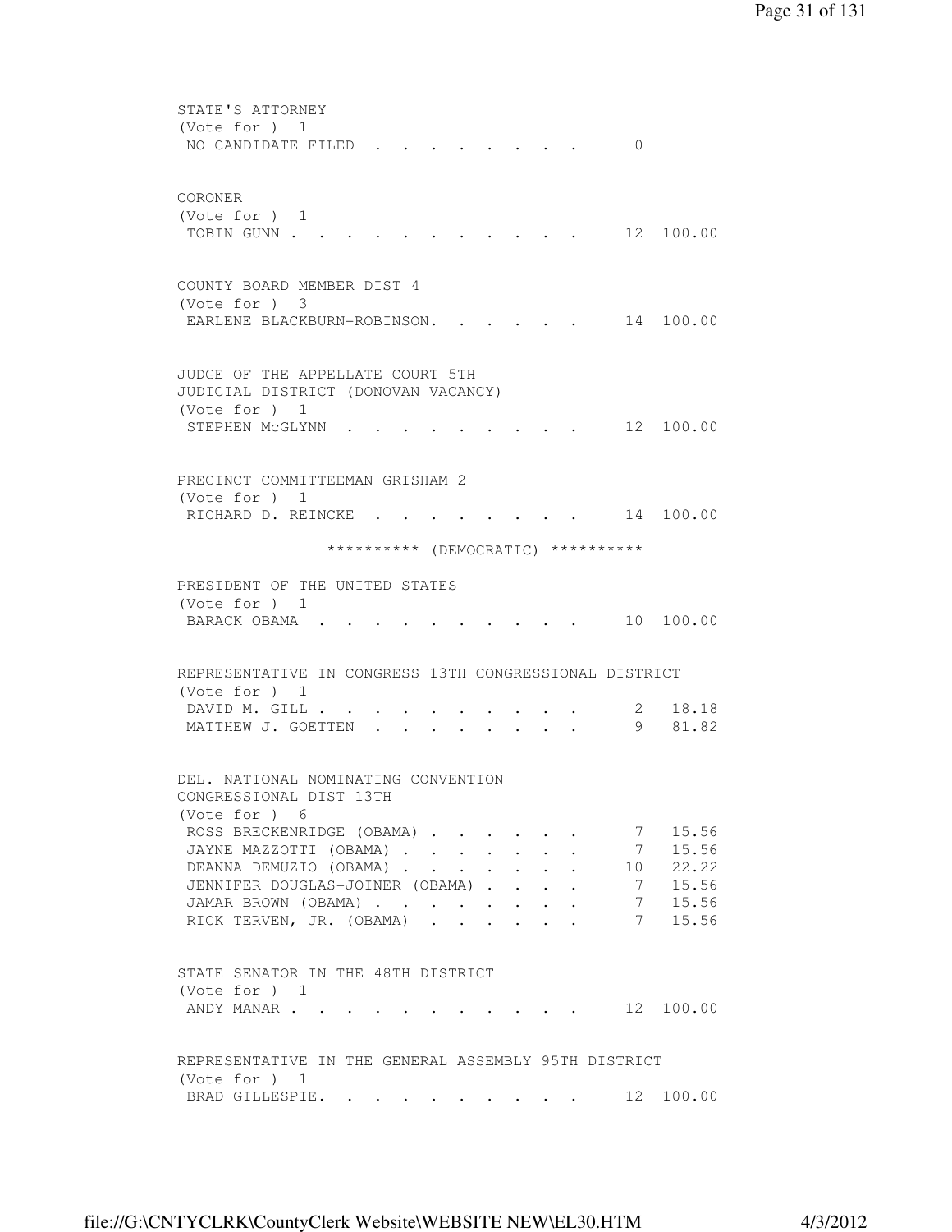STATE'S ATTORNEY
(Vote for ) 1

| | | |
|---|---|---|
| NO CANDIDATE FILED | 0 | |

CORONER
(Vote for ) 1

| | | |
|---|---|---|
| TOBIN GUNN | 12 | 100.00 |

COUNTY BOARD MEMBER DIST 4
(Vote for ) 3

| | | |
|---|---|---|
| EARLENE BLACKBURN-ROBINSON | 14 | 100.00 |

JUDGE OF THE APPELLATE COURT 5TH JUDICIAL DISTRICT (DONOVAN VACANCY)
(Vote for ) 1

| | | |
|---|---|---|
| STEPHEN McGLYNN | 12 | 100.00 |

PRECINCT COMMITTEEMAN GRISHAM 2
(Vote for ) 1

| | | |
|---|---|---|
| RICHARD D. REINCKE | 14 | 100.00 |

********** (DEMOCRATIC) **********

PRESIDENT OF THE UNITED STATES
(Vote for ) 1

| | | |
|---|---|---|
| BARACK OBAMA | 10 | 100.00 |

REPRESENTATIVE IN CONGRESS 13TH CONGRESSIONAL DISTRICT
(Vote for ) 1

| | | |
|---|---|---|
| DAVID M. GILL | 2 | 18.18 |
| MATTHEW J. GOETTEN | 9 | 81.82 |

DEL. NATIONAL NOMINATING CONVENTION CONGRESSIONAL DIST 13TH
(Vote for ) 6

| | | |
|---|---|---|
| ROSS BRECKENRIDGE (OBAMA) | 7 | 15.56 |
| JAYNE MAZZOTTI (OBAMA) | 7 | 15.56 |
| DEANNA DEMUZIO (OBAMA) | 10 | 22.22 |
| JENNIFER DOUGLAS-JOINER (OBAMA) | 7 | 15.56 |
| JAMAR BROWN (OBAMA) | 7 | 15.56 |
| RICK TERVEN, JR. (OBAMA) | 7 | 15.56 |

STATE SENATOR IN THE 48TH DISTRICT
(Vote for ) 1

| | | |
|---|---|---|
| ANDY MANAR | 12 | 100.00 |

REPRESENTATIVE IN THE GENERAL ASSEMBLY 95TH DISTRICT
(Vote for ) 1

| | | |
|---|---|---|
| BRAD GILLESPIE | 12 | 100.00 |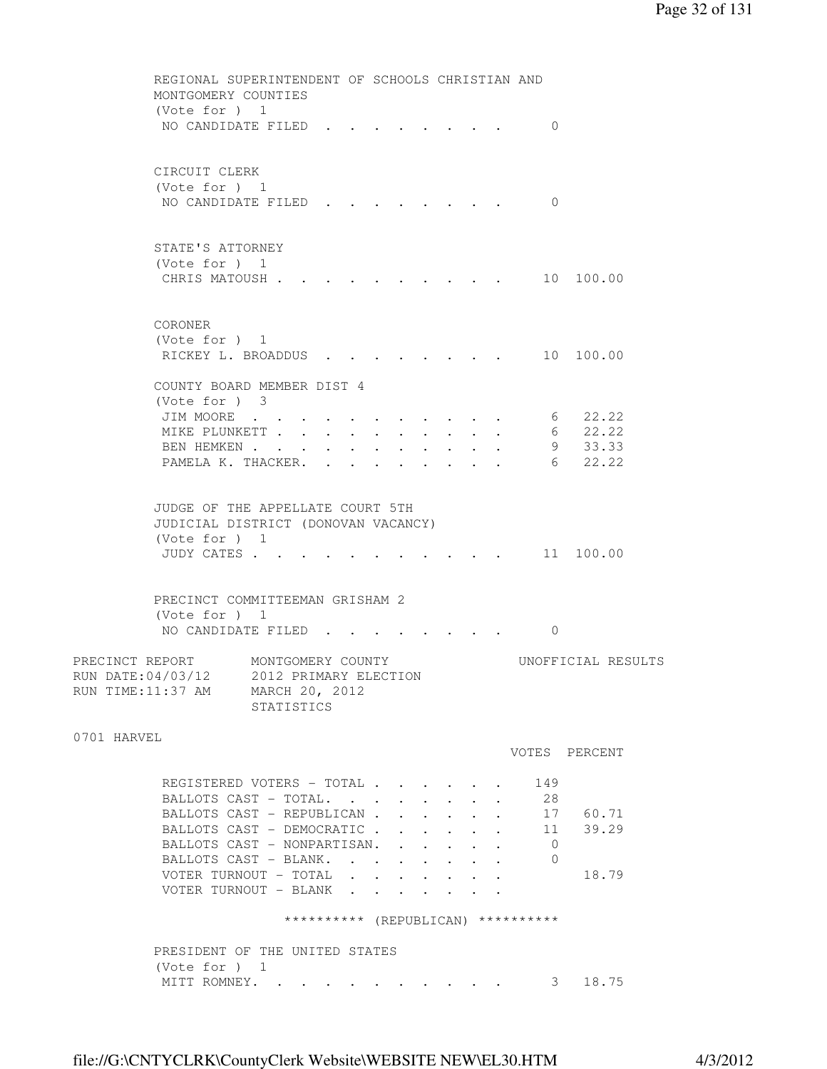REGIONAL SUPERINTENDENT OF SCHOOLS CHRISTIAN AND MONTGOMERY COUNTIES
(Vote for ) 1

| | VOTES | PERCENT |
|---|---|---|
| NO CANDIDATE FILED | 0 | |

CIRCUIT CLERK
(Vote for ) 1

| | VOTES | PERCENT |
|---|---|---|
| NO CANDIDATE FILED | 0 | |

STATE'S ATTORNEY
(Vote for ) 1

| | VOTES | PERCENT |
|---|---|---|
| CHRIS MATOUSH | 10 | 100.00 |

CORONER
(Vote for ) 1

| | VOTES | PERCENT |
|---|---|---|
| RICKEY L. BROADDUS | 10 | 100.00 |

COUNTY BOARD MEMBER DIST 4
(Vote for ) 3

| | VOTES | PERCENT |
|---|---|---|
| JIM MOORE | 6 | 22.22 |
| MIKE PLUNKETT | 6 | 22.22 |
| BEN HEMKEN | 9 | 33.33 |
| PAMELA K. THACKER. | 6 | 22.22 |

JUDGE OF THE APPELLATE COURT 5TH JUDICIAL DISTRICT (DONOVAN VACANCY)
(Vote for ) 1

| | VOTES | PERCENT |
|---|---|---|
| JUDY CATES | 11 | 100.00 |

PRECINCT COMMITTEEMAN GRISHAM 2
(Vote for ) 1

| | VOTES | PERCENT |
|---|---|---|
| NO CANDIDATE FILED | 0 | |

PRECINCT REPORT MONTGOMERY COUNTY UNOFFICIAL RESULTS
RUN DATE:04/03/12 2012 PRIMARY ELECTION
RUN TIME:11:37 AM MARCH 20, 2012
STATISTICS

0701 HARVEL

| | VOTES | PERCENT |
|---|---|---|
| REGISTERED VOTERS - TOTAL | 149 | |
| BALLOTS CAST - TOTAL. | 28 | |
| BALLOTS CAST - REPUBLICAN | 17 | 60.71 |
| BALLOTS CAST - DEMOCRATIC | 11 | 39.29 |
| BALLOTS CAST - NONPARTISAN. | 0 | |
| BALLOTS CAST - BLANK. | 0 | |
| VOTER TURNOUT - TOTAL | | 18.79 |
| VOTER TURNOUT - BLANK | | |

********** (REPUBLICAN) **********

PRESIDENT OF THE UNITED STATES
(Vote for ) 1

| | VOTES | PERCENT |
|---|---|---|
| MITT ROMNEY. | 3 | 18.75 |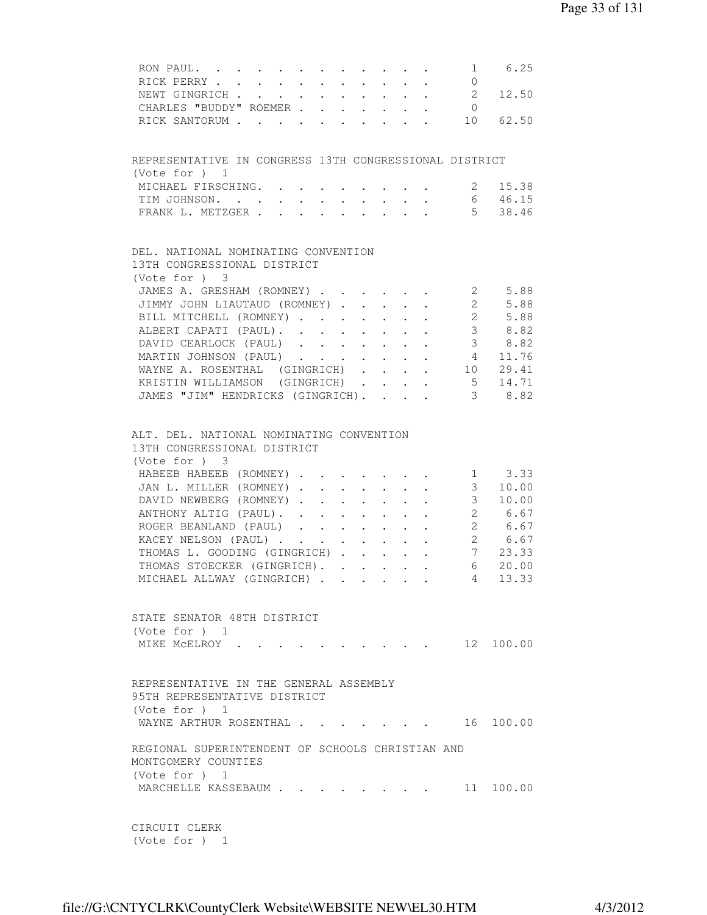| | | |
|---|---|---|
| RON PAUL | 1 | 6.25 |
| RICK PERRY | 0 | |
| NEWT GINGRICH | 2 | 12.50 |
| CHARLES "BUDDY" ROEMER | 0 | |
| RICK SANTORUM | 10 | 62.50 |

REPRESENTATIVE IN CONGRESS 13TH CONGRESSIONAL DISTRICT
(Vote for ) 1

| | | |
|---|---|---|
| MICHAEL FIRSCHING. | 2 | 15.38 |
| TIM JOHNSON. | 6 | 46.15 |
| FRANK L. METZGER | 5 | 38.46 |

DEL. NATIONAL NOMINATING CONVENTION
13TH CONGRESSIONAL DISTRICT
(Vote for ) 3

| | | |
|---|---|---|
| JAMES A. GRESHAM (ROMNEY) | 2 | 5.88 |
| JIMMY JOHN LIAUTAUD (ROMNEY) | 2 | 5.88 |
| BILL MITCHELL (ROMNEY) | 2 | 5.88 |
| ALBERT CAPATI (PAUL). | 3 | 8.82 |
| DAVID CEARLOCK (PAUL) | 3 | 8.82 |
| MARTIN JOHNSON (PAUL) | 4 | 11.76 |
| WAYNE A. ROSENTHAL (GINGRICH) | 10 | 29.41 |
| KRISTIN WILLIAMSON (GINGRICH) | 5 | 14.71 |
| JAMES "JIM" HENDRICKS (GINGRICH). | 3 | 8.82 |

ALT. DEL. NATIONAL NOMINATING CONVENTION
13TH CONGRESSIONAL DISTRICT
(Vote for ) 3

| | | |
|---|---|---|
| HABEEB HABEEB (ROMNEY) | 1 | 3.33 |
| JAN L. MILLER (ROMNEY) | 3 | 10.00 |
| DAVID NEWBERG (ROMNEY) | 3 | 10.00 |
| ANTHONY ALTIG (PAUL). | 2 | 6.67 |
| ROGER BEANLAND (PAUL) | 2 | 6.67 |
| KACEY NELSON (PAUL) | 2 | 6.67 |
| THOMAS L. GOODING (GINGRICH) | 7 | 23.33 |
| THOMAS STOECKER (GINGRICH). | 6 | 20.00 |
| MICHAEL ALLWAY (GINGRICH) | 4 | 13.33 |

STATE SENATOR 48TH DISTRICT
(Vote for ) 1

| | | |
|---|---|---|
| MIKE McELROY | 12 | 100.00 |

REPRESENTATIVE IN THE GENERAL ASSEMBLY
95TH REPRESENTATIVE DISTRICT
(Vote for ) 1

| | | |
|---|---|---|
| WAYNE ARTHUR ROSENTHAL | 16 | 100.00 |

REGIONAL SUPERINTENDENT OF SCHOOLS CHRISTIAN AND
MONTGOMERY COUNTIES
(Vote for ) 1

| | | |
|---|---|---|
| MARCHELLE KASSEBAUM | 11 | 100.00 |

CIRCUIT CLERK
(Vote for ) 1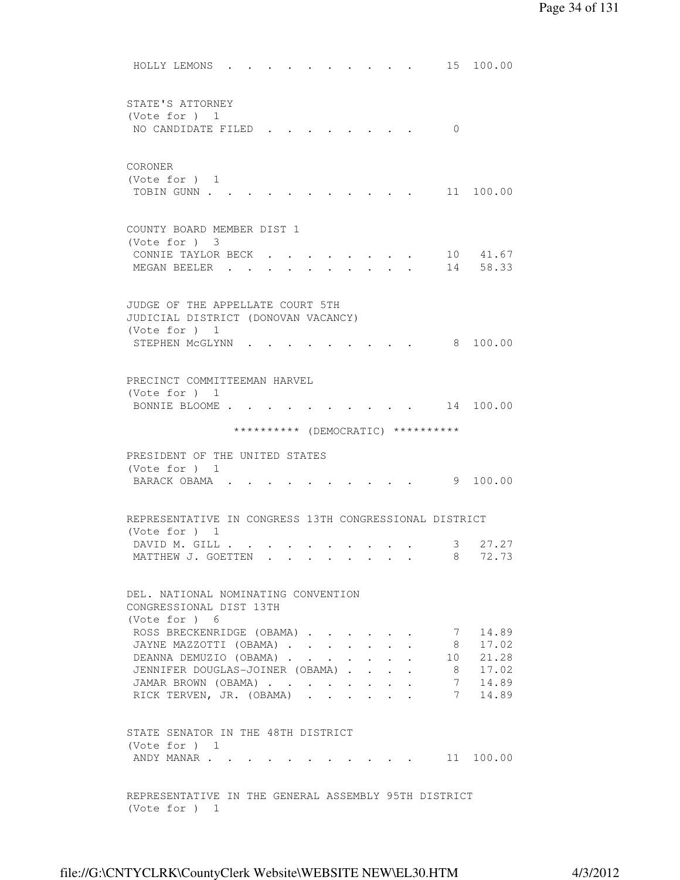| | | |
|---|---|---|
| HOLLY LEMONS | 15 | 100.00 |

**STATE'S ATTORNEY**
(Vote for ) 1

| | | |
|---|---|---|
| NO CANDIDATE FILED | 0 | |

**CORONER**
(Vote for ) 1

| | | |
|---|---|---|
| TOBIN GUNN | 11 | 100.00 |

**COUNTY BOARD MEMBER DIST 1**
(Vote for ) 3

| | | |
|---|---|---|
| CONNIE TAYLOR BECK | 10 | 41.67 |
| MEGAN BEELER | 14 | 58.33 |

**JUDGE OF THE APPELLATE COURT 5TH JUDICIAL DISTRICT (DONOVAN VACANCY)**
(Vote for ) 1

| | | |
|---|---|---|
| STEPHEN McGLYNN | 8 | 100.00 |

**PRECINCT COMMITTEEMAN HARVEL**
(Vote for ) 1

| | | |
|---|---|---|
| BONNIE BLOOME | 14 | 100.00 |

********** (DEMOCRATIC) **********

**PRESIDENT OF THE UNITED STATES**
(Vote for ) 1

| | | |
|---|---|---|
| BARACK OBAMA | 9 | 100.00 |

**REPRESENTATIVE IN CONGRESS 13TH CONGRESSIONAL DISTRICT**
(Vote for ) 1

| | | |
|---|---|---|
| DAVID M. GILL | 3 | 27.27 |
| MATTHEW J. GOETTEN | 8 | 72.73 |

**DEL. NATIONAL NOMINATING CONVENTION CONGRESSIONAL DIST 13TH**
(Vote for ) 6

| | | |
|---|---|---|
| ROSS BRECKENRIDGE (OBAMA) | 7 | 14.89 |
| JAYNE MAZZOTTI (OBAMA) | 8 | 17.02 |
| DEANNA DEMUZIO (OBAMA) | 10 | 21.28 |
| JENNIFER DOUGLAS-JOINER (OBAMA) | 8 | 17.02 |
| JAMAR BROWN (OBAMA) | 7 | 14.89 |
| RICK TERVEN, JR. (OBAMA) | 7 | 14.89 |

**STATE SENATOR IN THE 48TH DISTRICT**
(Vote for ) 1

| | | |
|---|---|---|
| ANDY MANAR | 11 | 100.00 |

**REPRESENTATIVE IN THE GENERAL ASSEMBLY 95TH DISTRICT**
(Vote for ) 1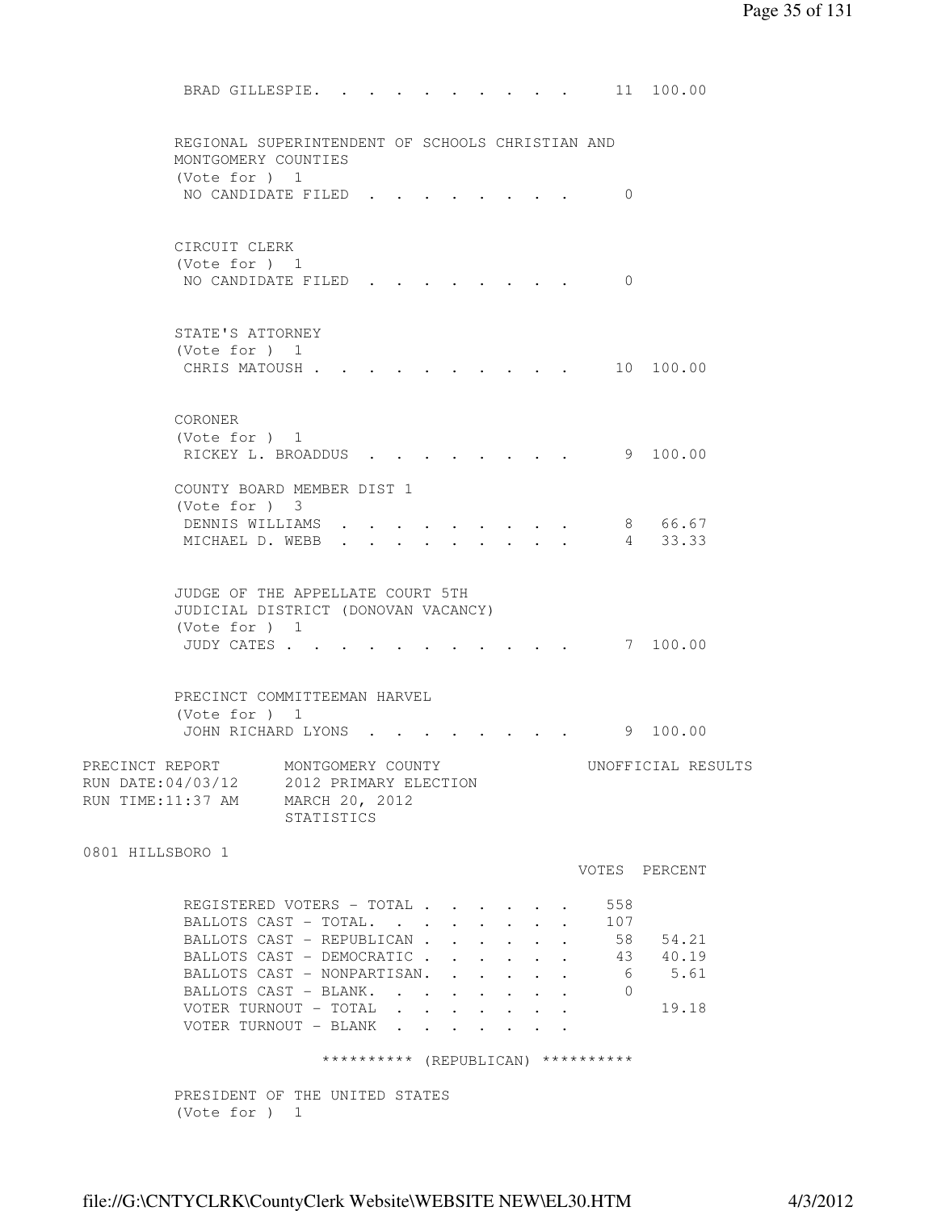BRAD GILLESPIE. . . . . . . . . . . 11 100.00

REGIONAL SUPERINTENDENT OF SCHOOLS CHRISTIAN AND MONTGOMERY COUNTIES
(Vote for ) 1

| | VOTES | PERCENT |
|---|---|---|
| NO CANDIDATE FILED | 0 | |

CIRCUIT CLERK
(Vote for ) 1

| | VOTES | PERCENT |
|---|---|---|
| NO CANDIDATE FILED | 0 | |

STATE'S ATTORNEY
(Vote for ) 1

| | VOTES | PERCENT |
|---|---|---|
| CHRIS MATOUSH | 10 | 100.00 |

CORONER
(Vote for ) 1

| | VOTES | PERCENT |
|---|---|---|
| RICKEY L. BROADDUS | 9 | 100.00 |

COUNTY BOARD MEMBER DIST 1
(Vote for ) 3

| | VOTES | PERCENT |
|---|---|---|
| DENNIS WILLIAMS | 8 | 66.67 |
| MICHAEL D. WEBB | 4 | 33.33 |

JUDGE OF THE APPELLATE COURT 5TH JUDICIAL DISTRICT (DONOVAN VACANCY)
(Vote for ) 1

| | VOTES | PERCENT |
|---|---|---|
| JUDY CATES | 7 | 100.00 |

PRECINCT COMMITTEEMAN HARVEL
(Vote for ) 1

| | VOTES | PERCENT |
|---|---|---|
| JOHN RICHARD LYONS | 9 | 100.00 |

PRECINCT REPORT MONTGOMERY COUNTY UNOFFICIAL RESULTS
RUN DATE:04/03/12 2012 PRIMARY ELECTION
RUN TIME:11:37 AM MARCH 20, 2012
STATISTICS

0801 HILLSBORO 1

| | VOTES | PERCENT |
|---|---|---|
| REGISTERED VOTERS - TOTAL | 558 | |
| BALLOTS CAST - TOTAL. | 107 | |
| BALLOTS CAST - REPUBLICAN | 58 | 54.21 |
| BALLOTS CAST - DEMOCRATIC | 43 | 40.19 |
| BALLOTS CAST - NONPARTISAN. | 6 | 5.61 |
| BALLOTS CAST - BLANK. | 0 | |
| VOTER TURNOUT - TOTAL | | 19.18 |
| VOTER TURNOUT - BLANK | | |

********** (REPUBLICAN) **********

PRESIDENT OF THE UNITED STATES
(Vote for ) 1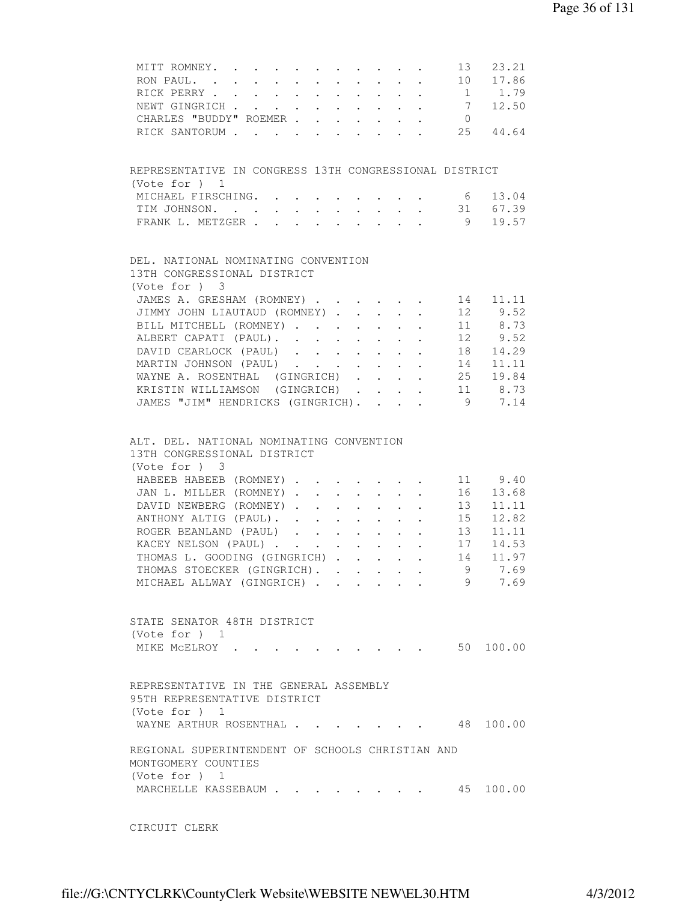| | | |
|---|---|---|
| MITT ROMNEY | 13 | 23.21 |
| RON PAUL | 10 | 17.86 |
| RICK PERRY | 1 | 1.79 |
| NEWT GINGRICH | 7 | 12.50 |
| CHARLES "BUDDY" ROEMER | 0 | |
| RICK SANTORUM | 25 | 44.64 |

REPRESENTATIVE IN CONGRESS 13TH CONGRESSIONAL DISTRICT
(Vote for ) 1

| | | |
|---|---|---|
| MICHAEL FIRSCHING | 6 | 13.04 |
| TIM JOHNSON | 31 | 67.39 |
| FRANK L. METZGER | 9 | 19.57 |

DEL. NATIONAL NOMINATING CONVENTION
13TH CONGRESSIONAL DISTRICT
(Vote for ) 3

| | | |
|---|---|---|
| JAMES A. GRESHAM (ROMNEY) | 14 | 11.11 |
| JIMMY JOHN LIAUTAUD (ROMNEY) | 12 | 9.52 |
| BILL MITCHELL (ROMNEY) | 11 | 8.73 |
| ALBERT CAPATI (PAUL) | 12 | 9.52 |
| DAVID CEARLOCK (PAUL) | 18 | 14.29 |
| MARTIN JOHNSON (PAUL) | 14 | 11.11 |
| WAYNE A. ROSENTHAL (GINGRICH) | 25 | 19.84 |
| KRISTIN WILLIAMSON (GINGRICH) | 11 | 8.73 |
| JAMES "JIM" HENDRICKS (GINGRICH) | 9 | 7.14 |

ALT. DEL. NATIONAL NOMINATING CONVENTION
13TH CONGRESSIONAL DISTRICT
(Vote for ) 3

| | | |
|---|---|---|
| HABEEB HABEEB (ROMNEY) | 11 | 9.40 |
| JAN L. MILLER (ROMNEY) | 16 | 13.68 |
| DAVID NEWBERG (ROMNEY) | 13 | 11.11 |
| ANTHONY ALTIG (PAUL) | 15 | 12.82 |
| ROGER BEANLAND (PAUL) | 13 | 11.11 |
| KACEY NELSON (PAUL) | 17 | 14.53 |
| THOMAS L. GOODING (GINGRICH) | 14 | 11.97 |
| THOMAS STOECKER (GINGRICH) | 9 | 7.69 |
| MICHAEL ALLWAY (GINGRICH) | 9 | 7.69 |

STATE SENATOR 48TH DISTRICT
(Vote for ) 1

| | | |
|---|---|---|
| MIKE McELROY | 50 | 100.00 |

REPRESENTATIVE IN THE GENERAL ASSEMBLY
95TH REPRESENTATIVE DISTRICT
(Vote for ) 1

| | | |
|---|---|---|
| WAYNE ARTHUR ROSENTHAL | 48 | 100.00 |

REGIONAL SUPERINTENDENT OF SCHOOLS CHRISTIAN AND
MONTGOMERY COUNTIES
(Vote for ) 1

| | | |
|---|---|---|
| MARCHELLE KASSEBAUM | 45 | 100.00 |

CIRCUIT CLERK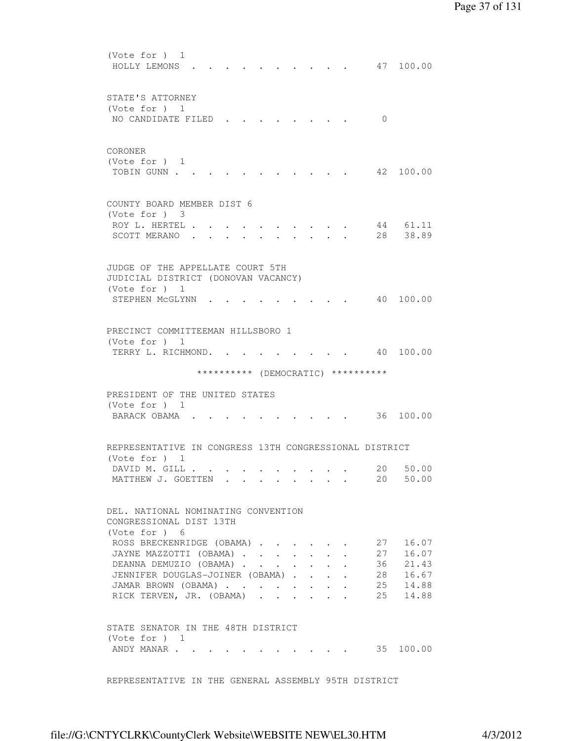(Vote for ) 1

| | | |
|---|---|---|
| HOLLY LEMONS | 47 | 100.00 |

STATE'S ATTORNEY
(Vote for ) 1

| | | |
|---|---|---|
| NO CANDIDATE FILED | 0 | |

CORONER
(Vote for ) 1

| | | |
|---|---|---|
| TOBIN GUNN | 42 | 100.00 |

COUNTY BOARD MEMBER DIST 6
(Vote for ) 3

| | | |
|---|---|---|
| ROY L. HERTEL | 44 | 61.11 |
| SCOTT MERANO | 28 | 38.89 |

JUDGE OF THE APPELLATE COURT 5TH
JUDICIAL DISTRICT (DONOVAN VACANCY)
(Vote for ) 1

| | | |
|---|---|---|
| STEPHEN McGLYNN | 40 | 100.00 |

PRECINCT COMMITTEEMAN HILLSBORO 1
(Vote for ) 1

| | | |
|---|---|---|
| TERRY L. RICHMOND. | 40 | 100.00 |

********** (DEMOCRATIC) **********

PRESIDENT OF THE UNITED STATES
(Vote for ) 1

| | | |
|---|---|---|
| BARACK OBAMA | 36 | 100.00 |

REPRESENTATIVE IN CONGRESS 13TH CONGRESSIONAL DISTRICT
(Vote for ) 1

| | | |
|---|---|---|
| DAVID M. GILL | 20 | 50.00 |
| MATTHEW J. GOETTEN | 20 | 50.00 |

DEL. NATIONAL NOMINATING CONVENTION
CONGRESSIONAL DIST 13TH
(Vote for ) 6

| | | |
|---|---|---|
| ROSS BRECKENRIDGE (OBAMA) | 27 | 16.07 |
| JAYNE MAZZOTTI (OBAMA) | 27 | 16.07 |
| DEANNA DEMUZIO (OBAMA) | 36 | 21.43 |
| JENNIFER DOUGLAS-JOINER (OBAMA) | 28 | 16.67 |
| JAMAR BROWN (OBAMA) | 25 | 14.88 |
| RICK TERVEN, JR. (OBAMA) | 25 | 14.88 |

STATE SENATOR IN THE 48TH DISTRICT
(Vote for ) 1

| | | |
|---|---|---|
| ANDY MANAR | 35 | 100.00 |

REPRESENTATIVE IN THE GENERAL ASSEMBLY 95TH DISTRICT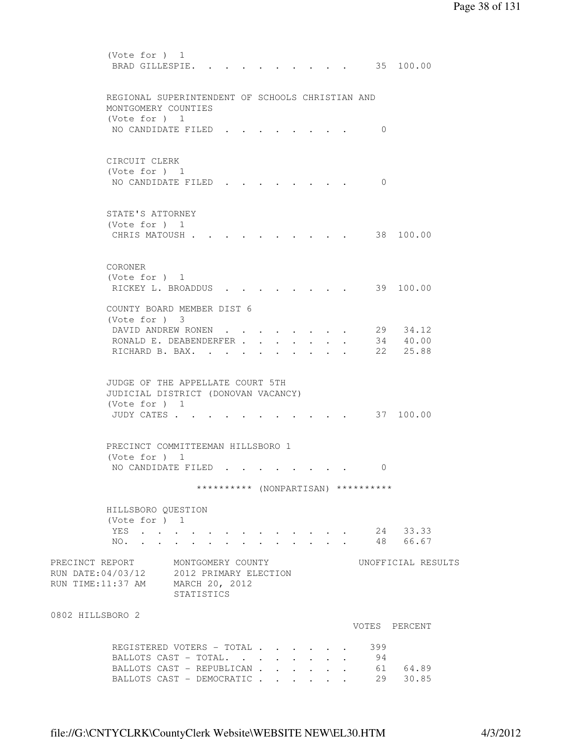(Vote for ) 1

| | Votes | Percent |
|---|---|---|
| BRAD GILLESPIE | 35 | 100.00 |

REGIONAL SUPERINTENDENT OF SCHOOLS CHRISTIAN AND MONTGOMERY COUNTIES
(Vote for ) 1

| | Votes | Percent |
|---|---|---|
| NO CANDIDATE FILED | 0 | |

CIRCUIT CLERK
(Vote for ) 1

| | Votes | Percent |
|---|---|---|
| NO CANDIDATE FILED | 0 | |

STATE'S ATTORNEY
(Vote for ) 1

| | Votes | Percent |
|---|---|---|
| CHRIS MATOUSH | 38 | 100.00 |

CORONER
(Vote for ) 1

| | Votes | Percent |
|---|---|---|
| RICKEY L. BROADDUS | 39 | 100.00 |

COUNTY BOARD MEMBER DIST 6
(Vote for ) 3

| | Votes | Percent |
|---|---|---|
| DAVID ANDREW RONEN | 29 | 34.12 |
| RONALD E. DEABENDERFER | 34 | 40.00 |
| RICHARD B. BAX. | 22 | 25.88 |

JUDGE OF THE APPELLATE COURT 5TH JUDICIAL DISTRICT (DONOVAN VACANCY)
(Vote for ) 1

| | Votes | Percent |
|---|---|---|
| JUDY CATES | 37 | 100.00 |

PRECINCT COMMITTEEMAN HILLSBORO 1
(Vote for ) 1

| | Votes | Percent |
|---|---|---|
| NO CANDIDATE FILED | 0 | |

********** (NONPARTISAN) **********

HILLSBORO QUESTION
(Vote for ) 1

| | Votes | Percent |
|---|---|---|
| YES | 24 | 33.33 |
| NO. | 48 | 66.67 |

PRECINCT REPORT — MONTGOMERY COUNTY — UNOFFICIAL RESULTS
RUN DATE:04/03/12 — 2012 PRIMARY ELECTION
RUN TIME:11:37 AM — MARCH 20, 2012
STATISTICS

0802 HILLSBORO 2

| | VOTES | PERCENT |
|---|---|---|
| REGISTERED VOTERS - TOTAL | 399 | |
| BALLOTS CAST - TOTAL. | 94 | |
| BALLOTS CAST - REPUBLICAN | 61 | 64.89 |
| BALLOTS CAST - DEMOCRATIC | 29 | 30.85 |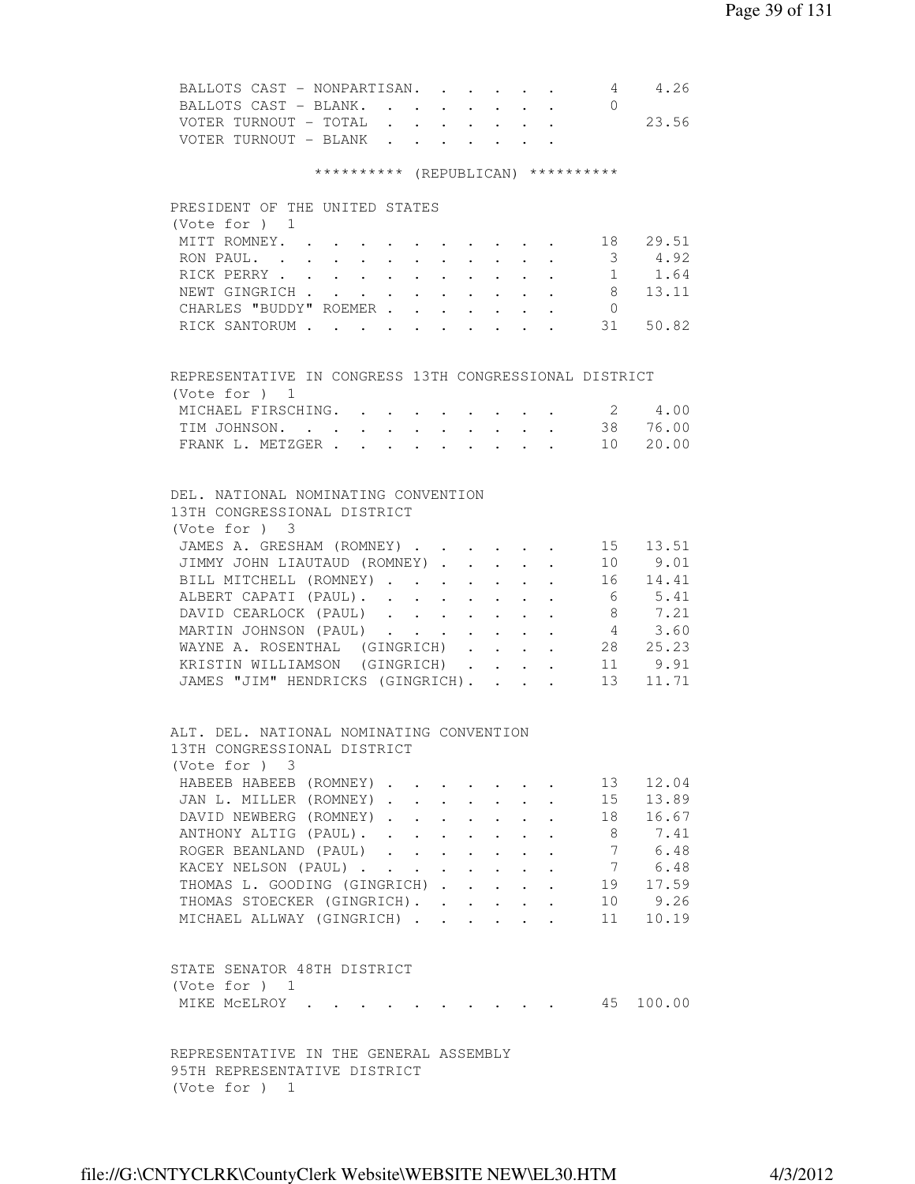| | | |
|---|---|---|
| BALLOTS CAST - NONPARTISAN | 4 | 4.26 |
| BALLOTS CAST - BLANK | 0 | |
| VOTER TURNOUT - TOTAL | | 23.56 |
| VOTER TURNOUT - BLANK | | |

********** (REPUBLICAN) **********

PRESIDENT OF THE UNITED STATES
(Vote for ) 1

| | | |
|---|---|---|
| MITT ROMNEY | 18 | 29.51 |
| RON PAUL | 3 | 4.92 |
| RICK PERRY | 1 | 1.64 |
| NEWT GINGRICH | 8 | 13.11 |
| CHARLES "BUDDY" ROEMER | 0 | |
| RICK SANTORUM | 31 | 50.82 |

REPRESENTATIVE IN CONGRESS 13TH CONGRESSIONAL DISTRICT
(Vote for ) 1

| | | |
|---|---|---|
| MICHAEL FIRSCHING | 2 | 4.00 |
| TIM JOHNSON | 38 | 76.00 |
| FRANK L. METZGER | 10 | 20.00 |

DEL. NATIONAL NOMINATING CONVENTION
13TH CONGRESSIONAL DISTRICT
(Vote for ) 3

| | | |
|---|---|---|
| JAMES A. GRESHAM (ROMNEY) | 15 | 13.51 |
| JIMMY JOHN LIAUTAUD (ROMNEY) | 10 | 9.01 |
| BILL MITCHELL (ROMNEY) | 16 | 14.41 |
| ALBERT CAPATI (PAUL) | 6 | 5.41 |
| DAVID CEARLOCK (PAUL) | 8 | 7.21 |
| MARTIN JOHNSON (PAUL) | 4 | 3.60 |
| WAYNE A. ROSENTHAL (GINGRICH) | 28 | 25.23 |
| KRISTIN WILLIAMSON (GINGRICH) | 11 | 9.91 |
| JAMES "JIM" HENDRICKS (GINGRICH) | 13 | 11.71 |

ALT. DEL. NATIONAL NOMINATING CONVENTION
13TH CONGRESSIONAL DISTRICT
(Vote for ) 3

| | | |
|---|---|---|
| HABEEB HABEEB (ROMNEY) | 13 | 12.04 |
| JAN L. MILLER (ROMNEY) | 15 | 13.89 |
| DAVID NEWBERG (ROMNEY) | 18 | 16.67 |
| ANTHONY ALTIG (PAUL) | 8 | 7.41 |
| ROGER BEANLAND (PAUL) | 7 | 6.48 |
| KACEY NELSON (PAUL) | 7 | 6.48 |
| THOMAS L. GOODING (GINGRICH) | 19 | 17.59 |
| THOMAS STOECKER (GINGRICH) | 10 | 9.26 |
| MICHAEL ALLWAY (GINGRICH) | 11 | 10.19 |

STATE SENATOR 48TH DISTRICT
(Vote for ) 1

| | | |
|---|---|---|
| MIKE McELROY | 45 | 100.00 |

REPRESENTATIVE IN THE GENERAL ASSEMBLY
95TH REPRESENTATIVE DISTRICT
(Vote for ) 1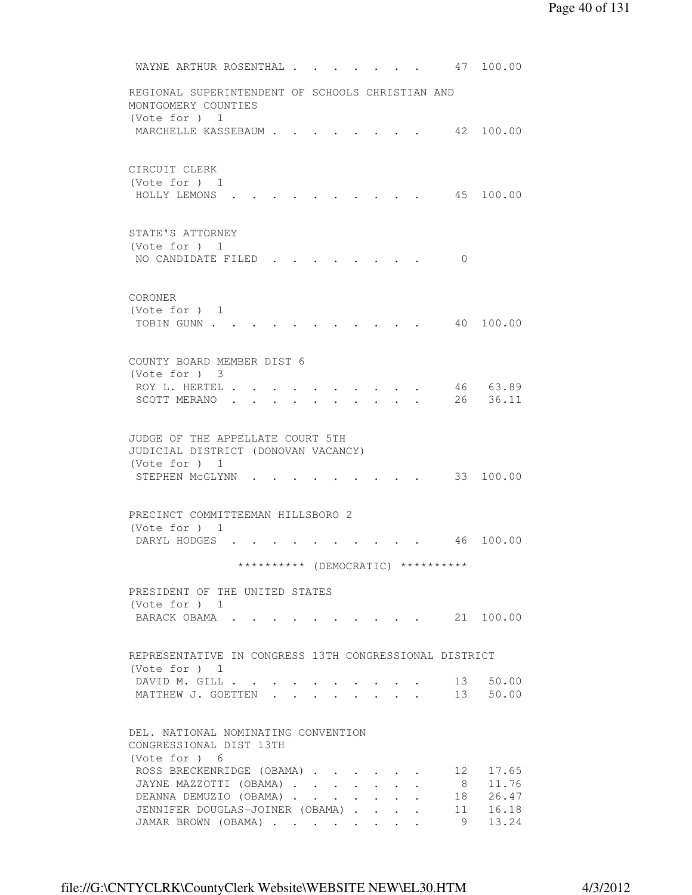WAYNE ARTHUR ROSENTHAL . . . . . . . . 47 100.00

REGIONAL SUPERINTENDENT OF SCHOOLS CHRISTIAN AND MONTGOMERY COUNTIES
(Vote for ) 1

| Candidate | Votes | Percent |
|---|---|---|
| MARCHELLE KASSEBAUM | 42 | 100.00 |

CIRCUIT CLERK
(Vote for ) 1

| Candidate | Votes | Percent |
|---|---|---|
| HOLLY LEMONS | 45 | 100.00 |

STATE'S ATTORNEY
(Vote for ) 1

| Candidate | Votes | Percent |
|---|---|---|
| NO CANDIDATE FILED | 0 | |

CORONER
(Vote for ) 1

| Candidate | Votes | Percent |
|---|---|---|
| TOBIN GUNN | 40 | 100.00 |

COUNTY BOARD MEMBER DIST 6
(Vote for ) 3

| Candidate | Votes | Percent |
|---|---|---|
| ROY L. HERTEL | 46 | 63.89 |
| SCOTT MERANO | 26 | 36.11 |

JUDGE OF THE APPELLATE COURT 5TH JUDICIAL DISTRICT (DONOVAN VACANCY)
(Vote for ) 1

| Candidate | Votes | Percent |
|---|---|---|
| STEPHEN McGLYNN | 33 | 100.00 |

PRECINCT COMMITTEEMAN HILLSBORO 2
(Vote for ) 1

| Candidate | Votes | Percent |
|---|---|---|
| DARYL HODGES | 46 | 100.00 |

********** (DEMOCRATIC) **********

PRESIDENT OF THE UNITED STATES
(Vote for ) 1

| Candidate | Votes | Percent |
|---|---|---|
| BARACK OBAMA | 21 | 100.00 |

REPRESENTATIVE IN CONGRESS 13TH CONGRESSIONAL DISTRICT
(Vote for ) 1

| Candidate | Votes | Percent |
|---|---|---|
| DAVID M. GILL | 13 | 50.00 |
| MATTHEW J. GOETTEN | 13 | 50.00 |

DEL. NATIONAL NOMINATING CONVENTION CONGRESSIONAL DIST 13TH
(Vote for ) 6

| Candidate | Votes | Percent |
|---|---|---|
| ROSS BRECKENRIDGE (OBAMA) | 12 | 17.65 |
| JAYNE MAZZOTTI (OBAMA) | 8 | 11.76 |
| DEANNA DEMUZIO (OBAMA) | 18 | 26.47 |
| JENNIFER DOUGLAS-JOINER (OBAMA) | 11 | 16.18 |
| JAMAR BROWN (OBAMA) | 9 | 13.24 |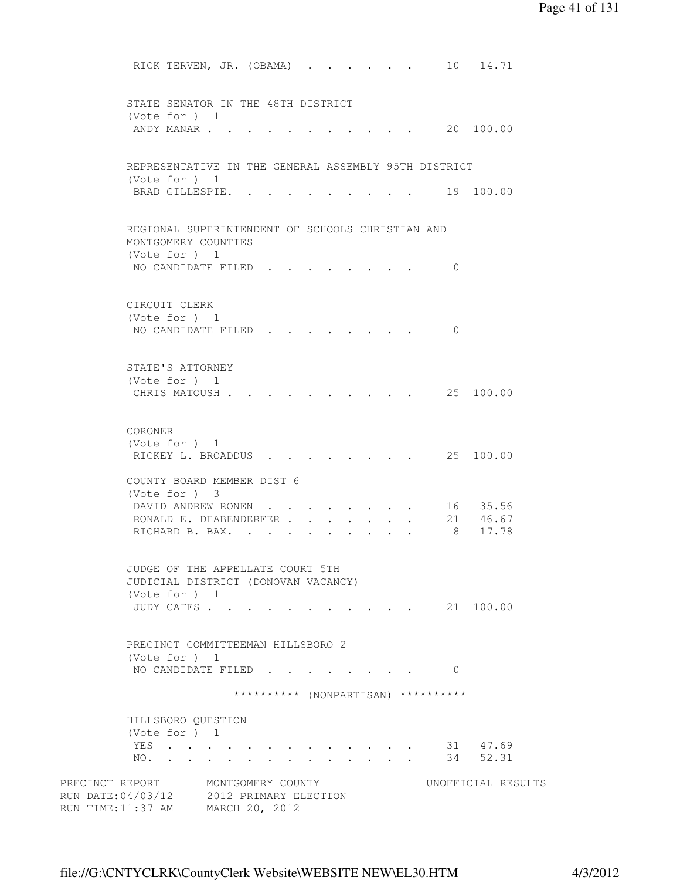RICK TERVEN, JR. (OBAMA) . . . . . . . 10 14.71

STATE SENATOR IN THE 48TH DISTRICT
(Vote for ) 1

| Candidate | Votes | Percent |
|---|---|---|
| ANDY MANAR | 20 | 100.00 |

REPRESENTATIVE IN THE GENERAL ASSEMBLY 95TH DISTRICT
(Vote for ) 1

| Candidate | Votes | Percent |
|---|---|---|
| BRAD GILLESPIE | 19 | 100.00 |

REGIONAL SUPERINTENDENT OF SCHOOLS CHRISTIAN AND MONTGOMERY COUNTIES
(Vote for ) 1

| Candidate | Votes | Percent |
|---|---|---|
| NO CANDIDATE FILED | 0 | |

CIRCUIT CLERK
(Vote for ) 1

| Candidate | Votes | Percent |
|---|---|---|
| NO CANDIDATE FILED | 0 | |

STATE'S ATTORNEY
(Vote for ) 1

| Candidate | Votes | Percent |
|---|---|---|
| CHRIS MATOUSH | 25 | 100.00 |

CORONER
(Vote for ) 1

| Candidate | Votes | Percent |
|---|---|---|
| RICKEY L. BROADDUS | 25 | 100.00 |

COUNTY BOARD MEMBER DIST 6
(Vote for ) 3

| Candidate | Votes | Percent |
|---|---|---|
| DAVID ANDREW RONEN | 16 | 35.56 |
| RONALD E. DEABENDERFER | 21 | 46.67 |
| RICHARD B. BAX. | 8 | 17.78 |

JUDGE OF THE APPELLATE COURT 5TH JUDICIAL DISTRICT (DONOVAN VACANCY)
(Vote for ) 1

| Candidate | Votes | Percent |
|---|---|---|
| JUDY CATES | 21 | 100.00 |

PRECINCT COMMITTEEMAN HILLSBORO 2
(Vote for ) 1

| Candidate | Votes | Percent |
|---|---|---|
| NO CANDIDATE FILED | 0 | |

********** (NONPARTISAN) **********

HILLSBORO QUESTION
(Vote for ) 1

| Choice | Votes | Percent |
|---|---|---|
| YES | 31 | 47.69 |
| NO. | 34 | 52.31 |

PRECINCT REPORT MONTGOMERY COUNTY UNOFFICIAL RESULTS
RUN DATE:04/03/12 2012 PRIMARY ELECTION
RUN TIME:11:37 AM MARCH 20, 2012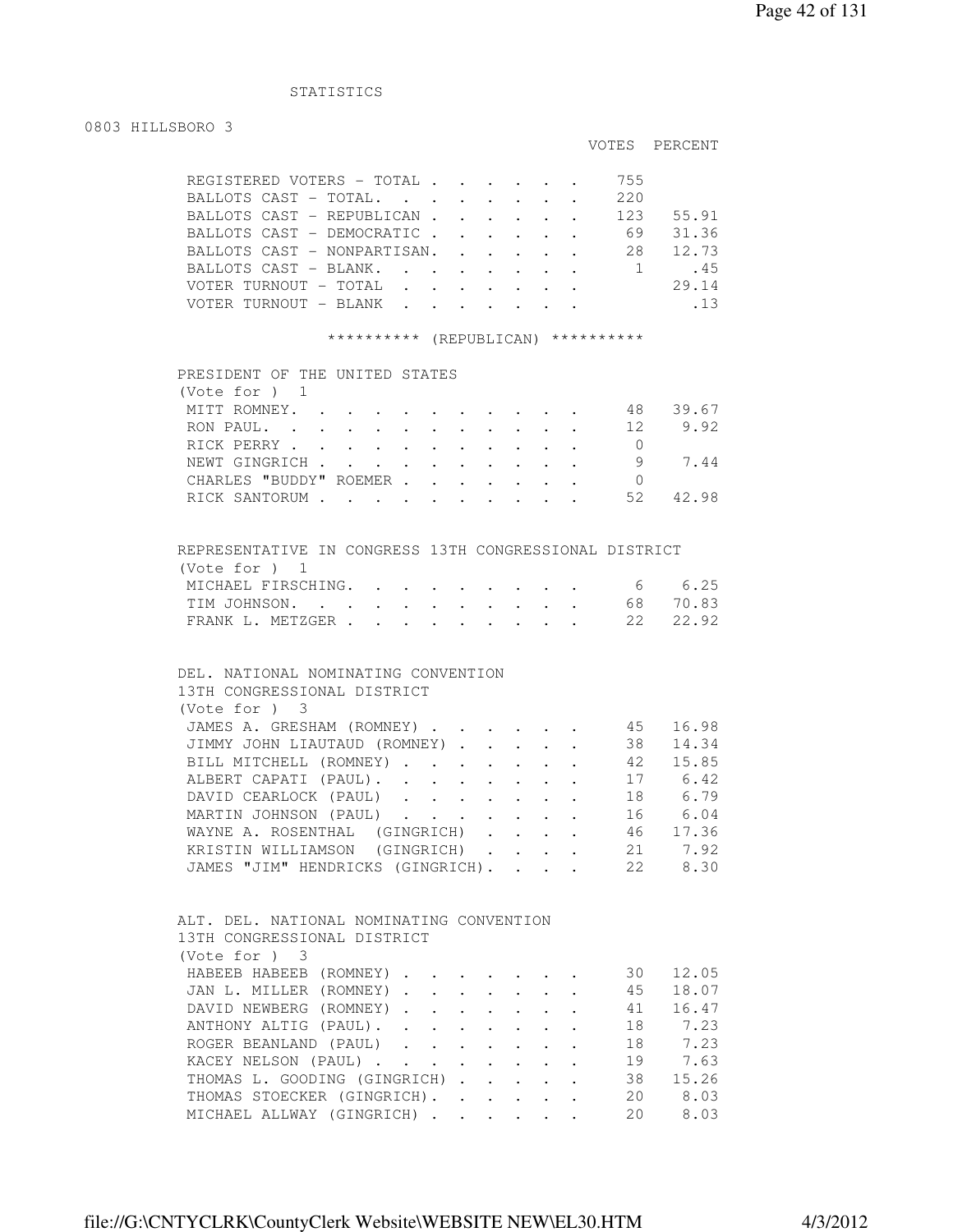STATISTICS

## 0803 HILLSBORO 3

| | VOTES | PERCENT |
|---|---|---|
| REGISTERED VOTERS - TOTAL | 755 | |
| BALLOTS CAST - TOTAL. | 220 | |
| BALLOTS CAST - REPUBLICAN | 123 | 55.91 |
| BALLOTS CAST - DEMOCRATIC | 69 | 31.36 |
| BALLOTS CAST - NONPARTISAN. | 28 | 12.73 |
| BALLOTS CAST - BLANK. | 1 | .45 |
| VOTER TURNOUT - TOTAL | | 29.14 |
| VOTER TURNOUT - BLANK | | .13 |

********** (REPUBLICAN) **********

### PRESIDENT OF THE UNITED STATES
(Vote for ) 1

| | VOTES | PERCENT |
|---|---|---|
| MITT ROMNEY. | 48 | 39.67 |
| RON PAUL. | 12 | 9.92 |
| RICK PERRY | 0 | |
| NEWT GINGRICH | 9 | 7.44 |
| CHARLES "BUDDY" ROEMER | 0 | |
| RICK SANTORUM | 52 | 42.98 |

### REPRESENTATIVE IN CONGRESS 13TH CONGRESSIONAL DISTRICT
(Vote for ) 1

| | VOTES | PERCENT |
|---|---|---|
| MICHAEL FIRSCHING. | 6 | 6.25 |
| TIM JOHNSON. | 68 | 70.83 |
| FRANK L. METZGER | 22 | 22.92 |

### DEL. NATIONAL NOMINATING CONVENTION 13TH CONGRESSIONAL DISTRICT
(Vote for ) 3

| | VOTES | PERCENT |
|---|---|---|
| JAMES A. GRESHAM (ROMNEY) | 45 | 16.98 |
| JIMMY JOHN LIAUTAUD (ROMNEY) | 38 | 14.34 |
| BILL MITCHELL (ROMNEY) | 42 | 15.85 |
| ALBERT CAPATI (PAUL). | 17 | 6.42 |
| DAVID CEARLOCK (PAUL) | 18 | 6.79 |
| MARTIN JOHNSON (PAUL) | 16 | 6.04 |
| WAYNE A. ROSENTHAL (GINGRICH) | 46 | 17.36 |
| KRISTIN WILLIAMSON (GINGRICH) | 21 | 7.92 |
| JAMES "JIM" HENDRICKS (GINGRICH). | 22 | 8.30 |

### ALT. DEL. NATIONAL NOMINATING CONVENTION 13TH CONGRESSIONAL DISTRICT
(Vote for ) 3

| | VOTES | PERCENT |
|---|---|---|
| HABEEB HABEEB (ROMNEY) | 30 | 12.05 |
| JAN L. MILLER (ROMNEY) | 45 | 18.07 |
| DAVID NEWBERG (ROMNEY) | 41 | 16.47 |
| ANTHONY ALTIG (PAUL). | 18 | 7.23 |
| ROGER BEANLAND (PAUL) | 18 | 7.23 |
| KACEY NELSON (PAUL) | 19 | 7.63 |
| THOMAS L. GOODING (GINGRICH) | 38 | 15.26 |
| THOMAS STOECKER (GINGRICH). | 20 | 8.03 |
| MICHAEL ALLWAY (GINGRICH) | 20 | 8.03 |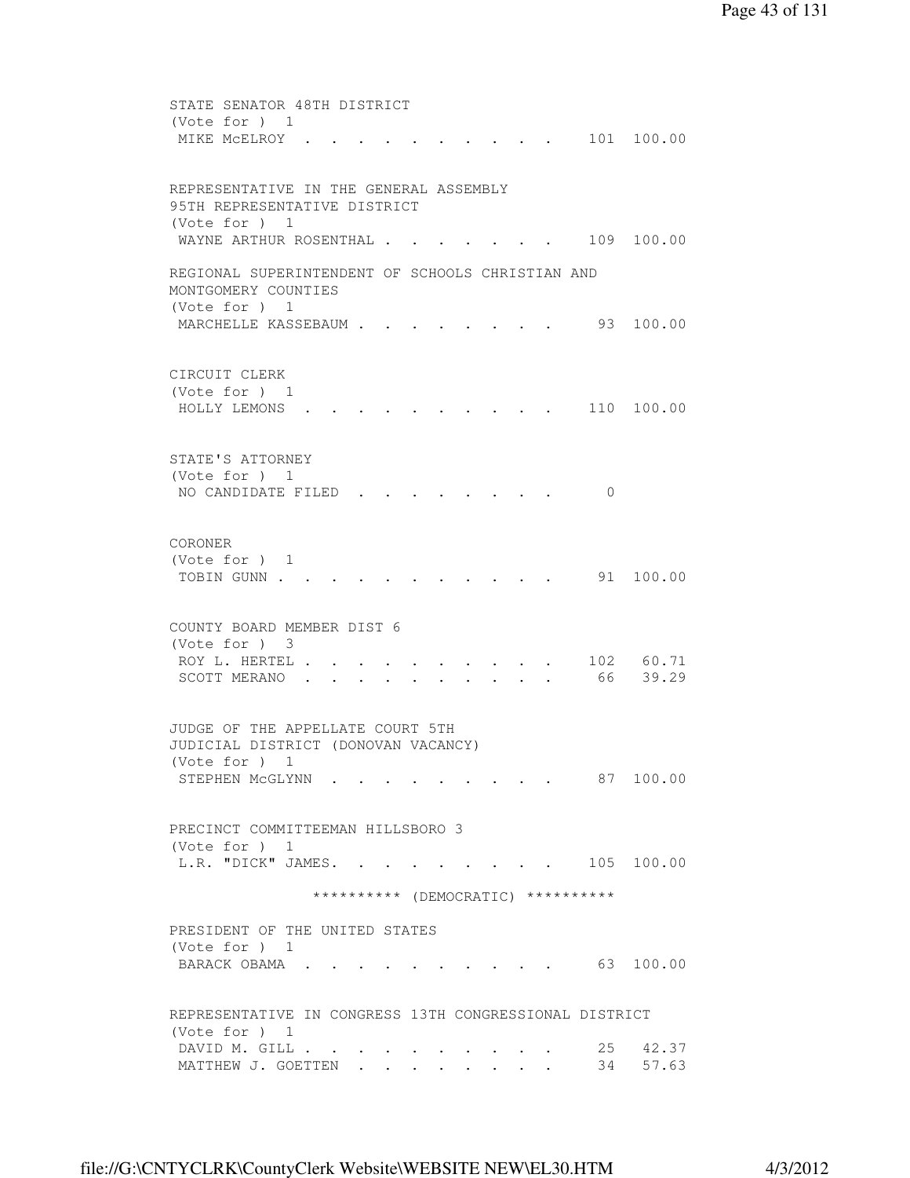STATE SENATOR 48TH DISTRICT
(Vote for ) 1

| | | |
|---|---|---|
| MIKE McELROY | 101 | 100.00 |

REPRESENTATIVE IN THE GENERAL ASSEMBLY
95TH REPRESENTATIVE DISTRICT
(Vote for ) 1

| | | |
|---|---|---|
| WAYNE ARTHUR ROSENTHAL | 109 | 100.00 |

REGIONAL SUPERINTENDENT OF SCHOOLS CHRISTIAN AND
MONTGOMERY COUNTIES
(Vote for ) 1

| | | |
|---|---|---|
| MARCHELLE KASSEBAUM | 93 | 100.00 |

CIRCUIT CLERK
(Vote for ) 1

| | | |
|---|---|---|
| HOLLY LEMONS | 110 | 100.00 |

STATE'S ATTORNEY
(Vote for ) 1

| | | |
|---|---|---|
| NO CANDIDATE FILED | 0 | |

CORONER
(Vote for ) 1

| | | |
|---|---|---|
| TOBIN GUNN | 91 | 100.00 |

COUNTY BOARD MEMBER DIST 6
(Vote for ) 3

| | | |
|---|---|---|
| ROY L. HERTEL | 102 | 60.71 |
| SCOTT MERANO | 66 | 39.29 |

JUDGE OF THE APPELLATE COURT 5TH
JUDICIAL DISTRICT (DONOVAN VACANCY)
(Vote for ) 1

| | | |
|---|---|---|
| STEPHEN McGLYNN | 87 | 100.00 |

PRECINCT COMMITTEEMAN HILLSBORO 3
(Vote for ) 1

| | | |
|---|---|---|
| L.R. "DICK" JAMES. | 105 | 100.00 |

********** (DEMOCRATIC) **********

PRESIDENT OF THE UNITED STATES
(Vote for ) 1

| | | |
|---|---|---|
| BARACK OBAMA | 63 | 100.00 |

REPRESENTATIVE IN CONGRESS 13TH CONGRESSIONAL DISTRICT
(Vote for ) 1

| | | |
|---|---|---|
| DAVID M. GILL | 25 | 42.37 |
| MATTHEW J. GOETTEN | 34 | 57.63 |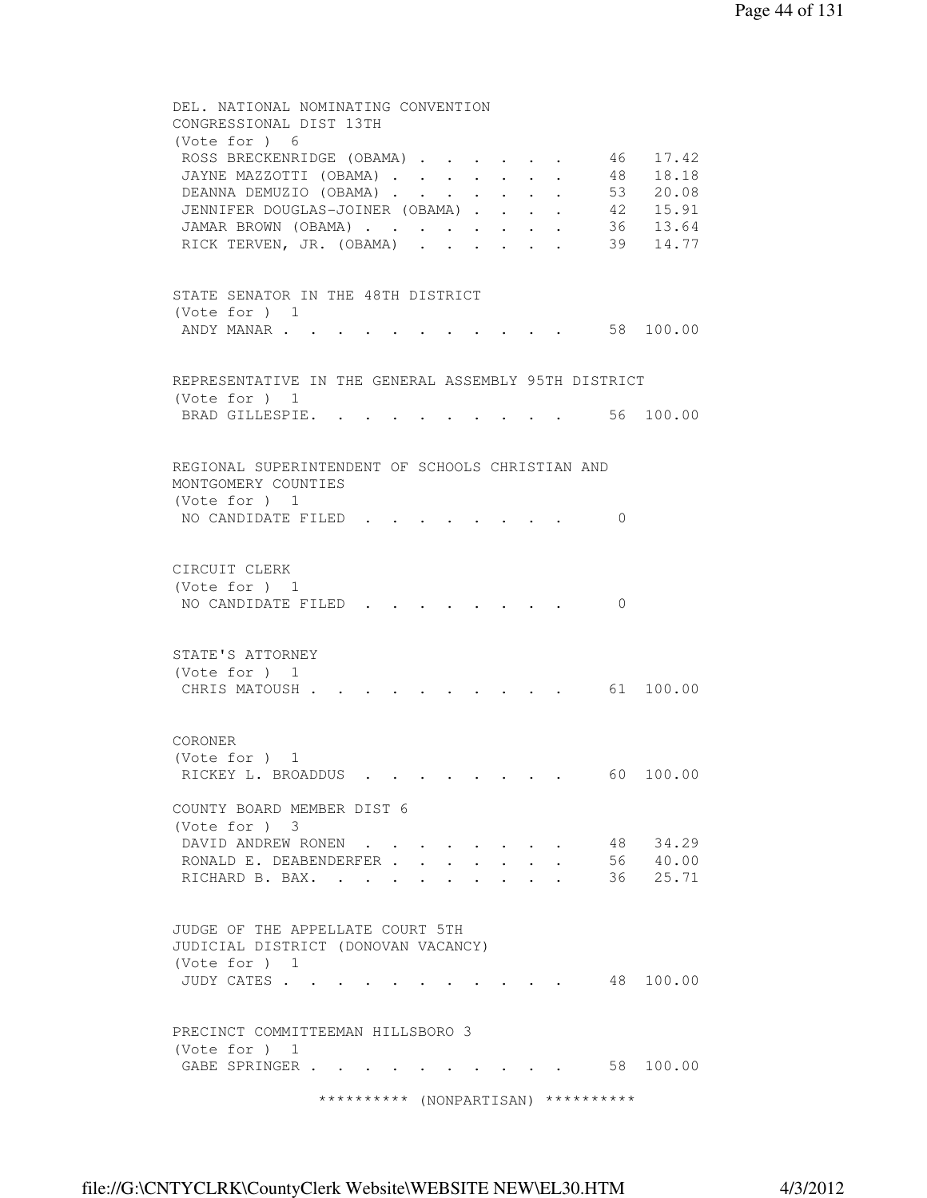DEL. NATIONAL NOMINATING CONVENTION
CONGRESSIONAL DIST 13TH
(Vote for ) 6

| Candidate | Votes | Percent |
|---|---|---|
| ROSS BRECKENRIDGE (OBAMA) | 46 | 17.42 |
| JAYNE MAZZOTTI (OBAMA) | 48 | 18.18 |
| DEANNA DEMUZIO (OBAMA) | 53 | 20.08 |
| JENNIFER DOUGLAS-JOINER (OBAMA) | 42 | 15.91 |
| JAMAR BROWN (OBAMA) | 36 | 13.64 |
| RICK TERVEN, JR. (OBAMA) | 39 | 14.77 |

STATE SENATOR IN THE 48TH DISTRICT
(Vote for ) 1

| Candidate | Votes | Percent |
|---|---|---|
| ANDY MANAR | 58 | 100.00 |

REPRESENTATIVE IN THE GENERAL ASSEMBLY 95TH DISTRICT
(Vote for ) 1

| Candidate | Votes | Percent |
|---|---|---|
| BRAD GILLESPIE. | 56 | 100.00 |

REGIONAL SUPERINTENDENT OF SCHOOLS CHRISTIAN AND
MONTGOMERY COUNTIES
(Vote for ) 1

| Candidate | Votes | Percent |
|---|---|---|
| NO CANDIDATE FILED | 0 | |

CIRCUIT CLERK
(Vote for ) 1

| Candidate | Votes | Percent |
|---|---|---|
| NO CANDIDATE FILED | 0 | |

STATE'S ATTORNEY
(Vote for ) 1

| Candidate | Votes | Percent |
|---|---|---|
| CHRIS MATOUSH | 61 | 100.00 |

CORONER
(Vote for ) 1

| Candidate | Votes | Percent |
|---|---|---|
| RICKEY L. BROADDUS | 60 | 100.00 |

COUNTY BOARD MEMBER DIST 6
(Vote for ) 3

| Candidate | Votes | Percent |
|---|---|---|
| DAVID ANDREW RONEN | 48 | 34.29 |
| RONALD E. DEABENDERFER | 56 | 40.00 |
| RICHARD B. BAX. | 36 | 25.71 |

JUDGE OF THE APPELLATE COURT 5TH
JUDICIAL DISTRICT (DONOVAN VACANCY)
(Vote for ) 1

| Candidate | Votes | Percent |
|---|---|---|
| JUDY CATES | 48 | 100.00 |

PRECINCT COMMITTEEMAN HILLSBORO 3
(Vote for ) 1

| Candidate | Votes | Percent |
|---|---|---|
| GABE SPRINGER | 58 | 100.00 |

********** (NONPARTISAN) **********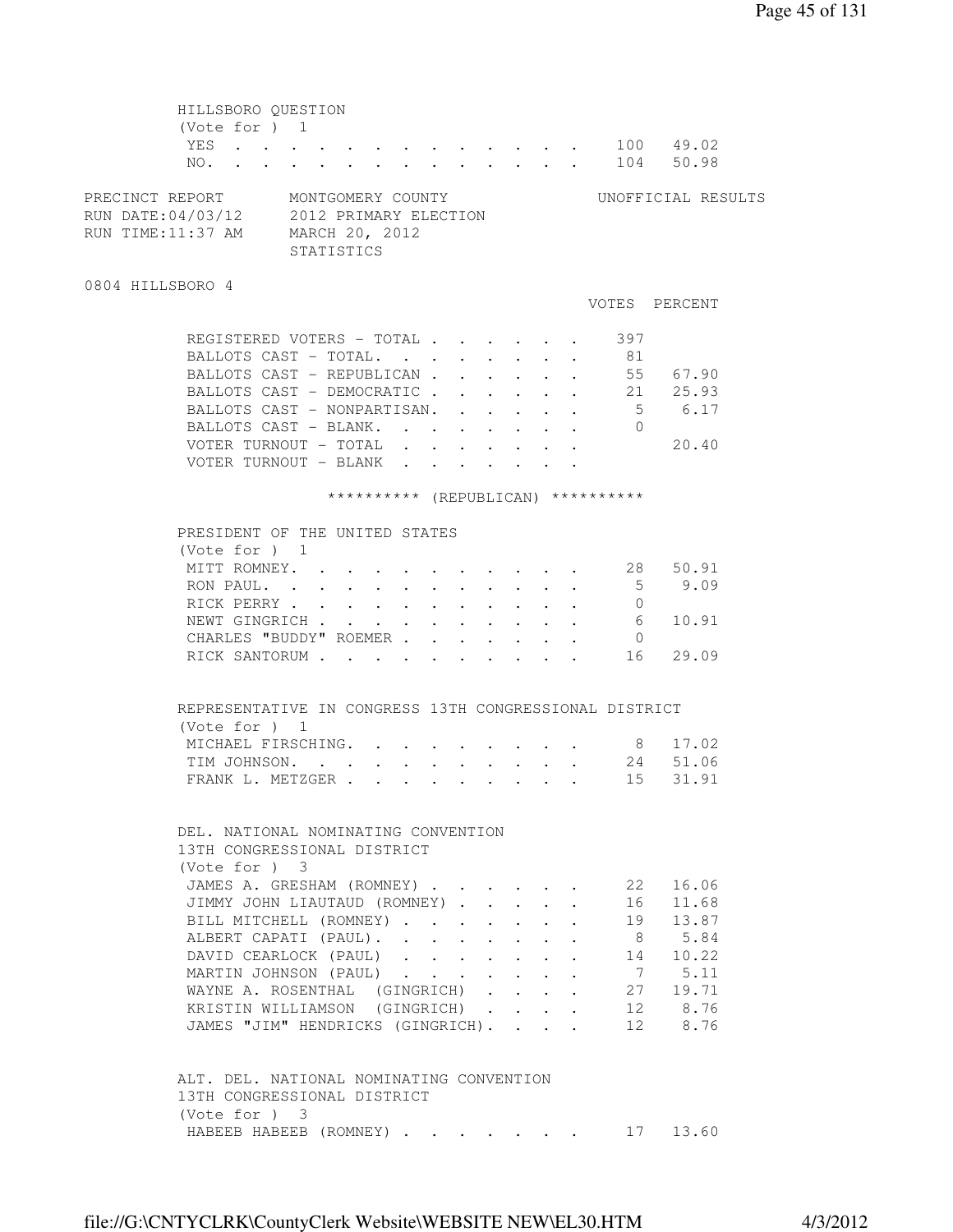HILLSBORO QUESTION
(Vote for ) 1

| | Votes | Percent |
|---|---|---|
| YES | 100 | 49.02 |
| NO. | 104 | 50.98 |

PRECINCT REPORT MONTGOMERY COUNTY UNOFFICIAL RESULTS
RUN DATE:04/03/12 2012 PRIMARY ELECTION
RUN TIME:11:37 AM MARCH 20, 2012
STATISTICS

0804 HILLSBORO 4

| | VOTES | PERCENT |
|---|---|---|
| REGISTERED VOTERS - TOTAL | 397 | |
| BALLOTS CAST - TOTAL. | 81 | |
| BALLOTS CAST - REPUBLICAN | 55 | 67.90 |
| BALLOTS CAST - DEMOCRATIC | 21 | 25.93 |
| BALLOTS CAST - NONPARTISAN. | 5 | 6.17 |
| BALLOTS CAST - BLANK. | 0 | |
| VOTER TURNOUT - TOTAL | | 20.40 |
| VOTER TURNOUT - BLANK | | |

********** (REPUBLICAN) **********

PRESIDENT OF THE UNITED STATES
(Vote for ) 1

| | Votes | Percent |
|---|---|---|
| MITT ROMNEY. | 28 | 50.91 |
| RON PAUL. | 5 | 9.09 |
| RICK PERRY | 0 | |
| NEWT GINGRICH | 6 | 10.91 |
| CHARLES "BUDDY" ROEMER | 0 | |
| RICK SANTORUM | 16 | 29.09 |

REPRESENTATIVE IN CONGRESS 13TH CONGRESSIONAL DISTRICT
(Vote for ) 1

| | Votes | Percent |
|---|---|---|
| MICHAEL FIRSCHING. | 8 | 17.02 |
| TIM JOHNSON. | 24 | 51.06 |
| FRANK L. METZGER | 15 | 31.91 |

DEL. NATIONAL NOMINATING CONVENTION
13TH CONGRESSIONAL DISTRICT
(Vote for ) 3

| | Votes | Percent |
|---|---|---|
| JAMES A. GRESHAM (ROMNEY) | 22 | 16.06 |
| JIMMY JOHN LIAUTAUD (ROMNEY) | 16 | 11.68 |
| BILL MITCHELL (ROMNEY) | 19 | 13.87 |
| ALBERT CAPATI (PAUL). | 8 | 5.84 |
| DAVID CEARLOCK (PAUL) | 14 | 10.22 |
| MARTIN JOHNSON (PAUL) | 7 | 5.11 |
| WAYNE A. ROSENTHAL (GINGRICH) | 27 | 19.71 |
| KRISTIN WILLIAMSON (GINGRICH) | 12 | 8.76 |
| JAMES "JIM" HENDRICKS (GINGRICH). | 12 | 8.76 |

ALT. DEL. NATIONAL NOMINATING CONVENTION
13TH CONGRESSIONAL DISTRICT
(Vote for ) 3

| | Votes | Percent |
|---|---|---|
| HABEEB HABEEB (ROMNEY) | 17 | 13.60 |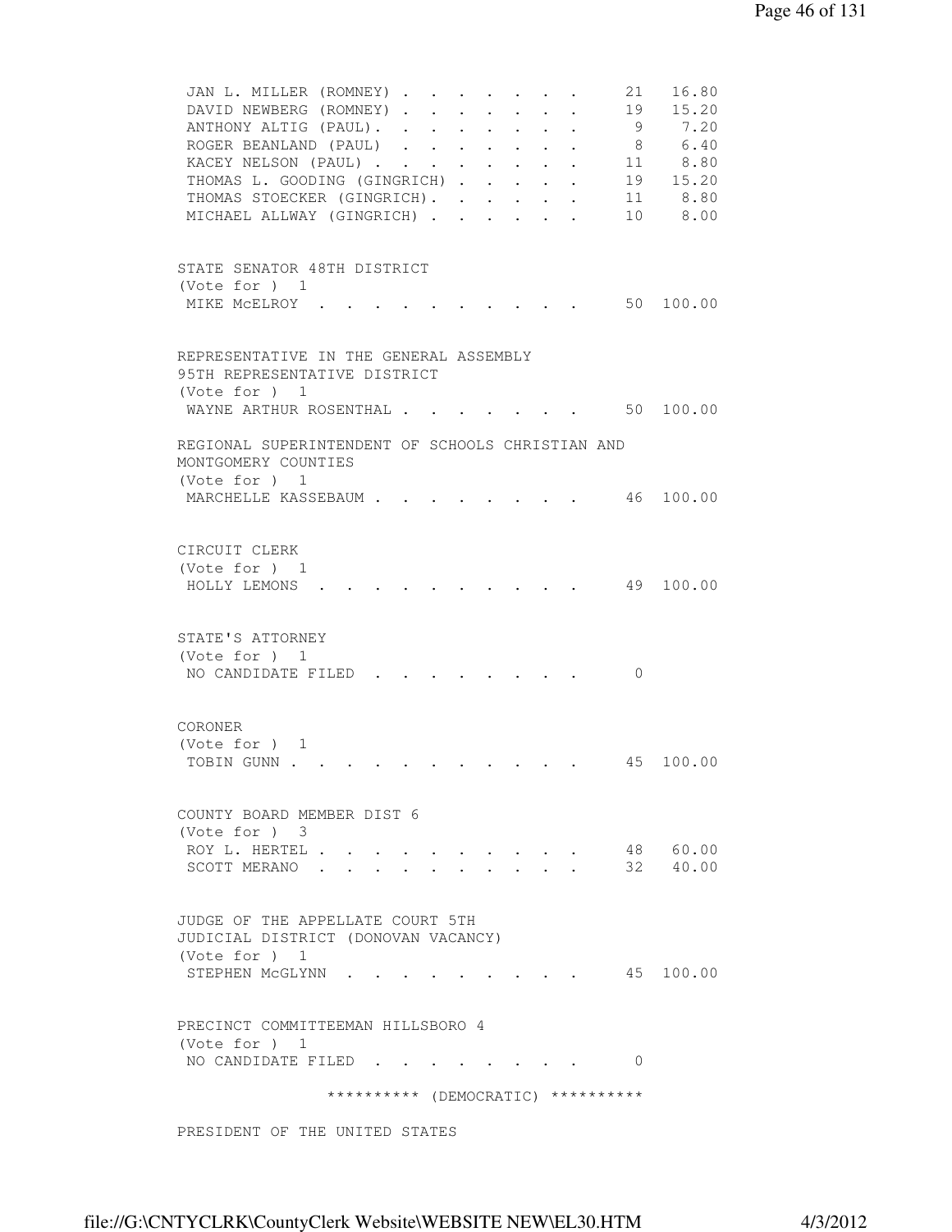| | | |
|---|---|---|
| JAN L. MILLER (ROMNEY) | 21 | 16.80 |
| DAVID NEWBERG (ROMNEY) | 19 | 15.20 |
| ANTHONY ALTIG (PAUL) | 9 | 7.20 |
| ROGER BEANLAND (PAUL) | 8 | 6.40 |
| KACEY NELSON (PAUL) | 11 | 8.80 |
| THOMAS L. GOODING (GINGRICH) | 19 | 15.20 |
| THOMAS STOECKER (GINGRICH) | 11 | 8.80 |
| MICHAEL ALLWAY (GINGRICH) | 10 | 8.00 |

STATE SENATOR 48TH DISTRICT
(Vote for ) 1

| | | |
|---|---|---|
| MIKE McELROY | 50 | 100.00 |

REPRESENTATIVE IN THE GENERAL ASSEMBLY
95TH REPRESENTATIVE DISTRICT
(Vote for ) 1

| | | |
|---|---|---|
| WAYNE ARTHUR ROSENTHAL | 50 | 100.00 |

REGIONAL SUPERINTENDENT OF SCHOOLS CHRISTIAN AND
MONTGOMERY COUNTIES
(Vote for ) 1

| | | |
|---|---|---|
| MARCHELLE KASSEBAUM | 46 | 100.00 |

CIRCUIT CLERK
(Vote for ) 1

| | | |
|---|---|---|
| HOLLY LEMONS | 49 | 100.00 |

STATE'S ATTORNEY
(Vote for ) 1

| | | |
|---|---|---|
| NO CANDIDATE FILED | 0 | |

CORONER
(Vote for ) 1

| | | |
|---|---|---|
| TOBIN GUNN | 45 | 100.00 |

COUNTY BOARD MEMBER DIST 6
(Vote for ) 3

| | | |
|---|---|---|
| ROY L. HERTEL | 48 | 60.00 |
| SCOTT MERANO | 32 | 40.00 |

JUDGE OF THE APPELLATE COURT 5TH
JUDICIAL DISTRICT (DONOVAN VACANCY)
(Vote for ) 1

| | | |
|---|---|---|
| STEPHEN McGLYNN | 45 | 100.00 |

PRECINCT COMMITTEEMAN HILLSBORO 4
(Vote for ) 1

| | | |
|---|---|---|
| NO CANDIDATE FILED | 0 | |

********** (DEMOCRATIC) **********

PRESIDENT OF THE UNITED STATES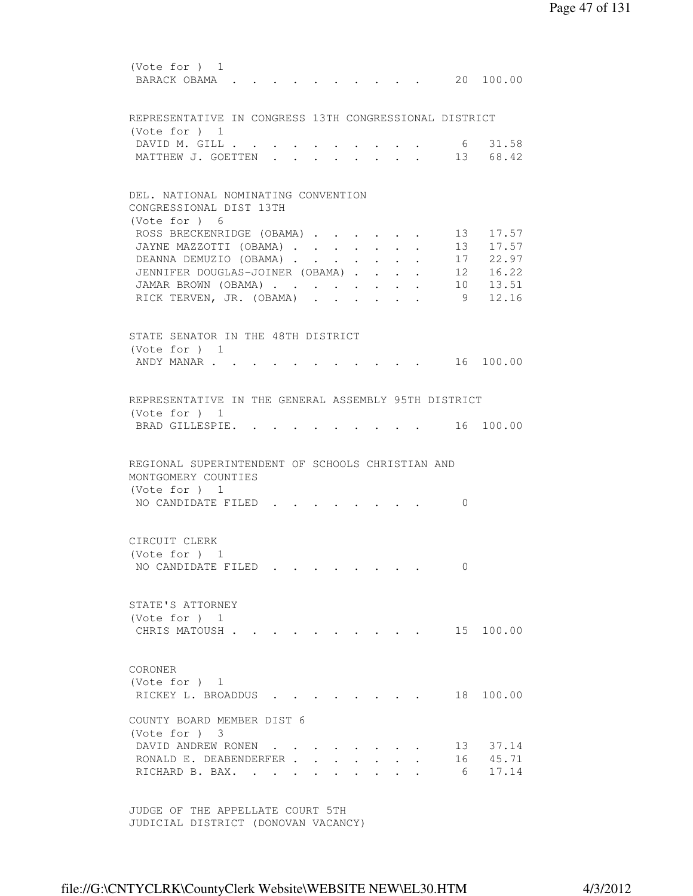(Vote for ) 1

| | | |
|---|---|---|
| BARACK OBAMA | 20 | 100.00 |

REPRESENTATIVE IN CONGRESS 13TH CONGRESSIONAL DISTRICT
(Vote for ) 1

| | | |
|---|---|---|
| DAVID M. GILL | 6 | 31.58 |
| MATTHEW J. GOETTEN | 13 | 68.42 |

DEL. NATIONAL NOMINATING CONVENTION
CONGRESSIONAL DIST 13TH
(Vote for ) 6

| | | |
|---|---|---|
| ROSS BRECKENRIDGE (OBAMA) | 13 | 17.57 |
| JAYNE MAZZOTTI (OBAMA) | 13 | 17.57 |
| DEANNA DEMUZIO (OBAMA) | 17 | 22.97 |
| JENNIFER DOUGLAS-JOINER (OBAMA) | 12 | 16.22 |
| JAMAR BROWN (OBAMA) | 10 | 13.51 |
| RICK TERVEN, JR. (OBAMA) | 9 | 12.16 |

STATE SENATOR IN THE 48TH DISTRICT
(Vote for ) 1

| | | |
|---|---|---|
| ANDY MANAR | 16 | 100.00 |

REPRESENTATIVE IN THE GENERAL ASSEMBLY 95TH DISTRICT
(Vote for ) 1

| | | |
|---|---|---|
| BRAD GILLESPIE. | 16 | 100.00 |

REGIONAL SUPERINTENDENT OF SCHOOLS CHRISTIAN AND
MONTGOMERY COUNTIES
(Vote for ) 1

| | | |
|---|---|---|
| NO CANDIDATE FILED | 0 | |

CIRCUIT CLERK
(Vote for ) 1

| | | |
|---|---|---|
| NO CANDIDATE FILED | 0 | |

STATE'S ATTORNEY
(Vote for ) 1

| | | |
|---|---|---|
| CHRIS MATOUSH | 15 | 100.00 |

CORONER
(Vote for ) 1

| | | |
|---|---|---|
| RICKEY L. BROADDUS | 18 | 100.00 |

COUNTY BOARD MEMBER DIST 6
(Vote for ) 3

| | | |
|---|---|---|
| DAVID ANDREW RONEN | 13 | 37.14 |
| RONALD E. DEABENDERFER | 16 | 45.71 |
| RICHARD B. BAX. | 6 | 17.14 |

JUDGE OF THE APPELLATE COURT 5TH
JUDICIAL DISTRICT (DONOVAN VACANCY)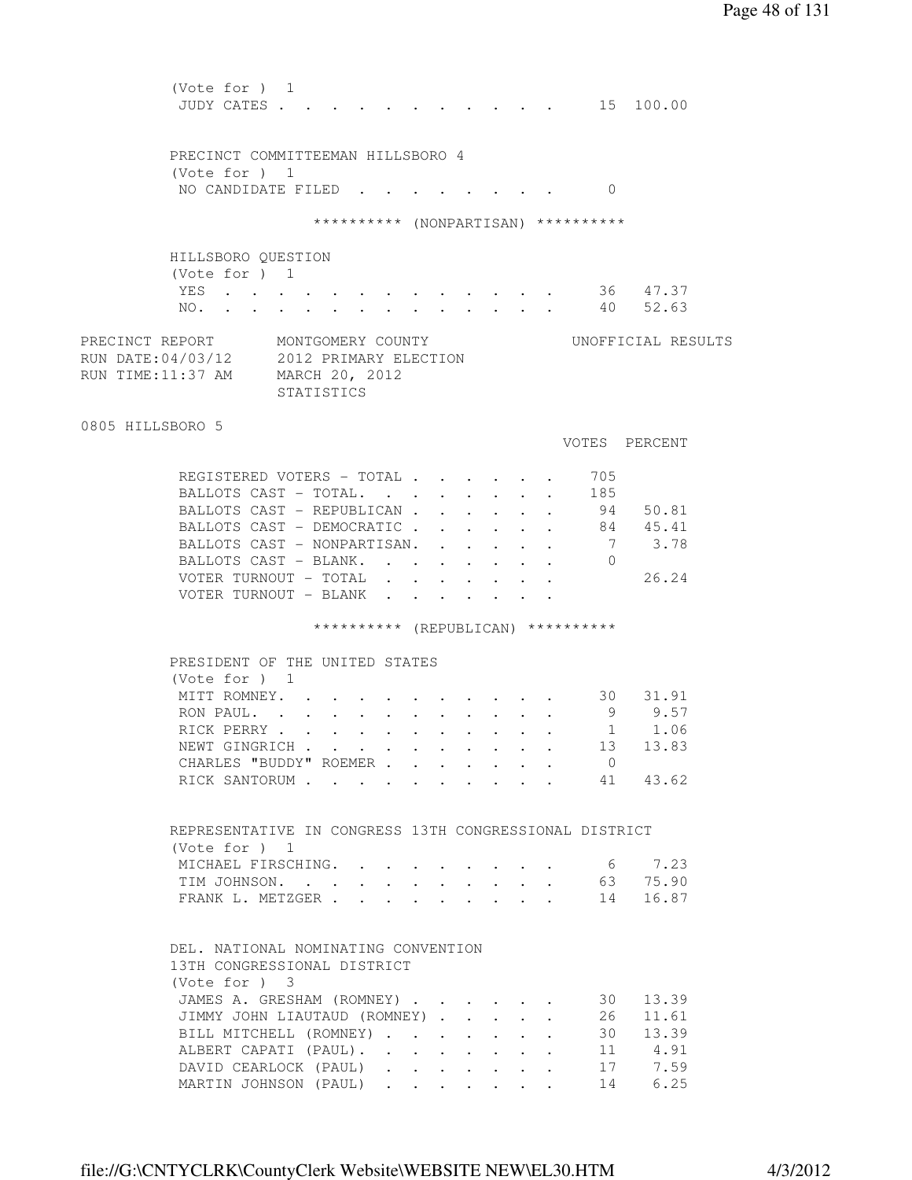(Vote for ) 1

| | Votes | Percent |
|---|---|---|
| JUDY CATES | 15 | 100.00 |

PRECINCT COMMITTEEMAN HILLSBORO 4

(Vote for ) 1

| | Votes | Percent |
|---|---|---|
| NO CANDIDATE FILED | 0 | |

********** (NONPARTISAN) **********

HILLSBORO QUESTION

(Vote for ) 1

| | Votes | Percent |
|---|---|---|
| YES | 36 | 47.37 |
| NO. | 40 | 52.63 |

PRECINCT REPORT MONTGOMERY COUNTY UNOFFICIAL RESULTS
RUN DATE:04/03/12 2012 PRIMARY ELECTION
RUN TIME:11:37 AM MARCH 20, 2012
STATISTICS

0805 HILLSBORO 5

| | VOTES | PERCENT |
|---|---|---|
| REGISTERED VOTERS - TOTAL | 705 | |
| BALLOTS CAST - TOTAL. | 185 | |
| BALLOTS CAST - REPUBLICAN | 94 | 50.81 |
| BALLOTS CAST - DEMOCRATIC | 84 | 45.41 |
| BALLOTS CAST - NONPARTISAN. | 7 | 3.78 |
| BALLOTS CAST - BLANK. | 0 | |
| VOTER TURNOUT - TOTAL | | 26.24 |
| VOTER TURNOUT - BLANK | | |

********** (REPUBLICAN) **********

PRESIDENT OF THE UNITED STATES

(Vote for ) 1

| | Votes | Percent |
|---|---|---|
| MITT ROMNEY. | 30 | 31.91 |
| RON PAUL. | 9 | 9.57 |
| RICK PERRY | 1 | 1.06 |
| NEWT GINGRICH | 13 | 13.83 |
| CHARLES "BUDDY" ROEMER | 0 | |
| RICK SANTORUM | 41 | 43.62 |

REPRESENTATIVE IN CONGRESS 13TH CONGRESSIONAL DISTRICT

(Vote for ) 1

| | Votes | Percent |
|---|---|---|
| MICHAEL FIRSCHING. | 6 | 7.23 |
| TIM JOHNSON. | 63 | 75.90 |
| FRANK L. METZGER | 14 | 16.87 |

DEL. NATIONAL NOMINATING CONVENTION
13TH CONGRESSIONAL DISTRICT

(Vote for ) 3

| | Votes | Percent |
|---|---|---|
| JAMES A. GRESHAM (ROMNEY) | 30 | 13.39 |
| JIMMY JOHN LIAUTAUD (ROMNEY) | 26 | 11.61 |
| BILL MITCHELL (ROMNEY) | 30 | 13.39 |
| ALBERT CAPATI (PAUL). | 11 | 4.91 |
| DAVID CEARLOCK (PAUL) | 17 | 7.59 |
| MARTIN JOHNSON (PAUL) | 14 | 6.25 |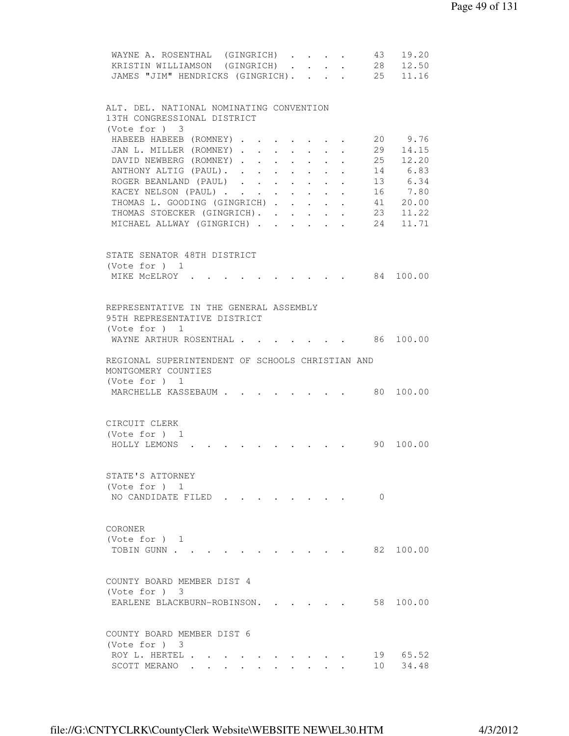| | | |
|---|---|---|
| WAYNE A. ROSENTHAL (GINGRICH) | 43 | 19.20 |
| KRISTIN WILLIAMSON (GINGRICH) | 28 | 12.50 |
| JAMES "JIM" HENDRICKS (GINGRICH) | 25 | 11.16 |

ALT. DEL. NATIONAL NOMINATING CONVENTION
13TH CONGRESSIONAL DISTRICT
(Vote for ) 3

| | | |
|---|---|---|
| HABEEB HABEEB (ROMNEY) | 20 | 9.76 |
| JAN L. MILLER (ROMNEY) | 29 | 14.15 |
| DAVID NEWBERG (ROMNEY) | 25 | 12.20 |
| ANTHONY ALTIG (PAUL) | 14 | 6.83 |
| ROGER BEANLAND (PAUL) | 13 | 6.34 |
| KACEY NELSON (PAUL) | 16 | 7.80 |
| THOMAS L. GOODING (GINGRICH) | 41 | 20.00 |
| THOMAS STOECKER (GINGRICH) | 23 | 11.22 |
| MICHAEL ALLWAY (GINGRICH) | 24 | 11.71 |

STATE SENATOR 48TH DISTRICT
(Vote for ) 1

| | | |
|---|---|---|
| MIKE McELROY | 84 | 100.00 |

REPRESENTATIVE IN THE GENERAL ASSEMBLY
95TH REPRESENTATIVE DISTRICT
(Vote for ) 1

| | | |
|---|---|---|
| WAYNE ARTHUR ROSENTHAL | 86 | 100.00 |

REGIONAL SUPERINTENDENT OF SCHOOLS CHRISTIAN AND
MONTGOMERY COUNTIES
(Vote for ) 1

| | | |
|---|---|---|
| MARCHELLE KASSEBAUM | 80 | 100.00 |

CIRCUIT CLERK
(Vote for ) 1

| | | |
|---|---|---|
| HOLLY LEMONS | 90 | 100.00 |

STATE'S ATTORNEY
(Vote for ) 1

| | | |
|---|---|---|
| NO CANDIDATE FILED | 0 | |

CORONER
(Vote for ) 1

| | | |
|---|---|---|
| TOBIN GUNN | 82 | 100.00 |

COUNTY BOARD MEMBER DIST 4
(Vote for ) 3

| | | |
|---|---|---|
| EARLENE BLACKBURN-ROBINSON | 58 | 100.00 |

COUNTY BOARD MEMBER DIST 6
(Vote for ) 3

| | | |
|---|---|---|
| ROY L. HERTEL | 19 | 65.52 |
| SCOTT MERANO | 10 | 34.48 |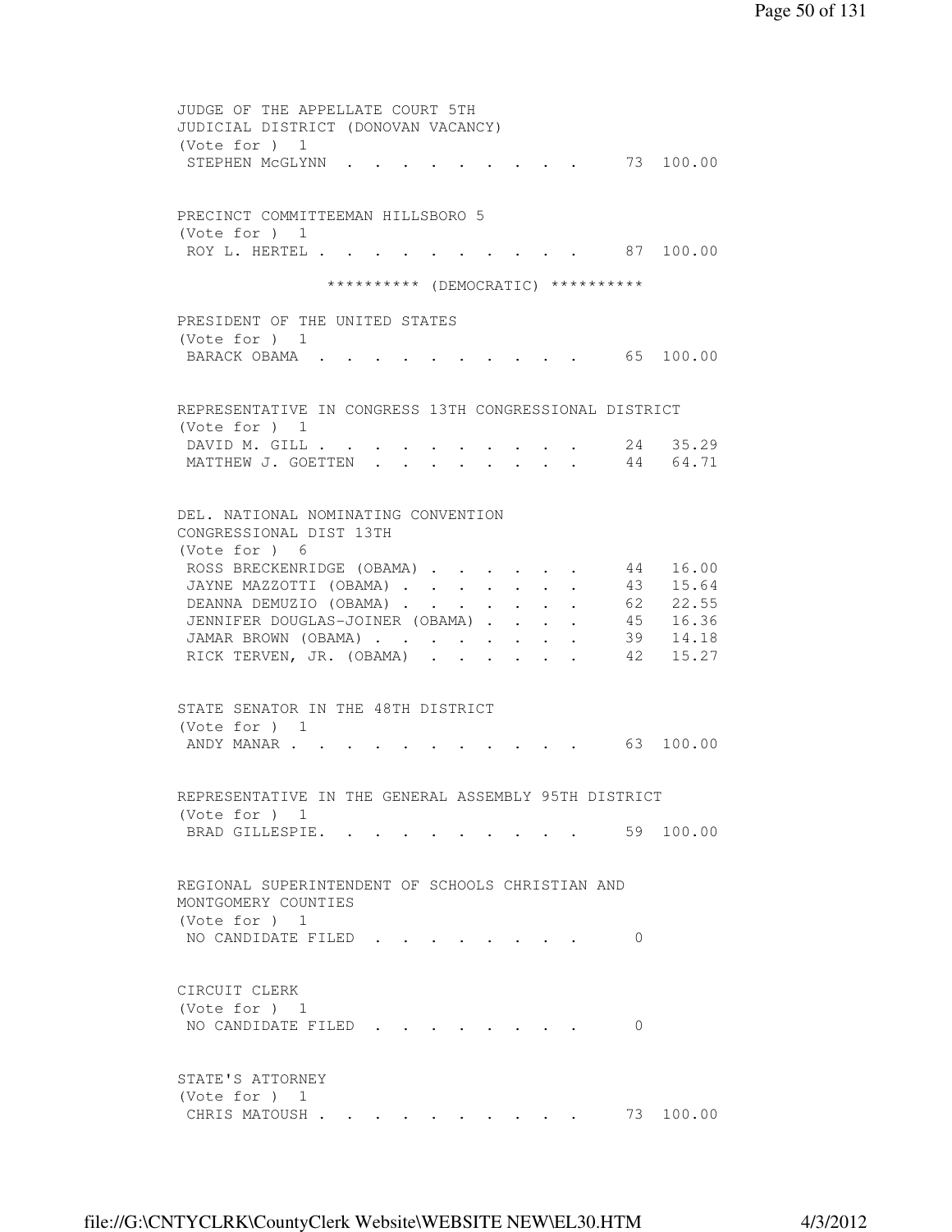JUDGE OF THE APPELLATE COURT 5TH JUDICIAL DISTRICT (DONOVAN VACANCY)
(Vote for ) 1

| | | |
|---|---|---|
| STEPHEN McGLYNN | 73 | 100.00 |

PRECINCT COMMITTEEMAN HILLSBORO 5
(Vote for ) 1

| | | |
|---|---|---|
| ROY L. HERTEL | 87 | 100.00 |

********** (DEMOCRATIC) **********

PRESIDENT OF THE UNITED STATES
(Vote for ) 1

| | | |
|---|---|---|
| BARACK OBAMA | 65 | 100.00 |

REPRESENTATIVE IN CONGRESS 13TH CONGRESSIONAL DISTRICT
(Vote for ) 1

| | | |
|---|---|---|
| DAVID M. GILL | 24 | 35.29 |
| MATTHEW J. GOETTEN | 44 | 64.71 |

DEL. NATIONAL NOMINATING CONVENTION CONGRESSIONAL DIST 13TH
(Vote for ) 6

| | | |
|---|---|---|
| ROSS BRECKENRIDGE (OBAMA) | 44 | 16.00 |
| JAYNE MAZZOTTI (OBAMA) | 43 | 15.64 |
| DEANNA DEMUZIO (OBAMA) | 62 | 22.55 |
| JENNIFER DOUGLAS-JOINER (OBAMA) | 45 | 16.36 |
| JAMAR BROWN (OBAMA) | 39 | 14.18 |
| RICK TERVEN, JR. (OBAMA) | 42 | 15.27 |

STATE SENATOR IN THE 48TH DISTRICT
(Vote for ) 1

| | | |
|---|---|---|
| ANDY MANAR | 63 | 100.00 |

REPRESENTATIVE IN THE GENERAL ASSEMBLY 95TH DISTRICT
(Vote for ) 1

| | | |
|---|---|---|
| BRAD GILLESPIE. | 59 | 100.00 |

REGIONAL SUPERINTENDENT OF SCHOOLS CHRISTIAN AND MONTGOMERY COUNTIES
(Vote for ) 1

| | | |
|---|---|---|
| NO CANDIDATE FILED | 0 | |

CIRCUIT CLERK
(Vote for ) 1

| | | |
|---|---|---|
| NO CANDIDATE FILED | 0 | |

STATE'S ATTORNEY
(Vote for ) 1

| | | |
|---|---|---|
| CHRIS MATOUSH | 73 | 100.00 |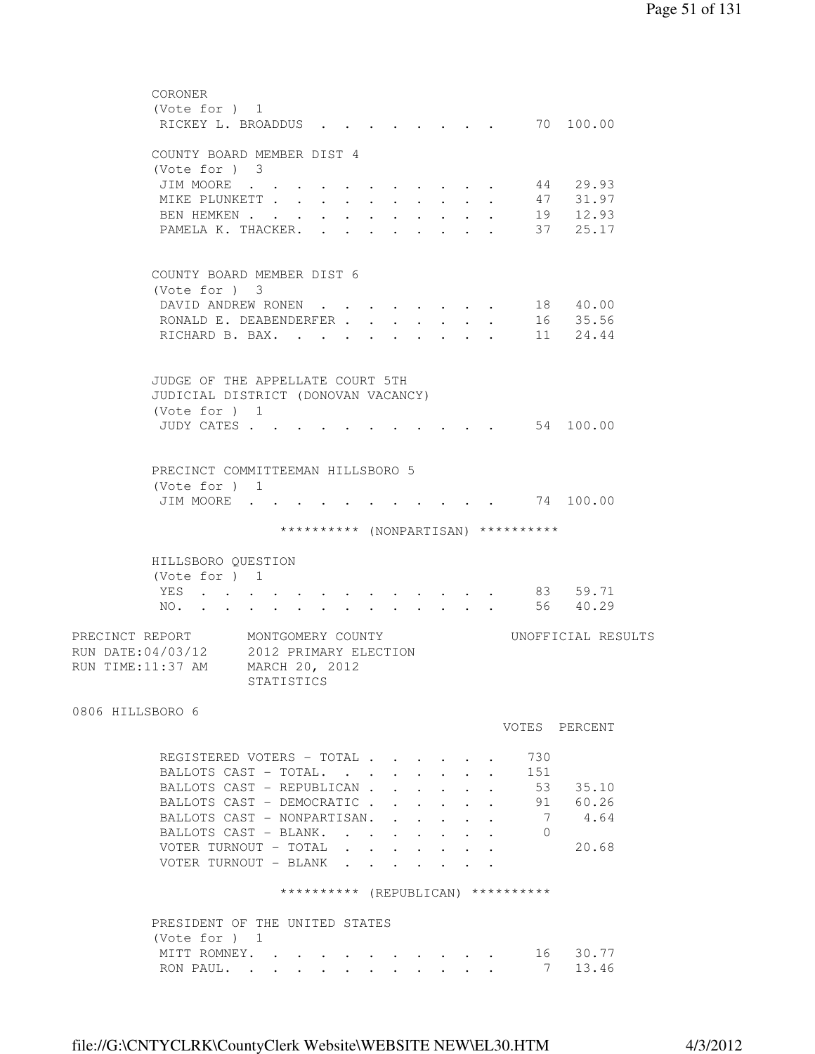CORONER
(Vote for ) 1

| | | |
|---|---|---|
| RICKEY L. BROADDUS | 70 | 100.00 |

COUNTY BOARD MEMBER DIST 4
(Vote for ) 3

| | | |
|---|---|---|
| JIM MOORE | 44 | 29.93 |
| MIKE PLUNKETT | 47 | 31.97 |
| BEN HEMKEN | 19 | 12.93 |
| PAMELA K. THACKER | 37 | 25.17 |

COUNTY BOARD MEMBER DIST 6
(Vote for ) 3

| | | |
|---|---|---|
| DAVID ANDREW RONEN | 18 | 40.00 |
| RONALD E. DEABENDERFER | 16 | 35.56 |
| RICHARD B. BAX | 11 | 24.44 |

JUDGE OF THE APPELLATE COURT 5TH
JUDICIAL DISTRICT (DONOVAN VACANCY)
(Vote for ) 1

| | | |
|---|---|---|
| JUDY CATES | 54 | 100.00 |

PRECINCT COMMITTEEMAN HILLSBORO 5
(Vote for ) 1

| | | |
|---|---|---|
| JIM MOORE | 74 | 100.00 |

********** (NONPARTISAN) **********

HILLSBORO QUESTION
(Vote for ) 1

| | | |
|---|---|---|
| YES | 83 | 59.71 |
| NO | 56 | 40.29 |

PRECINCT REPORT    MONTGOMERY COUNTY    UNOFFICIAL RESULTS
RUN DATE:04/03/12    2012 PRIMARY ELECTION
RUN TIME:11:37 AM    MARCH 20, 2012
STATISTICS

0806 HILLSBORO 6

| | VOTES | PERCENT |
|---|---|---|
| REGISTERED VOTERS - TOTAL | 730 | |
| BALLOTS CAST - TOTAL. | 151 | |
| BALLOTS CAST - REPUBLICAN | 53 | 35.10 |
| BALLOTS CAST - DEMOCRATIC | 91 | 60.26 |
| BALLOTS CAST - NONPARTISAN. | 7 | 4.64 |
| BALLOTS CAST - BLANK. | 0 | |
| VOTER TURNOUT - TOTAL | | 20.68 |
| VOTER TURNOUT - BLANK | | |

********** (REPUBLICAN) **********

PRESIDENT OF THE UNITED STATES
(Vote for ) 1

| | | |
|---|---|---|
| MITT ROMNEY. | 16 | 30.77 |
| RON PAUL. | 7 | 13.46 |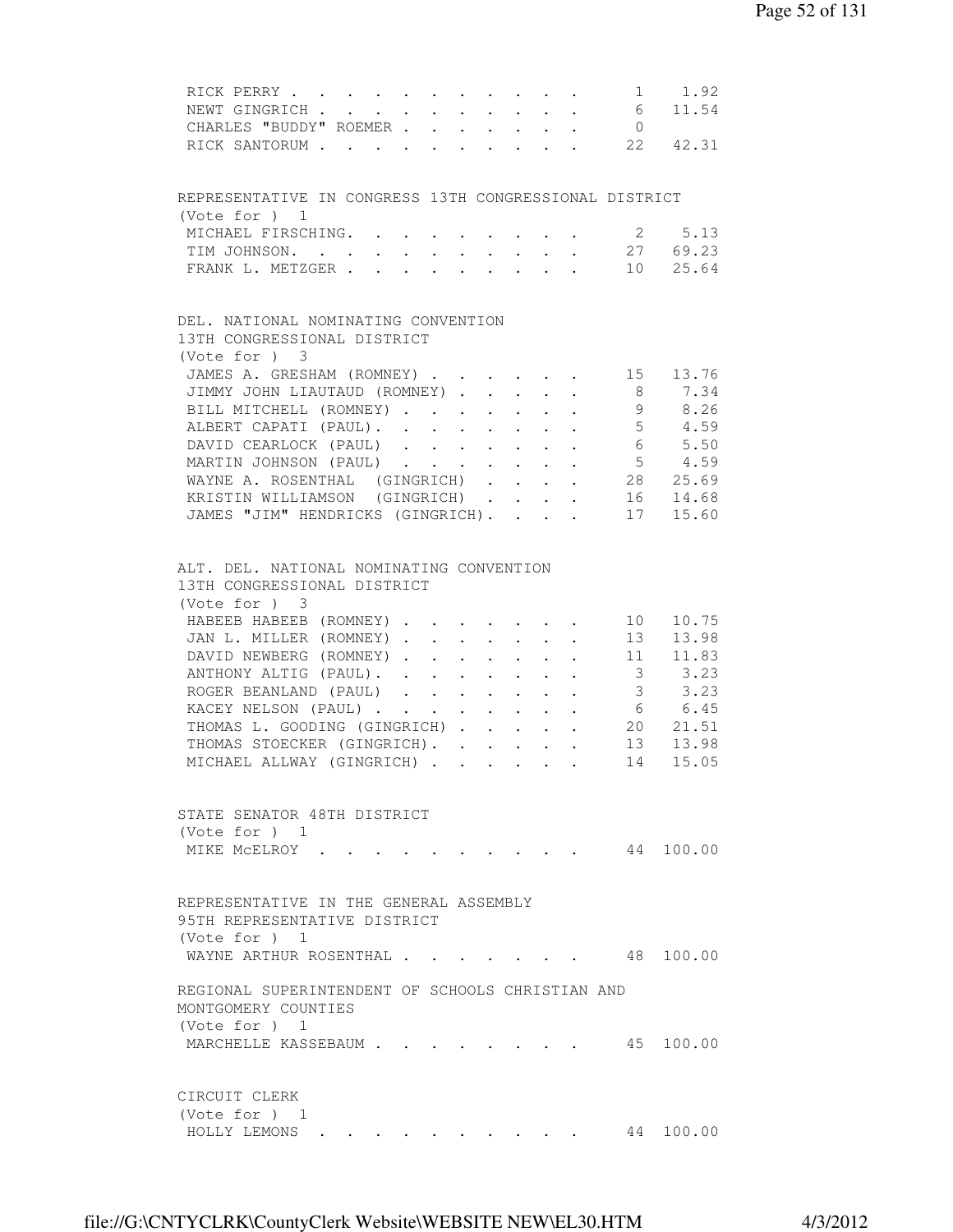| | | |
|---|---|---|
| RICK PERRY | 1 | 1.92 |
| NEWT GINGRICH | 6 | 11.54 |
| CHARLES "BUDDY" ROEMER | 0 | |
| RICK SANTORUM | 22 | 42.31 |

REPRESENTATIVE IN CONGRESS 13TH CONGRESSIONAL DISTRICT
(Vote for ) 1

| | | |
|---|---|---|
| MICHAEL FIRSCHING | 2 | 5.13 |
| TIM JOHNSON | 27 | 69.23 |
| FRANK L. METZGER | 10 | 25.64 |

DEL. NATIONAL NOMINATING CONVENTION
13TH CONGRESSIONAL DISTRICT
(Vote for ) 3

| | | |
|---|---|---|
| JAMES A. GRESHAM (ROMNEY) | 15 | 13.76 |
| JIMMY JOHN LIAUTAUD (ROMNEY) | 8 | 7.34 |
| BILL MITCHELL (ROMNEY) | 9 | 8.26 |
| ALBERT CAPATI (PAUL) | 5 | 4.59 |
| DAVID CEARLOCK (PAUL) | 6 | 5.50 |
| MARTIN JOHNSON (PAUL) | 5 | 4.59 |
| WAYNE A. ROSENTHAL (GINGRICH) | 28 | 25.69 |
| KRISTIN WILLIAMSON (GINGRICH) | 16 | 14.68 |
| JAMES "JIM" HENDRICKS (GINGRICH) | 17 | 15.60 |

ALT. DEL. NATIONAL NOMINATING CONVENTION
13TH CONGRESSIONAL DISTRICT
(Vote for ) 3

| | | |
|---|---|---|
| HABEEB HABEEB (ROMNEY) | 10 | 10.75 |
| JAN L. MILLER (ROMNEY) | 13 | 13.98 |
| DAVID NEWBERG (ROMNEY) | 11 | 11.83 |
| ANTHONY ALTIG (PAUL) | 3 | 3.23 |
| ROGER BEANLAND (PAUL) | 3 | 3.23 |
| KACEY NELSON (PAUL) | 6 | 6.45 |
| THOMAS L. GOODING (GINGRICH) | 20 | 21.51 |
| THOMAS STOECKER (GINGRICH) | 13 | 13.98 |
| MICHAEL ALLWAY (GINGRICH) | 14 | 15.05 |

STATE SENATOR 48TH DISTRICT
(Vote for ) 1

| | | |
|---|---|---|
| MIKE McELROY | 44 | 100.00 |

REPRESENTATIVE IN THE GENERAL ASSEMBLY
95TH REPRESENTATIVE DISTRICT
(Vote for ) 1

| | | |
|---|---|---|
| WAYNE ARTHUR ROSENTHAL | 48 | 100.00 |

REGIONAL SUPERINTENDENT OF SCHOOLS CHRISTIAN AND
MONTGOMERY COUNTIES
(Vote for ) 1

| | | |
|---|---|---|
| MARCHELLE KASSEBAUM | 45 | 100.00 |

CIRCUIT CLERK
(Vote for ) 1

| | | |
|---|---|---|
| HOLLY LEMONS | 44 | 100.00 |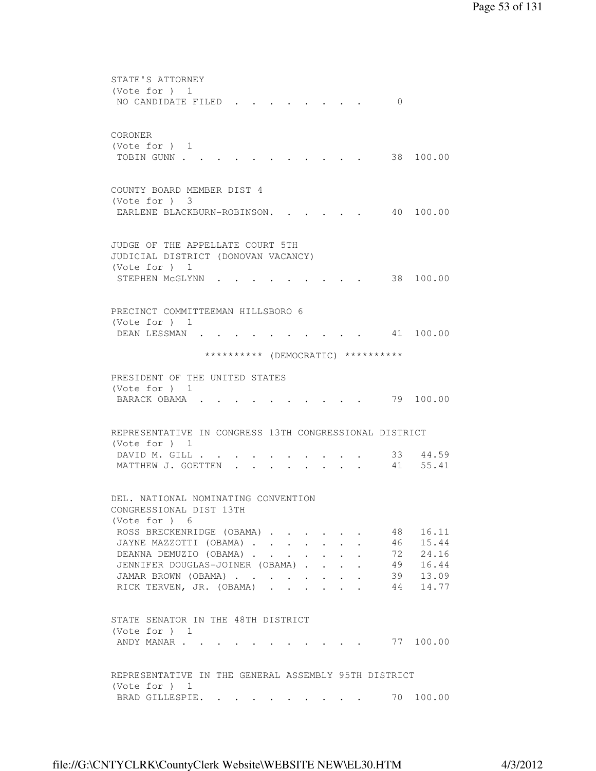STATE'S ATTORNEY
(Vote for ) 1

| | | |
|---|---|---|
| NO CANDIDATE FILED | 0 | |

CORONER
(Vote for ) 1

| | | |
|---|---|---|
| TOBIN GUNN | 38 | 100.00 |

COUNTY BOARD MEMBER DIST 4
(Vote for ) 3

| | | |
|---|---|---|
| EARLENE BLACKBURN-ROBINSON | 40 | 100.00 |

JUDGE OF THE APPELLATE COURT 5TH JUDICIAL DISTRICT (DONOVAN VACANCY)
(Vote for ) 1

| | | |
|---|---|---|
| STEPHEN McGLYNN | 38 | 100.00 |

PRECINCT COMMITTEEMAN HILLSBORO 6
(Vote for ) 1

| | | |
|---|---|---|
| DEAN LESSMAN | 41 | 100.00 |

********** (DEMOCRATIC) **********

PRESIDENT OF THE UNITED STATES
(Vote for ) 1

| | | |
|---|---|---|
| BARACK OBAMA | 79 | 100.00 |

REPRESENTATIVE IN CONGRESS 13TH CONGRESSIONAL DISTRICT
(Vote for ) 1

| | | |
|---|---|---|
| DAVID M. GILL | 33 | 44.59 |
| MATTHEW J. GOETTEN | 41 | 55.41 |

DEL. NATIONAL NOMINATING CONVENTION CONGRESSIONAL DIST 13TH
(Vote for ) 6

| | | |
|---|---|---|
| ROSS BRECKENRIDGE (OBAMA) | 48 | 16.11 |
| JAYNE MAZZOTTI (OBAMA) | 46 | 15.44 |
| DEANNA DEMUZIO (OBAMA) | 72 | 24.16 |
| JENNIFER DOUGLAS-JOINER (OBAMA) | 49 | 16.44 |
| JAMAR BROWN (OBAMA) | 39 | 13.09 |
| RICK TERVEN, JR. (OBAMA) | 44 | 14.77 |

STATE SENATOR IN THE 48TH DISTRICT
(Vote for ) 1

| | | |
|---|---|---|
| ANDY MANAR | 77 | 100.00 |

REPRESENTATIVE IN THE GENERAL ASSEMBLY 95TH DISTRICT
(Vote for ) 1

| | | |
|---|---|---|
| BRAD GILLESPIE | 70 | 100.00 |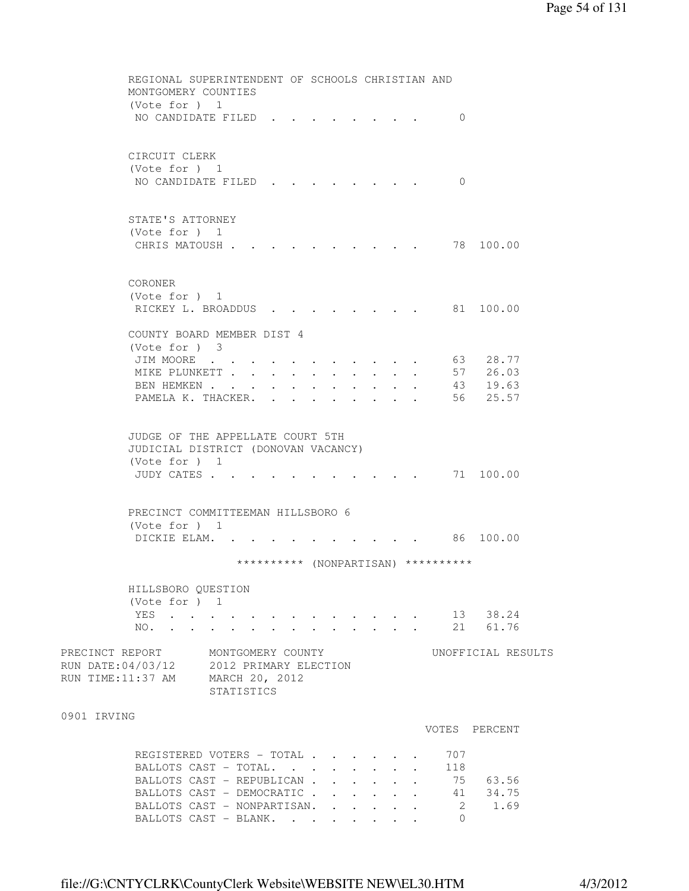REGIONAL SUPERINTENDENT OF SCHOOLS CHRISTIAN AND MONTGOMERY COUNTIES
(Vote for ) 1

| | VOTES | PERCENT |
|---|---|---|
| NO CANDIDATE FILED | 0 | |

CIRCUIT CLERK
(Vote for ) 1

| | VOTES | PERCENT |
|---|---|---|
| NO CANDIDATE FILED | 0 | |

STATE'S ATTORNEY
(Vote for ) 1

| | VOTES | PERCENT |
|---|---|---|
| CHRIS MATOUSH | 78 | 100.00 |

CORONER
(Vote for ) 1

| | VOTES | PERCENT |
|---|---|---|
| RICKEY L. BROADDUS | 81 | 100.00 |

COUNTY BOARD MEMBER DIST 4
(Vote for ) 3

| | VOTES | PERCENT |
|---|---|---|
| JIM MOORE | 63 | 28.77 |
| MIKE PLUNKETT | 57 | 26.03 |
| BEN HEMKEN | 43 | 19.63 |
| PAMELA K. THACKER. | 56 | 25.57 |

JUDGE OF THE APPELLATE COURT 5TH JUDICIAL DISTRICT (DONOVAN VACANCY)
(Vote for ) 1

| | VOTES | PERCENT |
|---|---|---|
| JUDY CATES | 71 | 100.00 |

PRECINCT COMMITTEEMAN HILLSBORO 6
(Vote for ) 1

| | VOTES | PERCENT |
|---|---|---|
| DICKIE ELAM. | 86 | 100.00 |

********** (NONPARTISAN) **********

HILLSBORO QUESTION
(Vote for ) 1

| | VOTES | PERCENT |
|---|---|---|
| YES | 13 | 38.24 |
| NO. | 21 | 61.76 |

PRECINCT REPORT    MONTGOMERY COUNTY    UNOFFICIAL RESULTS
RUN DATE:04/03/12    2012 PRIMARY ELECTION
RUN TIME:11:37 AM    MARCH 20, 2012
STATISTICS

0901 IRVING

| | VOTES | PERCENT |
|---|---|---|
| REGISTERED VOTERS - TOTAL | 707 | |
| BALLOTS CAST - TOTAL. | 118 | |
| BALLOTS CAST - REPUBLICAN | 75 | 63.56 |
| BALLOTS CAST - DEMOCRATIC | 41 | 34.75 |
| BALLOTS CAST - NONPARTISAN. | 2 | 1.69 |
| BALLOTS CAST - BLANK. | 0 | |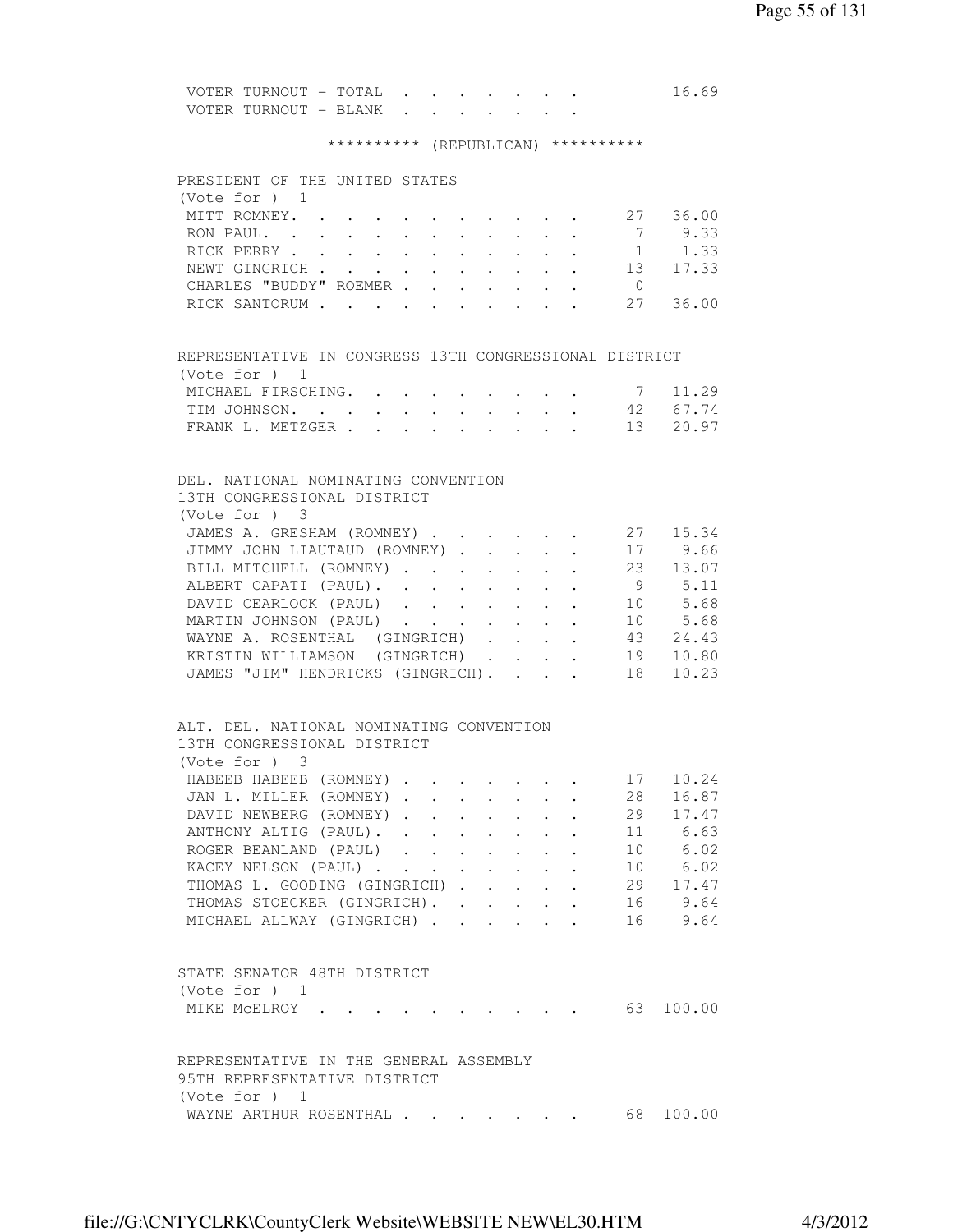VOTER TURNOUT - TOTAL . . . . . . . . 16.69
VOTER TURNOUT - BLANK . . . . . . . .

********** (REPUBLICAN) **********

PRESIDENT OF THE UNITED STATES
(Vote for ) 1

| Candidate | Votes | Percent |
|---|---|---|
| MITT ROMNEY | 27 | 36.00 |
| RON PAUL | 7 | 9.33 |
| RICK PERRY | 1 | 1.33 |
| NEWT GINGRICH | 13 | 17.33 |
| CHARLES "BUDDY" ROEMER | 0 | |
| RICK SANTORUM | 27 | 36.00 |

REPRESENTATIVE IN CONGRESS 13TH CONGRESSIONAL DISTRICT
(Vote for ) 1

| Candidate | Votes | Percent |
|---|---|---|
| MICHAEL FIRSCHING | 7 | 11.29 |
| TIM JOHNSON | 42 | 67.74 |
| FRANK L. METZGER | 13 | 20.97 |

DEL. NATIONAL NOMINATING CONVENTION
13TH CONGRESSIONAL DISTRICT
(Vote for ) 3

| Candidate | Votes | Percent |
|---|---|---|
| JAMES A. GRESHAM (ROMNEY) | 27 | 15.34 |
| JIMMY JOHN LIAUTAUD (ROMNEY) | 17 | 9.66 |
| BILL MITCHELL (ROMNEY) | 23 | 13.07 |
| ALBERT CAPATI (PAUL) | 9 | 5.11 |
| DAVID CEARLOCK (PAUL) | 10 | 5.68 |
| MARTIN JOHNSON (PAUL) | 10 | 5.68 |
| WAYNE A. ROSENTHAL (GINGRICH) | 43 | 24.43 |
| KRISTIN WILLIAMSON (GINGRICH) | 19 | 10.80 |
| JAMES "JIM" HENDRICKS (GINGRICH) | 18 | 10.23 |

ALT. DEL. NATIONAL NOMINATING CONVENTION
13TH CONGRESSIONAL DISTRICT
(Vote for ) 3

| Candidate | Votes | Percent |
|---|---|---|
| HABEEB HABEEB (ROMNEY) | 17 | 10.24 |
| JAN L. MILLER (ROMNEY) | 28 | 16.87 |
| DAVID NEWBERG (ROMNEY) | 29 | 17.47 |
| ANTHONY ALTIG (PAUL) | 11 | 6.63 |
| ROGER BEANLAND (PAUL) | 10 | 6.02 |
| KACEY NELSON (PAUL) | 10 | 6.02 |
| THOMAS L. GOODING (GINGRICH) | 29 | 17.47 |
| THOMAS STOECKER (GINGRICH) | 16 | 9.64 |
| MICHAEL ALLWAY (GINGRICH) | 16 | 9.64 |

STATE SENATOR 48TH DISTRICT
(Vote for ) 1

| Candidate | Votes | Percent |
|---|---|---|
| MIKE McELROY | 63 | 100.00 |

REPRESENTATIVE IN THE GENERAL ASSEMBLY
95TH REPRESENTATIVE DISTRICT
(Vote for ) 1

| Candidate | Votes | Percent |
|---|---|---|
| WAYNE ARTHUR ROSENTHAL | 68 | 100.00 |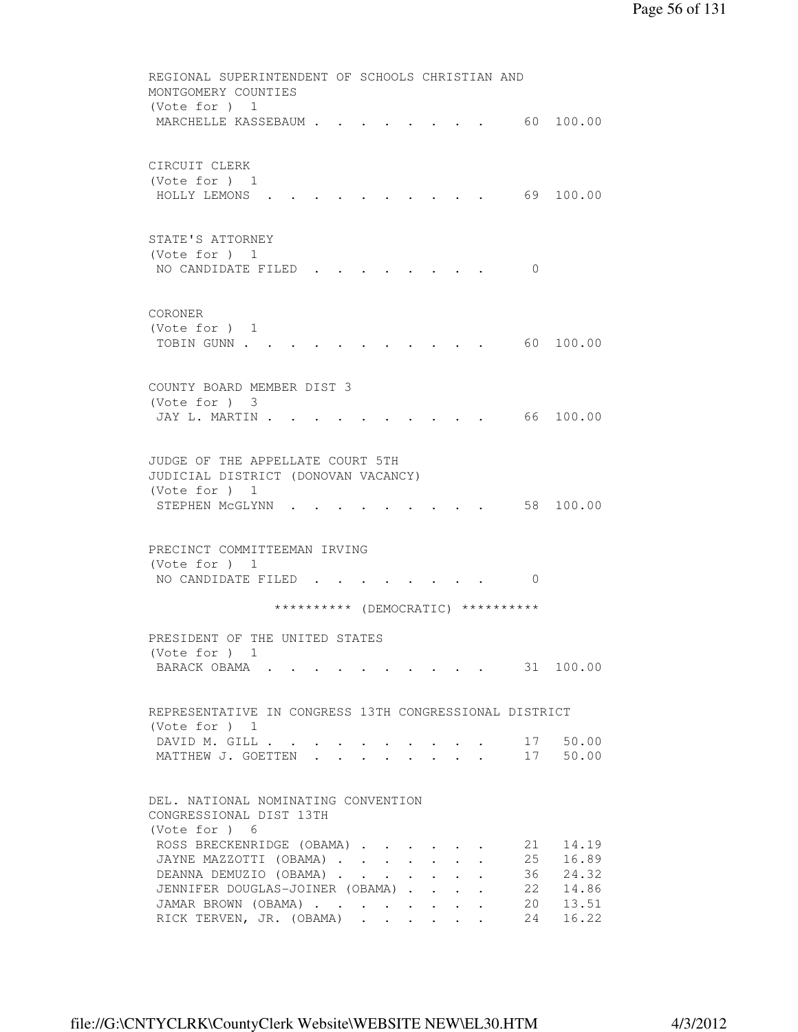REGIONAL SUPERINTENDENT OF SCHOOLS CHRISTIAN AND MONTGOMERY COUNTIES
(Vote for ) 1

| Candidate | Votes | Percent |
|---|---|---|
| MARCHELLE KASSEBAUM | 60 | 100.00 |

CIRCUIT CLERK
(Vote for ) 1

| Candidate | Votes | Percent |
|---|---|---|
| HOLLY LEMONS | 69 | 100.00 |

STATE'S ATTORNEY
(Vote for ) 1

| Candidate | Votes | Percent |
|---|---|---|
| NO CANDIDATE FILED | 0 | |

CORONER
(Vote for ) 1

| Candidate | Votes | Percent |
|---|---|---|
| TOBIN GUNN | 60 | 100.00 |

COUNTY BOARD MEMBER DIST 3
(Vote for ) 3

| Candidate | Votes | Percent |
|---|---|---|
| JAY L. MARTIN | 66 | 100.00 |

JUDGE OF THE APPELLATE COURT 5TH JUDICIAL DISTRICT (DONOVAN VACANCY)
(Vote for ) 1

| Candidate | Votes | Percent |
|---|---|---|
| STEPHEN McGLYNN | 58 | 100.00 |

PRECINCT COMMITTEEMAN IRVING
(Vote for ) 1

| Candidate | Votes | Percent |
|---|---|---|
| NO CANDIDATE FILED | 0 | |

********** (DEMOCRATIC) **********

PRESIDENT OF THE UNITED STATES
(Vote for ) 1

| Candidate | Votes | Percent |
|---|---|---|
| BARACK OBAMA | 31 | 100.00 |

REPRESENTATIVE IN CONGRESS 13TH CONGRESSIONAL DISTRICT
(Vote for ) 1

| Candidate | Votes | Percent |
|---|---|---|
| DAVID M. GILL | 17 | 50.00 |
| MATTHEW J. GOETTEN | 17 | 50.00 |

DEL. NATIONAL NOMINATING CONVENTION CONGRESSIONAL DIST 13TH
(Vote for ) 6

| Candidate | Votes | Percent |
|---|---|---|
| ROSS BRECKENRIDGE (OBAMA) | 21 | 14.19 |
| JAYNE MAZZOTTI (OBAMA) | 25 | 16.89 |
| DEANNA DEMUZIO (OBAMA) | 36 | 24.32 |
| JENNIFER DOUGLAS-JOINER (OBAMA) | 22 | 14.86 |
| JAMAR BROWN (OBAMA) | 20 | 13.51 |
| RICK TERVEN, JR. (OBAMA) | 24 | 16.22 |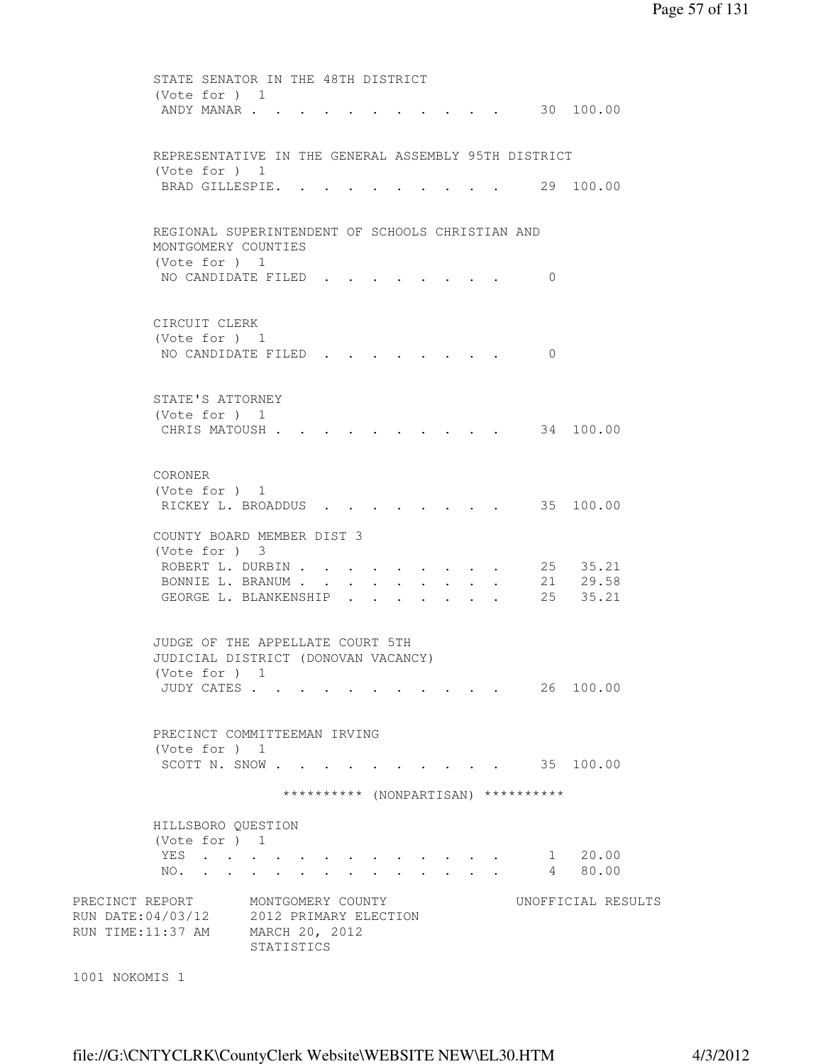STATE SENATOR IN THE 48TH DISTRICT
(Vote for ) 1

| Candidate | Votes | Percent |
|---|---|---|
| ANDY MANAR | 30 | 100.00 |

REPRESENTATIVE IN THE GENERAL ASSEMBLY 95TH DISTRICT
(Vote for ) 1

| Candidate | Votes | Percent |
|---|---|---|
| BRAD GILLESPIE | 29 | 100.00 |

REGIONAL SUPERINTENDENT OF SCHOOLS CHRISTIAN AND MONTGOMERY COUNTIES
(Vote for ) 1

| Candidate | Votes | Percent |
|---|---|---|
| NO CANDIDATE FILED | 0 | |

CIRCUIT CLERK
(Vote for ) 1

| Candidate | Votes | Percent |
|---|---|---|
| NO CANDIDATE FILED | 0 | |

STATE'S ATTORNEY
(Vote for ) 1

| Candidate | Votes | Percent |
|---|---|---|
| CHRIS MATOUSH | 34 | 100.00 |

CORONER
(Vote for ) 1

| Candidate | Votes | Percent |
|---|---|---|
| RICKEY L. BROADDUS | 35 | 100.00 |

COUNTY BOARD MEMBER DIST 3
(Vote for ) 3

| Candidate | Votes | Percent |
|---|---|---|
| ROBERT L. DURBIN | 25 | 35.21 |
| BONNIE L. BRANUM | 21 | 29.58 |
| GEORGE L. BLANKENSHIP | 25 | 35.21 |

JUDGE OF THE APPELLATE COURT 5TH JUDICIAL DISTRICT (DONOVAN VACANCY)
(Vote for ) 1

| Candidate | Votes | Percent |
|---|---|---|
| JUDY CATES | 26 | 100.00 |

PRECINCT COMMITTEEMAN IRVING
(Vote for ) 1

| Candidate | Votes | Percent |
|---|---|---|
| SCOTT N. SNOW | 35 | 100.00 |

********** (NONPARTISAN) **********

HILLSBORO QUESTION
(Vote for ) 1

| Choice | Votes | Percent |
|---|---|---|
| YES | 1 | 20.00 |
| NO. | 4 | 80.00 |

PRECINCT REPORT MONTGOMERY COUNTY UNOFFICIAL RESULTS
RUN DATE:04/03/12 2012 PRIMARY ELECTION
RUN TIME:11:37 AM MARCH 20, 2012
STATISTICS

1001 NOKOMIS 1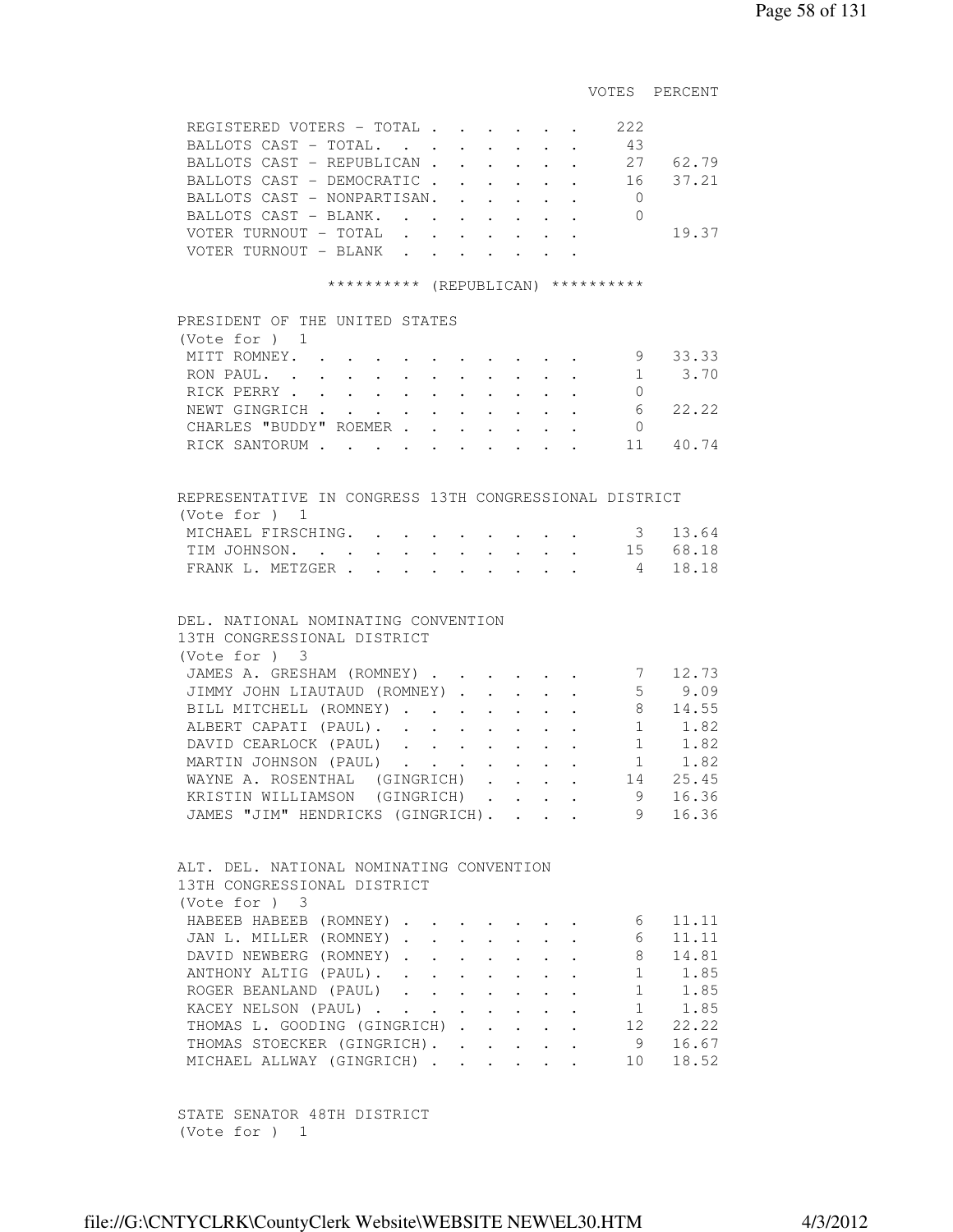| | VOTES | PERCENT |
|---|---|---|
| REGISTERED VOTERS - TOTAL | 222 | |
| BALLOTS CAST - TOTAL. | 43 | |
| BALLOTS CAST - REPUBLICAN | 27 | 62.79 |
| BALLOTS CAST - DEMOCRATIC | 16 | 37.21 |
| BALLOTS CAST - NONPARTISAN. | 0 | |
| BALLOTS CAST - BLANK. | 0 | |
| VOTER TURNOUT - TOTAL | | 19.37 |
| VOTER TURNOUT - BLANK | | |

********** (REPUBLICAN) **********

PRESIDENT OF THE UNITED STATES
(Vote for ) 1

| | VOTES | PERCENT |
|---|---|---|
| MITT ROMNEY. | 9 | 33.33 |
| RON PAUL. | 1 | 3.70 |
| RICK PERRY | 0 | |
| NEWT GINGRICH | 6 | 22.22 |
| CHARLES "BUDDY" ROEMER | 0 | |
| RICK SANTORUM | 11 | 40.74 |

REPRESENTATIVE IN CONGRESS 13TH CONGRESSIONAL DISTRICT
(Vote for ) 1

| | VOTES | PERCENT |
|---|---|---|
| MICHAEL FIRSCHING. | 3 | 13.64 |
| TIM JOHNSON. | 15 | 68.18 |
| FRANK L. METZGER | 4 | 18.18 |

DEL. NATIONAL NOMINATING CONVENTION
13TH CONGRESSIONAL DISTRICT
(Vote for ) 3

| | VOTES | PERCENT |
|---|---|---|
| JAMES A. GRESHAM (ROMNEY) | 7 | 12.73 |
| JIMMY JOHN LIAUTAUD (ROMNEY) | 5 | 9.09 |
| BILL MITCHELL (ROMNEY) | 8 | 14.55 |
| ALBERT CAPATI (PAUL). | 1 | 1.82 |
| DAVID CEARLOCK (PAUL) | 1 | 1.82 |
| MARTIN JOHNSON (PAUL) | 1 | 1.82 |
| WAYNE A. ROSENTHAL (GINGRICH) | 14 | 25.45 |
| KRISTIN WILLIAMSON (GINGRICH) | 9 | 16.36 |
| JAMES "JIM" HENDRICKS (GINGRICH). | 9 | 16.36 |

ALT. DEL. NATIONAL NOMINATING CONVENTION
13TH CONGRESSIONAL DISTRICT
(Vote for ) 3

| | VOTES | PERCENT |
|---|---|---|
| HABEEB HABEEB (ROMNEY) | 6 | 11.11 |
| JAN L. MILLER (ROMNEY) | 6 | 11.11 |
| DAVID NEWBERG (ROMNEY) | 8 | 14.81 |
| ANTHONY ALTIG (PAUL). | 1 | 1.85 |
| ROGER BEANLAND (PAUL) | 1 | 1.85 |
| KACEY NELSON (PAUL) | 1 | 1.85 |
| THOMAS L. GOODING (GINGRICH) | 12 | 22.22 |
| THOMAS STOECKER (GINGRICH). | 9 | 16.67 |
| MICHAEL ALLWAY (GINGRICH) | 10 | 18.52 |

STATE SENATOR 48TH DISTRICT
(Vote for ) 1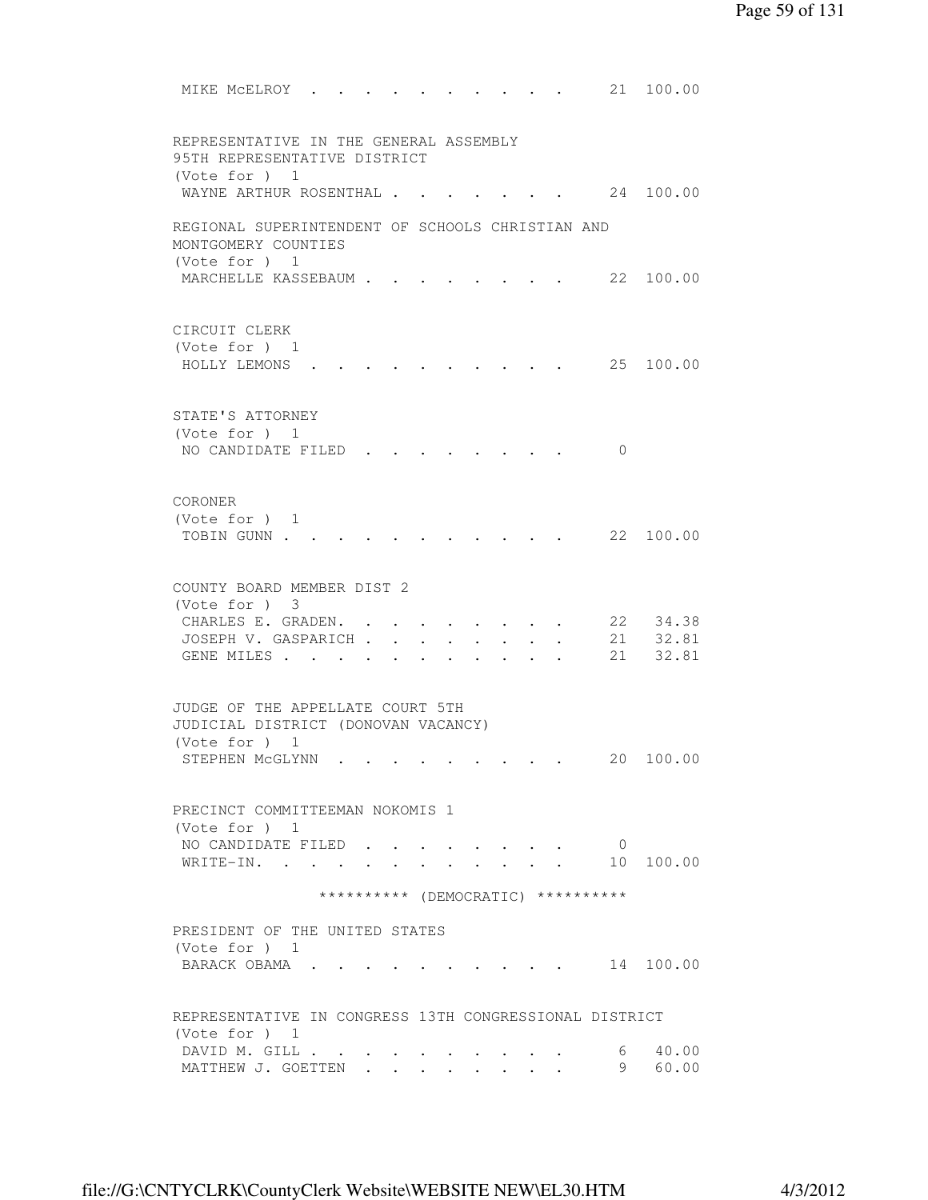MIKE McELROY . . . . . . . . . . . 21 100.00

REPRESENTATIVE IN THE GENERAL ASSEMBLY
95TH REPRESENTATIVE DISTRICT
(Vote for ) 1

| | | |
|---|---|---|
| WAYNE ARTHUR ROSENTHAL . . . . . . . . | 24 | 100.00 |

REGIONAL SUPERINTENDENT OF SCHOOLS CHRISTIAN AND
MONTGOMERY COUNTIES
(Vote for ) 1

| | | |
|---|---|---|
| MARCHELLE KASSEBAUM . . . . . . . . . | 22 | 100.00 |

CIRCUIT CLERK
(Vote for ) 1

| | | |
|---|---|---|
| HOLLY LEMONS . . . . . . . . . . . | 25 | 100.00 |

STATE'S ATTORNEY
(Vote for ) 1

| | | |
|---|---|---|
| NO CANDIDATE FILED . . . . . . . . . | 0 | |

CORONER
(Vote for ) 1

| | | |
|---|---|---|
| TOBIN GUNN . . . . . . . . . . . . | 22 | 100.00 |

COUNTY BOARD MEMBER DIST 2
(Vote for ) 3

| | | |
|---|---|---|
| CHARLES E. GRADEN. . . . . . . . . . | 22 | 34.38 |
| JOSEPH V. GASPARICH . . . . . . . . . | 21 | 32.81 |
| GENE MILES . . . . . . . . . . . . | 21 | 32.81 |

JUDGE OF THE APPELLATE COURT 5TH
JUDICIAL DISTRICT (DONOVAN VACANCY)
(Vote for ) 1

| | | |
|---|---|---|
| STEPHEN McGLYNN . . . . . . . . . . | 20 | 100.00 |

PRECINCT COMMITTEEMAN NOKOMIS 1
(Vote for ) 1

| | | |
|---|---|---|
| NO CANDIDATE FILED . . . . . . . . . | 0 | |
| WRITE-IN. . . . . . . . . . . . . | 10 | 100.00 |

********** (DEMOCRATIC) **********

PRESIDENT OF THE UNITED STATES
(Vote for ) 1

| | | |
|---|---|---|
| BARACK OBAMA . . . . . . . . . . . | 14 | 100.00 |

REPRESENTATIVE IN CONGRESS 13TH CONGRESSIONAL DISTRICT
(Vote for ) 1

| | | |
|---|---|---|
| DAVID M. GILL . . . . . . . . . . . | 6 | 40.00 |
| MATTHEW J. GOETTEN . . . . . . . . . | 9 | 60.00 |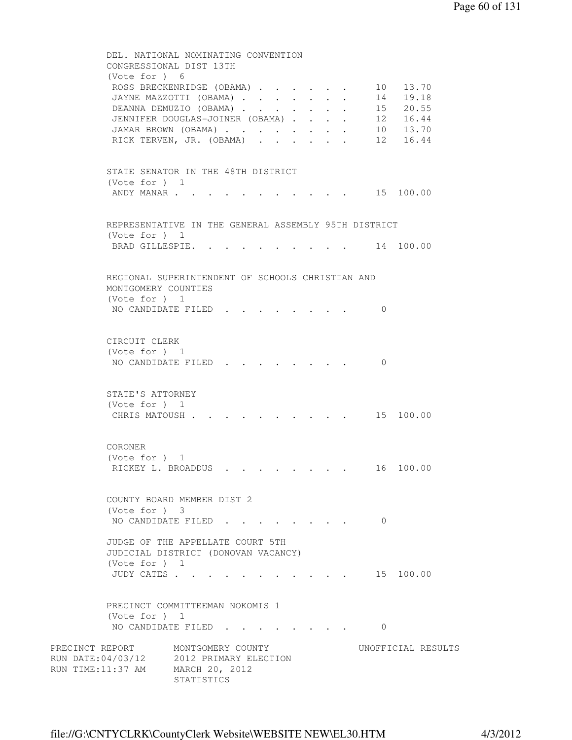DEL. NATIONAL NOMINATING CONVENTION
CONGRESSIONAL DIST 13TH
(Vote for ) 6

| Candidate | Votes | Percent |
|---|---|---|
| ROSS BRECKENRIDGE (OBAMA) | 10 | 13.70 |
| JAYNE MAZZOTTI (OBAMA) | 14 | 19.18 |
| DEANNA DEMUZIO (OBAMA) | 15 | 20.55 |
| JENNIFER DOUGLAS-JOINER (OBAMA) | 12 | 16.44 |
| JAMAR BROWN (OBAMA) | 10 | 13.70 |
| RICK TERVEN, JR. (OBAMA) | 12 | 16.44 |

STATE SENATOR IN THE 48TH DISTRICT
(Vote for ) 1

| Candidate | Votes | Percent |
|---|---|---|
| ANDY MANAR | 15 | 100.00 |

REPRESENTATIVE IN THE GENERAL ASSEMBLY 95TH DISTRICT
(Vote for ) 1

| Candidate | Votes | Percent |
|---|---|---|
| BRAD GILLESPIE. | 14 | 100.00 |

REGIONAL SUPERINTENDENT OF SCHOOLS CHRISTIAN AND
MONTGOMERY COUNTIES
(Vote for ) 1

| Candidate | Votes | Percent |
|---|---|---|
| NO CANDIDATE FILED | 0 | |

CIRCUIT CLERK
(Vote for ) 1

| Candidate | Votes | Percent |
|---|---|---|
| NO CANDIDATE FILED | 0 | |

STATE'S ATTORNEY
(Vote for ) 1

| Candidate | Votes | Percent |
|---|---|---|
| CHRIS MATOUSH | 15 | 100.00 |

CORONER
(Vote for ) 1

| Candidate | Votes | Percent |
|---|---|---|
| RICKEY L. BROADDUS | 16 | 100.00 |

COUNTY BOARD MEMBER DIST 2
(Vote for ) 3

| Candidate | Votes | Percent |
|---|---|---|
| NO CANDIDATE FILED | 0 | |

JUDGE OF THE APPELLATE COURT 5TH
JUDICIAL DISTRICT (DONOVAN VACANCY)
(Vote for ) 1

| Candidate | Votes | Percent |
|---|---|---|
| JUDY CATES | 15 | 100.00 |

PRECINCT COMMITTEEMAN NOKOMIS 1
(Vote for ) 1

| Candidate | Votes | Percent |
|---|---|---|
| NO CANDIDATE FILED | 0 | |

PRECINCT REPORT MONTGOMERY COUNTY UNOFFICIAL RESULTS
RUN DATE:04/03/12 2012 PRIMARY ELECTION
RUN TIME:11:37 AM MARCH 20, 2012
STATISTICS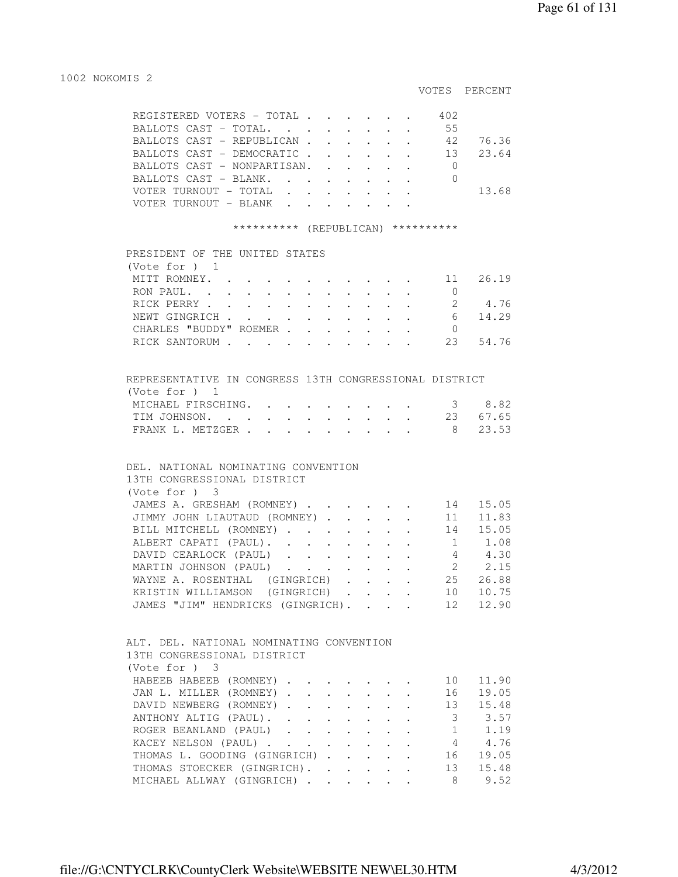1002 NOKOMIS 2

| | VOTES | PERCENT |
|---|---|---|
| REGISTERED VOTERS - TOTAL | 402 | |
| BALLOTS CAST - TOTAL. | 55 | |
| BALLOTS CAST - REPUBLICAN | 42 | 76.36 |
| BALLOTS CAST - DEMOCRATIC | 13 | 23.64 |
| BALLOTS CAST - NONPARTISAN. | 0 | |
| BALLOTS CAST - BLANK. | 0 | |
| VOTER TURNOUT - TOTAL | | 13.68 |
| VOTER TURNOUT - BLANK | | |

********** (REPUBLICAN) **********

PRESIDENT OF THE UNITED STATES
(Vote for ) 1

| | VOTES | PERCENT |
|---|---|---|
| MITT ROMNEY. | 11 | 26.19 |
| RON PAUL. | 0 | |
| RICK PERRY | 2 | 4.76 |
| NEWT GINGRICH | 6 | 14.29 |
| CHARLES "BUDDY" ROEMER | 0 | |
| RICK SANTORUM | 23 | 54.76 |

REPRESENTATIVE IN CONGRESS 13TH CONGRESSIONAL DISTRICT
(Vote for ) 1

| | VOTES | PERCENT |
|---|---|---|
| MICHAEL FIRSCHING. | 3 | 8.82 |
| TIM JOHNSON. | 23 | 67.65 |
| FRANK L. METZGER | 8 | 23.53 |

DEL. NATIONAL NOMINATING CONVENTION
13TH CONGRESSIONAL DISTRICT
(Vote for ) 3

| | VOTES | PERCENT |
|---|---|---|
| JAMES A. GRESHAM (ROMNEY) | 14 | 15.05 |
| JIMMY JOHN LIAUTAUD (ROMNEY) | 11 | 11.83 |
| BILL MITCHELL (ROMNEY) | 14 | 15.05 |
| ALBERT CAPATI (PAUL). | 1 | 1.08 |
| DAVID CEARLOCK (PAUL) | 4 | 4.30 |
| MARTIN JOHNSON (PAUL) | 2 | 2.15 |
| WAYNE A. ROSENTHAL (GINGRICH) | 25 | 26.88 |
| KRISTIN WILLIAMSON (GINGRICH) | 10 | 10.75 |
| JAMES "JIM" HENDRICKS (GINGRICH). | 12 | 12.90 |

ALT. DEL. NATIONAL NOMINATING CONVENTION
13TH CONGRESSIONAL DISTRICT
(Vote for ) 3

| | VOTES | PERCENT |
|---|---|---|
| HABEEB HABEEB (ROMNEY) | 10 | 11.90 |
| JAN L. MILLER (ROMNEY) | 16 | 19.05 |
| DAVID NEWBERG (ROMNEY) | 13 | 15.48 |
| ANTHONY ALTIG (PAUL). | 3 | 3.57 |
| ROGER BEANLAND (PAUL) | 1 | 1.19 |
| KACEY NELSON (PAUL) | 4 | 4.76 |
| THOMAS L. GOODING (GINGRICH) | 16 | 19.05 |
| THOMAS STOECKER (GINGRICH). | 13 | 15.48 |
| MICHAEL ALLWAY (GINGRICH) | 8 | 9.52 |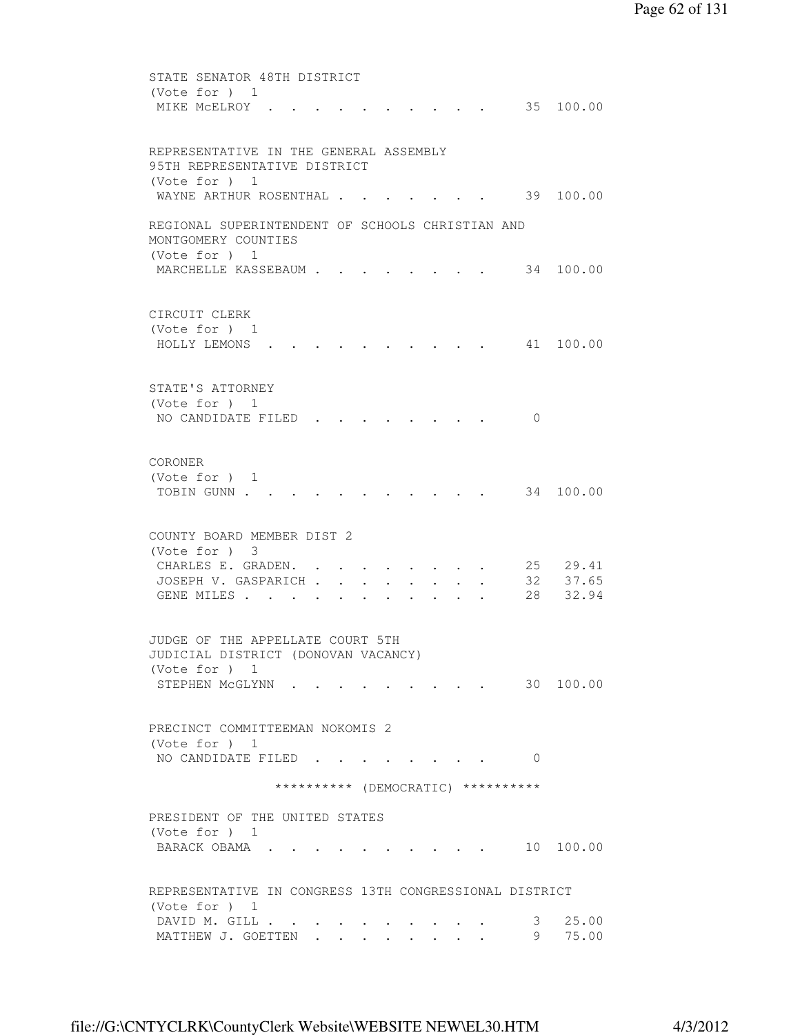STATE SENATOR 48TH DISTRICT
(Vote for ) 1

| | | |
|---|---|---|
| MIKE McELROY | 35 | 100.00 |

REPRESENTATIVE IN THE GENERAL ASSEMBLY
95TH REPRESENTATIVE DISTRICT
(Vote for ) 1

| | | |
|---|---|---|
| WAYNE ARTHUR ROSENTHAL | 39 | 100.00 |

REGIONAL SUPERINTENDENT OF SCHOOLS CHRISTIAN AND
MONTGOMERY COUNTIES
(Vote for ) 1

| | | |
|---|---|---|
| MARCHELLE KASSEBAUM | 34 | 100.00 |

CIRCUIT CLERK
(Vote for ) 1

| | | |
|---|---|---|
| HOLLY LEMONS | 41 | 100.00 |

STATE'S ATTORNEY
(Vote for ) 1

| | | |
|---|---|---|
| NO CANDIDATE FILED | 0 | |

CORONER
(Vote for ) 1

| | | |
|---|---|---|
| TOBIN GUNN | 34 | 100.00 |

COUNTY BOARD MEMBER DIST 2
(Vote for ) 3

| | | |
|---|---|---|
| CHARLES E. GRADEN. | 25 | 29.41 |
| JOSEPH V. GASPARICH | 32 | 37.65 |
| GENE MILES | 28 | 32.94 |

JUDGE OF THE APPELLATE COURT 5TH
JUDICIAL DISTRICT (DONOVAN VACANCY)
(Vote for ) 1

| | | |
|---|---|---|
| STEPHEN McGLYNN | 30 | 100.00 |

PRECINCT COMMITTEEMAN NOKOMIS 2
(Vote for ) 1

| | | |
|---|---|---|
| NO CANDIDATE FILED | 0 | |

********** (DEMOCRATIC) **********

PRESIDENT OF THE UNITED STATES
(Vote for ) 1

| | | |
|---|---|---|
| BARACK OBAMA | 10 | 100.00 |

REPRESENTATIVE IN CONGRESS 13TH CONGRESSIONAL DISTRICT
(Vote for ) 1

| | | |
|---|---|---|
| DAVID M. GILL | 3 | 25.00 |
| MATTHEW J. GOETTEN | 9 | 75.00 |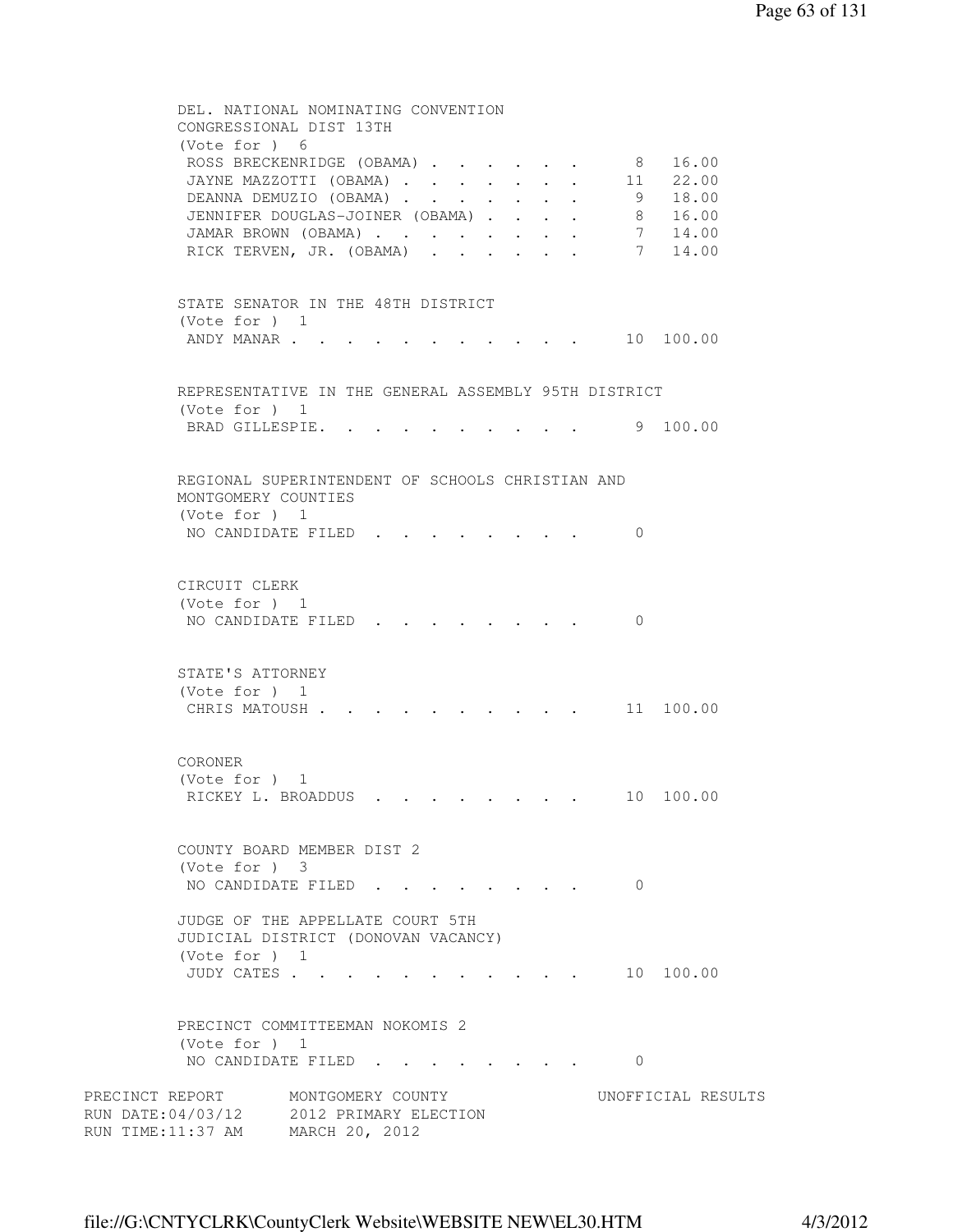DEL. NATIONAL NOMINATING CONVENTION
CONGRESSIONAL DIST 13TH
(Vote for ) 6

| Candidate | Votes | Percent |
|---|---|---|
| ROSS BRECKENRIDGE (OBAMA) | 8 | 16.00 |
| JAYNE MAZZOTTI (OBAMA) | 11 | 22.00 |
| DEANNA DEMUZIO (OBAMA) | 9 | 18.00 |
| JENNIFER DOUGLAS-JOINER (OBAMA) | 8 | 16.00 |
| JAMAR BROWN (OBAMA) | 7 | 14.00 |
| RICK TERVEN, JR. (OBAMA) | 7 | 14.00 |

STATE SENATOR IN THE 48TH DISTRICT
(Vote for ) 1

| Candidate | Votes | Percent |
|---|---|---|
| ANDY MANAR | 10 | 100.00 |

REPRESENTATIVE IN THE GENERAL ASSEMBLY 95TH DISTRICT
(Vote for ) 1

| Candidate | Votes | Percent |
|---|---|---|
| BRAD GILLESPIE. | 9 | 100.00 |

REGIONAL SUPERINTENDENT OF SCHOOLS CHRISTIAN AND
MONTGOMERY COUNTIES
(Vote for ) 1

| Candidate | Votes | Percent |
|---|---|---|
| NO CANDIDATE FILED | 0 | |

CIRCUIT CLERK
(Vote for ) 1

| Candidate | Votes | Percent |
|---|---|---|
| NO CANDIDATE FILED | 0 | |

STATE'S ATTORNEY
(Vote for ) 1

| Candidate | Votes | Percent |
|---|---|---|
| CHRIS MATOUSH | 11 | 100.00 |

CORONER
(Vote for ) 1

| Candidate | Votes | Percent |
|---|---|---|
| RICKEY L. BROADDUS | 10 | 100.00 |

COUNTY BOARD MEMBER DIST 2
(Vote for ) 3

| Candidate | Votes | Percent |
|---|---|---|
| NO CANDIDATE FILED | 0 | |

JUDGE OF THE APPELLATE COURT 5TH
JUDICIAL DISTRICT (DONOVAN VACANCY)
(Vote for ) 1

| Candidate | Votes | Percent |
|---|---|---|
| JUDY CATES | 10 | 100.00 |

PRECINCT COMMITTEEMAN NOKOMIS 2
(Vote for ) 1

| Candidate | Votes | Percent |
|---|---|---|
| NO CANDIDATE FILED | 0 | |

PRECINCT REPORT MONTGOMERY COUNTY UNOFFICIAL RESULTS
RUN DATE:04/03/12 2012 PRIMARY ELECTION
RUN TIME:11:37 AM MARCH 20, 2012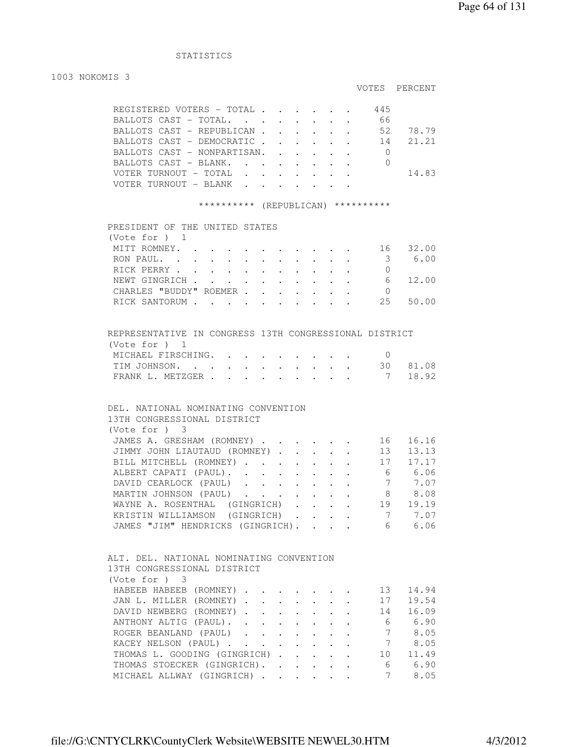STATISTICS

1003 NOKOMIS 3

| | VOTES | PERCENT |
|---|---|---|
| REGISTERED VOTERS - TOTAL | 445 | |
| BALLOTS CAST - TOTAL. | 66 | |
| BALLOTS CAST - REPUBLICAN | 52 | 78.79 |
| BALLOTS CAST - DEMOCRATIC | 14 | 21.21 |
| BALLOTS CAST - NONPARTISAN. | 0 | |
| BALLOTS CAST - BLANK. | 0 | |
| VOTER TURNOUT - TOTAL | | 14.83 |
| VOTER TURNOUT - BLANK | | |

********** (REPUBLICAN) **********

PRESIDENT OF THE UNITED STATES
(Vote for ) 1

| | VOTES | PERCENT |
|---|---|---|
| MITT ROMNEY. | 16 | 32.00 |
| RON PAUL. | 3 | 6.00 |
| RICK PERRY | 0 | |
| NEWT GINGRICH | 6 | 12.00 |
| CHARLES "BUDDY" ROEMER | 0 | |
| RICK SANTORUM | 25 | 50.00 |

REPRESENTATIVE IN CONGRESS 13TH CONGRESSIONAL DISTRICT
(Vote for ) 1

| | VOTES | PERCENT |
|---|---|---|
| MICHAEL FIRSCHING. | 0 | |
| TIM JOHNSON. | 30 | 81.08 |
| FRANK L. METZGER | 7 | 18.92 |

DEL. NATIONAL NOMINATING CONVENTION
13TH CONGRESSIONAL DISTRICT
(Vote for ) 3

| | VOTES | PERCENT |
|---|---|---|
| JAMES A. GRESHAM (ROMNEY) | 16 | 16.16 |
| JIMMY JOHN LIAUTAUD (ROMNEY) | 13 | 13.13 |
| BILL MITCHELL (ROMNEY) | 17 | 17.17 |
| ALBERT CAPATI (PAUL). | 6 | 6.06 |
| DAVID CEARLOCK (PAUL) | 7 | 7.07 |
| MARTIN JOHNSON (PAUL) | 8 | 8.08 |
| WAYNE A. ROSENTHAL (GINGRICH) | 19 | 19.19 |
| KRISTIN WILLIAMSON (GINGRICH) | 7 | 7.07 |
| JAMES "JIM" HENDRICKS (GINGRICH). | 6 | 6.06 |

ALT. DEL. NATIONAL NOMINATING CONVENTION
13TH CONGRESSIONAL DISTRICT
(Vote for ) 3

| | VOTES | PERCENT |
|---|---|---|
| HABEEB HABEEB (ROMNEY) | 13 | 14.94 |
| JAN L. MILLER (ROMNEY) | 17 | 19.54 |
| DAVID NEWBERG (ROMNEY) | 14 | 16.09 |
| ANTHONY ALTIG (PAUL). | 6 | 6.90 |
| ROGER BEANLAND (PAUL) | 7 | 8.05 |
| KACEY NELSON (PAUL) | 7 | 8.05 |
| THOMAS L. GOODING (GINGRICH) | 10 | 11.49 |
| THOMAS STOECKER (GINGRICH). | 6 | 6.90 |
| MICHAEL ALLWAY (GINGRICH) | 7 | 8.05 |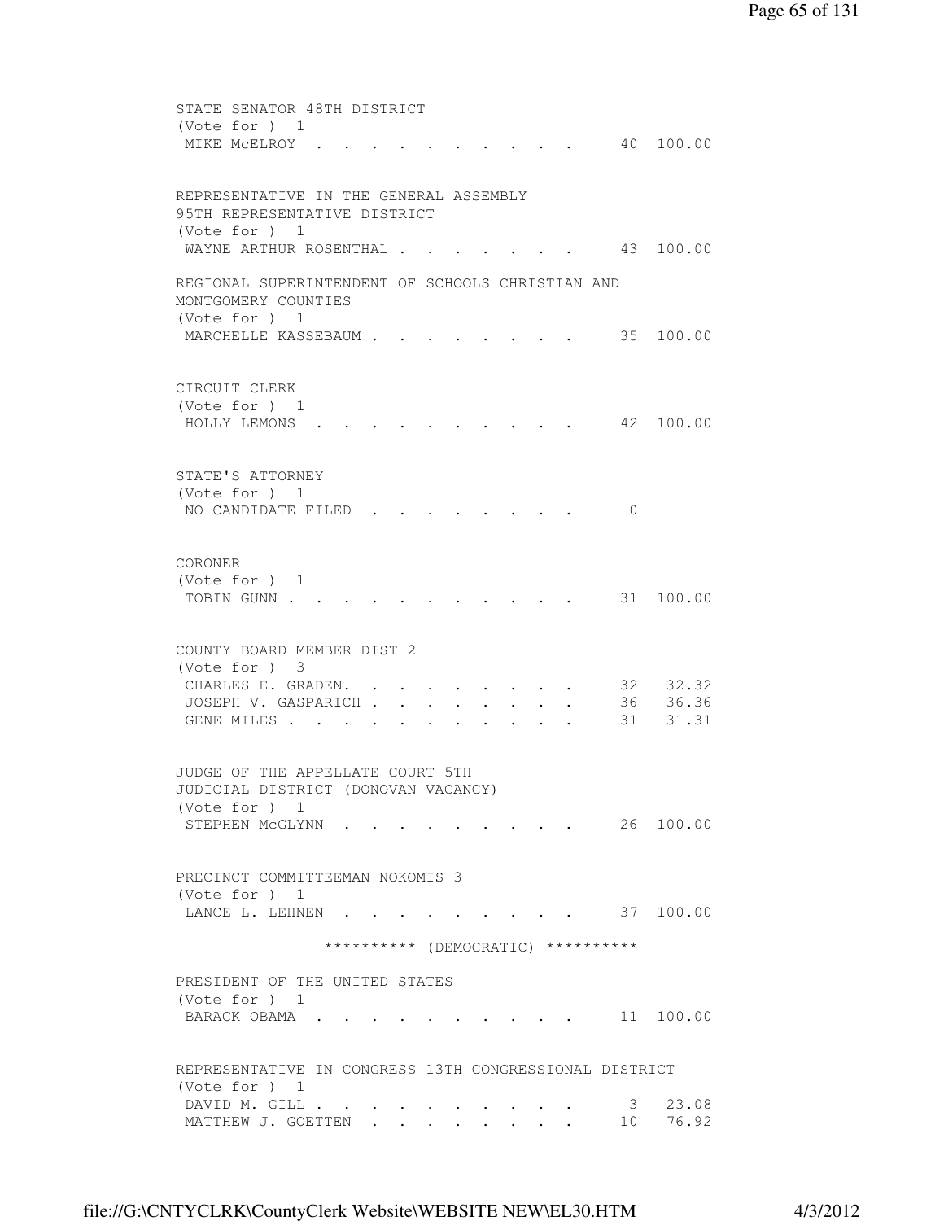STATE SENATOR 48TH DISTRICT
(Vote for ) 1

| Candidate | Votes | Percent |
|---|---|---|
| MIKE McELROY | 40 | 100.00 |

REPRESENTATIVE IN THE GENERAL ASSEMBLY
95TH REPRESENTATIVE DISTRICT
(Vote for ) 1

| Candidate | Votes | Percent |
|---|---|---|
| WAYNE ARTHUR ROSENTHAL | 43 | 100.00 |

REGIONAL SUPERINTENDENT OF SCHOOLS CHRISTIAN AND MONTGOMERY COUNTIES
(Vote for ) 1

| Candidate | Votes | Percent |
|---|---|---|
| MARCHELLE KASSEBAUM | 35 | 100.00 |

CIRCUIT CLERK
(Vote for ) 1

| Candidate | Votes | Percent |
|---|---|---|
| HOLLY LEMONS | 42 | 100.00 |

STATE'S ATTORNEY
(Vote for ) 1

| Candidate | Votes | Percent |
|---|---|---|
| NO CANDIDATE FILED | 0 | |

CORONER
(Vote for ) 1

| Candidate | Votes | Percent |
|---|---|---|
| TOBIN GUNN | 31 | 100.00 |

COUNTY BOARD MEMBER DIST 2
(Vote for ) 3

| Candidate | Votes | Percent |
|---|---|---|
| CHARLES E. GRADEN. | 32 | 32.32 |
| JOSEPH V. GASPARICH | 36 | 36.36 |
| GENE MILES | 31 | 31.31 |

JUDGE OF THE APPELLATE COURT 5TH JUDICIAL DISTRICT (DONOVAN VACANCY)
(Vote for ) 1

| Candidate | Votes | Percent |
|---|---|---|
| STEPHEN McGLYNN | 26 | 100.00 |

PRECINCT COMMITTEEMAN NOKOMIS 3
(Vote for ) 1

| Candidate | Votes | Percent |
|---|---|---|
| LANCE L. LEHNEN | 37 | 100.00 |

********** (DEMOCRATIC) **********

PRESIDENT OF THE UNITED STATES
(Vote for ) 1

| Candidate | Votes | Percent |
|---|---|---|
| BARACK OBAMA | 11 | 100.00 |

REPRESENTATIVE IN CONGRESS 13TH CONGRESSIONAL DISTRICT
(Vote for ) 1

| Candidate | Votes | Percent |
|---|---|---|
| DAVID M. GILL | 3 | 23.08 |
| MATTHEW J. GOETTEN | 10 | 76.92 |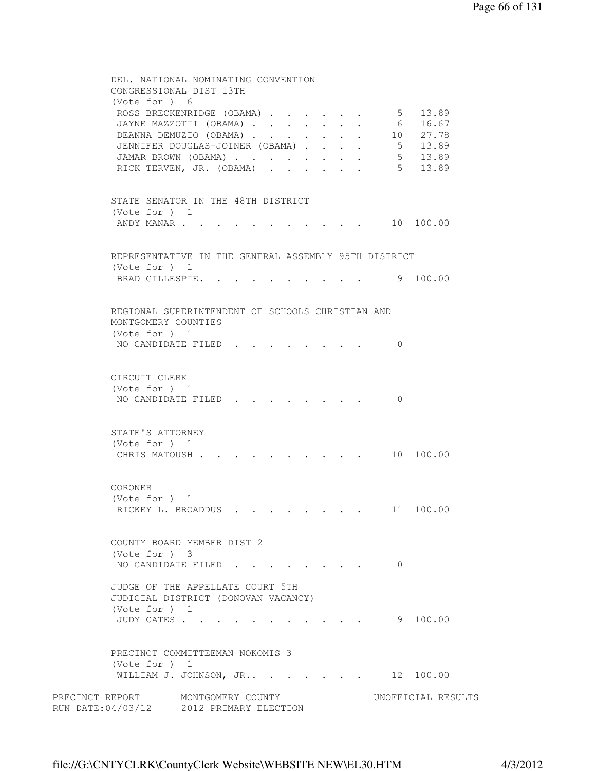DEL. NATIONAL NOMINATING CONVENTION
CONGRESSIONAL DIST 13TH
(Vote for ) 6

| Candidate | Votes | Percent |
|---|---|---|
| ROSS BRECKENRIDGE (OBAMA) | 5 | 13.89 |
| JAYNE MAZZOTTI (OBAMA) | 6 | 16.67 |
| DEANNA DEMUZIO (OBAMA) | 10 | 27.78 |
| JENNIFER DOUGLAS-JOINER (OBAMA) | 5 | 13.89 |
| JAMAR BROWN (OBAMA) | 5 | 13.89 |
| RICK TERVEN, JR. (OBAMA) | 5 | 13.89 |

STATE SENATOR IN THE 48TH DISTRICT
(Vote for ) 1

| Candidate | Votes | Percent |
|---|---|---|
| ANDY MANAR | 10 | 100.00 |

REPRESENTATIVE IN THE GENERAL ASSEMBLY 95TH DISTRICT
(Vote for ) 1

| Candidate | Votes | Percent |
|---|---|---|
| BRAD GILLESPIE. | 9 | 100.00 |

REGIONAL SUPERINTENDENT OF SCHOOLS CHRISTIAN AND
MONTGOMERY COUNTIES
(Vote for ) 1

| Candidate | Votes | Percent |
|---|---|---|
| NO CANDIDATE FILED | 0 | |

CIRCUIT CLERK
(Vote for ) 1

| Candidate | Votes | Percent |
|---|---|---|
| NO CANDIDATE FILED | 0 | |

STATE'S ATTORNEY
(Vote for ) 1

| Candidate | Votes | Percent |
|---|---|---|
| CHRIS MATOUSH | 10 | 100.00 |

CORONER
(Vote for ) 1

| Candidate | Votes | Percent |
|---|---|---|
| RICKEY L. BROADDUS | 11 | 100.00 |

COUNTY BOARD MEMBER DIST 2
(Vote for ) 3

| Candidate | Votes | Percent |
|---|---|---|
| NO CANDIDATE FILED | 0 | |

JUDGE OF THE APPELLATE COURT 5TH
JUDICIAL DISTRICT (DONOVAN VACANCY)
(Vote for ) 1

| Candidate | Votes | Percent |
|---|---|---|
| JUDY CATES | 9 | 100.00 |

PRECINCT COMMITTEEMAN NOKOMIS 3
(Vote for ) 1

| Candidate | Votes | Percent |
|---|---|---|
| WILLIAM J. JOHNSON, JR.. | 12 | 100.00 |

PRECINCT REPORT MONTGOMERY COUNTY UNOFFICIAL RESULTS
RUN DATE:04/03/12 2012 PRIMARY ELECTION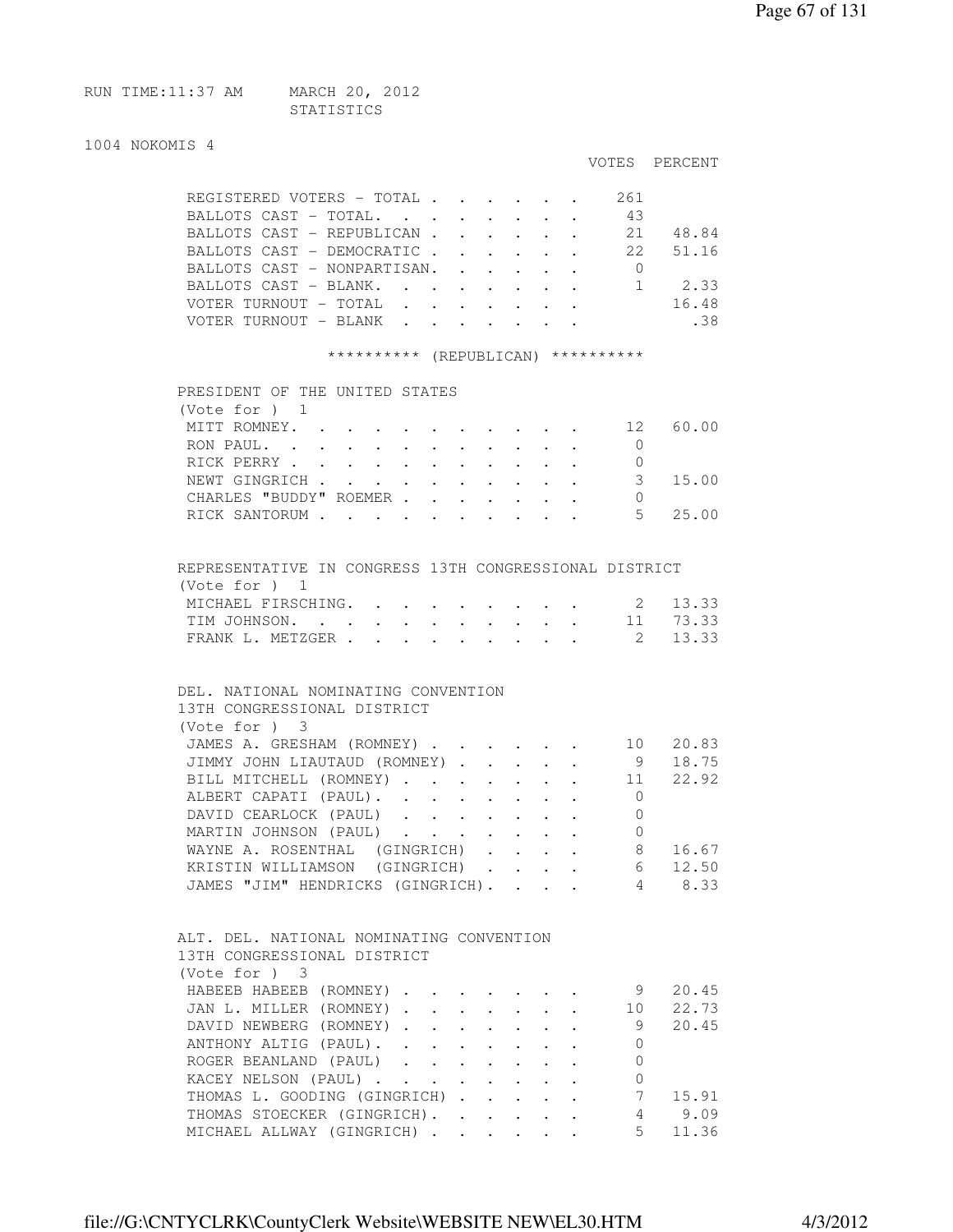RUN TIME:11:37 AM MARCH 20, 2012
STATISTICS

1004 NOKOMIS 4

| | VOTES | PERCENT |
|---|---|---|
| REGISTERED VOTERS - TOTAL | 261 | |
| BALLOTS CAST - TOTAL. | 43 | |
| BALLOTS CAST - REPUBLICAN | 21 | 48.84 |
| BALLOTS CAST - DEMOCRATIC | 22 | 51.16 |
| BALLOTS CAST - NONPARTISAN. | 0 | |
| BALLOTS CAST - BLANK. | 1 | 2.33 |
| VOTER TURNOUT - TOTAL | | 16.48 |
| VOTER TURNOUT - BLANK | | .38 |

********** (REPUBLICAN) **********

PRESIDENT OF THE UNITED STATES
(Vote for ) 1

| | VOTES | PERCENT |
|---|---|---|
| MITT ROMNEY. | 12 | 60.00 |
| RON PAUL. | 0 | |
| RICK PERRY | 0 | |
| NEWT GINGRICH | 3 | 15.00 |
| CHARLES "BUDDY" ROEMER | 0 | |
| RICK SANTORUM | 5 | 25.00 |

REPRESENTATIVE IN CONGRESS 13TH CONGRESSIONAL DISTRICT
(Vote for ) 1

| | VOTES | PERCENT |
|---|---|---|
| MICHAEL FIRSCHING. | 2 | 13.33 |
| TIM JOHNSON. | 11 | 73.33 |
| FRANK L. METZGER | 2 | 13.33 |

DEL. NATIONAL NOMINATING CONVENTION
13TH CONGRESSIONAL DISTRICT
(Vote for ) 3

| | VOTES | PERCENT |
|---|---|---|
| JAMES A. GRESHAM (ROMNEY) | 10 | 20.83 |
| JIMMY JOHN LIAUTAUD (ROMNEY) | 9 | 18.75 |
| BILL MITCHELL (ROMNEY) | 11 | 22.92 |
| ALBERT CAPATI (PAUL). | 0 | |
| DAVID CEARLOCK (PAUL) | 0 | |
| MARTIN JOHNSON (PAUL) | 0 | |
| WAYNE A. ROSENTHAL (GINGRICH) | 8 | 16.67 |
| KRISTIN WILLIAMSON (GINGRICH) | 6 | 12.50 |
| JAMES "JIM" HENDRICKS (GINGRICH). | 4 | 8.33 |

ALT. DEL. NATIONAL NOMINATING CONVENTION
13TH CONGRESSIONAL DISTRICT
(Vote for ) 3

| | VOTES | PERCENT |
|---|---|---|
| HABEEB HABEEB (ROMNEY) | 9 | 20.45 |
| JAN L. MILLER (ROMNEY) | 10 | 22.73 |
| DAVID NEWBERG (ROMNEY) | 9 | 20.45 |
| ANTHONY ALTIG (PAUL). | 0 | |
| ROGER BEANLAND (PAUL) | 0 | |
| KACEY NELSON (PAUL) | 0 | |
| THOMAS L. GOODING (GINGRICH) | 7 | 15.91 |
| THOMAS STOECKER (GINGRICH). | 4 | 9.09 |
| MICHAEL ALLWAY (GINGRICH) | 5 | 11.36 |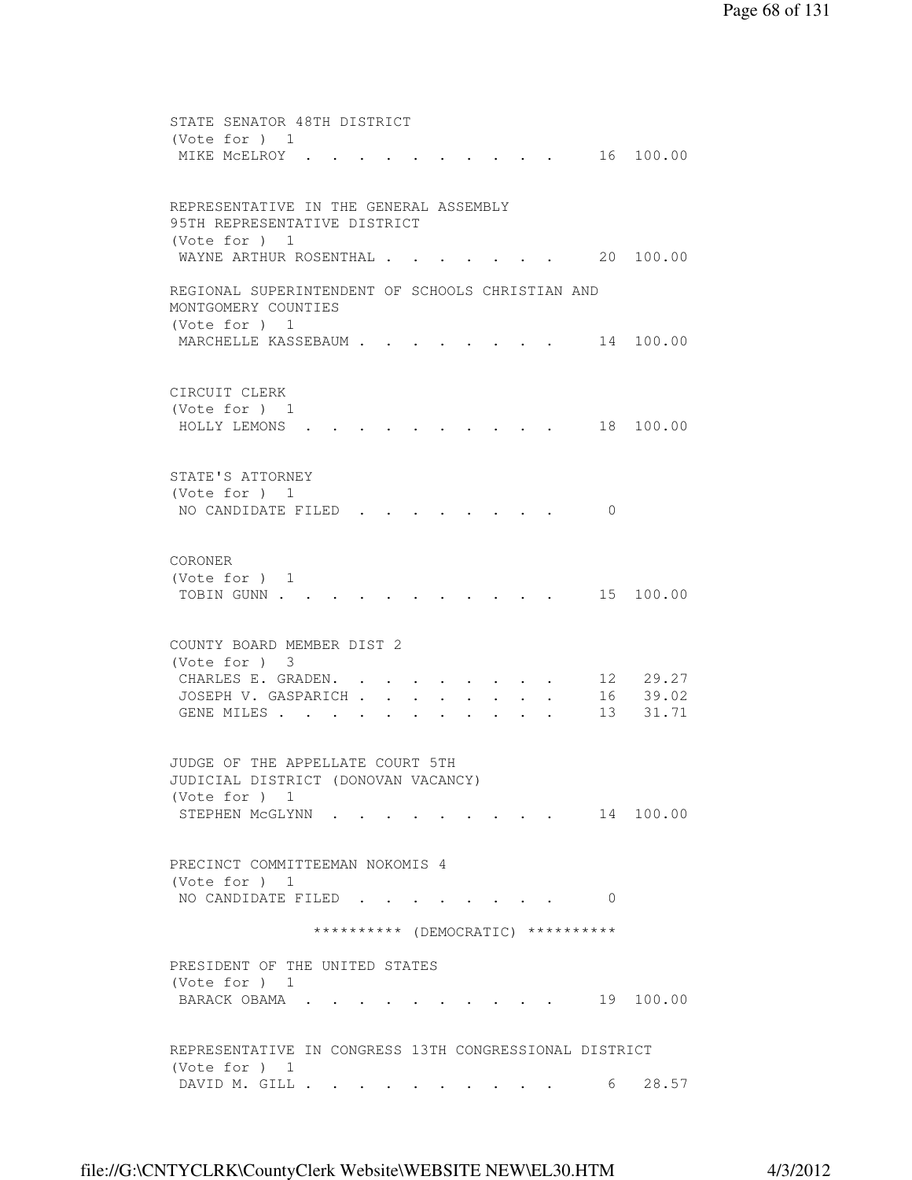STATE SENATOR 48TH DISTRICT
(Vote for ) 1

| | | |
|---|---|---|
| MIKE McELROY | 16 | 100.00 |

REPRESENTATIVE IN THE GENERAL ASSEMBLY
95TH REPRESENTATIVE DISTRICT
(Vote for ) 1

| | | |
|---|---|---|
| WAYNE ARTHUR ROSENTHAL | 20 | 100.00 |

REGIONAL SUPERINTENDENT OF SCHOOLS CHRISTIAN AND
MONTGOMERY COUNTIES
(Vote for ) 1

| | | |
|---|---|---|
| MARCHELLE KASSEBAUM | 14 | 100.00 |

CIRCUIT CLERK
(Vote for ) 1

| | | |
|---|---|---|
| HOLLY LEMONS | 18 | 100.00 |

STATE'S ATTORNEY
(Vote for ) 1

| | | |
|---|---|---|
| NO CANDIDATE FILED | 0 | |

CORONER
(Vote for ) 1

| | | |
|---|---|---|
| TOBIN GUNN | 15 | 100.00 |

COUNTY BOARD MEMBER DIST 2
(Vote for ) 3

| | | |
|---|---|---|
| CHARLES E. GRADEN. | 12 | 29.27 |
| JOSEPH V. GASPARICH | 16 | 39.02 |
| GENE MILES | 13 | 31.71 |

JUDGE OF THE APPELLATE COURT 5TH
JUDICIAL DISTRICT (DONOVAN VACANCY)
(Vote for ) 1

| | | |
|---|---|---|
| STEPHEN McGLYNN | 14 | 100.00 |

PRECINCT COMMITTEEMAN NOKOMIS 4
(Vote for ) 1

| | | |
|---|---|---|
| NO CANDIDATE FILED | 0 | |

********** (DEMOCRATIC) **********

PRESIDENT OF THE UNITED STATES
(Vote for ) 1

| | | |
|---|---|---|
| BARACK OBAMA | 19 | 100.00 |

REPRESENTATIVE IN CONGRESS 13TH CONGRESSIONAL DISTRICT
(Vote for ) 1

| | | |
|---|---|---|
| DAVID M. GILL | 6 | 28.57 |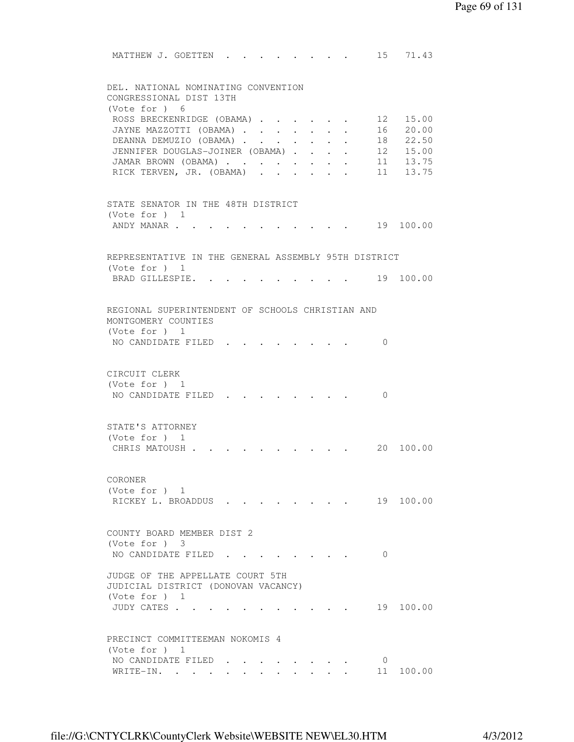MATTHEW J. GOETTEN . . . . . . . . . 15 71.43

DEL. NATIONAL NOMINATING CONVENTION
CONGRESSIONAL DIST 13TH
(Vote for ) 6

| Candidate | Votes | Percent |
|---|---|---|
| ROSS BRECKENRIDGE (OBAMA) | 12 | 15.00 |
| JAYNE MAZZOTTI (OBAMA) | 16 | 20.00 |
| DEANNA DEMUZIO (OBAMA) | 18 | 22.50 |
| JENNIFER DOUGLAS-JOINER (OBAMA) | 12 | 15.00 |
| JAMAR BROWN (OBAMA) | 11 | 13.75 |
| RICK TERVEN, JR. (OBAMA) | 11 | 13.75 |

STATE SENATOR IN THE 48TH DISTRICT
(Vote for ) 1

| Candidate | Votes | Percent |
|---|---|---|
| ANDY MANAR | 19 | 100.00 |

REPRESENTATIVE IN THE GENERAL ASSEMBLY 95TH DISTRICT
(Vote for ) 1

| Candidate | Votes | Percent |
|---|---|---|
| BRAD GILLESPIE. | 19 | 100.00 |

REGIONAL SUPERINTENDENT OF SCHOOLS CHRISTIAN AND
MONTGOMERY COUNTIES
(Vote for ) 1

| Candidate | Votes | Percent |
|---|---|---|
| NO CANDIDATE FILED | 0 | |

CIRCUIT CLERK
(Vote for ) 1

| Candidate | Votes | Percent |
|---|---|---|
| NO CANDIDATE FILED | 0 | |

STATE'S ATTORNEY
(Vote for ) 1

| Candidate | Votes | Percent |
|---|---|---|
| CHRIS MATOUSH | 20 | 100.00 |

CORONER
(Vote for ) 1

| Candidate | Votes | Percent |
|---|---|---|
| RICKEY L. BROADDUS | 19 | 100.00 |

COUNTY BOARD MEMBER DIST 2
(Vote for ) 3

| Candidate | Votes | Percent |
|---|---|---|
| NO CANDIDATE FILED | 0 | |

JUDGE OF THE APPELLATE COURT 5TH
JUDICIAL DISTRICT (DONOVAN VACANCY)
(Vote for ) 1

| Candidate | Votes | Percent |
|---|---|---|
| JUDY CATES | 19 | 100.00 |

PRECINCT COMMITTEEMAN NOKOMIS 4
(Vote for ) 1

| Candidate | Votes | Percent |
|---|---|---|
| NO CANDIDATE FILED | 0 | |
| WRITE-IN. | 11 | 100.00 |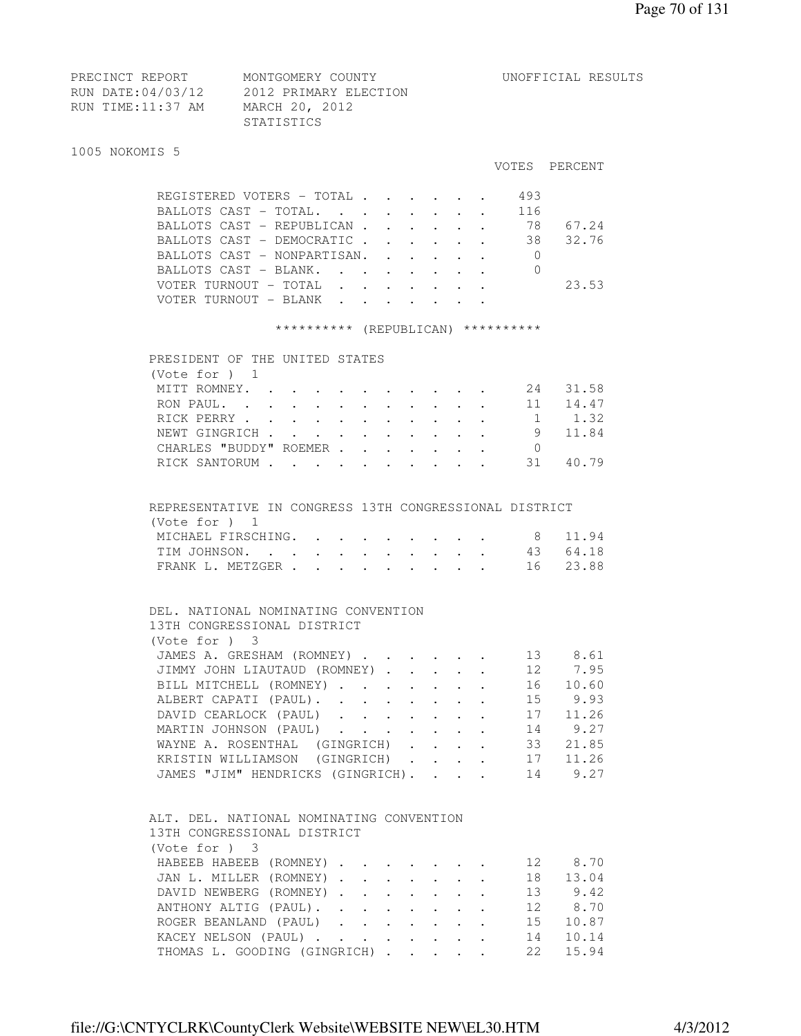PRECINCT REPORT — MONTGOMERY COUNTY — UNOFFICIAL RESULTS
RUN DATE:04/03/12 — 2012 PRIMARY ELECTION
RUN TIME:11:37 AM — MARCH 20, 2012
STATISTICS

## 1005 NOKOMIS 5

| | VOTES | PERCENT |
|---|---|---|
| REGISTERED VOTERS - TOTAL | 493 | |
| BALLOTS CAST - TOTAL. | 116 | |
| BALLOTS CAST - REPUBLICAN | 78 | 67.24 |
| BALLOTS CAST - DEMOCRATIC | 38 | 32.76 |
| BALLOTS CAST - NONPARTISAN. | 0 | |
| BALLOTS CAST - BLANK. | 0 | |
| VOTER TURNOUT - TOTAL | | 23.53 |
| VOTER TURNOUT - BLANK | | |

********** (REPUBLICAN) **********

### PRESIDENT OF THE UNITED STATES
(Vote for ) 1

| | VOTES | PERCENT |
|---|---|---|
| MITT ROMNEY. | 24 | 31.58 |
| RON PAUL. | 11 | 14.47 |
| RICK PERRY | 1 | 1.32 |
| NEWT GINGRICH | 9 | 11.84 |
| CHARLES "BUDDY" ROEMER | 0 | |
| RICK SANTORUM | 31 | 40.79 |

### REPRESENTATIVE IN CONGRESS 13TH CONGRESSIONAL DISTRICT
(Vote for ) 1

| | VOTES | PERCENT |
|---|---|---|
| MICHAEL FIRSCHING. | 8 | 11.94 |
| TIM JOHNSON. | 43 | 64.18 |
| FRANK L. METZGER | 16 | 23.88 |

### DEL. NATIONAL NOMINATING CONVENTION 13TH CONGRESSIONAL DISTRICT
(Vote for ) 3

| | VOTES | PERCENT |
|---|---|---|
| JAMES A. GRESHAM (ROMNEY) | 13 | 8.61 |
| JIMMY JOHN LIAUTAUD (ROMNEY) | 12 | 7.95 |
| BILL MITCHELL (ROMNEY) | 16 | 10.60 |
| ALBERT CAPATI (PAUL). | 15 | 9.93 |
| DAVID CEARLOCK (PAUL) | 17 | 11.26 |
| MARTIN JOHNSON (PAUL) | 14 | 9.27 |
| WAYNE A. ROSENTHAL (GINGRICH) | 33 | 21.85 |
| KRISTIN WILLIAMSON (GINGRICH) | 17 | 11.26 |
| JAMES "JIM" HENDRICKS (GINGRICH). | 14 | 9.27 |

### ALT. DEL. NATIONAL NOMINATING CONVENTION 13TH CONGRESSIONAL DISTRICT
(Vote for ) 3

| | VOTES | PERCENT |
|---|---|---|
| HABEEB HABEEB (ROMNEY) | 12 | 8.70 |
| JAN L. MILLER (ROMNEY) | 18 | 13.04 |
| DAVID NEWBERG (ROMNEY) | 13 | 9.42 |
| ANTHONY ALTIG (PAUL). | 12 | 8.70 |
| ROGER BEANLAND (PAUL) | 15 | 10.87 |
| KACEY NELSON (PAUL) | 14 | 10.14 |
| THOMAS L. GOODING (GINGRICH) | 22 | 15.94 |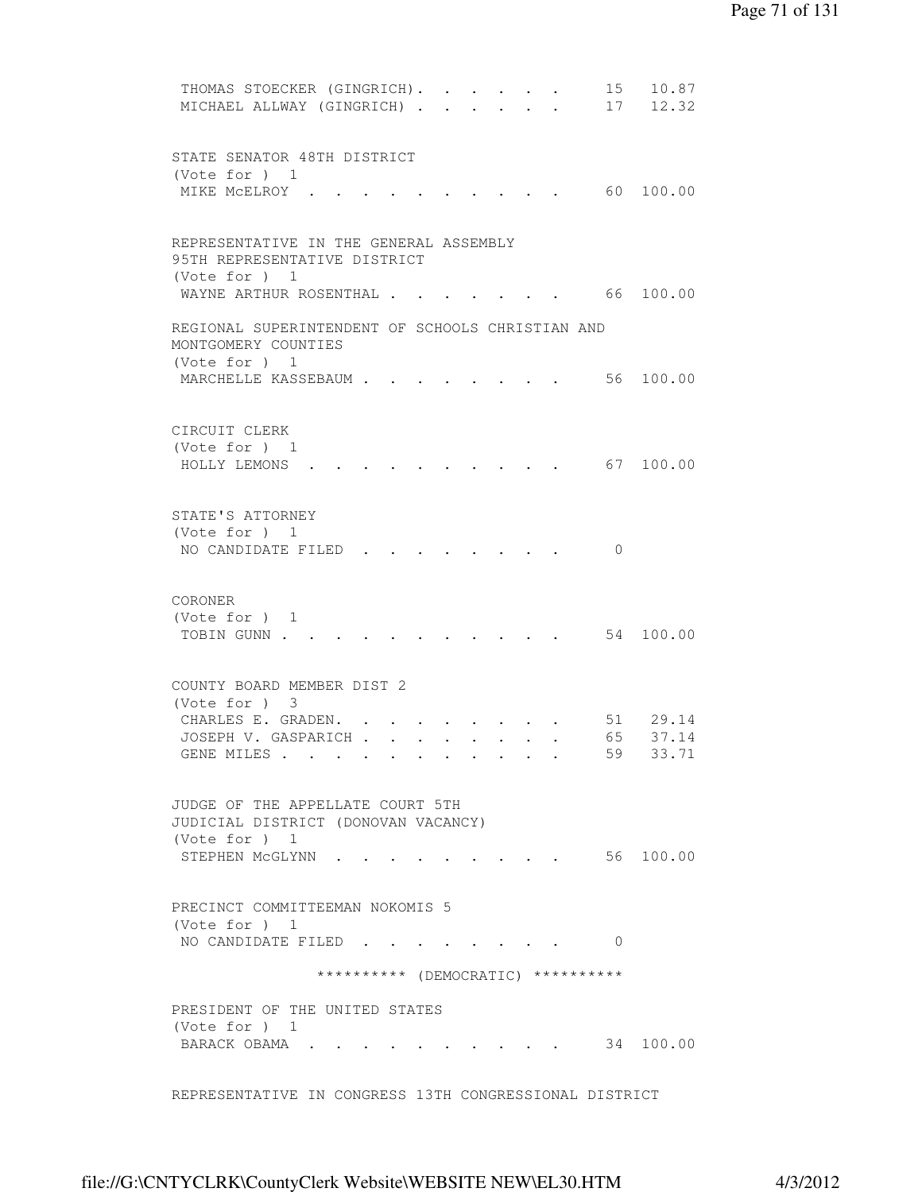THOMAS STOECKER (GINGRICH). . . . . . . 15 10.87
MICHAEL ALLWAY (GINGRICH) . . . . . . . 17 12.32

STATE SENATOR 48TH DISTRICT
(Vote for ) 1
MIKE McELROY . . . . . . . . . . . 60 100.00

REPRESENTATIVE IN THE GENERAL ASSEMBLY
95TH REPRESENTATIVE DISTRICT
(Vote for ) 1
WAYNE ARTHUR ROSENTHAL . . . . . . . . 66 100.00

REGIONAL SUPERINTENDENT OF SCHOOLS CHRISTIAN AND
MONTGOMERY COUNTIES
(Vote for ) 1
MARCHELLE KASSEBAUM . . . . . . . . . 56 100.00

CIRCUIT CLERK
(Vote for ) 1
HOLLY LEMONS . . . . . . . . . . . 67 100.00

STATE'S ATTORNEY
(Vote for ) 1
NO CANDIDATE FILED . . . . . . . . . 0

CORONER
(Vote for ) 1
TOBIN GUNN . . . . . . . . . . . . 54 100.00

COUNTY BOARD MEMBER DIST 2
(Vote for ) 3
CHARLES E. GRADEN. . . . . . . . . . 51 29.14
JOSEPH V. GASPARICH . . . . . . . . . 65 37.14
GENE MILES . . . . . . . . . . . . 59 33.71

JUDGE OF THE APPELLATE COURT 5TH
JUDICIAL DISTRICT (DONOVAN VACANCY)
(Vote for ) 1
STEPHEN McGLYNN . . . . . . . . . . 56 100.00

PRECINCT COMMITTEEMAN NOKOMIS 5
(Vote for ) 1
NO CANDIDATE FILED . . . . . . . . . 0

********** (DEMOCRATIC) **********

PRESIDENT OF THE UNITED STATES
(Vote for ) 1
BARACK OBAMA . . . . . . . . . . . 34 100.00

REPRESENTATIVE IN CONGRESS 13TH CONGRESSIONAL DISTRICT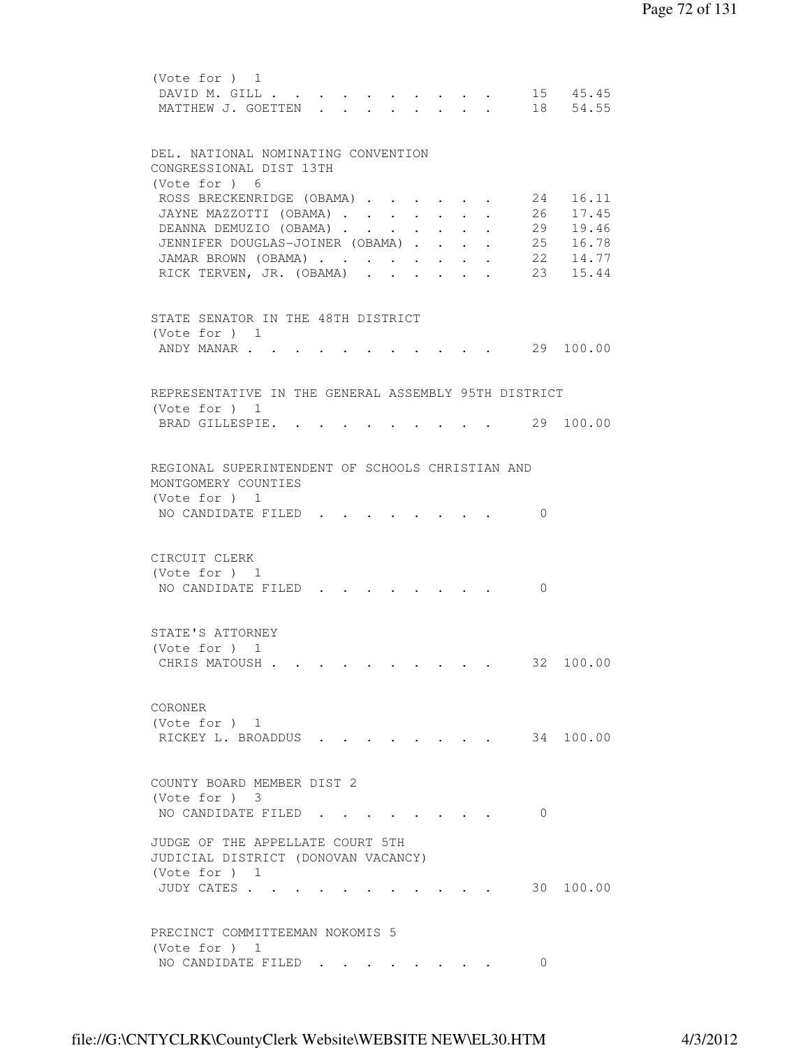(Vote for ) 1

| | | |
|---|---|---|
| DAVID M. GILL | 15 | 45.45 |
| MATTHEW J. GOETTEN | 18 | 54.55 |

DEL. NATIONAL NOMINATING CONVENTION
CONGRESSIONAL DIST 13TH
(Vote for ) 6

| | | |
|---|---|---|
| ROSS BRECKENRIDGE (OBAMA) | 24 | 16.11 |
| JAYNE MAZZOTTI (OBAMA) | 26 | 17.45 |
| DEANNA DEMUZIO (OBAMA) | 29 | 19.46 |
| JENNIFER DOUGLAS-JOINER (OBAMA) | 25 | 16.78 |
| JAMAR BROWN (OBAMA) | 22 | 14.77 |
| RICK TERVEN, JR. (OBAMA) | 23 | 15.44 |

STATE SENATOR IN THE 48TH DISTRICT
(Vote for ) 1

| | | |
|---|---|---|
| ANDY MANAR | 29 | 100.00 |

REPRESENTATIVE IN THE GENERAL ASSEMBLY 95TH DISTRICT
(Vote for ) 1

| | | |
|---|---|---|
| BRAD GILLESPIE. | 29 | 100.00 |

REGIONAL SUPERINTENDENT OF SCHOOLS CHRISTIAN AND
MONTGOMERY COUNTIES
(Vote for ) 1

| | | |
|---|---|---|
| NO CANDIDATE FILED | 0 | |

CIRCUIT CLERK
(Vote for ) 1

| | | |
|---|---|---|
| NO CANDIDATE FILED | 0 | |

STATE'S ATTORNEY
(Vote for ) 1

| | | |
|---|---|---|
| CHRIS MATOUSH | 32 | 100.00 |

CORONER
(Vote for ) 1

| | | |
|---|---|---|
| RICKEY L. BROADDUS | 34 | 100.00 |

COUNTY BOARD MEMBER DIST 2
(Vote for ) 3

| | | |
|---|---|---|
| NO CANDIDATE FILED | 0 | |

JUDGE OF THE APPELLATE COURT 5TH
JUDICIAL DISTRICT (DONOVAN VACANCY)
(Vote for ) 1

| | | |
|---|---|---|
| JUDY CATES | 30 | 100.00 |

PRECINCT COMMITTEEMAN NOKOMIS 5
(Vote for ) 1

| | | |
|---|---|---|
| NO CANDIDATE FILED | 0 | |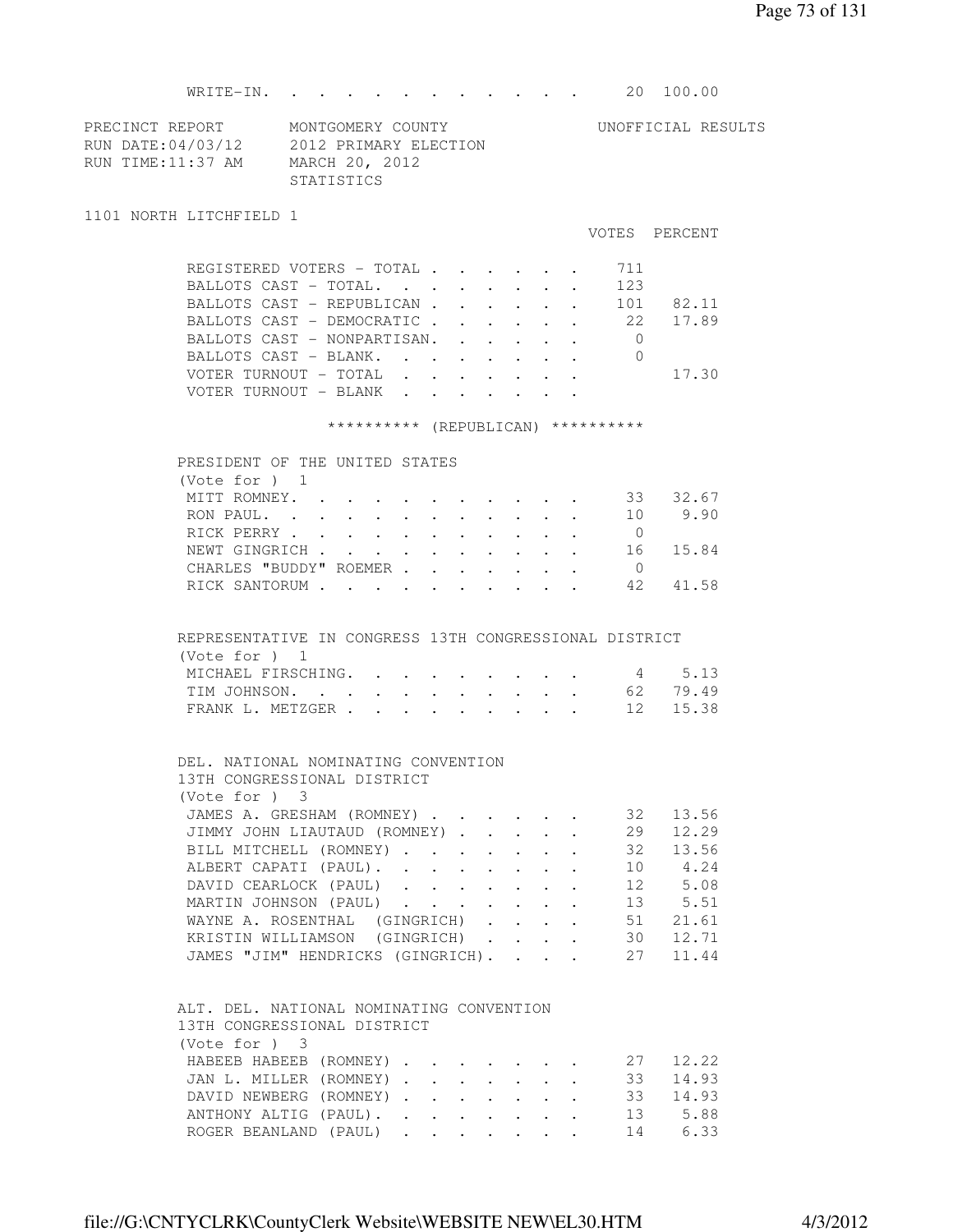| | VOTES | PERCENT |
|---|---|---|
| WRITE-IN. | 20 | 100.00 |

PRECINCT REPORT MONTGOMERY COUNTY UNOFFICIAL RESULTS
RUN DATE:04/03/12 2012 PRIMARY ELECTION
RUN TIME:11:37 AM MARCH 20, 2012
STATISTICS

1101 NORTH LITCHFIELD 1

| | VOTES | PERCENT |
|---|---|---|
| REGISTERED VOTERS - TOTAL | 711 | |
| BALLOTS CAST - TOTAL. | 123 | |
| BALLOTS CAST - REPUBLICAN | 101 | 82.11 |
| BALLOTS CAST - DEMOCRATIC | 22 | 17.89 |
| BALLOTS CAST - NONPARTISAN. | 0 | |
| BALLOTS CAST - BLANK. | 0 | |
| VOTER TURNOUT - TOTAL | | 17.30 |
| VOTER TURNOUT - BLANK | | |

********** (REPUBLICAN) **********

PRESIDENT OF THE UNITED STATES
(Vote for ) 1

| | VOTES | PERCENT |
|---|---|---|
| MITT ROMNEY. | 33 | 32.67 |
| RON PAUL. | 10 | 9.90 |
| RICK PERRY | 0 | |
| NEWT GINGRICH | 16 | 15.84 |
| CHARLES "BUDDY" ROEMER | 0 | |
| RICK SANTORUM | 42 | 41.58 |

REPRESENTATIVE IN CONGRESS 13TH CONGRESSIONAL DISTRICT
(Vote for ) 1

| | VOTES | PERCENT |
|---|---|---|
| MICHAEL FIRSCHING. | 4 | 5.13 |
| TIM JOHNSON. | 62 | 79.49 |
| FRANK L. METZGER | 12 | 15.38 |

DEL. NATIONAL NOMINATING CONVENTION
13TH CONGRESSIONAL DISTRICT
(Vote for ) 3

| | VOTES | PERCENT |
|---|---|---|
| JAMES A. GRESHAM (ROMNEY) | 32 | 13.56 |
| JIMMY JOHN LIAUTAUD (ROMNEY) | 29 | 12.29 |
| BILL MITCHELL (ROMNEY) | 32 | 13.56 |
| ALBERT CAPATI (PAUL). | 10 | 4.24 |
| DAVID CEARLOCK (PAUL) | 12 | 5.08 |
| MARTIN JOHNSON (PAUL) | 13 | 5.51 |
| WAYNE A. ROSENTHAL (GINGRICH) | 51 | 21.61 |
| KRISTIN WILLIAMSON (GINGRICH) | 30 | 12.71 |
| JAMES "JIM" HENDRICKS (GINGRICH). | 27 | 11.44 |

ALT. DEL. NATIONAL NOMINATING CONVENTION
13TH CONGRESSIONAL DISTRICT
(Vote for ) 3

| | VOTES | PERCENT |
|---|---|---|
| HABEEB HABEEB (ROMNEY) | 27 | 12.22 |
| JAN L. MILLER (ROMNEY) | 33 | 14.93 |
| DAVID NEWBERG (ROMNEY) | 33 | 14.93 |
| ANTHONY ALTIG (PAUL). | 13 | 5.88 |
| ROGER BEANLAND (PAUL) | 14 | 6.33 |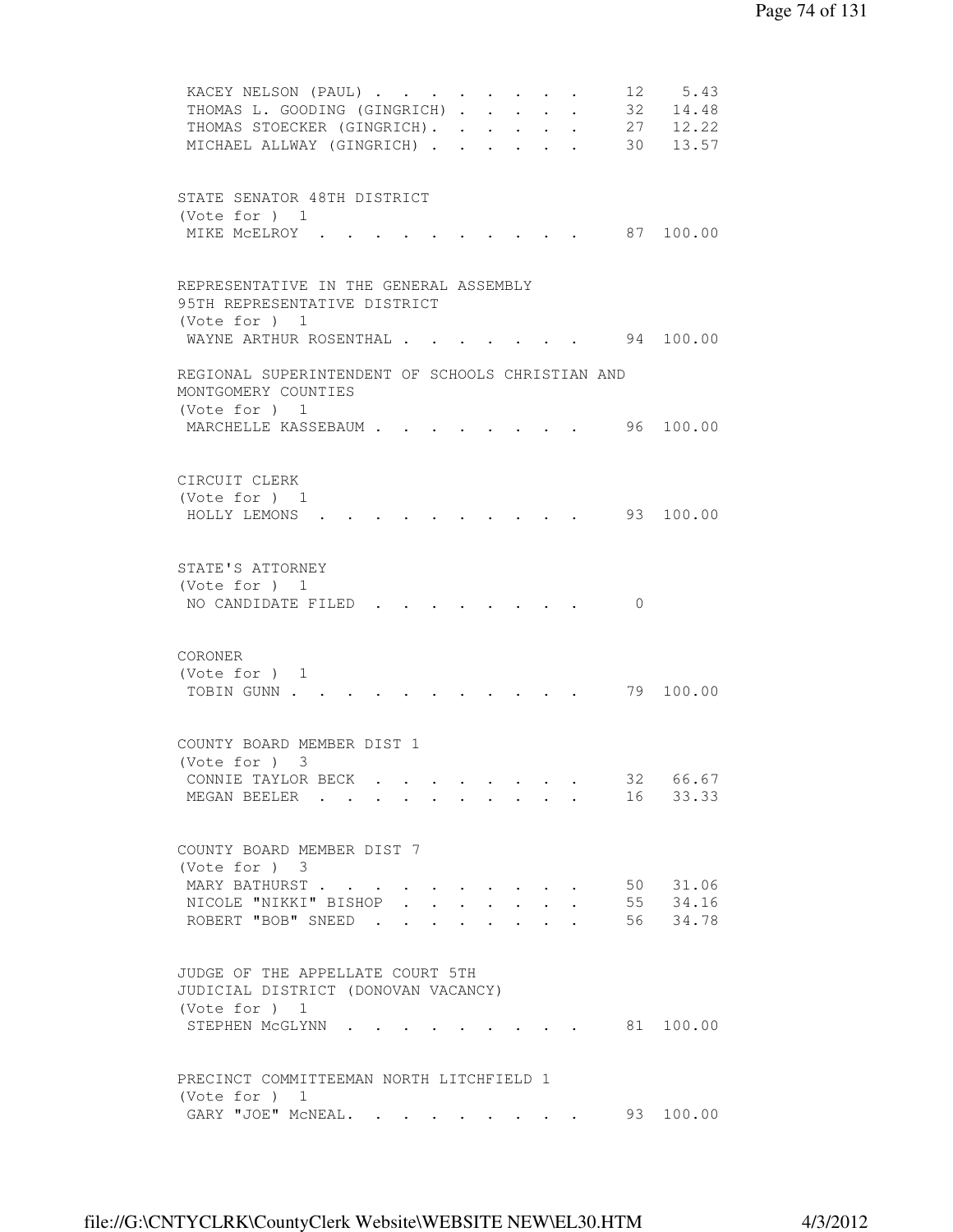```
 KACEY NELSON (PAUL) . . . . . . . . .      12    5.43
 THOMAS L. GOODING (GINGRICH) . . . . .     32   14.48
 THOMAS STOECKER (GINGRICH). . . . . .      27   12.22
 MICHAEL ALLWAY (GINGRICH) . . . . . .      30   13.57


STATE SENATOR 48TH DISTRICT
(Vote for ) 1
 MIKE McELROY . . . . . . . . . . .      87  100.00


REPRESENTATIVE IN THE GENERAL ASSEMBLY
95TH REPRESENTATIVE DISTRICT
(Vote for ) 1
 WAYNE ARTHUR ROSENTHAL . . . . . . . .      94  100.00

REGIONAL SUPERINTENDENT OF SCHOOLS CHRISTIAN AND
MONTGOMERY COUNTIES
(Vote for ) 1
 MARCHELLE KASSEBAUM . . . . . . . . .      96  100.00


CIRCUIT CLERK
(Vote for ) 1
 HOLLY LEMONS . . . . . . . . . . .      93  100.00


STATE'S ATTORNEY
(Vote for ) 1
 NO CANDIDATE FILED . . . . . . . . .       0


CORONER
(Vote for ) 1
 TOBIN GUNN . . . . . . . . . . . .      79  100.00


COUNTY BOARD MEMBER DIST 1
(Vote for ) 3
 CONNIE TAYLOR BECK . . . . . . . . .      32   66.67
 MEGAN BEELER . . . . . . . . . . .      16   33.33


COUNTY BOARD MEMBER DIST 7
(Vote for ) 3
 MARY BATHURST . . . . . . . . . . .      50   31.06
 NICOLE "NIKKI" BISHOP . . . . . . . .      55   34.16
 ROBERT "BOB" SNEED . . . . . . . . .      56   34.78


JUDGE OF THE APPELLATE COURT 5TH
JUDICIAL DISTRICT (DONOVAN VACANCY)
(Vote for ) 1
 STEPHEN McGLYNN . . . . . . . . . .      81  100.00


PRECINCT COMMITTEEMAN NORTH LITCHFIELD 1
(Vote for ) 1
 GARY "JOE" McNEAL. . . . . . . . . .      93  100.00
```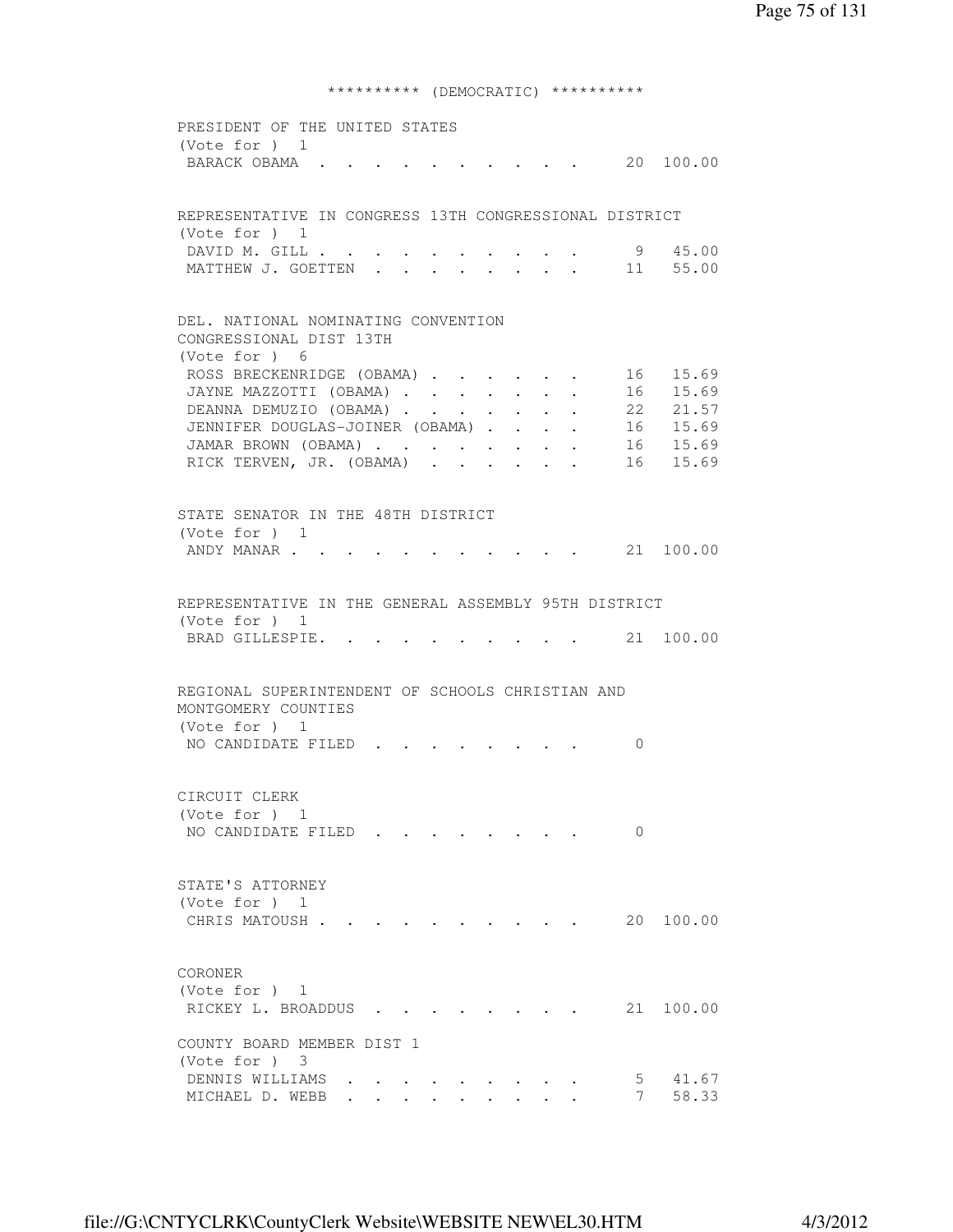********** (DEMOCRATIC) **********

PRESIDENT OF THE UNITED STATES
(Vote for ) 1

| Candidate | Votes | Percent |
|---|---|---|
| BARACK OBAMA | 20 | 100.00 |

REPRESENTATIVE IN CONGRESS 13TH CONGRESSIONAL DISTRICT
(Vote for ) 1

| Candidate | Votes | Percent |
|---|---|---|
| DAVID M. GILL | 9 | 45.00 |
| MATTHEW J. GOETTEN | 11 | 55.00 |

DEL. NATIONAL NOMINATING CONVENTION
CONGRESSIONAL DIST 13TH
(Vote for ) 6

| Candidate | Votes | Percent |
|---|---|---|
| ROSS BRECKENRIDGE (OBAMA) | 16 | 15.69 |
| JAYNE MAZZOTTI (OBAMA) | 16 | 15.69 |
| DEANNA DEMUZIO (OBAMA) | 22 | 21.57 |
| JENNIFER DOUGLAS-JOINER (OBAMA) | 16 | 15.69 |
| JAMAR BROWN (OBAMA) | 16 | 15.69 |
| RICK TERVEN, JR. (OBAMA) | 16 | 15.69 |

STATE SENATOR IN THE 48TH DISTRICT
(Vote for ) 1

| Candidate | Votes | Percent |
|---|---|---|
| ANDY MANAR | 21 | 100.00 |

REPRESENTATIVE IN THE GENERAL ASSEMBLY 95TH DISTRICT
(Vote for ) 1

| Candidate | Votes | Percent |
|---|---|---|
| BRAD GILLESPIE. | 21 | 100.00 |

REGIONAL SUPERINTENDENT OF SCHOOLS CHRISTIAN AND
MONTGOMERY COUNTIES
(Vote for ) 1

| Candidate | Votes | Percent |
|---|---|---|
| NO CANDIDATE FILED | 0 | |

CIRCUIT CLERK
(Vote for ) 1

| Candidate | Votes | Percent |
|---|---|---|
| NO CANDIDATE FILED | 0 | |

STATE'S ATTORNEY
(Vote for ) 1

| Candidate | Votes | Percent |
|---|---|---|
| CHRIS MATOUSH | 20 | 100.00 |

CORONER
(Vote for ) 1

| Candidate | Votes | Percent |
|---|---|---|
| RICKEY L. BROADDUS | 21 | 100.00 |

COUNTY BOARD MEMBER DIST 1
(Vote for ) 3

| Candidate | Votes | Percent |
|---|---|---|
| DENNIS WILLIAMS | 5 | 41.67 |
| MICHAEL D. WEBB | 7 | 58.33 |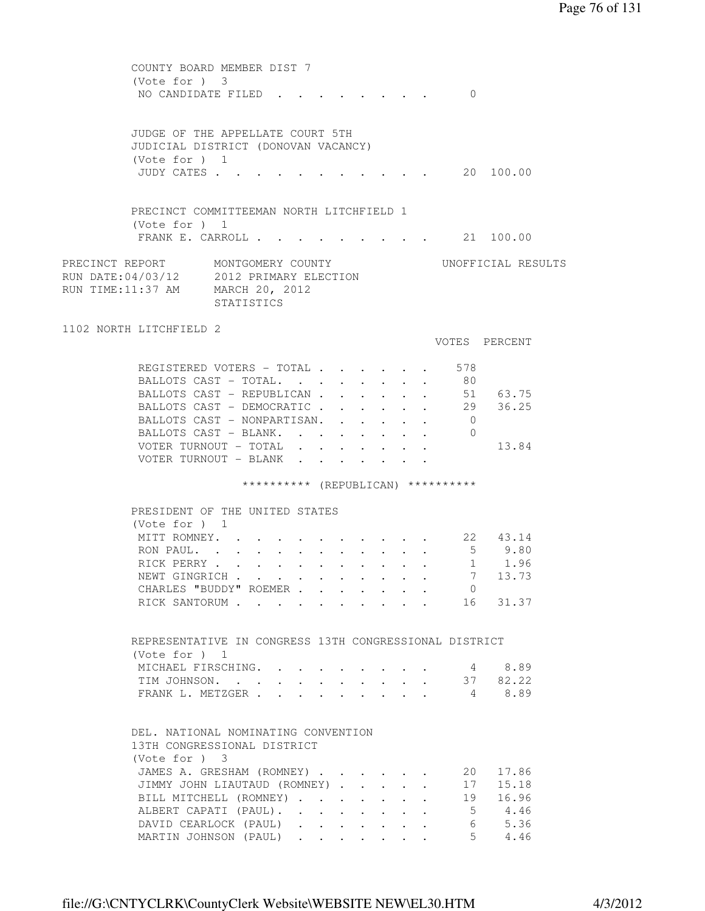COUNTY BOARD MEMBER DIST 7
(Vote for ) 3

| | VOTES | PERCENT |
|---|---|---|
| NO CANDIDATE FILED | 0 | |

JUDGE OF THE APPELLATE COURT 5TH
JUDICIAL DISTRICT (DONOVAN VACANCY)
(Vote for ) 1

| | VOTES | PERCENT |
|---|---|---|
| JUDY CATES | 20 | 100.00 |

PRECINCT COMMITTEEMAN NORTH LITCHFIELD 1
(Vote for ) 1

| | VOTES | PERCENT |
|---|---|---|
| FRANK E. CARROLL | 21 | 100.00 |

PRECINCT REPORT MONTGOMERY COUNTY UNOFFICIAL RESULTS
RUN DATE:04/03/12 2012 PRIMARY ELECTION
RUN TIME:11:37 AM MARCH 20, 2012
STATISTICS

## 1102 NORTH LITCHFIELD 2

| | VOTES | PERCENT |
|---|---|---|
| REGISTERED VOTERS - TOTAL | 578 | |
| BALLOTS CAST - TOTAL. | 80 | |
| BALLOTS CAST - REPUBLICAN | 51 | 63.75 |
| BALLOTS CAST - DEMOCRATIC | 29 | 36.25 |
| BALLOTS CAST - NONPARTISAN. | 0 | |
| BALLOTS CAST - BLANK. | 0 | |
| VOTER TURNOUT - TOTAL | | 13.84 |
| VOTER TURNOUT - BLANK | | |

********** (REPUBLICAN) **********

PRESIDENT OF THE UNITED STATES
(Vote for ) 1

| | VOTES | PERCENT |
|---|---|---|
| MITT ROMNEY. | 22 | 43.14 |
| RON PAUL. | 5 | 9.80 |
| RICK PERRY | 1 | 1.96 |
| NEWT GINGRICH | 7 | 13.73 |
| CHARLES "BUDDY" ROEMER | 0 | |
| RICK SANTORUM | 16 | 31.37 |

REPRESENTATIVE IN CONGRESS 13TH CONGRESSIONAL DISTRICT
(Vote for ) 1

| | VOTES | PERCENT |
|---|---|---|
| MICHAEL FIRSCHING. | 4 | 8.89 |
| TIM JOHNSON. | 37 | 82.22 |
| FRANK L. METZGER | 4 | 8.89 |

DEL. NATIONAL NOMINATING CONVENTION
13TH CONGRESSIONAL DISTRICT
(Vote for ) 3

| | VOTES | PERCENT |
|---|---|---|
| JAMES A. GRESHAM (ROMNEY) | 20 | 17.86 |
| JIMMY JOHN LIAUTAUD (ROMNEY) | 17 | 15.18 |
| BILL MITCHELL (ROMNEY) | 19 | 16.96 |
| ALBERT CAPATI (PAUL). | 5 | 4.46 |
| DAVID CEARLOCK (PAUL) | 6 | 5.36 |
| MARTIN JOHNSON (PAUL) | 5 | 4.46 |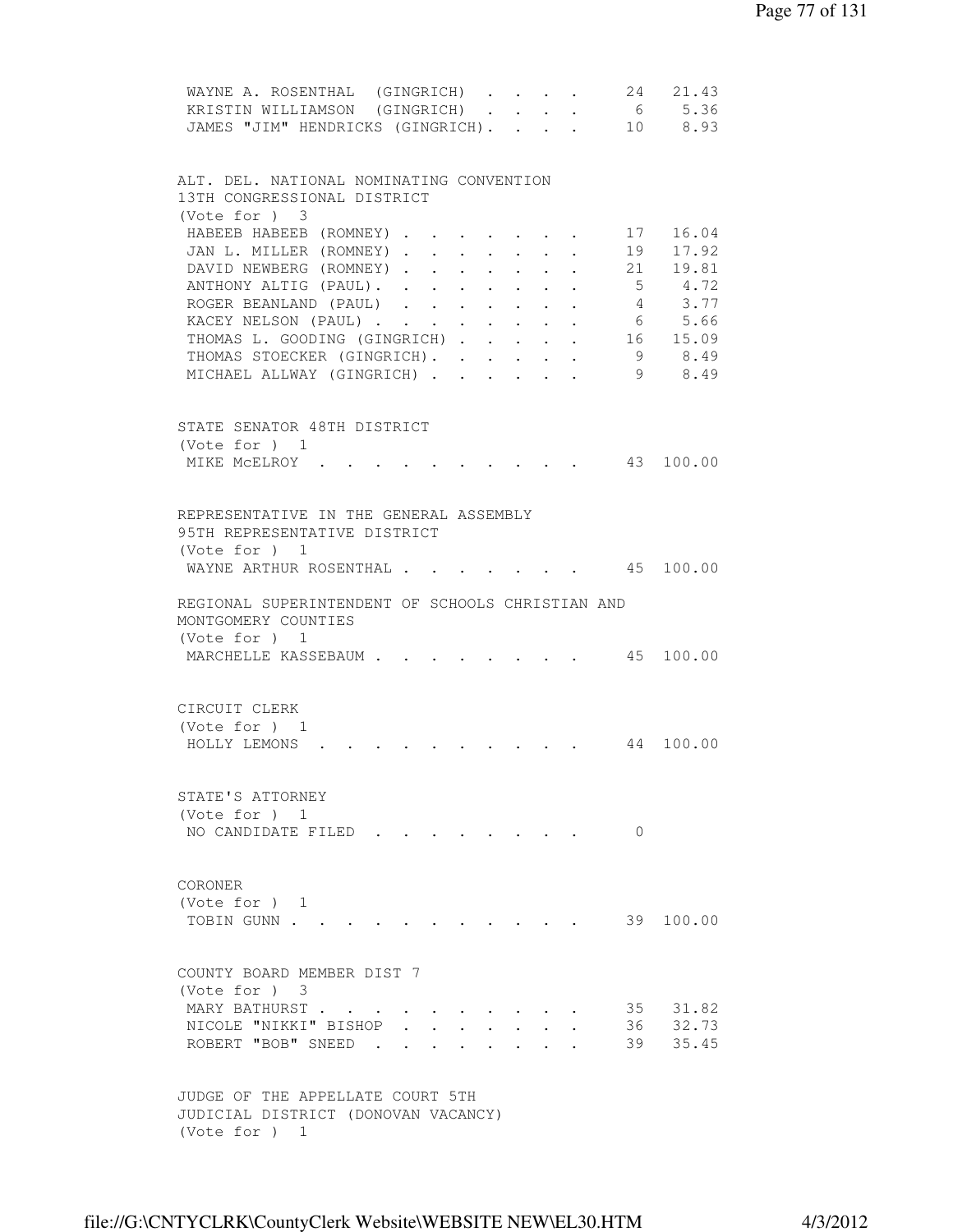| Candidate | Votes | Percent |
|---|---|---|
| WAYNE A. ROSENTHAL (GINGRICH) | 24 | 21.43 |
| KRISTIN WILLIAMSON (GINGRICH) | 6 | 5.36 |
| JAMES "JIM" HENDRICKS (GINGRICH) | 10 | 8.93 |

ALT. DEL. NATIONAL NOMINATING CONVENTION
13TH CONGRESSIONAL DISTRICT
(Vote for ) 3

| Candidate | Votes | Percent |
|---|---|---|
| HABEEB HABEEB (ROMNEY) | 17 | 16.04 |
| JAN L. MILLER (ROMNEY) | 19 | 17.92 |
| DAVID NEWBERG (ROMNEY) | 21 | 19.81 |
| ANTHONY ALTIG (PAUL) | 5 | 4.72 |
| ROGER BEANLAND (PAUL) | 4 | 3.77 |
| KACEY NELSON (PAUL) | 6 | 5.66 |
| THOMAS L. GOODING (GINGRICH) | 16 | 15.09 |
| THOMAS STOECKER (GINGRICH) | 9 | 8.49 |
| MICHAEL ALLWAY (GINGRICH) | 9 | 8.49 |

STATE SENATOR 48TH DISTRICT
(Vote for ) 1

| Candidate | Votes | Percent |
|---|---|---|
| MIKE McELROY | 43 | 100.00 |

REPRESENTATIVE IN THE GENERAL ASSEMBLY
95TH REPRESENTATIVE DISTRICT
(Vote for ) 1

| Candidate | Votes | Percent |
|---|---|---|
| WAYNE ARTHUR ROSENTHAL | 45 | 100.00 |

REGIONAL SUPERINTENDENT OF SCHOOLS CHRISTIAN AND
MONTGOMERY COUNTIES
(Vote for ) 1

| Candidate | Votes | Percent |
|---|---|---|
| MARCHELLE KASSEBAUM | 45 | 100.00 |

CIRCUIT CLERK
(Vote for ) 1

| Candidate | Votes | Percent |
|---|---|---|
| HOLLY LEMONS | 44 | 100.00 |

STATE'S ATTORNEY
(Vote for ) 1

| Candidate | Votes | Percent |
|---|---|---|
| NO CANDIDATE FILED | 0 | |

CORONER
(Vote for ) 1

| Candidate | Votes | Percent |
|---|---|---|
| TOBIN GUNN | 39 | 100.00 |

COUNTY BOARD MEMBER DIST 7
(Vote for ) 3

| Candidate | Votes | Percent |
|---|---|---|
| MARY BATHURST | 35 | 31.82 |
| NICOLE "NIKKI" BISHOP | 36 | 32.73 |
| ROBERT "BOB" SNEED | 39 | 35.45 |

JUDGE OF THE APPELLATE COURT 5TH
JUDICIAL DISTRICT (DONOVAN VACANCY)
(Vote for ) 1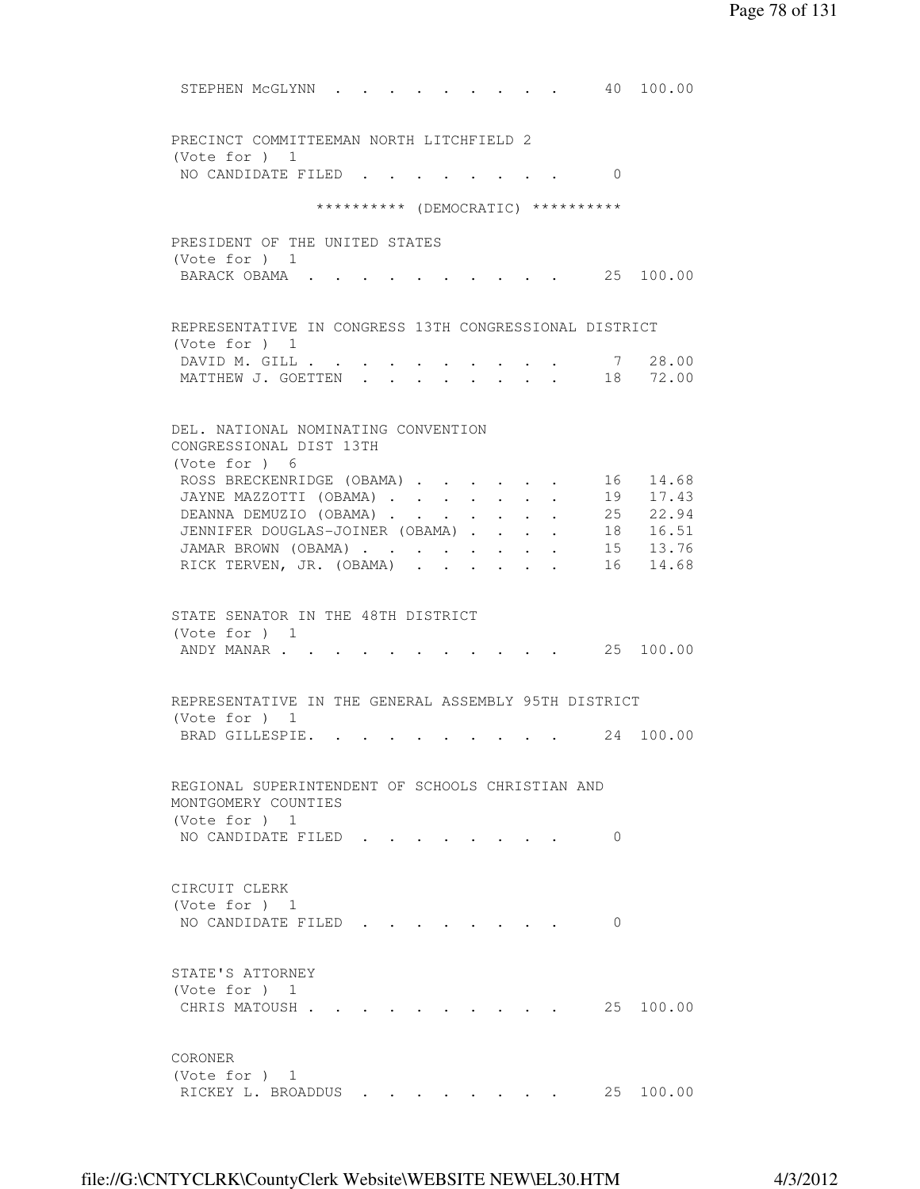STEPHEN McGLYNN . . . . . . . . . . 40 100.00

PRECINCT COMMITTEEMAN NORTH LITCHFIELD 2
(Vote for ) 1
NO CANDIDATE FILED . . . . . . . . . 0

********** (DEMOCRATIC) **********

PRESIDENT OF THE UNITED STATES
(Vote for ) 1

| | | |
|---|---|---|
| BARACK OBAMA | 25 | 100.00 |

REPRESENTATIVE IN CONGRESS 13TH CONGRESSIONAL DISTRICT
(Vote for ) 1

| | | |
|---|---|---|
| DAVID M. GILL | 7 | 28.00 |
| MATTHEW J. GOETTEN | 18 | 72.00 |

DEL. NATIONAL NOMINATING CONVENTION
CONGRESSIONAL DIST 13TH
(Vote for ) 6

| | | |
|---|---|---|
| ROSS BRECKENRIDGE (OBAMA) | 16 | 14.68 |
| JAYNE MAZZOTTI (OBAMA) | 19 | 17.43 |
| DEANNA DEMUZIO (OBAMA) | 25 | 22.94 |
| JENNIFER DOUGLAS-JOINER (OBAMA) | 18 | 16.51 |
| JAMAR BROWN (OBAMA) | 15 | 13.76 |
| RICK TERVEN, JR. (OBAMA) | 16 | 14.68 |

STATE SENATOR IN THE 48TH DISTRICT
(Vote for ) 1

| | | |
|---|---|---|
| ANDY MANAR | 25 | 100.00 |

REPRESENTATIVE IN THE GENERAL ASSEMBLY 95TH DISTRICT
(Vote for ) 1

| | | |
|---|---|---|
| BRAD GILLESPIE. | 24 | 100.00 |

REGIONAL SUPERINTENDENT OF SCHOOLS CHRISTIAN AND
MONTGOMERY COUNTIES
(Vote for ) 1
NO CANDIDATE FILED . . . . . . . . . 0

CIRCUIT CLERK
(Vote for ) 1
NO CANDIDATE FILED . . . . . . . . . 0

STATE'S ATTORNEY
(Vote for ) 1

| | | |
|---|---|---|
| CHRIS MATOUSH | 25 | 100.00 |

CORONER
(Vote for ) 1

| | | |
|---|---|---|
| RICKEY L. BROADDUS | 25 | 100.00 |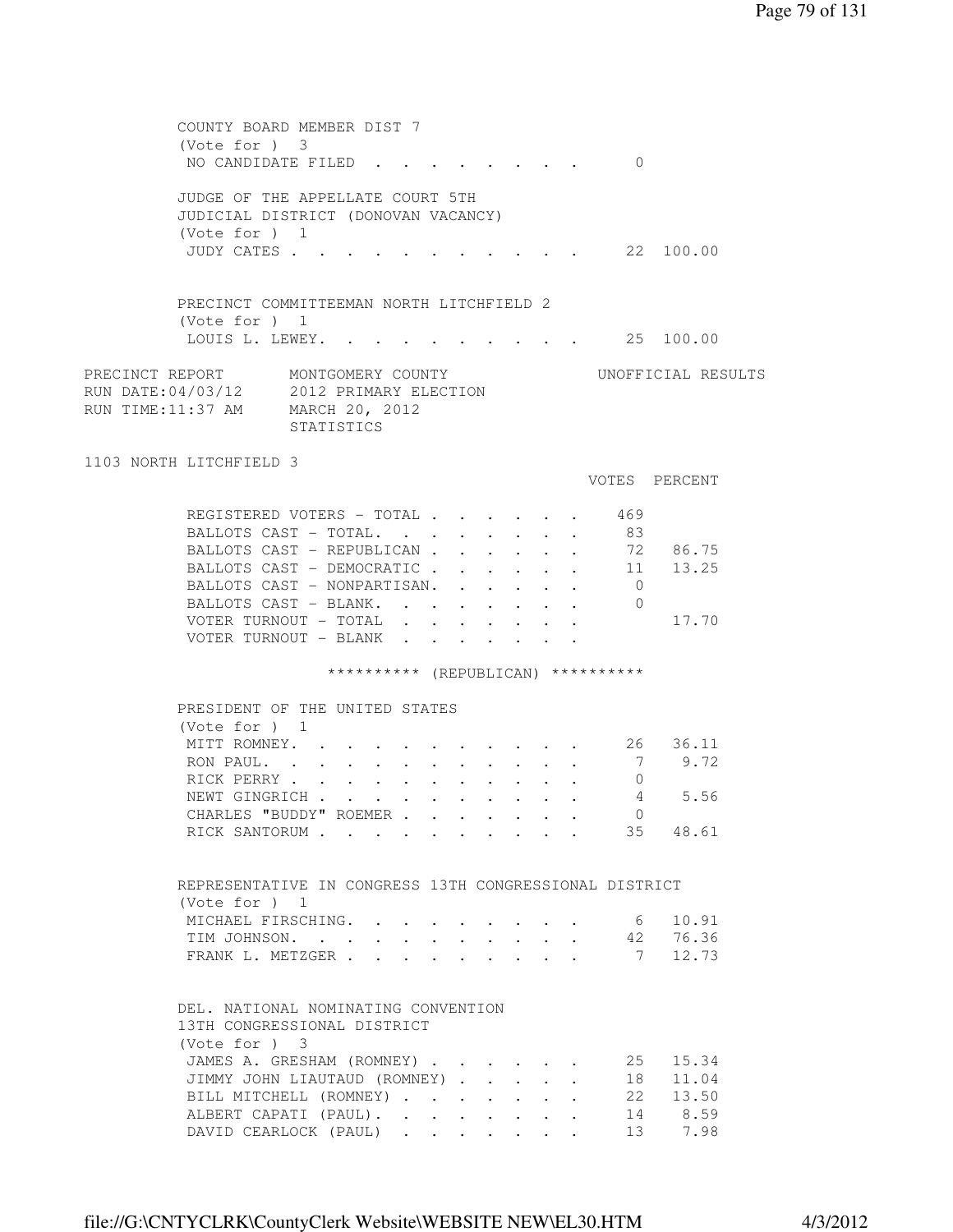COUNTY BOARD MEMBER DIST 7
(Vote for ) 3

| Candidate | Votes | Percent |
|---|---|---|
| NO CANDIDATE FILED | 0 | |

JUDGE OF THE APPELLATE COURT 5TH
JUDICIAL DISTRICT (DONOVAN VACANCY)
(Vote for ) 1

| Candidate | Votes | Percent |
|---|---|---|
| JUDY CATES | 22 | 100.00 |

PRECINCT COMMITTEEMAN NORTH LITCHFIELD 2
(Vote for ) 1

| Candidate | Votes | Percent |
|---|---|---|
| LOUIS L. LEWEY. | 25 | 100.00 |

PRECINCT REPORT MONTGOMERY COUNTY UNOFFICIAL RESULTS
RUN DATE:04/03/12 2012 PRIMARY ELECTION
RUN TIME:11:37 AM MARCH 20, 2012
STATISTICS

## 1103 NORTH LITCHFIELD 3

| | VOTES | PERCENT |
|---|---|---|
| REGISTERED VOTERS - TOTAL | 469 | |
| BALLOTS CAST - TOTAL. | 83 | |
| BALLOTS CAST - REPUBLICAN | 72 | 86.75 |
| BALLOTS CAST - DEMOCRATIC | 11 | 13.25 |
| BALLOTS CAST - NONPARTISAN. | 0 | |
| BALLOTS CAST - BLANK. | 0 | |
| VOTER TURNOUT - TOTAL | | 17.70 |
| VOTER TURNOUT - BLANK | | |

********** (REPUBLICAN) **********

PRESIDENT OF THE UNITED STATES
(Vote for ) 1

| Candidate | Votes | Percent |
|---|---|---|
| MITT ROMNEY. | 26 | 36.11 |
| RON PAUL. | 7 | 9.72 |
| RICK PERRY | 0 | |
| NEWT GINGRICH | 4 | 5.56 |
| CHARLES "BUDDY" ROEMER | 0 | |
| RICK SANTORUM | 35 | 48.61 |

REPRESENTATIVE IN CONGRESS 13TH CONGRESSIONAL DISTRICT
(Vote for ) 1

| Candidate | Votes | Percent |
|---|---|---|
| MICHAEL FIRSCHING. | 6 | 10.91 |
| TIM JOHNSON. | 42 | 76.36 |
| FRANK L. METZGER | 7 | 12.73 |

DEL. NATIONAL NOMINATING CONVENTION
13TH CONGRESSIONAL DISTRICT
(Vote for ) 3

| Candidate | Votes | Percent |
|---|---|---|
| JAMES A. GRESHAM (ROMNEY) | 25 | 15.34 |
| JIMMY JOHN LIAUTAUD (ROMNEY) | 18 | 11.04 |
| BILL MITCHELL (ROMNEY) | 22 | 13.50 |
| ALBERT CAPATI (PAUL). | 14 | 8.59 |
| DAVID CEARLOCK (PAUL) | 13 | 7.98 |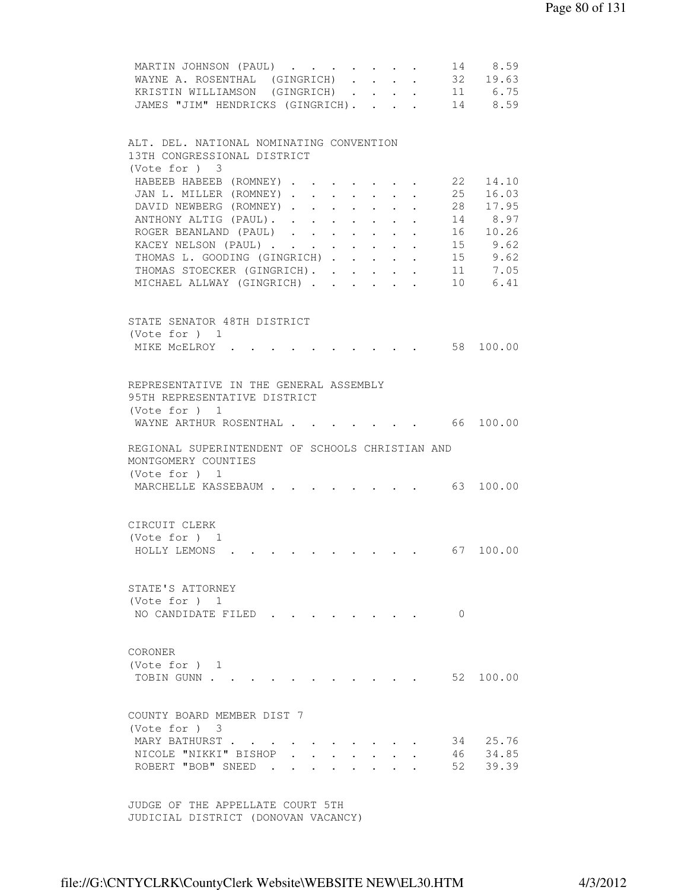| | | |
|---|---|---|
| MARTIN JOHNSON (PAUL) | 14 | 8.59 |
| WAYNE A. ROSENTHAL (GINGRICH) | 32 | 19.63 |
| KRISTIN WILLIAMSON (GINGRICH) | 11 | 6.75 |
| JAMES "JIM" HENDRICKS (GINGRICH) | 14 | 8.59 |

ALT. DEL. NATIONAL NOMINATING CONVENTION
13TH CONGRESSIONAL DISTRICT
(Vote for ) 3

| | | |
|---|---|---|
| HABEEB HABEEB (ROMNEY) | 22 | 14.10 |
| JAN L. MILLER (ROMNEY) | 25 | 16.03 |
| DAVID NEWBERG (ROMNEY) | 28 | 17.95 |
| ANTHONY ALTIG (PAUL) | 14 | 8.97 |
| ROGER BEANLAND (PAUL) | 16 | 10.26 |
| KACEY NELSON (PAUL) | 15 | 9.62 |
| THOMAS L. GOODING (GINGRICH) | 15 | 9.62 |
| THOMAS STOECKER (GINGRICH) | 11 | 7.05 |
| MICHAEL ALLWAY (GINGRICH) | 10 | 6.41 |

STATE SENATOR 48TH DISTRICT
(Vote for ) 1

| | | |
|---|---|---|
| MIKE McELROY | 58 | 100.00 |

REPRESENTATIVE IN THE GENERAL ASSEMBLY
95TH REPRESENTATIVE DISTRICT
(Vote for ) 1

| | | |
|---|---|---|
| WAYNE ARTHUR ROSENTHAL | 66 | 100.00 |

REGIONAL SUPERINTENDENT OF SCHOOLS CHRISTIAN AND MONTGOMERY COUNTIES
(Vote for ) 1

| | | |
|---|---|---|
| MARCHELLE KASSEBAUM | 63 | 100.00 |

CIRCUIT CLERK
(Vote for ) 1

| | | |
|---|---|---|
| HOLLY LEMONS | 67 | 100.00 |

STATE'S ATTORNEY
(Vote for ) 1

| | | |
|---|---|---|
| NO CANDIDATE FILED | 0 | |

CORONER
(Vote for ) 1

| | | |
|---|---|---|
| TOBIN GUNN | 52 | 100.00 |

COUNTY BOARD MEMBER DIST 7
(Vote for ) 3

| | | |
|---|---|---|
| MARY BATHURST | 34 | 25.76 |
| NICOLE "NIKKI" BISHOP | 46 | 34.85 |
| ROBERT "BOB" SNEED | 52 | 39.39 |

JUDGE OF THE APPELLATE COURT 5TH
JUDICIAL DISTRICT (DONOVAN VACANCY)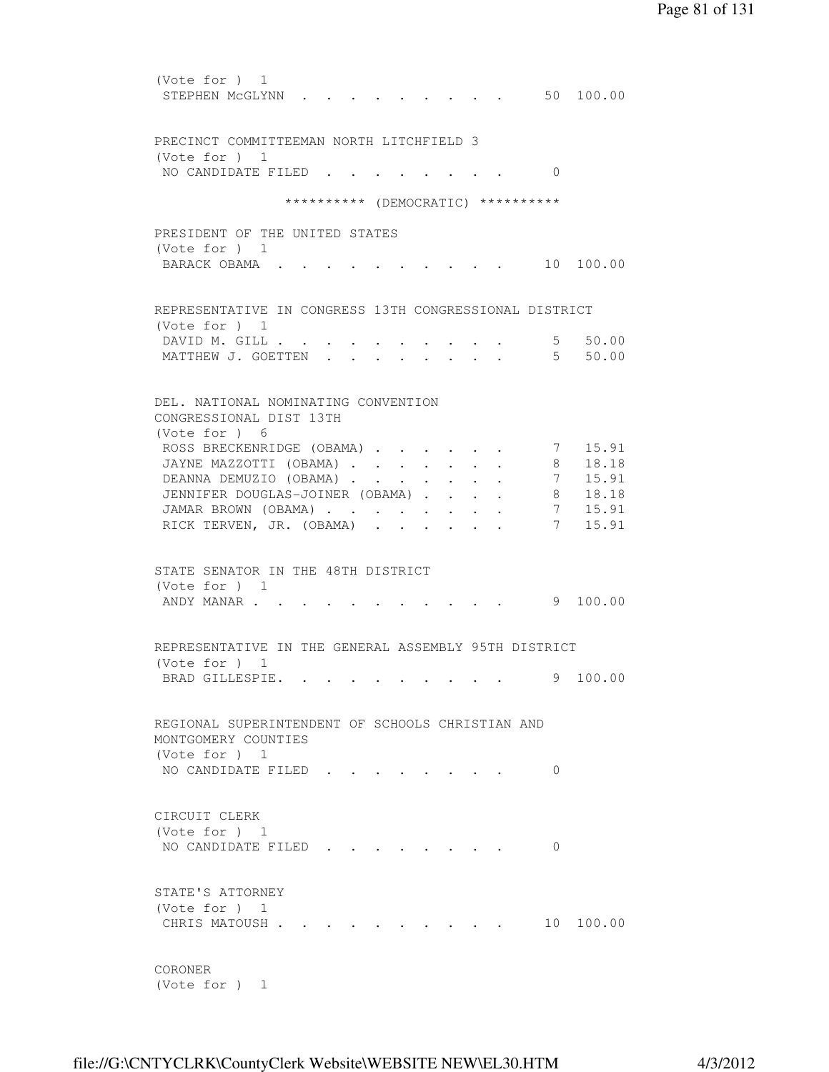(Vote for ) 1

| | | |
|---|---|---|
| STEPHEN McGLYNN | 50 | 100.00 |

PRECINCT COMMITTEEMAN NORTH LITCHFIELD 3
(Vote for ) 1

| | | |
|---|---|---|
| NO CANDIDATE FILED | 0 | |

********** (DEMOCRATIC) **********

PRESIDENT OF THE UNITED STATES
(Vote for ) 1

| | | |
|---|---|---|
| BARACK OBAMA | 10 | 100.00 |

REPRESENTATIVE IN CONGRESS 13TH CONGRESSIONAL DISTRICT
(Vote for ) 1

| | | |
|---|---|---|
| DAVID M. GILL | 5 | 50.00 |
| MATTHEW J. GOETTEN | 5 | 50.00 |

DEL. NATIONAL NOMINATING CONVENTION
CONGRESSIONAL DIST 13TH
(Vote for ) 6

| | | |
|---|---|---|
| ROSS BRECKENRIDGE (OBAMA) | 7 | 15.91 |
| JAYNE MAZZOTTI (OBAMA) | 8 | 18.18 |
| DEANNA DEMUZIO (OBAMA) | 7 | 15.91 |
| JENNIFER DOUGLAS-JOINER (OBAMA) | 8 | 18.18 |
| JAMAR BROWN (OBAMA) | 7 | 15.91 |
| RICK TERVEN, JR. (OBAMA) | 7 | 15.91 |

STATE SENATOR IN THE 48TH DISTRICT
(Vote for ) 1

| | | |
|---|---|---|
| ANDY MANAR | 9 | 100.00 |

REPRESENTATIVE IN THE GENERAL ASSEMBLY 95TH DISTRICT
(Vote for ) 1

| | | |
|---|---|---|
| BRAD GILLESPIE. | 9 | 100.00 |

REGIONAL SUPERINTENDENT OF SCHOOLS CHRISTIAN AND
MONTGOMERY COUNTIES
(Vote for ) 1

| | | |
|---|---|---|
| NO CANDIDATE FILED | 0 | |

CIRCUIT CLERK
(Vote for ) 1

| | | |
|---|---|---|
| NO CANDIDATE FILED | 0 | |

STATE'S ATTORNEY
(Vote for ) 1

| | | |
|---|---|---|
| CHRIS MATOUSH | 10 | 100.00 |

CORONER
(Vote for ) 1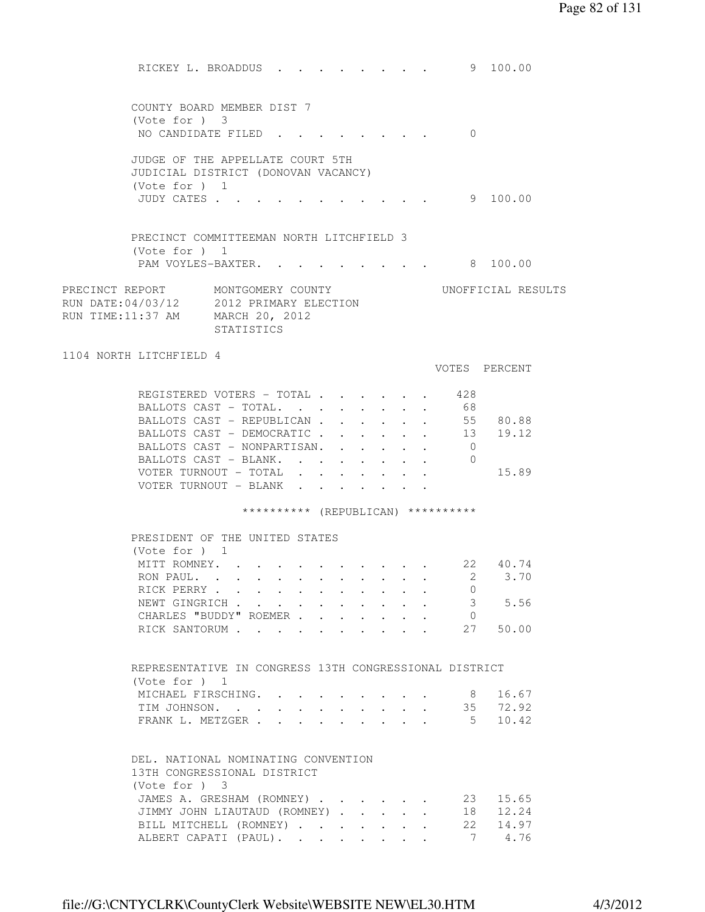RICKEY L. BROADDUS . . . . . . . . . 9 100.00

COUNTY BOARD MEMBER DIST 7
(Vote for ) 3

| | Votes | Percent |
|---|---|---|
| NO CANDIDATE FILED | 0 | |

JUDGE OF THE APPELLATE COURT 5TH
JUDICIAL DISTRICT (DONOVAN VACANCY)
(Vote for ) 1

| | Votes | Percent |
|---|---|---|
| JUDY CATES | 9 | 100.00 |

PRECINCT COMMITTEEMAN NORTH LITCHFIELD 3
(Vote for ) 1

| | Votes | Percent |
|---|---|---|
| PAM VOYLES-BAXTER | 8 | 100.00 |

PRECINCT REPORT MONTGOMERY COUNTY UNOFFICIAL RESULTS
RUN DATE:04/03/12 2012 PRIMARY ELECTION
RUN TIME:11:37 AM MARCH 20, 2012
STATISTICS

## 1104 NORTH LITCHFIELD 4

| | VOTES | PERCENT |
|---|---|---|
| REGISTERED VOTERS - TOTAL | 428 | |
| BALLOTS CAST - TOTAL | 68 | |
| BALLOTS CAST - REPUBLICAN | 55 | 80.88 |
| BALLOTS CAST - DEMOCRATIC | 13 | 19.12 |
| BALLOTS CAST - NONPARTISAN | 0 | |
| BALLOTS CAST - BLANK | 0 | |
| VOTER TURNOUT - TOTAL | | 15.89 |
| VOTER TURNOUT - BLANK | | |

********** (REPUBLICAN) **********

PRESIDENT OF THE UNITED STATES
(Vote for ) 1

| | Votes | Percent |
|---|---|---|
| MITT ROMNEY | 22 | 40.74 |
| RON PAUL | 2 | 3.70 |
| RICK PERRY | 0 | |
| NEWT GINGRICH | 3 | 5.56 |
| CHARLES "BUDDY" ROEMER | 0 | |
| RICK SANTORUM | 27 | 50.00 |

REPRESENTATIVE IN CONGRESS 13TH CONGRESSIONAL DISTRICT
(Vote for ) 1

| | Votes | Percent |
|---|---|---|
| MICHAEL FIRSCHING | 8 | 16.67 |
| TIM JOHNSON | 35 | 72.92 |
| FRANK L. METZGER | 5 | 10.42 |

DEL. NATIONAL NOMINATING CONVENTION
13TH CONGRESSIONAL DISTRICT
(Vote for ) 3

| | Votes | Percent |
|---|---|---|
| JAMES A. GRESHAM (ROMNEY) | 23 | 15.65 |
| JIMMY JOHN LIAUTAUD (ROMNEY) | 18 | 12.24 |
| BILL MITCHELL (ROMNEY) | 22 | 14.97 |
| ALBERT CAPATI (PAUL) | 7 | 4.76 |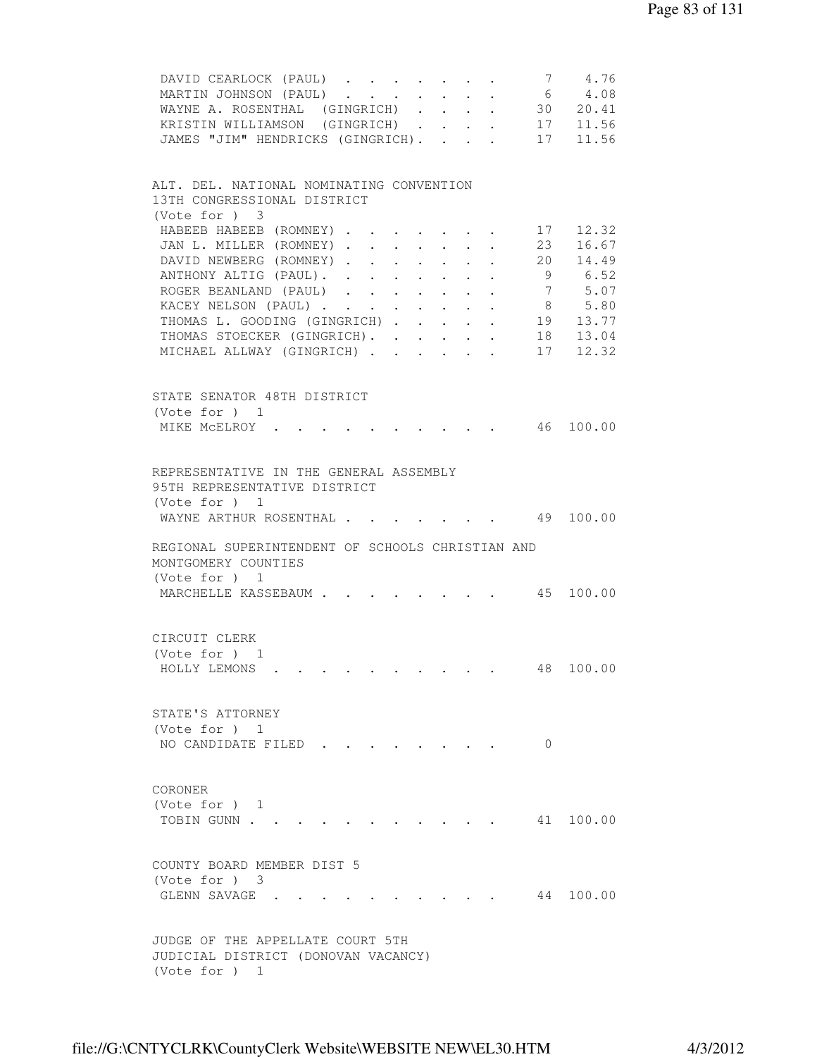| | | |
|---|---|---|
| DAVID CEARLOCK (PAUL) | 7 | 4.76 |
| MARTIN JOHNSON (PAUL) | 6 | 4.08 |
| WAYNE A. ROSENTHAL (GINGRICH) | 30 | 20.41 |
| KRISTIN WILLIAMSON (GINGRICH) | 17 | 11.56 |
| JAMES "JIM" HENDRICKS (GINGRICH) | 17 | 11.56 |

ALT. DEL. NATIONAL NOMINATING CONVENTION
13TH CONGRESSIONAL DISTRICT
(Vote for ) 3

| | | |
|---|---|---|
| HABEEB HABEEB (ROMNEY) | 17 | 12.32 |
| JAN L. MILLER (ROMNEY) | 23 | 16.67 |
| DAVID NEWBERG (ROMNEY) | 20 | 14.49 |
| ANTHONY ALTIG (PAUL) | 9 | 6.52 |
| ROGER BEANLAND (PAUL) | 7 | 5.07 |
| KACEY NELSON (PAUL) | 8 | 5.80 |
| THOMAS L. GOODING (GINGRICH) | 19 | 13.77 |
| THOMAS STOECKER (GINGRICH) | 18 | 13.04 |
| MICHAEL ALLWAY (GINGRICH) | 17 | 12.32 |

STATE SENATOR 48TH DISTRICT
(Vote for ) 1

| | | |
|---|---|---|
| MIKE McELROY | 46 | 100.00 |

REPRESENTATIVE IN THE GENERAL ASSEMBLY
95TH REPRESENTATIVE DISTRICT
(Vote for ) 1

| | | |
|---|---|---|
| WAYNE ARTHUR ROSENTHAL | 49 | 100.00 |

REGIONAL SUPERINTENDENT OF SCHOOLS CHRISTIAN AND
MONTGOMERY COUNTIES
(Vote for ) 1

| | | |
|---|---|---|
| MARCHELLE KASSEBAUM | 45 | 100.00 |

CIRCUIT CLERK
(Vote for ) 1

| | | |
|---|---|---|
| HOLLY LEMONS | 48 | 100.00 |

STATE'S ATTORNEY
(Vote for ) 1

| | | |
|---|---|---|
| NO CANDIDATE FILED | 0 | |

CORONER
(Vote for ) 1

| | | |
|---|---|---|
| TOBIN GUNN | 41 | 100.00 |

COUNTY BOARD MEMBER DIST 5
(Vote for ) 3

| | | |
|---|---|---|
| GLENN SAVAGE | 44 | 100.00 |

JUDGE OF THE APPELLATE COURT 5TH
JUDICIAL DISTRICT (DONOVAN VACANCY)
(Vote for ) 1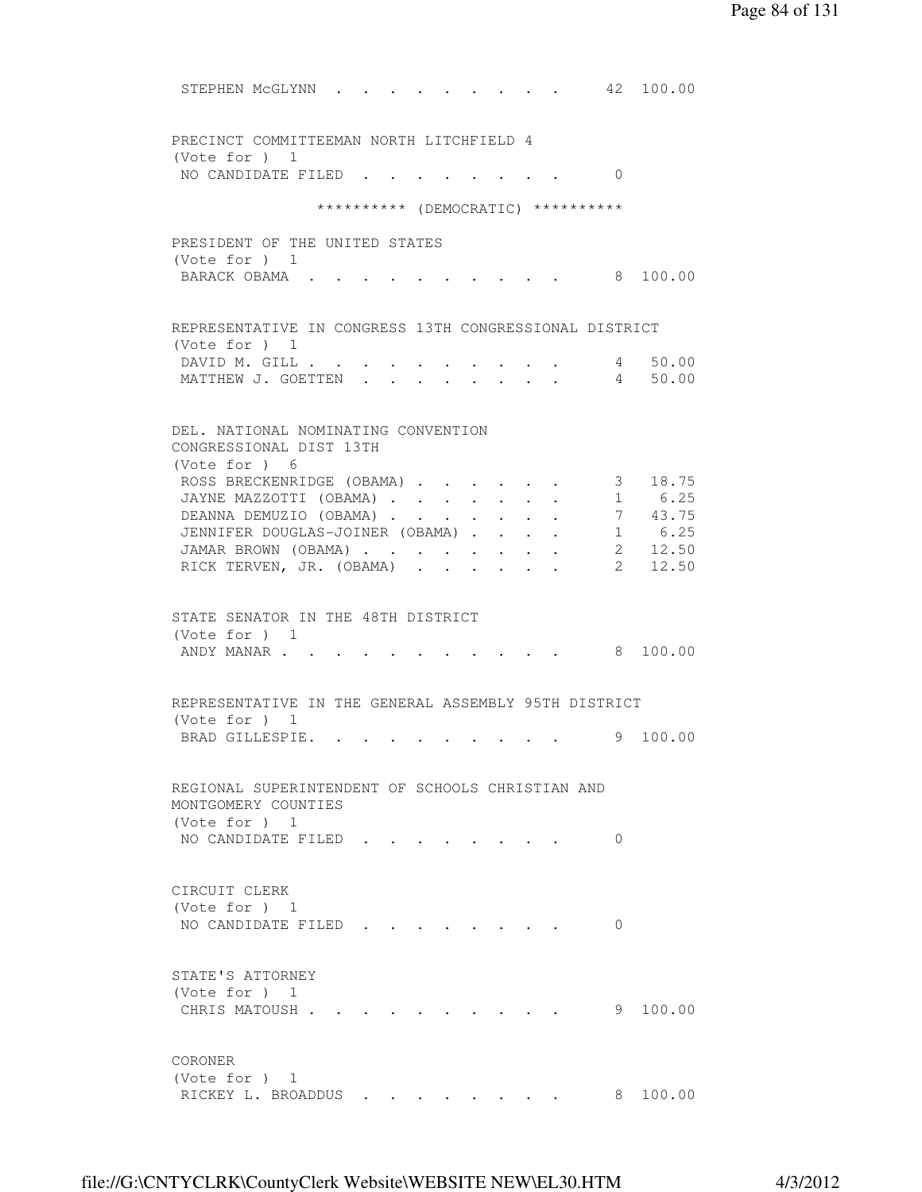STEPHEN McGLYNN . . . . . . . . . . 42 100.00

PRECINCT COMMITTEEMAN NORTH LITCHFIELD 4
(Vote for ) 1
NO CANDIDATE FILED . . . . . . . . . 0

********** (DEMOCRATIC) **********

PRESIDENT OF THE UNITED STATES
(Vote for ) 1

| Candidate | Votes | Percent |
|---|---|---|
| BARACK OBAMA | 8 | 100.00 |

REPRESENTATIVE IN CONGRESS 13TH CONGRESSIONAL DISTRICT
(Vote for ) 1

| Candidate | Votes | Percent |
|---|---|---|
| DAVID M. GILL | 4 | 50.00 |
| MATTHEW J. GOETTEN | 4 | 50.00 |

DEL. NATIONAL NOMINATING CONVENTION
CONGRESSIONAL DIST 13TH
(Vote for ) 6

| Candidate | Votes | Percent |
|---|---|---|
| ROSS BRECKENRIDGE (OBAMA) | 3 | 18.75 |
| JAYNE MAZZOTTI (OBAMA) | 1 | 6.25 |
| DEANNA DEMUZIO (OBAMA) | 7 | 43.75 |
| JENNIFER DOUGLAS-JOINER (OBAMA) | 1 | 6.25 |
| JAMAR BROWN (OBAMA) | 2 | 12.50 |
| RICK TERVEN, JR. (OBAMA) | 2 | 12.50 |

STATE SENATOR IN THE 48TH DISTRICT
(Vote for ) 1

| Candidate | Votes | Percent |
|---|---|---|
| ANDY MANAR | 8 | 100.00 |

REPRESENTATIVE IN THE GENERAL ASSEMBLY 95TH DISTRICT
(Vote for ) 1

| Candidate | Votes | Percent |
|---|---|---|
| BRAD GILLESPIE. | 9 | 100.00 |

REGIONAL SUPERINTENDENT OF SCHOOLS CHRISTIAN AND
MONTGOMERY COUNTIES
(Vote for ) 1
NO CANDIDATE FILED . . . . . . . . . 0

CIRCUIT CLERK
(Vote for ) 1
NO CANDIDATE FILED . . . . . . . . . 0

STATE'S ATTORNEY
(Vote for ) 1

| Candidate | Votes | Percent |
|---|---|---|
| CHRIS MATOUSH | 9 | 100.00 |

CORONER
(Vote for ) 1

| Candidate | Votes | Percent |
|---|---|---|
| RICKEY L. BROADDUS | 8 | 100.00 |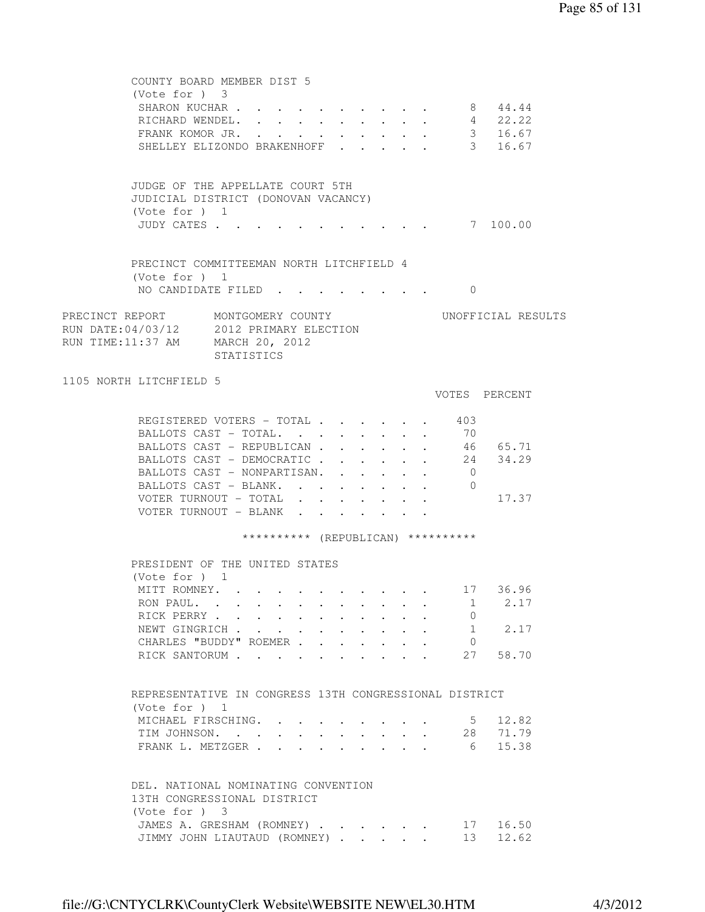COUNTY BOARD MEMBER DIST 5
(Vote for ) 3

| | VOTES | PERCENT |
|---|---|---|
| SHARON KUCHAR | 8 | 44.44 |
| RICHARD WENDEL. | 4 | 22.22 |
| FRANK KOMOR JR. | 3 | 16.67 |
| SHELLEY ELIZONDO BRAKENHOFF | 3 | 16.67 |

JUDGE OF THE APPELLATE COURT 5TH
JUDICIAL DISTRICT (DONOVAN VACANCY)
(Vote for ) 1

| | VOTES | PERCENT |
|---|---|---|
| JUDY CATES | 7 | 100.00 |

PRECINCT COMMITTEEMAN NORTH LITCHFIELD 4
(Vote for ) 1

| | VOTES | PERCENT |
|---|---|---|
| NO CANDIDATE FILED | 0 | |

PRECINCT REPORT MONTGOMERY COUNTY UNOFFICIAL RESULTS
RUN DATE:04/03/12 2012 PRIMARY ELECTION
RUN TIME:11:37 AM MARCH 20, 2012
STATISTICS

1105 NORTH LITCHFIELD 5

| | VOTES | PERCENT |
|---|---|---|
| REGISTERED VOTERS - TOTAL | 403 | |
| BALLOTS CAST - TOTAL. | 70 | |
| BALLOTS CAST - REPUBLICAN | 46 | 65.71 |
| BALLOTS CAST - DEMOCRATIC | 24 | 34.29 |
| BALLOTS CAST - NONPARTISAN. | 0 | |
| BALLOTS CAST - BLANK. | 0 | |
| VOTER TURNOUT - TOTAL | | 17.37 |
| VOTER TURNOUT - BLANK | | |

********** (REPUBLICAN) **********

PRESIDENT OF THE UNITED STATES
(Vote for ) 1

| | VOTES | PERCENT |
|---|---|---|
| MITT ROMNEY. | 17 | 36.96 |
| RON PAUL. | 1 | 2.17 |
| RICK PERRY | 0 | |
| NEWT GINGRICH | 1 | 2.17 |
| CHARLES "BUDDY" ROEMER | 0 | |
| RICK SANTORUM | 27 | 58.70 |

REPRESENTATIVE IN CONGRESS 13TH CONGRESSIONAL DISTRICT
(Vote for ) 1

| | VOTES | PERCENT |
|---|---|---|
| MICHAEL FIRSCHING. | 5 | 12.82 |
| TIM JOHNSON. | 28 | 71.79 |
| FRANK L. METZGER | 6 | 15.38 |

DEL. NATIONAL NOMINATING CONVENTION
13TH CONGRESSIONAL DISTRICT
(Vote for ) 3

| | VOTES | PERCENT |
|---|---|---|
| JAMES A. GRESHAM (ROMNEY) | 17 | 16.50 |
| JIMMY JOHN LIAUTAUD (ROMNEY) | 13 | 12.62 |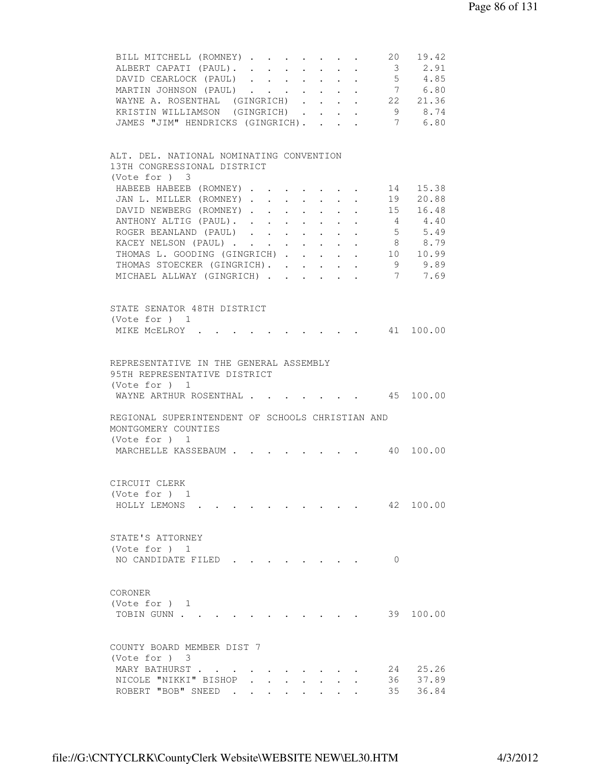| | | |
|---|---|---|
| BILL MITCHELL (ROMNEY) | 20 | 19.42 |
| ALBERT CAPATI (PAUL) | 3 | 2.91 |
| DAVID CEARLOCK (PAUL) | 5 | 4.85 |
| MARTIN JOHNSON (PAUL) | 7 | 6.80 |
| WAYNE A. ROSENTHAL (GINGRICH) | 22 | 21.36 |
| KRISTIN WILLIAMSON (GINGRICH) | 9 | 8.74 |
| JAMES "JIM" HENDRICKS (GINGRICH) | 7 | 6.80 |

ALT. DEL. NATIONAL NOMINATING CONVENTION
13TH CONGRESSIONAL DISTRICT
(Vote for ) 3

| | | |
|---|---|---|
| HABEEB HABEEB (ROMNEY) | 14 | 15.38 |
| JAN L. MILLER (ROMNEY) | 19 | 20.88 |
| DAVID NEWBERG (ROMNEY) | 15 | 16.48 |
| ANTHONY ALTIG (PAUL) | 4 | 4.40 |
| ROGER BEANLAND (PAUL) | 5 | 5.49 |
| KACEY NELSON (PAUL) | 8 | 8.79 |
| THOMAS L. GOODING (GINGRICH) | 10 | 10.99 |
| THOMAS STOECKER (GINGRICH) | 9 | 9.89 |
| MICHAEL ALLWAY (GINGRICH) | 7 | 7.69 |

STATE SENATOR 48TH DISTRICT
(Vote for ) 1

| | | |
|---|---|---|
| MIKE McELROY | 41 | 100.00 |

REPRESENTATIVE IN THE GENERAL ASSEMBLY
95TH REPRESENTATIVE DISTRICT
(Vote for ) 1

| | | |
|---|---|---|
| WAYNE ARTHUR ROSENTHAL | 45 | 100.00 |

REGIONAL SUPERINTENDENT OF SCHOOLS CHRISTIAN AND
MONTGOMERY COUNTIES
(Vote for ) 1

| | | |
|---|---|---|
| MARCHELLE KASSEBAUM | 40 | 100.00 |

CIRCUIT CLERK
(Vote for ) 1

| | | |
|---|---|---|
| HOLLY LEMONS | 42 | 100.00 |

STATE'S ATTORNEY
(Vote for ) 1

| | | |
|---|---|---|
| NO CANDIDATE FILED | 0 | |

CORONER
(Vote for ) 1

| | | |
|---|---|---|
| TOBIN GUNN | 39 | 100.00 |

COUNTY BOARD MEMBER DIST 7
(Vote for ) 3

| | | |
|---|---|---|
| MARY BATHURST | 24 | 25.26 |
| NICOLE "NIKKI" BISHOP | 36 | 37.89 |
| ROBERT "BOB" SNEED | 35 | 36.84 |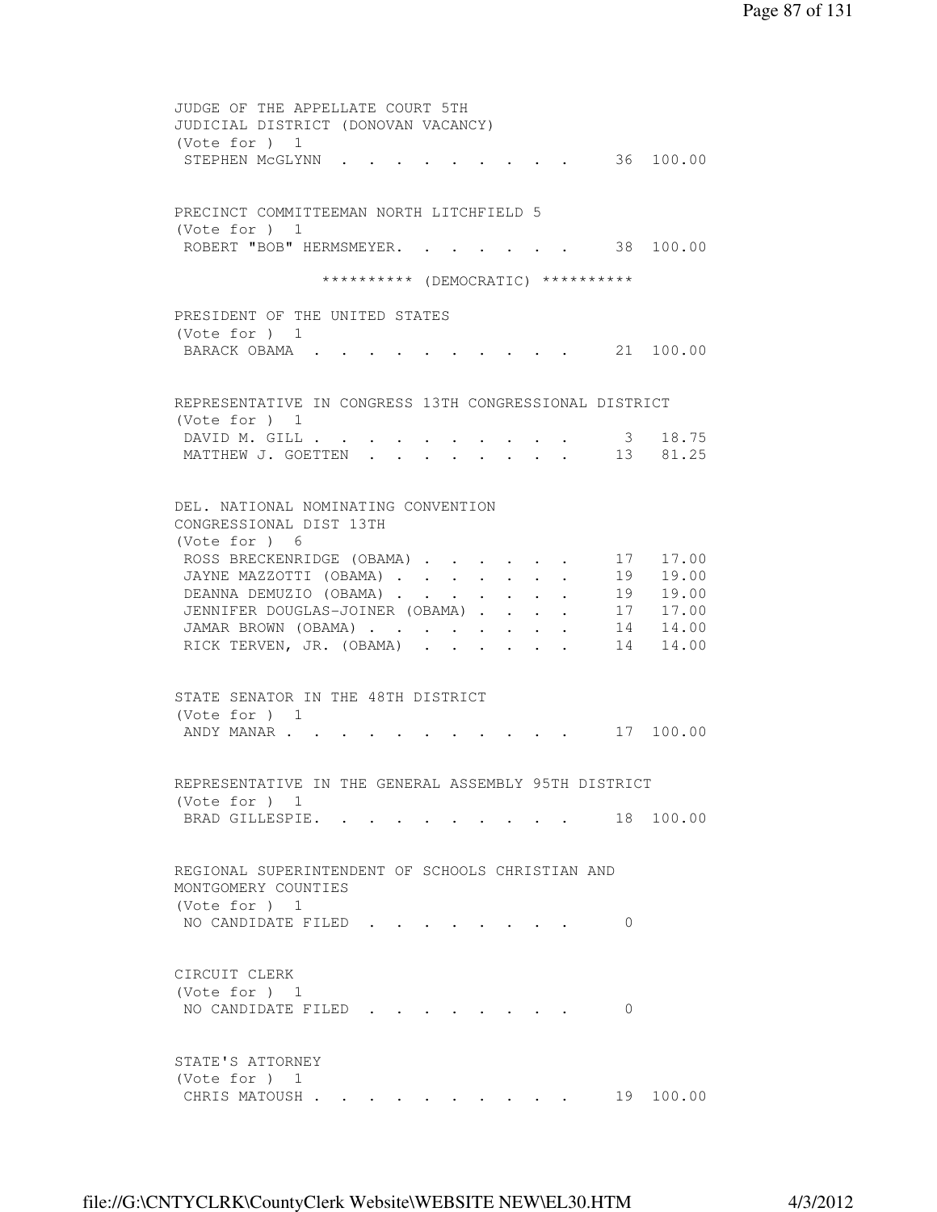JUDGE OF THE APPELLATE COURT 5TH
JUDICIAL DISTRICT (DONOVAN VACANCY)
(Vote for ) 1

| | | |
|---|---|---|
| STEPHEN McGLYNN | 36 | 100.00 |

PRECINCT COMMITTEEMAN NORTH LITCHFIELD 5
(Vote for ) 1

| | | |
|---|---|---|
| ROBERT "BOB" HERMSMEYER. | 38 | 100.00 |

********** (DEMOCRATIC) **********

PRESIDENT OF THE UNITED STATES
(Vote for ) 1

| | | |
|---|---|---|
| BARACK OBAMA | 21 | 100.00 |

REPRESENTATIVE IN CONGRESS 13TH CONGRESSIONAL DISTRICT
(Vote for ) 1

| | | |
|---|---|---|
| DAVID M. GILL | 3 | 18.75 |
| MATTHEW J. GOETTEN | 13 | 81.25 |

DEL. NATIONAL NOMINATING CONVENTION
CONGRESSIONAL DIST 13TH
(Vote for ) 6

| | | |
|---|---|---|
| ROSS BRECKENRIDGE (OBAMA) | 17 | 17.00 |
| JAYNE MAZZOTTI (OBAMA) | 19 | 19.00 |
| DEANNA DEMUZIO (OBAMA) | 19 | 19.00 |
| JENNIFER DOUGLAS-JOINER (OBAMA) | 17 | 17.00 |
| JAMAR BROWN (OBAMA) | 14 | 14.00 |
| RICK TERVEN, JR. (OBAMA) | 14 | 14.00 |

STATE SENATOR IN THE 48TH DISTRICT
(Vote for ) 1

| | | |
|---|---|---|
| ANDY MANAR | 17 | 100.00 |

REPRESENTATIVE IN THE GENERAL ASSEMBLY 95TH DISTRICT
(Vote for ) 1

| | | |
|---|---|---|
| BRAD GILLESPIE. | 18 | 100.00 |

REGIONAL SUPERINTENDENT OF SCHOOLS CHRISTIAN AND
MONTGOMERY COUNTIES
(Vote for ) 1

| | | |
|---|---|---|
| NO CANDIDATE FILED | 0 | |

CIRCUIT CLERK
(Vote for ) 1

| | | |
|---|---|---|
| NO CANDIDATE FILED | 0 | |

STATE'S ATTORNEY
(Vote for ) 1

| | | |
|---|---|---|
| CHRIS MATOUSH | 19 | 100.00 |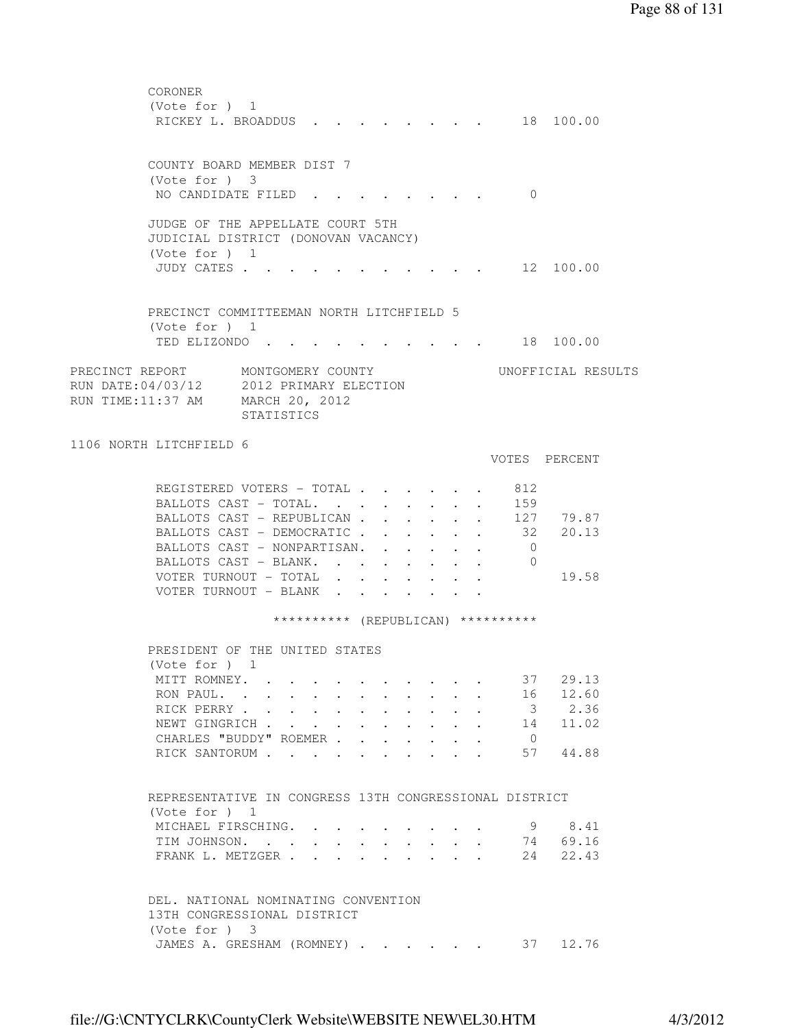CORONER
(Vote for ) 1

| | VOTES | PERCENT |
|---|---|---|
| RICKEY L. BROADDUS | 18 | 100.00 |

COUNTY BOARD MEMBER DIST 7
(Vote for ) 3

| | VOTES | PERCENT |
|---|---|---|
| NO CANDIDATE FILED | 0 | |

JUDGE OF THE APPELLATE COURT 5TH
JUDICIAL DISTRICT (DONOVAN VACANCY)
(Vote for ) 1

| | VOTES | PERCENT |
|---|---|---|
| JUDY CATES | 12 | 100.00 |

PRECINCT COMMITTEEMAN NORTH LITCHFIELD 5
(Vote for ) 1

| | VOTES | PERCENT |
|---|---|---|
| TED ELIZONDO | 18 | 100.00 |

PRECINCT REPORT MONTGOMERY COUNTY UNOFFICIAL RESULTS
RUN DATE:04/03/12 2012 PRIMARY ELECTION
RUN TIME:11:37 AM MARCH 20, 2012
STATISTICS

1106 NORTH LITCHFIELD 6

| | VOTES | PERCENT |
|---|---|---|
| REGISTERED VOTERS - TOTAL | 812 | |
| BALLOTS CAST - TOTAL. | 159 | |
| BALLOTS CAST - REPUBLICAN | 127 | 79.87 |
| BALLOTS CAST - DEMOCRATIC | 32 | 20.13 |
| BALLOTS CAST - NONPARTISAN. | 0 | |
| BALLOTS CAST - BLANK. | 0 | |
| VOTER TURNOUT - TOTAL | | 19.58 |
| VOTER TURNOUT - BLANK | | |

********** (REPUBLICAN) **********

PRESIDENT OF THE UNITED STATES
(Vote for ) 1

| | VOTES | PERCENT |
|---|---|---|
| MITT ROMNEY. | 37 | 29.13 |
| RON PAUL. | 16 | 12.60 |
| RICK PERRY | 3 | 2.36 |
| NEWT GINGRICH | 14 | 11.02 |
| CHARLES "BUDDY" ROEMER | 0 | |
| RICK SANTORUM | 57 | 44.88 |

REPRESENTATIVE IN CONGRESS 13TH CONGRESSIONAL DISTRICT
(Vote for ) 1

| | VOTES | PERCENT |
|---|---|---|
| MICHAEL FIRSCHING. | 9 | 8.41 |
| TIM JOHNSON. | 74 | 69.16 |
| FRANK L. METZGER | 24 | 22.43 |

DEL. NATIONAL NOMINATING CONVENTION
13TH CONGRESSIONAL DISTRICT
(Vote for ) 3

| | VOTES | PERCENT |
|---|---|---|
| JAMES A. GRESHAM (ROMNEY) | 37 | 12.76 |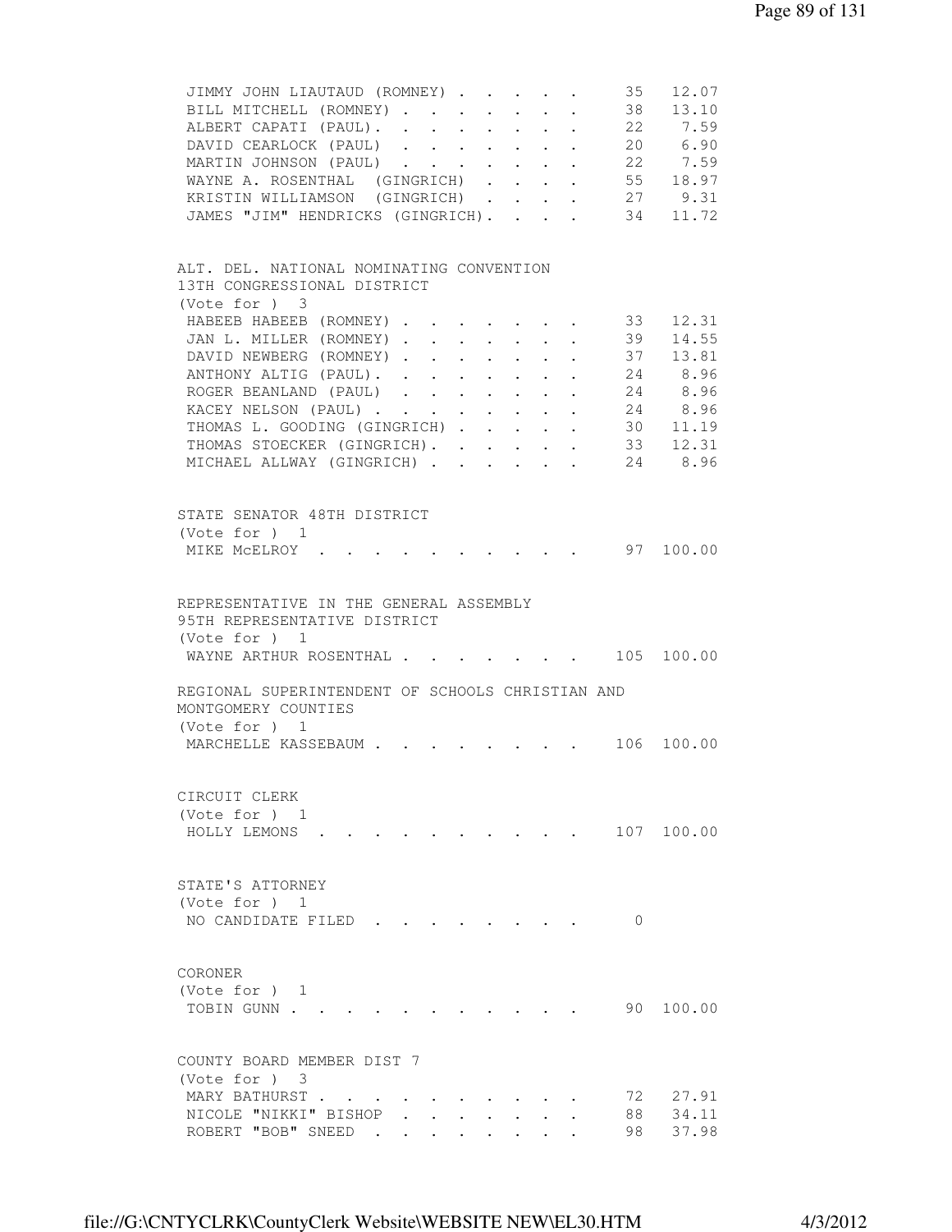| | | |
|---|---|---|
| JIMMY JOHN LIAUTAUD (ROMNEY) | 35 | 12.07 |
| BILL MITCHELL (ROMNEY) | 38 | 13.10 |
| ALBERT CAPATI (PAUL) | 22 | 7.59 |
| DAVID CEARLOCK (PAUL) | 20 | 6.90 |
| MARTIN JOHNSON (PAUL) | 22 | 7.59 |
| WAYNE A. ROSENTHAL (GINGRICH) | 55 | 18.97 |
| KRISTIN WILLIAMSON (GINGRICH) | 27 | 9.31 |
| JAMES "JIM" HENDRICKS (GINGRICH) | 34 | 11.72 |

ALT. DEL. NATIONAL NOMINATING CONVENTION
13TH CONGRESSIONAL DISTRICT
(Vote for ) 3

| | | |
|---|---|---|
| HABEEB HABEEB (ROMNEY) | 33 | 12.31 |
| JAN L. MILLER (ROMNEY) | 39 | 14.55 |
| DAVID NEWBERG (ROMNEY) | 37 | 13.81 |
| ANTHONY ALTIG (PAUL) | 24 | 8.96 |
| ROGER BEANLAND (PAUL) | 24 | 8.96 |
| KACEY NELSON (PAUL) | 24 | 8.96 |
| THOMAS L. GOODING (GINGRICH) | 30 | 11.19 |
| THOMAS STOECKER (GINGRICH) | 33 | 12.31 |
| MICHAEL ALLWAY (GINGRICH) | 24 | 8.96 |

STATE SENATOR 48TH DISTRICT
(Vote for ) 1

| | | |
|---|---|---|
| MIKE McELROY | 97 | 100.00 |

REPRESENTATIVE IN THE GENERAL ASSEMBLY
95TH REPRESENTATIVE DISTRICT
(Vote for ) 1

| | | |
|---|---|---|
| WAYNE ARTHUR ROSENTHAL | 105 | 100.00 |

REGIONAL SUPERINTENDENT OF SCHOOLS CHRISTIAN AND
MONTGOMERY COUNTIES
(Vote for ) 1

| | | |
|---|---|---|
| MARCHELLE KASSEBAUM | 106 | 100.00 |

CIRCUIT CLERK
(Vote for ) 1

| | | |
|---|---|---|
| HOLLY LEMONS | 107 | 100.00 |

STATE'S ATTORNEY
(Vote for ) 1

| | | |
|---|---|---|
| NO CANDIDATE FILED | 0 | |

CORONER
(Vote for ) 1

| | | |
|---|---|---|
| TOBIN GUNN | 90 | 100.00 |

COUNTY BOARD MEMBER DIST 7
(Vote for ) 3

| | | |
|---|---|---|
| MARY BATHURST | 72 | 27.91 |
| NICOLE "NIKKI" BISHOP | 88 | 34.11 |
| ROBERT "BOB" SNEED | 98 | 37.98 |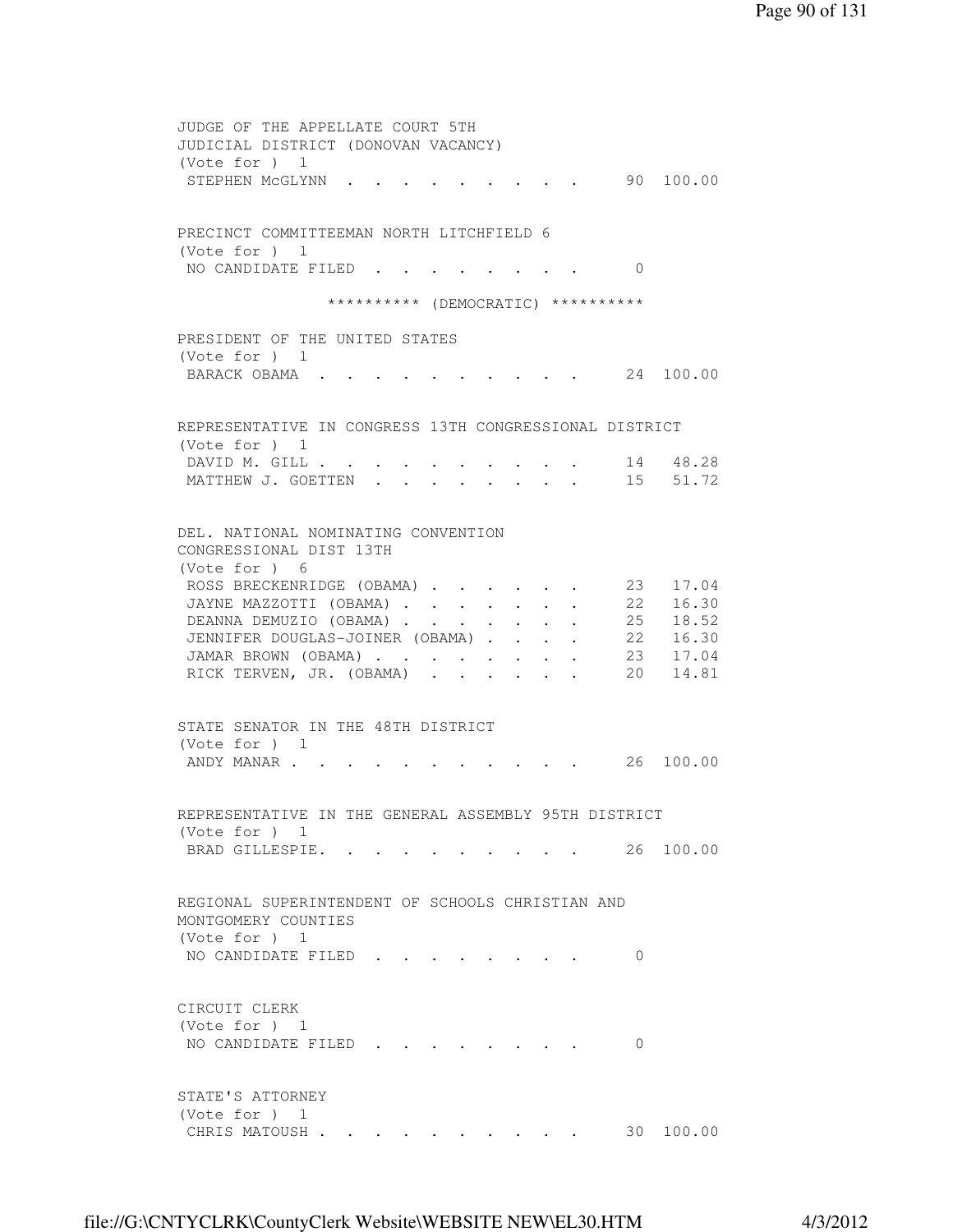JUDGE OF THE APPELLATE COURT 5TH
JUDICIAL DISTRICT (DONOVAN VACANCY)
(Vote for ) 1

| Candidate | Votes | Percent |
|---|---|---|
| STEPHEN McGLYNN | 90 | 100.00 |

PRECINCT COMMITTEEMAN NORTH LITCHFIELD 6
(Vote for ) 1

| Candidate | Votes | Percent |
|---|---|---|
| NO CANDIDATE FILED | 0 | |

********** (DEMOCRATIC) **********

PRESIDENT OF THE UNITED STATES
(Vote for ) 1

| Candidate | Votes | Percent |
|---|---|---|
| BARACK OBAMA | 24 | 100.00 |

REPRESENTATIVE IN CONGRESS 13TH CONGRESSIONAL DISTRICT
(Vote for ) 1

| Candidate | Votes | Percent |
|---|---|---|
| DAVID M. GILL | 14 | 48.28 |
| MATTHEW J. GOETTEN | 15 | 51.72 |

DEL. NATIONAL NOMINATING CONVENTION
CONGRESSIONAL DIST 13TH
(Vote for ) 6

| Candidate | Votes | Percent |
|---|---|---|
| ROSS BRECKENRIDGE (OBAMA) | 23 | 17.04 |
| JAYNE MAZZOTTI (OBAMA) | 22 | 16.30 |
| DEANNA DEMUZIO (OBAMA) | 25 | 18.52 |
| JENNIFER DOUGLAS-JOINER (OBAMA) | 22 | 16.30 |
| JAMAR BROWN (OBAMA) | 23 | 17.04 |
| RICK TERVEN, JR. (OBAMA) | 20 | 14.81 |

STATE SENATOR IN THE 48TH DISTRICT
(Vote for ) 1

| Candidate | Votes | Percent |
|---|---|---|
| ANDY MANAR | 26 | 100.00 |

REPRESENTATIVE IN THE GENERAL ASSEMBLY 95TH DISTRICT
(Vote for ) 1

| Candidate | Votes | Percent |
|---|---|---|
| BRAD GILLESPIE. | 26 | 100.00 |

REGIONAL SUPERINTENDENT OF SCHOOLS CHRISTIAN AND
MONTGOMERY COUNTIES
(Vote for ) 1

| Candidate | Votes | Percent |
|---|---|---|
| NO CANDIDATE FILED | 0 | |

CIRCUIT CLERK
(Vote for ) 1

| Candidate | Votes | Percent |
|---|---|---|
| NO CANDIDATE FILED | 0 | |

STATE'S ATTORNEY
(Vote for ) 1

| Candidate | Votes | Percent |
|---|---|---|
| CHRIS MATOUSH | 30 | 100.00 |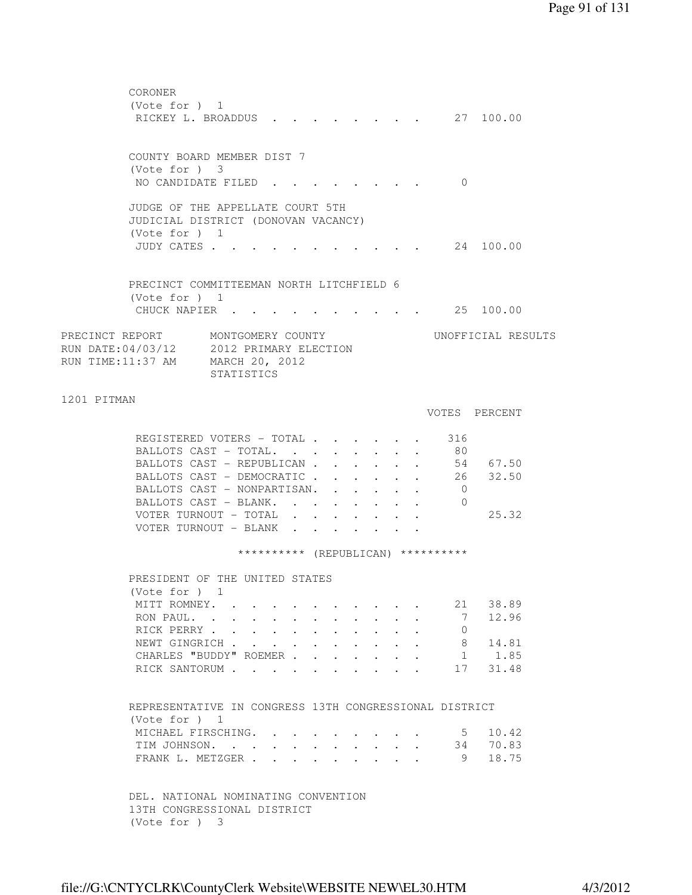CORONER
(Vote for ) 1

| | VOTES | PERCENT |
|---|---|---|
| RICKEY L. BROADDUS | 27 | 100.00 |

COUNTY BOARD MEMBER DIST 7
(Vote for ) 3

| | VOTES | PERCENT |
|---|---|---|
| NO CANDIDATE FILED | 0 | |

JUDGE OF THE APPELLATE COURT 5TH
JUDICIAL DISTRICT (DONOVAN VACANCY)
(Vote for ) 1

| | VOTES | PERCENT |
|---|---|---|
| JUDY CATES | 24 | 100.00 |

PRECINCT COMMITTEEMAN NORTH LITCHFIELD 6
(Vote for ) 1

| | VOTES | PERCENT |
|---|---|---|
| CHUCK NAPIER | 25 | 100.00 |

PRECINCT REPORT      MONTGOMERY COUNTY      UNOFFICIAL RESULTS
RUN DATE:04/03/12      2012 PRIMARY ELECTION
RUN TIME:11:37 AM      MARCH 20, 2012
STATISTICS

1201 PITMAN

| | VOTES | PERCENT |
|---|---|---|
| REGISTERED VOTERS - TOTAL | 316 | |
| BALLOTS CAST - TOTAL. | 80 | |
| BALLOTS CAST - REPUBLICAN | 54 | 67.50 |
| BALLOTS CAST - DEMOCRATIC | 26 | 32.50 |
| BALLOTS CAST - NONPARTISAN. | 0 | |
| BALLOTS CAST - BLANK. | 0 | |
| VOTER TURNOUT - TOTAL | | 25.32 |
| VOTER TURNOUT - BLANK | | |

********** (REPUBLICAN) **********

PRESIDENT OF THE UNITED STATES
(Vote for ) 1

| | VOTES | PERCENT |
|---|---|---|
| MITT ROMNEY. | 21 | 38.89 |
| RON PAUL. | 7 | 12.96 |
| RICK PERRY | 0 | |
| NEWT GINGRICH | 8 | 14.81 |
| CHARLES "BUDDY" ROEMER | 1 | 1.85 |
| RICK SANTORUM | 17 | 31.48 |

REPRESENTATIVE IN CONGRESS 13TH CONGRESSIONAL DISTRICT
(Vote for ) 1

| | VOTES | PERCENT |
|---|---|---|
| MICHAEL FIRSCHING. | 5 | 10.42 |
| TIM JOHNSON. | 34 | 70.83 |
| FRANK L. METZGER | 9 | 18.75 |

DEL. NATIONAL NOMINATING CONVENTION
13TH CONGRESSIONAL DISTRICT
(Vote for ) 3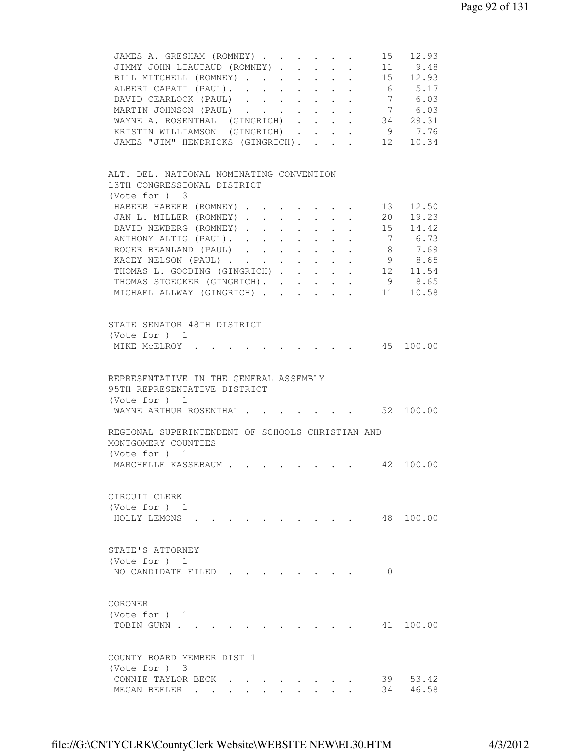| Candidate | Votes | Percent |
|---|---|---|
| JAMES A. GRESHAM (ROMNEY) | 15 | 12.93 |
| JIMMY JOHN LIAUTAUD (ROMNEY) | 11 | 9.48 |
| BILL MITCHELL (ROMNEY) | 15 | 12.93 |
| ALBERT CAPATI (PAUL) | 6 | 5.17 |
| DAVID CEARLOCK (PAUL) | 7 | 6.03 |
| MARTIN JOHNSON (PAUL) | 7 | 6.03 |
| WAYNE A. ROSENTHAL (GINGRICH) | 34 | 29.31 |
| KRISTIN WILLIAMSON (GINGRICH) | 9 | 7.76 |
| JAMES "JIM" HENDRICKS (GINGRICH) | 12 | 10.34 |

ALT. DEL. NATIONAL NOMINATING CONVENTION
13TH CONGRESSIONAL DISTRICT
(Vote for ) 3

| Candidate | Votes | Percent |
|---|---|---|
| HABEEB HABEEB (ROMNEY) | 13 | 12.50 |
| JAN L. MILLER (ROMNEY) | 20 | 19.23 |
| DAVID NEWBERG (ROMNEY) | 15 | 14.42 |
| ANTHONY ALTIG (PAUL) | 7 | 6.73 |
| ROGER BEANLAND (PAUL) | 8 | 7.69 |
| KACEY NELSON (PAUL) | 9 | 8.65 |
| THOMAS L. GOODING (GINGRICH) | 12 | 11.54 |
| THOMAS STOECKER (GINGRICH) | 9 | 8.65 |
| MICHAEL ALLWAY (GINGRICH) | 11 | 10.58 |

STATE SENATOR 48TH DISTRICT
(Vote for ) 1

| Candidate | Votes | Percent |
|---|---|---|
| MIKE McELROY | 45 | 100.00 |

REPRESENTATIVE IN THE GENERAL ASSEMBLY
95TH REPRESENTATIVE DISTRICT
(Vote for ) 1

| Candidate | Votes | Percent |
|---|---|---|
| WAYNE ARTHUR ROSENTHAL | 52 | 100.00 |

REGIONAL SUPERINTENDENT OF SCHOOLS CHRISTIAN AND MONTGOMERY COUNTIES
(Vote for ) 1

| Candidate | Votes | Percent |
|---|---|---|
| MARCHELLE KASSEBAUM | 42 | 100.00 |

CIRCUIT CLERK
(Vote for ) 1

| Candidate | Votes | Percent |
|---|---|---|
| HOLLY LEMONS | 48 | 100.00 |

STATE'S ATTORNEY
(Vote for ) 1

| Candidate | Votes | Percent |
|---|---|---|
| NO CANDIDATE FILED | 0 | |

CORONER
(Vote for ) 1

| Candidate | Votes | Percent |
|---|---|---|
| TOBIN GUNN | 41 | 100.00 |

COUNTY BOARD MEMBER DIST 1
(Vote for ) 3

| Candidate | Votes | Percent |
|---|---|---|
| CONNIE TAYLOR BECK | 39 | 53.42 |
| MEGAN BEELER | 34 | 46.58 |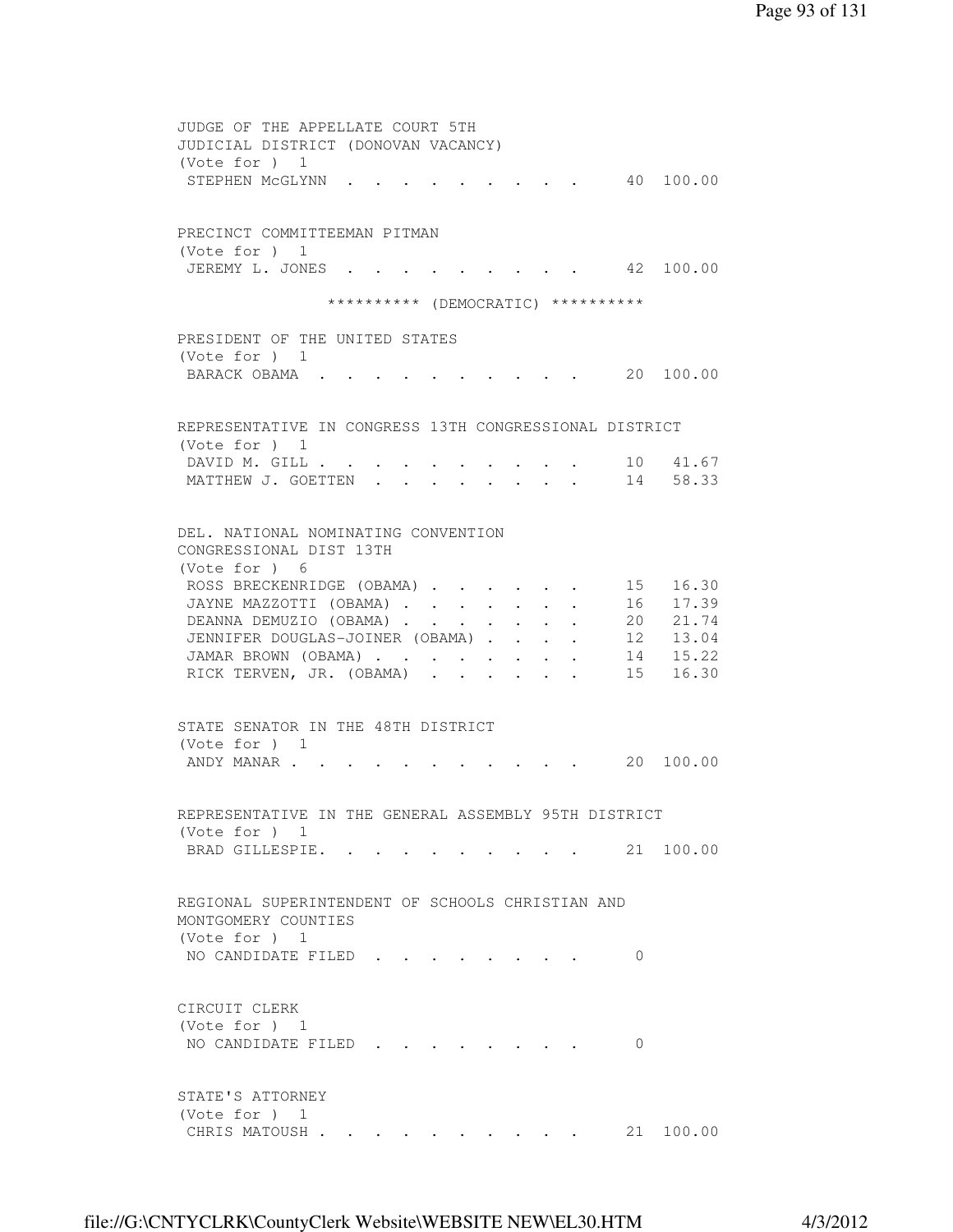JUDGE OF THE APPELLATE COURT 5TH
JUDICIAL DISTRICT (DONOVAN VACANCY)
(Vote for ) 1

| | | |
|---|---|---|
| STEPHEN McGLYNN | 40 | 100.00 |

PRECINCT COMMITTEEMAN PITMAN
(Vote for ) 1

| | | |
|---|---|---|
| JEREMY L. JONES | 42 | 100.00 |

********** (DEMOCRATIC) **********

PRESIDENT OF THE UNITED STATES
(Vote for ) 1

| | | |
|---|---|---|
| BARACK OBAMA | 20 | 100.00 |

REPRESENTATIVE IN CONGRESS 13TH CONGRESSIONAL DISTRICT
(Vote for ) 1

| | | |
|---|---|---|
| DAVID M. GILL | 10 | 41.67 |
| MATTHEW J. GOETTEN | 14 | 58.33 |

DEL. NATIONAL NOMINATING CONVENTION
CONGRESSIONAL DIST 13TH
(Vote for ) 6

| | | |
|---|---|---|
| ROSS BRECKENRIDGE (OBAMA) | 15 | 16.30 |
| JAYNE MAZZOTTI (OBAMA) | 16 | 17.39 |
| DEANNA DEMUZIO (OBAMA) | 20 | 21.74 |
| JENNIFER DOUGLAS-JOINER (OBAMA) | 12 | 13.04 |
| JAMAR BROWN (OBAMA) | 14 | 15.22 |
| RICK TERVEN, JR. (OBAMA) | 15 | 16.30 |

STATE SENATOR IN THE 48TH DISTRICT
(Vote for ) 1

| | | |
|---|---|---|
| ANDY MANAR | 20 | 100.00 |

REPRESENTATIVE IN THE GENERAL ASSEMBLY 95TH DISTRICT
(Vote for ) 1

| | | |
|---|---|---|
| BRAD GILLESPIE. | 21 | 100.00 |

REGIONAL SUPERINTENDENT OF SCHOOLS CHRISTIAN AND
MONTGOMERY COUNTIES
(Vote for ) 1

| | | |
|---|---|---|
| NO CANDIDATE FILED | 0 | |

CIRCUIT CLERK
(Vote for ) 1

| | | |
|---|---|---|
| NO CANDIDATE FILED | 0 | |

STATE'S ATTORNEY
(Vote for ) 1

| | | |
|---|---|---|
| CHRIS MATOUSH | 21 | 100.00 |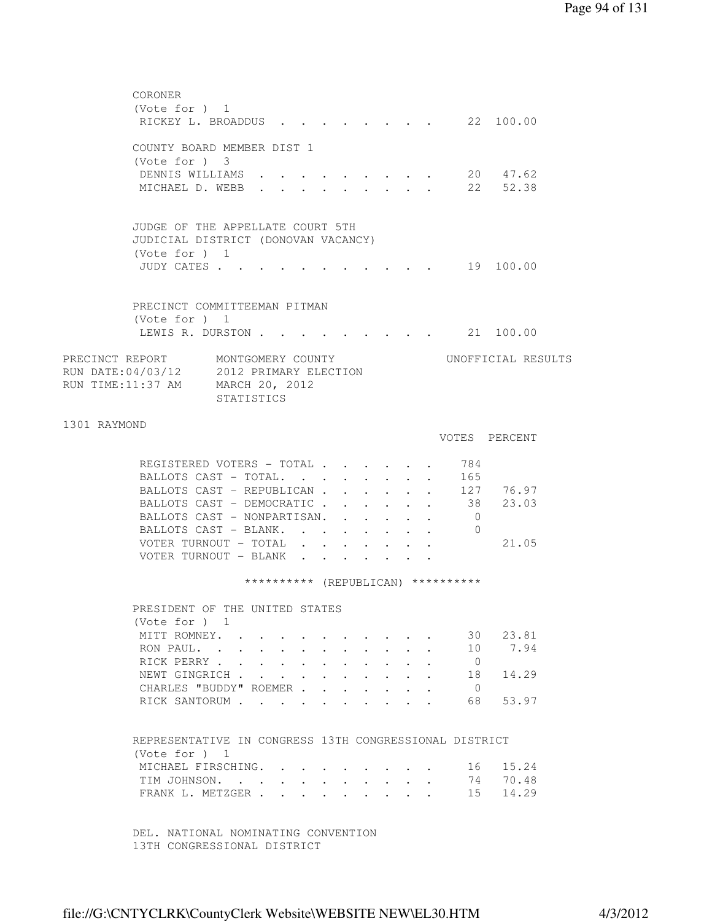CORONER
(Vote for ) 1

| | VOTES | PERCENT |
|---|---|---|
| RICKEY L. BROADDUS | 22 | 100.00 |

COUNTY BOARD MEMBER DIST 1
(Vote for ) 3

| | VOTES | PERCENT |
|---|---|---|
| DENNIS WILLIAMS | 20 | 47.62 |
| MICHAEL D. WEBB | 22 | 52.38 |

JUDGE OF THE APPELLATE COURT 5TH
JUDICIAL DISTRICT (DONOVAN VACANCY)
(Vote for ) 1

| | VOTES | PERCENT |
|---|---|---|
| JUDY CATES | 19 | 100.00 |

PRECINCT COMMITTEEMAN PITMAN
(Vote for ) 1

| | VOTES | PERCENT |
|---|---|---|
| LEWIS R. DURSTON | 21 | 100.00 |

PRECINCT REPORT MONTGOMERY COUNTY UNOFFICIAL RESULTS
RUN DATE:04/03/12 2012 PRIMARY ELECTION
RUN TIME:11:37 AM MARCH 20, 2012
STATISTICS

## 1301 RAYMOND

| | VOTES | PERCENT |
|---|---|---|
| REGISTERED VOTERS - TOTAL | 784 | |
| BALLOTS CAST - TOTAL. | 165 | |
| BALLOTS CAST - REPUBLICAN | 127 | 76.97 |
| BALLOTS CAST - DEMOCRATIC | 38 | 23.03 |
| BALLOTS CAST - NONPARTISAN. | 0 | |
| BALLOTS CAST - BLANK. | 0 | |
| VOTER TURNOUT - TOTAL | | 21.05 |
| VOTER TURNOUT - BLANK | | |

********** (REPUBLICAN) **********

PRESIDENT OF THE UNITED STATES
(Vote for ) 1

| | VOTES | PERCENT |
|---|---|---|
| MITT ROMNEY. | 30 | 23.81 |
| RON PAUL. | 10 | 7.94 |
| RICK PERRY | 0 | |
| NEWT GINGRICH | 18 | 14.29 |
| CHARLES "BUDDY" ROEMER | 0 | |
| RICK SANTORUM | 68 | 53.97 |

REPRESENTATIVE IN CONGRESS 13TH CONGRESSIONAL DISTRICT
(Vote for ) 1

| | VOTES | PERCENT |
|---|---|---|
| MICHAEL FIRSCHING. | 16 | 15.24 |
| TIM JOHNSON. | 74 | 70.48 |
| FRANK L. METZGER | 15 | 14.29 |

DEL. NATIONAL NOMINATING CONVENTION
13TH CONGRESSIONAL DISTRICT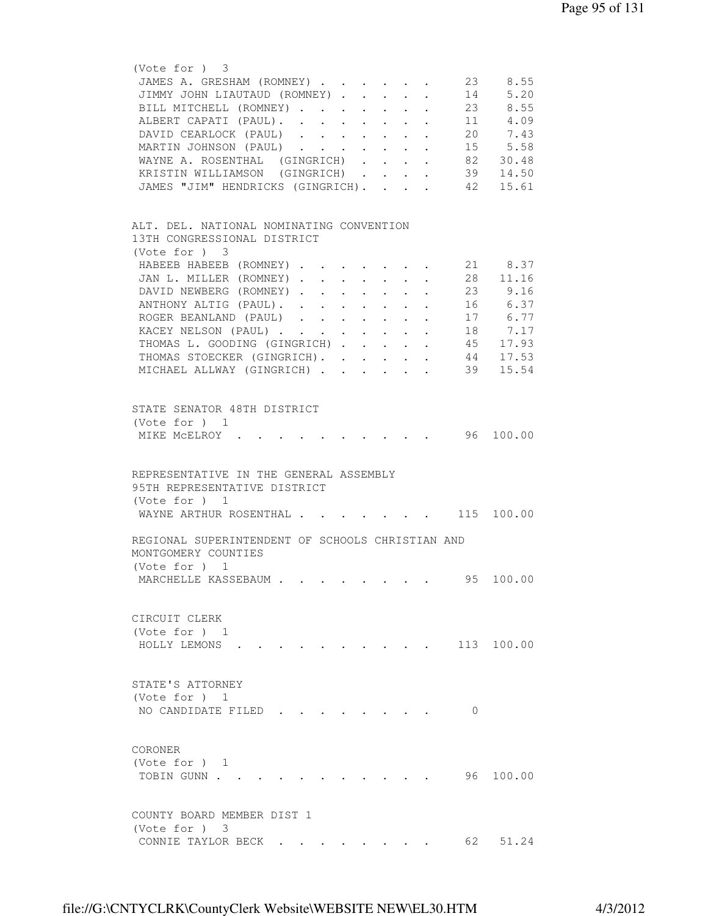(Vote for ) 3

| Candidate | Votes | Percent |
|---|---|---|
| JAMES A. GRESHAM (ROMNEY) | 23 | 8.55 |
| JIMMY JOHN LIAUTAUD (ROMNEY) | 14 | 5.20 |
| BILL MITCHELL (ROMNEY) | 23 | 8.55 |
| ALBERT CAPATI (PAUL) | 11 | 4.09 |
| DAVID CEARLOCK (PAUL) | 20 | 7.43 |
| MARTIN JOHNSON (PAUL) | 15 | 5.58 |
| WAYNE A. ROSENTHAL (GINGRICH) | 82 | 30.48 |
| KRISTIN WILLIAMSON (GINGRICH) | 39 | 14.50 |
| JAMES "JIM" HENDRICKS (GINGRICH) | 42 | 15.61 |

ALT. DEL. NATIONAL NOMINATING CONVENTION
13TH CONGRESSIONAL DISTRICT
(Vote for ) 3

| Candidate | Votes | Percent |
|---|---|---|
| HABEEB HABEEB (ROMNEY) | 21 | 8.37 |
| JAN L. MILLER (ROMNEY) | 28 | 11.16 |
| DAVID NEWBERG (ROMNEY) | 23 | 9.16 |
| ANTHONY ALTIG (PAUL) | 16 | 6.37 |
| ROGER BEANLAND (PAUL) | 17 | 6.77 |
| KACEY NELSON (PAUL) | 18 | 7.17 |
| THOMAS L. GOODING (GINGRICH) | 45 | 17.93 |
| THOMAS STOECKER (GINGRICH) | 44 | 17.53 |
| MICHAEL ALLWAY (GINGRICH) | 39 | 15.54 |

STATE SENATOR 48TH DISTRICT
(Vote for ) 1

| Candidate | Votes | Percent |
|---|---|---|
| MIKE McELROY | 96 | 100.00 |

REPRESENTATIVE IN THE GENERAL ASSEMBLY
95TH REPRESENTATIVE DISTRICT
(Vote for ) 1

| Candidate | Votes | Percent |
|---|---|---|
| WAYNE ARTHUR ROSENTHAL | 115 | 100.00 |

REGIONAL SUPERINTENDENT OF SCHOOLS CHRISTIAN AND
MONTGOMERY COUNTIES
(Vote for ) 1

| Candidate | Votes | Percent |
|---|---|---|
| MARCHELLE KASSEBAUM | 95 | 100.00 |

CIRCUIT CLERK
(Vote for ) 1

| Candidate | Votes | Percent |
|---|---|---|
| HOLLY LEMONS | 113 | 100.00 |

STATE'S ATTORNEY
(Vote for ) 1

| Candidate | Votes | Percent |
|---|---|---|
| NO CANDIDATE FILED | 0 | |

CORONER
(Vote for ) 1

| Candidate | Votes | Percent |
|---|---|---|
| TOBIN GUNN | 96 | 100.00 |

COUNTY BOARD MEMBER DIST 1
(Vote for ) 3

| Candidate | Votes | Percent |
|---|---|---|
| CONNIE TAYLOR BECK | 62 | 51.24 |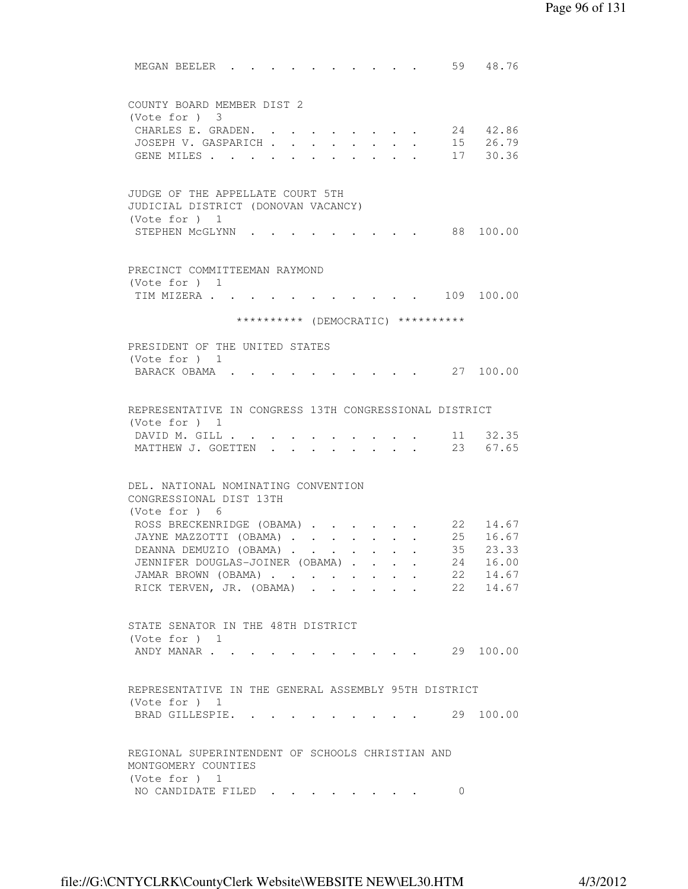MEGAN BEELER . . . . . . . . . . . 59 48.76

COUNTY BOARD MEMBER DIST 2
(Vote for ) 3

| Candidate | Votes | Percent |
|---|---|---|
| CHARLES E. GRADEN. | 24 | 42.86 |
| JOSEPH V. GASPARICH | 15 | 26.79 |
| GENE MILES | 17 | 30.36 |

JUDGE OF THE APPELLATE COURT 5TH
JUDICIAL DISTRICT (DONOVAN VACANCY)
(Vote for ) 1

| Candidate | Votes | Percent |
|---|---|---|
| STEPHEN McGLYNN | 88 | 100.00 |

PRECINCT COMMITTEEMAN RAYMOND
(Vote for ) 1

| Candidate | Votes | Percent |
|---|---|---|
| TIM MIZERA | 109 | 100.00 |

********** (DEMOCRATIC) **********

PRESIDENT OF THE UNITED STATES
(Vote for ) 1

| Candidate | Votes | Percent |
|---|---|---|
| BARACK OBAMA | 27 | 100.00 |

REPRESENTATIVE IN CONGRESS 13TH CONGRESSIONAL DISTRICT
(Vote for ) 1

| Candidate | Votes | Percent |
|---|---|---|
| DAVID M. GILL | 11 | 32.35 |
| MATTHEW J. GOETTEN | 23 | 67.65 |

DEL. NATIONAL NOMINATING CONVENTION
CONGRESSIONAL DIST 13TH
(Vote for ) 6

| Candidate | Votes | Percent |
|---|---|---|
| ROSS BRECKENRIDGE (OBAMA) | 22 | 14.67 |
| JAYNE MAZZOTTI (OBAMA) | 25 | 16.67 |
| DEANNA DEMUZIO (OBAMA) | 35 | 23.33 |
| JENNIFER DOUGLAS-JOINER (OBAMA) | 24 | 16.00 |
| JAMAR BROWN (OBAMA) | 22 | 14.67 |
| RICK TERVEN, JR. (OBAMA) | 22 | 14.67 |

STATE SENATOR IN THE 48TH DISTRICT
(Vote for ) 1

| Candidate | Votes | Percent |
|---|---|---|
| ANDY MANAR | 29 | 100.00 |

REPRESENTATIVE IN THE GENERAL ASSEMBLY 95TH DISTRICT
(Vote for ) 1

| Candidate | Votes | Percent |
|---|---|---|
| BRAD GILLESPIE. | 29 | 100.00 |

REGIONAL SUPERINTENDENT OF SCHOOLS CHRISTIAN AND
MONTGOMERY COUNTIES
(Vote for ) 1

| Candidate | Votes | Percent |
|---|---|---|
| NO CANDIDATE FILED | 0 | |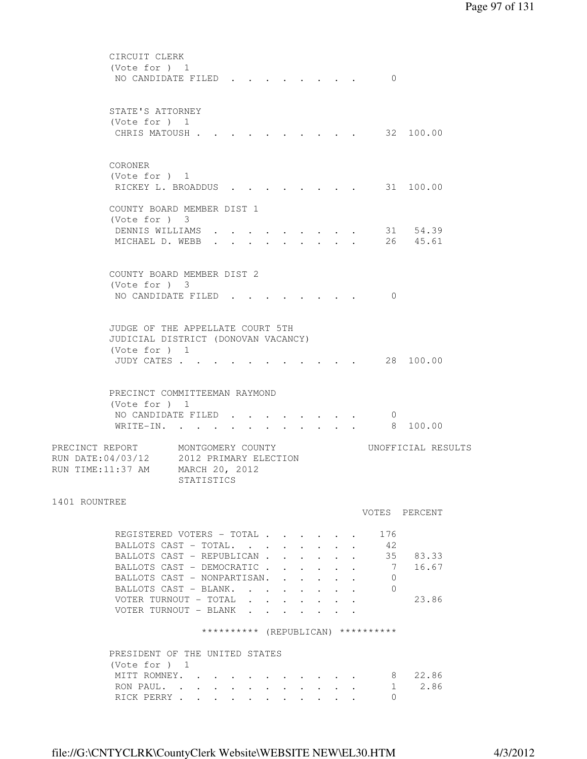CIRCUIT CLERK
(Vote for ) 1

| | | |
|---|---|---|
| NO CANDIDATE FILED | 0 | |

STATE'S ATTORNEY
(Vote for ) 1

| | | |
|---|---|---|
| CHRIS MATOUSH | 32 | 100.00 |

CORONER
(Vote for ) 1

| | | |
|---|---|---|
| RICKEY L. BROADDUS | 31 | 100.00 |

COUNTY BOARD MEMBER DIST 1
(Vote for ) 3

| | | |
|---|---|---|
| DENNIS WILLIAMS | 31 | 54.39 |
| MICHAEL D. WEBB | 26 | 45.61 |

COUNTY BOARD MEMBER DIST 2
(Vote for ) 3

| | | |
|---|---|---|
| NO CANDIDATE FILED | 0 | |

JUDGE OF THE APPELLATE COURT 5TH
JUDICIAL DISTRICT (DONOVAN VACANCY)
(Vote for ) 1

| | | |
|---|---|---|
| JUDY CATES | 28 | 100.00 |

PRECINCT COMMITTEEMAN RAYMOND
(Vote for ) 1

| | | |
|---|---|---|
| NO CANDIDATE FILED | 0 | |
| WRITE-IN. | 8 | 100.00 |

PRECINCT REPORT MONTGOMERY COUNTY UNOFFICIAL RESULTS
RUN DATE:04/03/12 2012 PRIMARY ELECTION
RUN TIME:11:37 AM MARCH 20, 2012
STATISTICS

1401 ROUNTREE

| | VOTES | PERCENT |
|---|---|---|
| REGISTERED VOTERS - TOTAL | 176 | |
| BALLOTS CAST - TOTAL. | 42 | |
| BALLOTS CAST - REPUBLICAN | 35 | 83.33 |
| BALLOTS CAST - DEMOCRATIC | 7 | 16.67 |
| BALLOTS CAST - NONPARTISAN. | 0 | |
| BALLOTS CAST - BLANK. | 0 | |
| VOTER TURNOUT - TOTAL | | 23.86 |
| VOTER TURNOUT - BLANK | | |

********** (REPUBLICAN) **********

PRESIDENT OF THE UNITED STATES
(Vote for ) 1

| | | |
|---|---|---|
| MITT ROMNEY. | 8 | 22.86 |
| RON PAUL. | 1 | 2.86 |
| RICK PERRY | 0 | |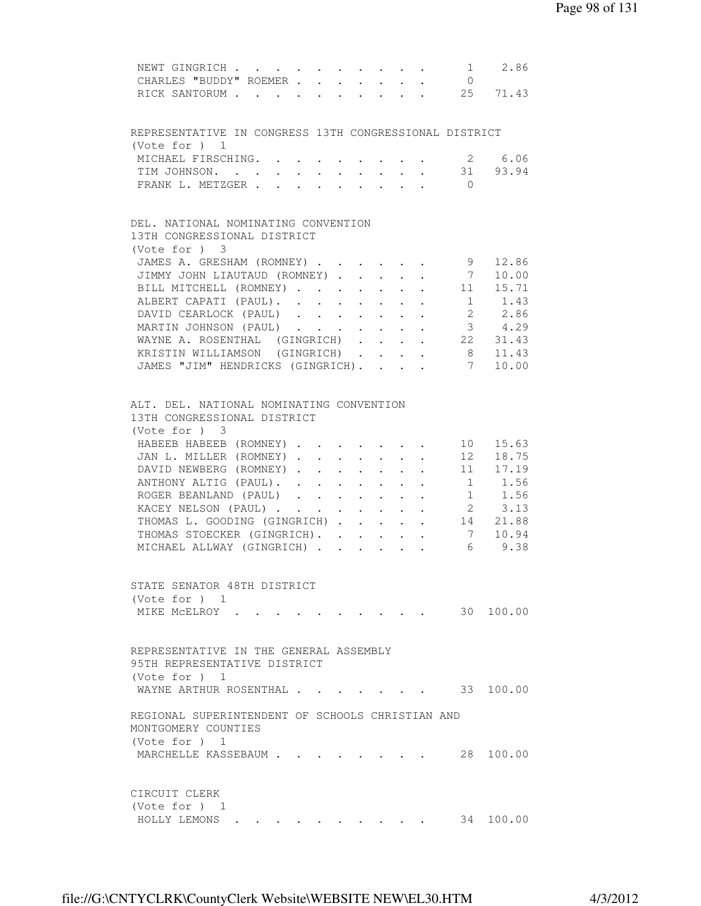| | | |
|---|---|---|
| NEWT GINGRICH | 1 | 2.86 |
| CHARLES "BUDDY" ROEMER | 0 | |
| RICK SANTORUM | 25 | 71.43 |

REPRESENTATIVE IN CONGRESS 13TH CONGRESSIONAL DISTRICT
(Vote for ) 1

| | | |
|---|---|---|
| MICHAEL FIRSCHING | 2 | 6.06 |
| TIM JOHNSON | 31 | 93.94 |
| FRANK L. METZGER | 0 | |

DEL. NATIONAL NOMINATING CONVENTION
13TH CONGRESSIONAL DISTRICT
(Vote for ) 3

| | | |
|---|---|---|
| JAMES A. GRESHAM (ROMNEY) | 9 | 12.86 |
| JIMMY JOHN LIAUTAUD (ROMNEY) | 7 | 10.00 |
| BILL MITCHELL (ROMNEY) | 11 | 15.71 |
| ALBERT CAPATI (PAUL) | 1 | 1.43 |
| DAVID CEARLOCK (PAUL) | 2 | 2.86 |
| MARTIN JOHNSON (PAUL) | 3 | 4.29 |
| WAYNE A. ROSENTHAL (GINGRICH) | 22 | 31.43 |
| KRISTIN WILLIAMSON (GINGRICH) | 8 | 11.43 |
| JAMES "JIM" HENDRICKS (GINGRICH) | 7 | 10.00 |

ALT. DEL. NATIONAL NOMINATING CONVENTION
13TH CONGRESSIONAL DISTRICT
(Vote for ) 3

| | | |
|---|---|---|
| HABEEB HABEEB (ROMNEY) | 10 | 15.63 |
| JAN L. MILLER (ROMNEY) | 12 | 18.75 |
| DAVID NEWBERG (ROMNEY) | 11 | 17.19 |
| ANTHONY ALTIG (PAUL) | 1 | 1.56 |
| ROGER BEANLAND (PAUL) | 1 | 1.56 |
| KACEY NELSON (PAUL) | 2 | 3.13 |
| THOMAS L. GOODING (GINGRICH) | 14 | 21.88 |
| THOMAS STOECKER (GINGRICH) | 7 | 10.94 |
| MICHAEL ALLWAY (GINGRICH) | 6 | 9.38 |

STATE SENATOR 48TH DISTRICT
(Vote for ) 1

| | | |
|---|---|---|
| MIKE McELROY | 30 | 100.00 |

REPRESENTATIVE IN THE GENERAL ASSEMBLY
95TH REPRESENTATIVE DISTRICT
(Vote for ) 1

| | | |
|---|---|---|
| WAYNE ARTHUR ROSENTHAL | 33 | 100.00 |

REGIONAL SUPERINTENDENT OF SCHOOLS CHRISTIAN AND
MONTGOMERY COUNTIES
(Vote for ) 1

| | | |
|---|---|---|
| MARCHELLE KASSEBAUM | 28 | 100.00 |

CIRCUIT CLERK
(Vote for ) 1

| | | |
|---|---|---|
| HOLLY LEMONS | 34 | 100.00 |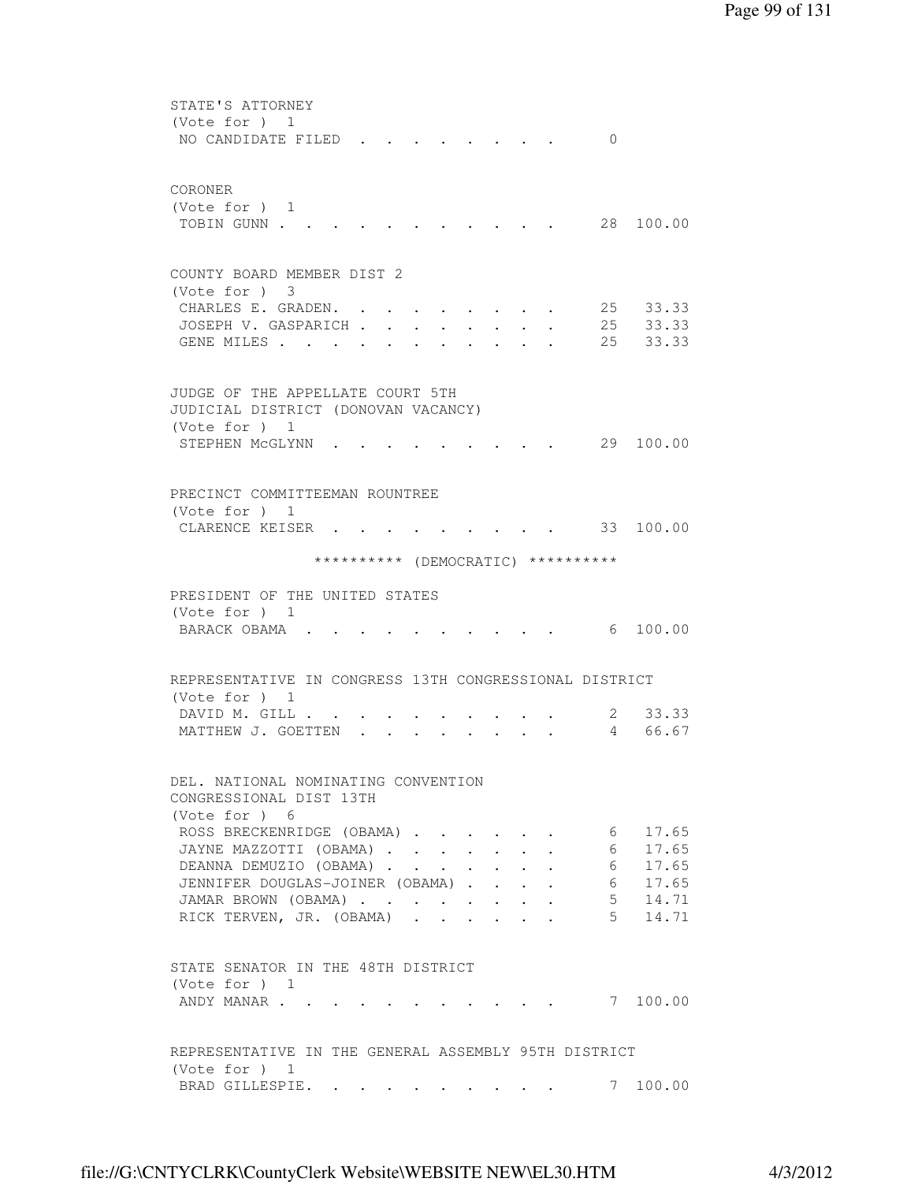STATE'S ATTORNEY
(Vote for ) 1

| | | |
|---|---|---|
| NO CANDIDATE FILED | 0 | |

CORONER
(Vote for ) 1

| | | |
|---|---|---|
| TOBIN GUNN | 28 | 100.00 |

COUNTY BOARD MEMBER DIST 2
(Vote for ) 3

| | | |
|---|---|---|
| CHARLES E. GRADEN. | 25 | 33.33 |
| JOSEPH V. GASPARICH | 25 | 33.33 |
| GENE MILES | 25 | 33.33 |

JUDGE OF THE APPELLATE COURT 5TH
JUDICIAL DISTRICT (DONOVAN VACANCY)
(Vote for ) 1

| | | |
|---|---|---|
| STEPHEN McGLYNN | 29 | 100.00 |

PRECINCT COMMITTEEMAN ROUNTREE
(Vote for ) 1

| | | |
|---|---|---|
| CLARENCE KEISER | 33 | 100.00 |

********** (DEMOCRATIC) **********

PRESIDENT OF THE UNITED STATES
(Vote for ) 1

| | | |
|---|---|---|
| BARACK OBAMA | 6 | 100.00 |

REPRESENTATIVE IN CONGRESS 13TH CONGRESSIONAL DISTRICT
(Vote for ) 1

| | | |
|---|---|---|
| DAVID M. GILL | 2 | 33.33 |
| MATTHEW J. GOETTEN | 4 | 66.67 |

DEL. NATIONAL NOMINATING CONVENTION
CONGRESSIONAL DIST 13TH
(Vote for ) 6

| | | |
|---|---|---|
| ROSS BRECKENRIDGE (OBAMA) | 6 | 17.65 |
| JAYNE MAZZOTTI (OBAMA) | 6 | 17.65 |
| DEANNA DEMUZIO (OBAMA) | 6 | 17.65 |
| JENNIFER DOUGLAS-JOINER (OBAMA) | 6 | 17.65 |
| JAMAR BROWN (OBAMA) | 5 | 14.71 |
| RICK TERVEN, JR. (OBAMA) | 5 | 14.71 |

STATE SENATOR IN THE 48TH DISTRICT
(Vote for ) 1

| | | |
|---|---|---|
| ANDY MANAR | 7 | 100.00 |

REPRESENTATIVE IN THE GENERAL ASSEMBLY 95TH DISTRICT
(Vote for ) 1

| | | |
|---|---|---|
| BRAD GILLESPIE. | 7 | 100.00 |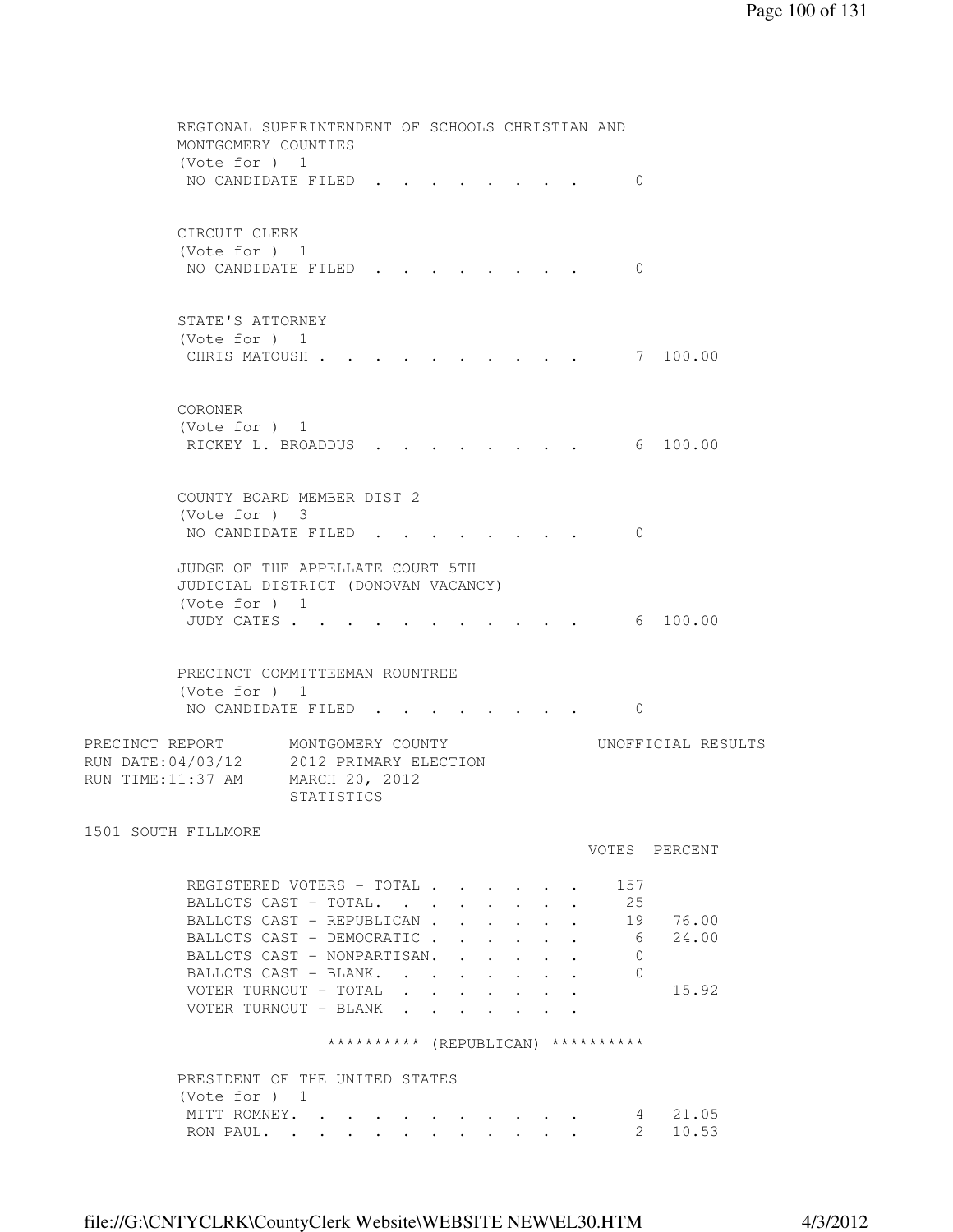REGIONAL SUPERINTENDENT OF SCHOOLS CHRISTIAN AND MONTGOMERY COUNTIES
(Vote for ) 1

| | VOTES | PERCENT |
|---|---|---|
| NO CANDIDATE FILED | 0 | |

CIRCUIT CLERK
(Vote for ) 1

| | VOTES | PERCENT |
|---|---|---|
| NO CANDIDATE FILED | 0 | |

STATE'S ATTORNEY
(Vote for ) 1

| | VOTES | PERCENT |
|---|---|---|
| CHRIS MATOUSH | 7 | 100.00 |

CORONER
(Vote for ) 1

| | VOTES | PERCENT |
|---|---|---|
| RICKEY L. BROADDUS | 6 | 100.00 |

COUNTY BOARD MEMBER DIST 2
(Vote for ) 3

| | VOTES | PERCENT |
|---|---|---|
| NO CANDIDATE FILED | 0 | |

JUDGE OF THE APPELLATE COURT 5TH JUDICIAL DISTRICT (DONOVAN VACANCY)
(Vote for ) 1

| | VOTES | PERCENT |
|---|---|---|
| JUDY CATES | 6 | 100.00 |

PRECINCT COMMITTEEMAN ROUNTREE
(Vote for ) 1

| | VOTES | PERCENT |
|---|---|---|
| NO CANDIDATE FILED | 0 | |

PRECINCT REPORT — MONTGOMERY COUNTY — UNOFFICIAL RESULTS
RUN DATE:04/03/12 — 2012 PRIMARY ELECTION
RUN TIME:11:37 AM — MARCH 20, 2012
STATISTICS

1501 SOUTH FILLMORE

| | VOTES | PERCENT |
|---|---|---|
| REGISTERED VOTERS - TOTAL | 157 | |
| BALLOTS CAST - TOTAL. | 25 | |
| BALLOTS CAST - REPUBLICAN | 19 | 76.00 |
| BALLOTS CAST - DEMOCRATIC | 6 | 24.00 |
| BALLOTS CAST - NONPARTISAN. | 0 | |
| BALLOTS CAST - BLANK. | 0 | |
| VOTER TURNOUT - TOTAL | | 15.92 |
| VOTER TURNOUT - BLANK | | |

********** (REPUBLICAN) **********

PRESIDENT OF THE UNITED STATES
(Vote for ) 1

| | VOTES | PERCENT |
|---|---|---|
| MITT ROMNEY. | 4 | 21.05 |
| RON PAUL. | 2 | 10.53 |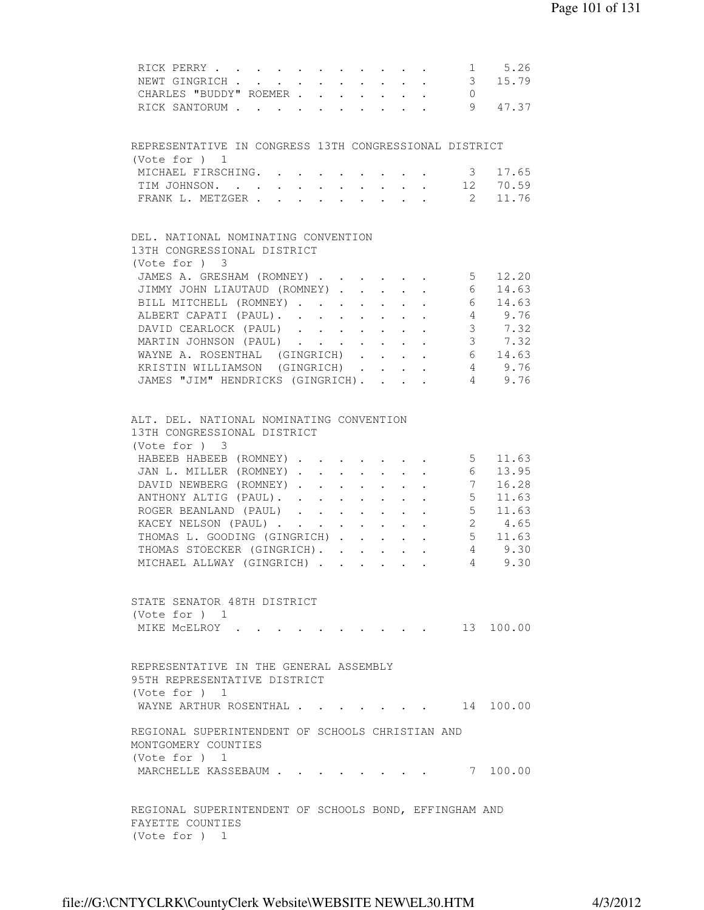| | | |
|---|---|---|
| RICK PERRY | 1 | 5.26 |
| NEWT GINGRICH | 3 | 15.79 |
| CHARLES "BUDDY" ROEMER | 0 | |
| RICK SANTORUM | 9 | 47.37 |

REPRESENTATIVE IN CONGRESS 13TH CONGRESSIONAL DISTRICT
(Vote for ) 1

| | | |
|---|---|---|
| MICHAEL FIRSCHING | 3 | 17.65 |
| TIM JOHNSON | 12 | 70.59 |
| FRANK L. METZGER | 2 | 11.76 |

DEL. NATIONAL NOMINATING CONVENTION
13TH CONGRESSIONAL DISTRICT
(Vote for ) 3

| | | |
|---|---|---|
| JAMES A. GRESHAM (ROMNEY) | 5 | 12.20 |
| JIMMY JOHN LIAUTAUD (ROMNEY) | 6 | 14.63 |
| BILL MITCHELL (ROMNEY) | 6 | 14.63 |
| ALBERT CAPATI (PAUL) | 4 | 9.76 |
| DAVID CEARLOCK (PAUL) | 3 | 7.32 |
| MARTIN JOHNSON (PAUL) | 3 | 7.32 |
| WAYNE A. ROSENTHAL (GINGRICH) | 6 | 14.63 |
| KRISTIN WILLIAMSON (GINGRICH) | 4 | 9.76 |
| JAMES "JIM" HENDRICKS (GINGRICH) | 4 | 9.76 |

ALT. DEL. NATIONAL NOMINATING CONVENTION
13TH CONGRESSIONAL DISTRICT
(Vote for ) 3

| | | |
|---|---|---|
| HABEEB HABEEB (ROMNEY) | 5 | 11.63 |
| JAN L. MILLER (ROMNEY) | 6 | 13.95 |
| DAVID NEWBERG (ROMNEY) | 7 | 16.28 |
| ANTHONY ALTIG (PAUL) | 5 | 11.63 |
| ROGER BEANLAND (PAUL) | 5 | 11.63 |
| KACEY NELSON (PAUL) | 2 | 4.65 |
| THOMAS L. GOODING (GINGRICH) | 5 | 11.63 |
| THOMAS STOECKER (GINGRICH) | 4 | 9.30 |
| MICHAEL ALLWAY (GINGRICH) | 4 | 9.30 |

STATE SENATOR 48TH DISTRICT
(Vote for ) 1

| | | |
|---|---|---|
| MIKE McELROY | 13 | 100.00 |

REPRESENTATIVE IN THE GENERAL ASSEMBLY
95TH REPRESENTATIVE DISTRICT
(Vote for ) 1

| | | |
|---|---|---|
| WAYNE ARTHUR ROSENTHAL | 14 | 100.00 |

REGIONAL SUPERINTENDENT OF SCHOOLS CHRISTIAN AND
MONTGOMERY COUNTIES
(Vote for ) 1

| | | |
|---|---|---|
| MARCHELLE KASSEBAUM | 7 | 100.00 |

REGIONAL SUPERINTENDENT OF SCHOOLS BOND, EFFINGHAM AND
FAYETTE COUNTIES
(Vote for ) 1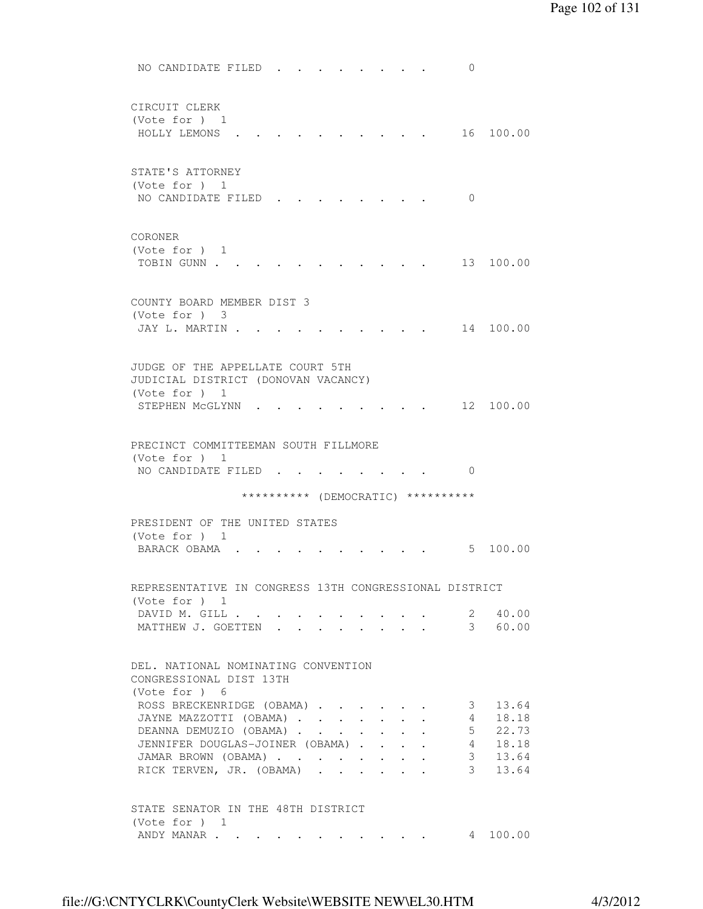NO CANDIDATE FILED . . . . . . . . . 0

CIRCUIT CLERK
(Vote for ) 1

| | | |
|---|---|---|
| HOLLY LEMONS | 16 | 100.00 |

STATE'S ATTORNEY
(Vote for ) 1

NO CANDIDATE FILED . . . . . . . . . 0

CORONER
(Vote for ) 1

| | | |
|---|---|---|
| TOBIN GUNN | 13 | 100.00 |

COUNTY BOARD MEMBER DIST 3
(Vote for ) 3

| | | |
|---|---|---|
| JAY L. MARTIN | 14 | 100.00 |

JUDGE OF THE APPELLATE COURT 5TH
JUDICIAL DISTRICT (DONOVAN VACANCY)
(Vote for ) 1

| | | |
|---|---|---|
| STEPHEN McGLYNN | 12 | 100.00 |

PRECINCT COMMITTEEMAN SOUTH FILLMORE
(Vote for ) 1

NO CANDIDATE FILED . . . . . . . . . 0

********** (DEMOCRATIC) **********

PRESIDENT OF THE UNITED STATES
(Vote for ) 1

| | | |
|---|---|---|
| BARACK OBAMA | 5 | 100.00 |

REPRESENTATIVE IN CONGRESS 13TH CONGRESSIONAL DISTRICT
(Vote for ) 1

| | | |
|---|---|---|
| DAVID M. GILL | 2 | 40.00 |
| MATTHEW J. GOETTEN | 3 | 60.00 |

DEL. NATIONAL NOMINATING CONVENTION
CONGRESSIONAL DIST 13TH
(Vote for ) 6

| | | |
|---|---|---|
| ROSS BRECKENRIDGE (OBAMA) | 3 | 13.64 |
| JAYNE MAZZOTTI (OBAMA) | 4 | 18.18 |
| DEANNA DEMUZIO (OBAMA) | 5 | 22.73 |
| JENNIFER DOUGLAS-JOINER (OBAMA) | 4 | 18.18 |
| JAMAR BROWN (OBAMA) | 3 | 13.64 |
| RICK TERVEN, JR. (OBAMA) | 3 | 13.64 |

STATE SENATOR IN THE 48TH DISTRICT
(Vote for ) 1

| | | |
|---|---|---|
| ANDY MANAR | 4 | 100.00 |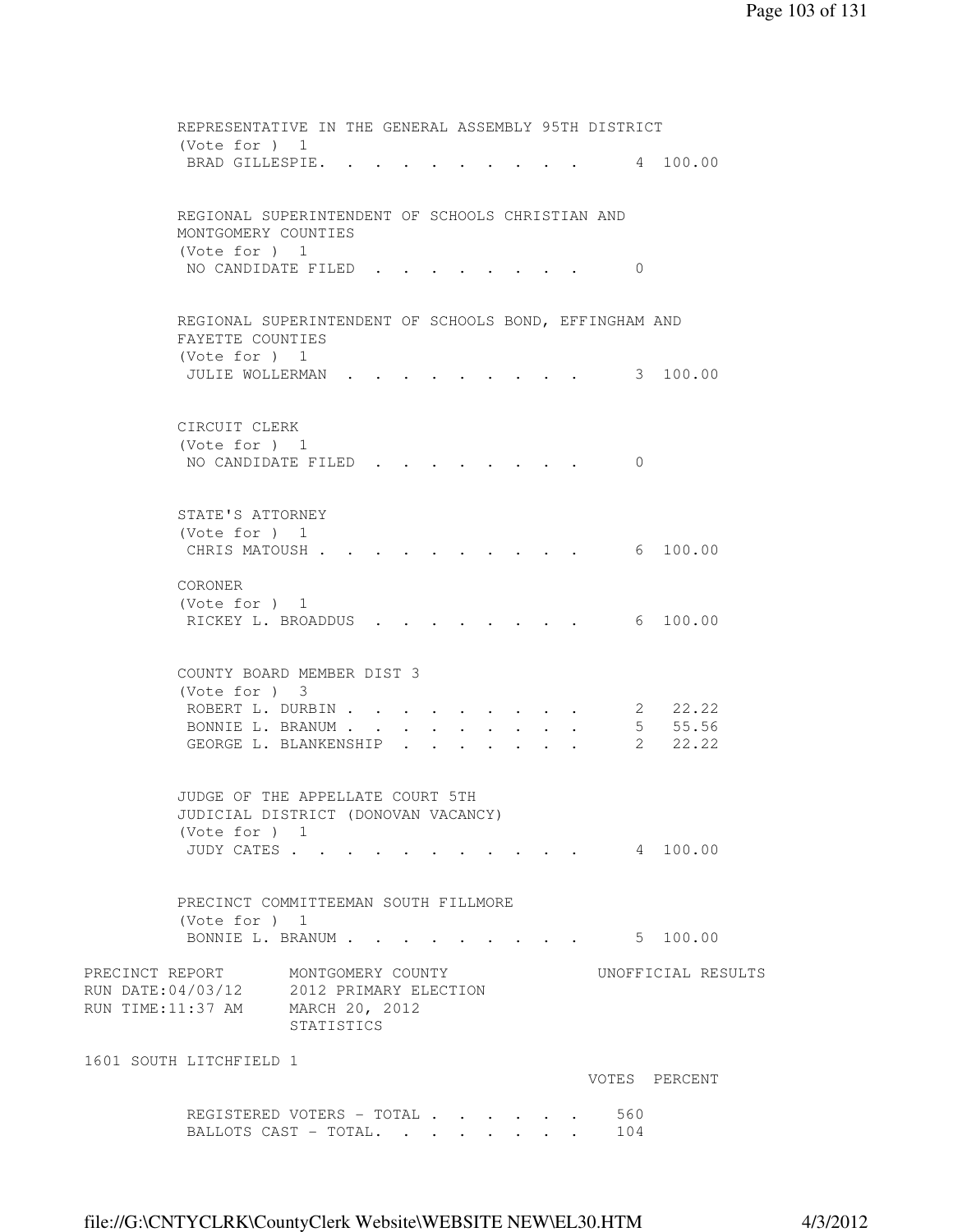REPRESENTATIVE IN THE GENERAL ASSEMBLY 95TH DISTRICT
(Vote for ) 1

| | VOTES | PERCENT |
|---|---|---|
| BRAD GILLESPIE | 4 | 100.00 |

REGIONAL SUPERINTENDENT OF SCHOOLS CHRISTIAN AND MONTGOMERY COUNTIES
(Vote for ) 1

| | VOTES | PERCENT |
|---|---|---|
| NO CANDIDATE FILED | 0 | |

REGIONAL SUPERINTENDENT OF SCHOOLS BOND, EFFINGHAM AND FAYETTE COUNTIES
(Vote for ) 1

| | VOTES | PERCENT |
|---|---|---|
| JULIE WOLLERMAN | 3 | 100.00 |

CIRCUIT CLERK
(Vote for ) 1

| | VOTES | PERCENT |
|---|---|---|
| NO CANDIDATE FILED | 0 | |

STATE'S ATTORNEY
(Vote for ) 1

| | VOTES | PERCENT |
|---|---|---|
| CHRIS MATOUSH | 6 | 100.00 |

CORONER
(Vote for ) 1

| | VOTES | PERCENT |
|---|---|---|
| RICKEY L. BROADDUS | 6 | 100.00 |

COUNTY BOARD MEMBER DIST 3
(Vote for ) 3

| | VOTES | PERCENT |
|---|---|---|
| ROBERT L. DURBIN | 2 | 22.22 |
| BONNIE L. BRANUM | 5 | 55.56 |
| GEORGE L. BLANKENSHIP | 2 | 22.22 |

JUDGE OF THE APPELLATE COURT 5TH JUDICIAL DISTRICT (DONOVAN VACANCY)
(Vote for ) 1

| | VOTES | PERCENT |
|---|---|---|
| JUDY CATES | 4 | 100.00 |

PRECINCT COMMITTEEMAN SOUTH FILLMORE
(Vote for ) 1

| | VOTES | PERCENT |
|---|---|---|
| BONNIE L. BRANUM | 5 | 100.00 |

PRECINCT REPORT — MONTGOMERY COUNTY — UNOFFICIAL RESULTS
RUN DATE:04/03/12 — 2012 PRIMARY ELECTION
RUN TIME:11:37 AM — MARCH 20, 2012
STATISTICS

1601 SOUTH LITCHFIELD 1

| | VOTES | PERCENT |
|---|---|---|
| REGISTERED VOTERS - TOTAL | 560 | |
| BALLOTS CAST - TOTAL | 104 | |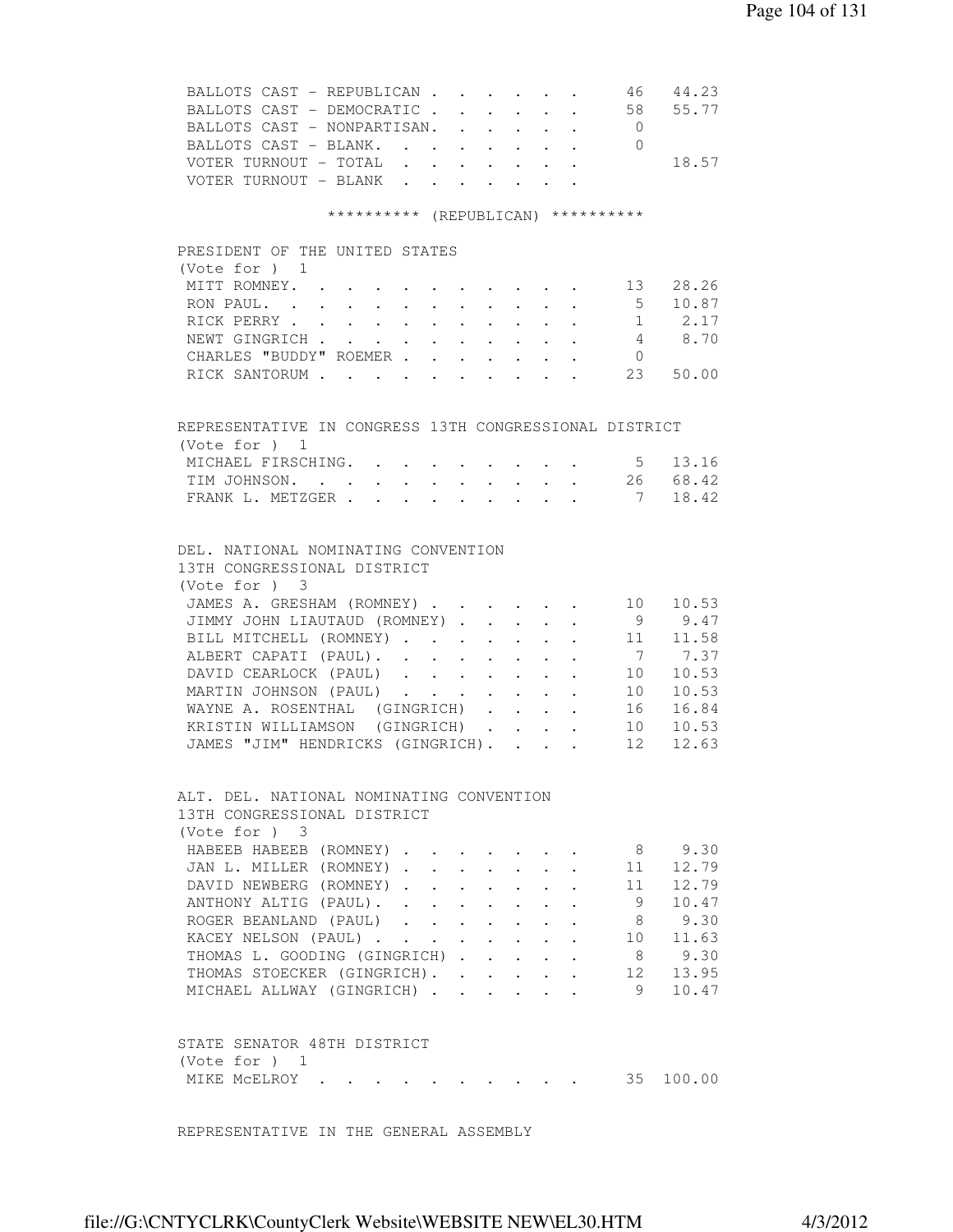| | | |
|---|---|---|
| BALLOTS CAST - REPUBLICAN | 46 | 44.23 |
| BALLOTS CAST - DEMOCRATIC | 58 | 55.77 |
| BALLOTS CAST - NONPARTISAN. | 0 | |
| BALLOTS CAST - BLANK. | 0 | |
| VOTER TURNOUT - TOTAL | | 18.57 |
| VOTER TURNOUT - BLANK | | |

********** (REPUBLICAN) **********

PRESIDENT OF THE UNITED STATES
(Vote for ) 1

| | | |
|---|---|---|
| MITT ROMNEY. | 13 | 28.26 |
| RON PAUL. | 5 | 10.87 |
| RICK PERRY | 1 | 2.17 |
| NEWT GINGRICH | 4 | 8.70 |
| CHARLES "BUDDY" ROEMER | 0 | |
| RICK SANTORUM | 23 | 50.00 |

REPRESENTATIVE IN CONGRESS 13TH CONGRESSIONAL DISTRICT
(Vote for ) 1

| | | |
|---|---|---|
| MICHAEL FIRSCHING. | 5 | 13.16 |
| TIM JOHNSON. | 26 | 68.42 |
| FRANK L. METZGER | 7 | 18.42 |

DEL. NATIONAL NOMINATING CONVENTION
13TH CONGRESSIONAL DISTRICT
(Vote for ) 3

| | | |
|---|---|---|
| JAMES A. GRESHAM (ROMNEY) | 10 | 10.53 |
| JIMMY JOHN LIAUTAUD (ROMNEY) | 9 | 9.47 |
| BILL MITCHELL (ROMNEY) | 11 | 11.58 |
| ALBERT CAPATI (PAUL). | 7 | 7.37 |
| DAVID CEARLOCK (PAUL) | 10 | 10.53 |
| MARTIN JOHNSON (PAUL) | 10 | 10.53 |
| WAYNE A. ROSENTHAL (GINGRICH) | 16 | 16.84 |
| KRISTIN WILLIAMSON (GINGRICH) | 10 | 10.53 |
| JAMES "JIM" HENDRICKS (GINGRICH). | 12 | 12.63 |

ALT. DEL. NATIONAL NOMINATING CONVENTION
13TH CONGRESSIONAL DISTRICT
(Vote for ) 3

| | | |
|---|---|---|
| HABEEB HABEEB (ROMNEY) | 8 | 9.30 |
| JAN L. MILLER (ROMNEY) | 11 | 12.79 |
| DAVID NEWBERG (ROMNEY) | 11 | 12.79 |
| ANTHONY ALTIG (PAUL). | 9 | 10.47 |
| ROGER BEANLAND (PAUL) | 8 | 9.30 |
| KACEY NELSON (PAUL) | 10 | 11.63 |
| THOMAS L. GOODING (GINGRICH) | 8 | 9.30 |
| THOMAS STOECKER (GINGRICH). | 12 | 13.95 |
| MICHAEL ALLWAY (GINGRICH) | 9 | 10.47 |

STATE SENATOR 48TH DISTRICT
(Vote for ) 1

| | | |
|---|---|---|
| MIKE McELROY | 35 | 100.00 |

REPRESENTATIVE IN THE GENERAL ASSEMBLY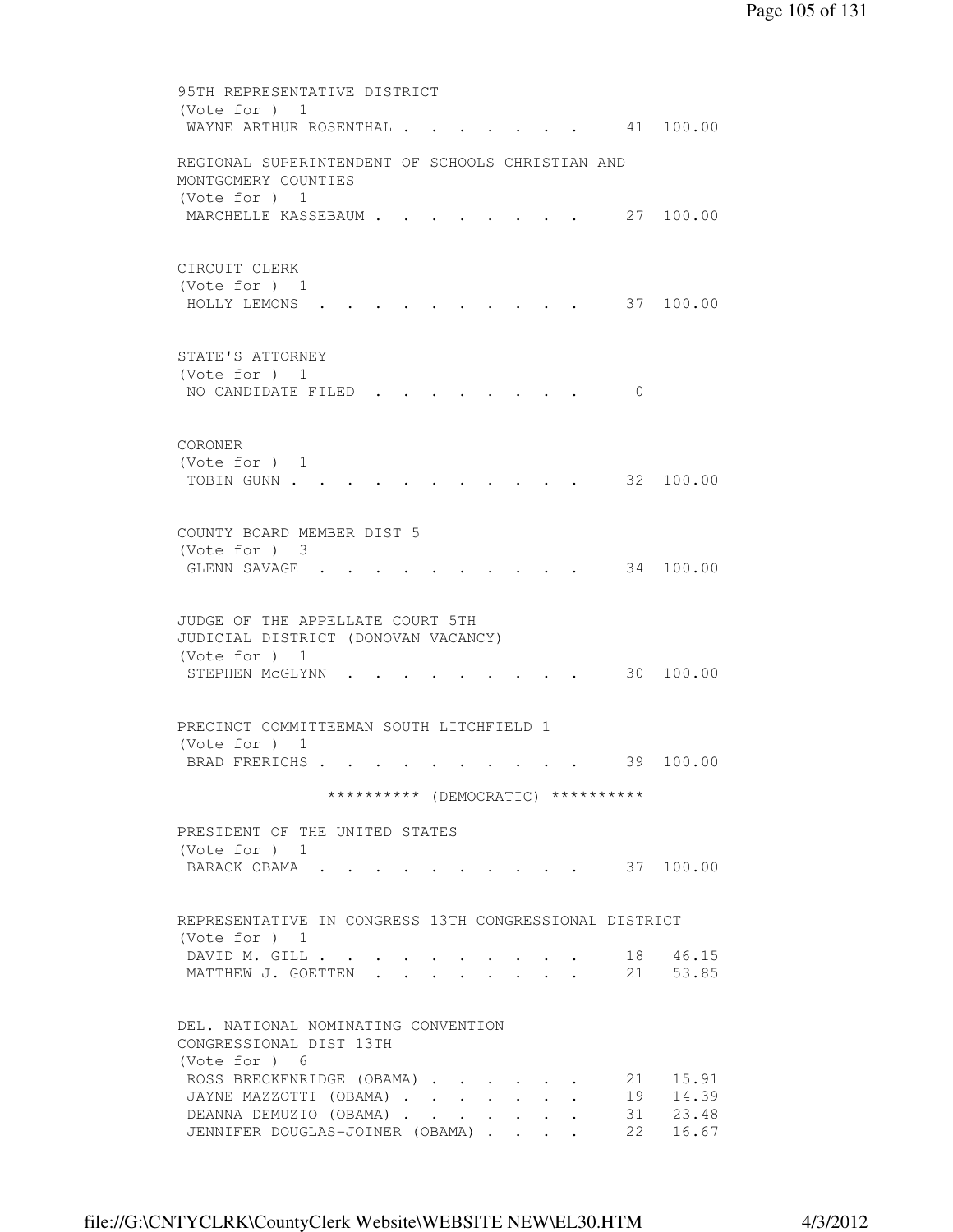95TH REPRESENTATIVE DISTRICT
(Vote for ) 1

| | | |
|---|---|---|
| WAYNE ARTHUR ROSENTHAL | 41 | 100.00 |

REGIONAL SUPERINTENDENT OF SCHOOLS CHRISTIAN AND MONTGOMERY COUNTIES
(Vote for ) 1

| | | |
|---|---|---|
| MARCHELLE KASSEBAUM | 27 | 100.00 |

CIRCUIT CLERK
(Vote for ) 1

| | | |
|---|---|---|
| HOLLY LEMONS | 37 | 100.00 |

STATE'S ATTORNEY
(Vote for ) 1

| | | |
|---|---|---|
| NO CANDIDATE FILED | 0 | |

CORONER
(Vote for ) 1

| | | |
|---|---|---|
| TOBIN GUNN | 32 | 100.00 |

COUNTY BOARD MEMBER DIST 5
(Vote for ) 3

| | | |
|---|---|---|
| GLENN SAVAGE | 34 | 100.00 |

JUDGE OF THE APPELLATE COURT 5TH JUDICIAL DISTRICT (DONOVAN VACANCY)
(Vote for ) 1

| | | |
|---|---|---|
| STEPHEN McGLYNN | 30 | 100.00 |

PRECINCT COMMITTEEMAN SOUTH LITCHFIELD 1
(Vote for ) 1

| | | |
|---|---|---|
| BRAD FRERICHS | 39 | 100.00 |

********** (DEMOCRATIC) **********

PRESIDENT OF THE UNITED STATES
(Vote for ) 1

| | | |
|---|---|---|
| BARACK OBAMA | 37 | 100.00 |

REPRESENTATIVE IN CONGRESS 13TH CONGRESSIONAL DISTRICT
(Vote for ) 1

| | | |
|---|---|---|
| DAVID M. GILL | 18 | 46.15 |
| MATTHEW J. GOETTEN | 21 | 53.85 |

DEL. NATIONAL NOMINATING CONVENTION CONGRESSIONAL DIST 13TH
(Vote for ) 6

| | | |
|---|---|---|
| ROSS BRECKENRIDGE (OBAMA) | 21 | 15.91 |
| JAYNE MAZZOTTI (OBAMA) | 19 | 14.39 |
| DEANNA DEMUZIO (OBAMA) | 31 | 23.48 |
| JENNIFER DOUGLAS-JOINER (OBAMA) | 22 | 16.67 |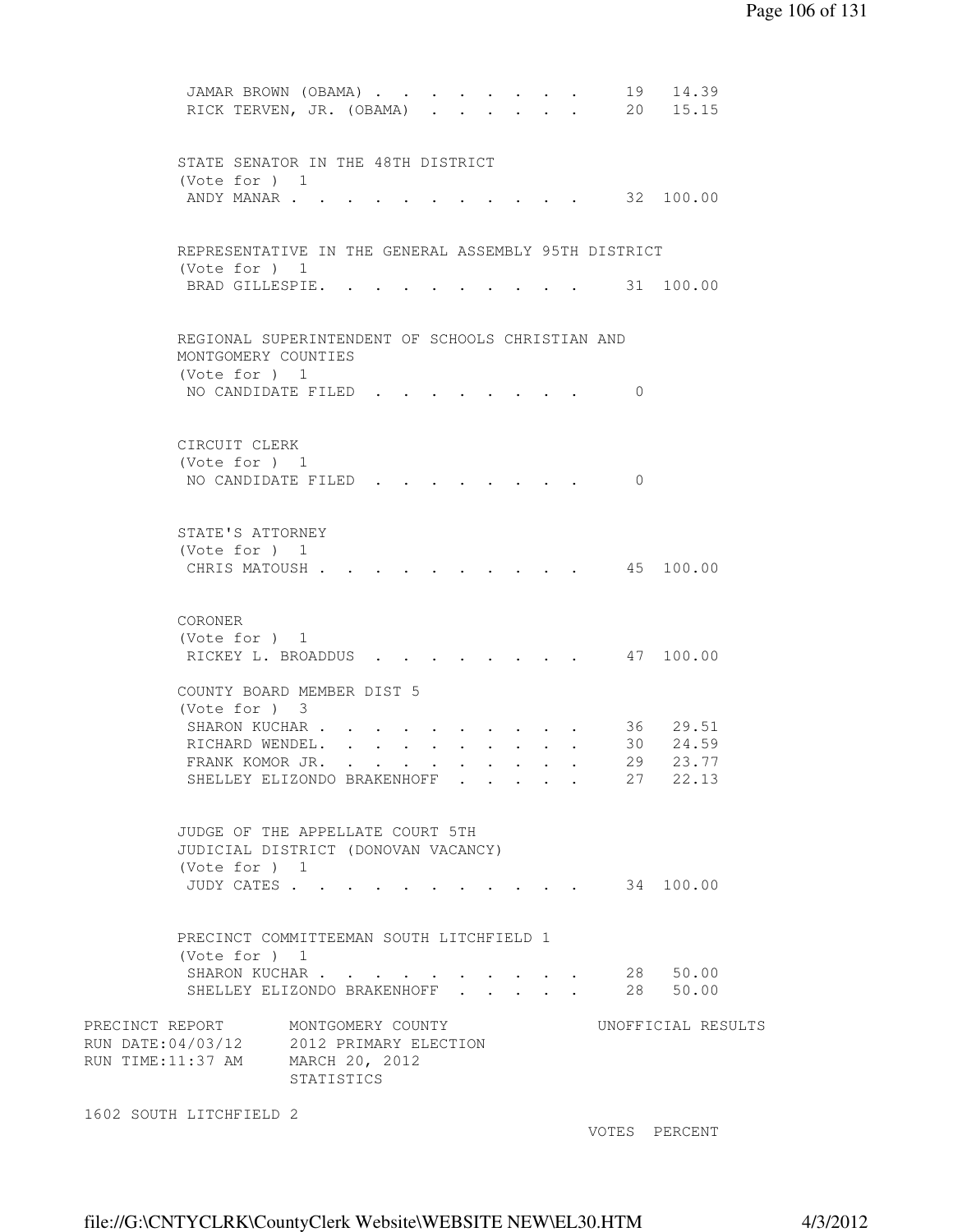| | | |
|---|---|---|
| JAMAR BROWN (OBAMA) | 19 | 14.39 |
| RICK TERVEN, JR. (OBAMA) | 20 | 15.15 |

STATE SENATOR IN THE 48TH DISTRICT
(Vote for ) 1

| | | |
|---|---|---|
| ANDY MANAR | 32 | 100.00 |

REPRESENTATIVE IN THE GENERAL ASSEMBLY 95TH DISTRICT
(Vote for ) 1

| | | |
|---|---|---|
| BRAD GILLESPIE. | 31 | 100.00 |

REGIONAL SUPERINTENDENT OF SCHOOLS CHRISTIAN AND MONTGOMERY COUNTIES
(Vote for ) 1

| | | |
|---|---|---|
| NO CANDIDATE FILED | 0 | |

CIRCUIT CLERK
(Vote for ) 1

| | | |
|---|---|---|
| NO CANDIDATE FILED | 0 | |

STATE'S ATTORNEY
(Vote for ) 1

| | | |
|---|---|---|
| CHRIS MATOUSH | 45 | 100.00 |

CORONER
(Vote for ) 1

| | | |
|---|---|---|
| RICKEY L. BROADDUS | 47 | 100.00 |

COUNTY BOARD MEMBER DIST 5
(Vote for ) 3

| | | |
|---|---|---|
| SHARON KUCHAR | 36 | 29.51 |
| RICHARD WENDEL. | 30 | 24.59 |
| FRANK KOMOR JR. | 29 | 23.77 |
| SHELLEY ELIZONDO BRAKENHOFF | 27 | 22.13 |

JUDGE OF THE APPELLATE COURT 5TH JUDICIAL DISTRICT (DONOVAN VACANCY)
(Vote for ) 1

| | | |
|---|---|---|
| JUDY CATES | 34 | 100.00 |

PRECINCT COMMITTEEMAN SOUTH LITCHFIELD 1
(Vote for ) 1

| | | |
|---|---|---|
| SHARON KUCHAR | 28 | 50.00 |
| SHELLEY ELIZONDO BRAKENHOFF | 28 | 50.00 |

PRECINCT REPORT MONTGOMERY COUNTY UNOFFICIAL RESULTS
RUN DATE:04/03/12 2012 PRIMARY ELECTION
RUN TIME:11:37 AM MARCH 20, 2012
STATISTICS

1602 SOUTH LITCHFIELD 2

VOTES PERCENT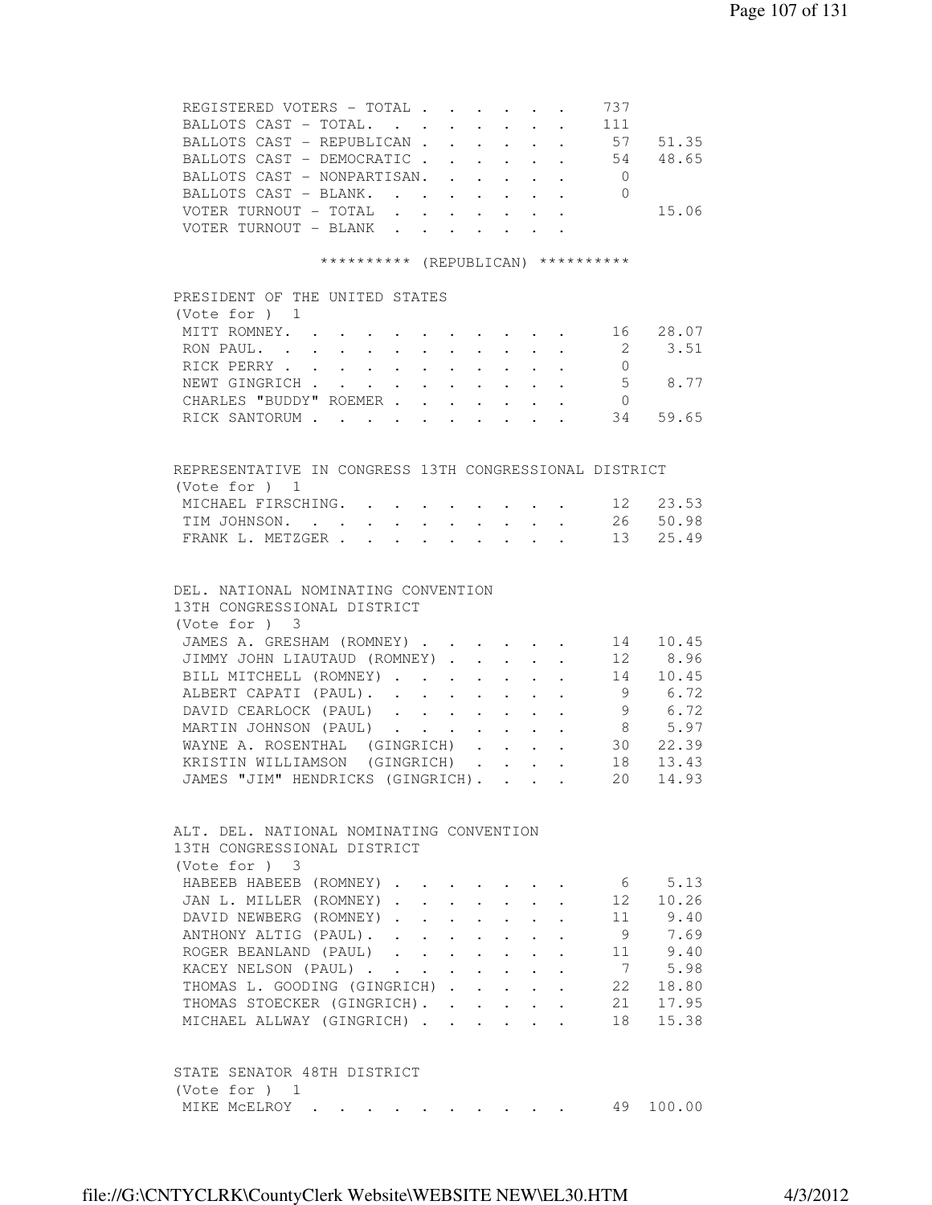| | | |
|---|---|---|
| REGISTERED VOTERS - TOTAL | 737 | |
| BALLOTS CAST - TOTAL. | 111 | |
| BALLOTS CAST - REPUBLICAN | 57 | 51.35 |
| BALLOTS CAST - DEMOCRATIC | 54 | 48.65 |
| BALLOTS CAST - NONPARTISAN. | 0 | |
| BALLOTS CAST - BLANK. | 0 | |
| VOTER TURNOUT - TOTAL | | 15.06 |
| VOTER TURNOUT - BLANK | | |

********** (REPUBLICAN) **********

PRESIDENT OF THE UNITED STATES
(Vote for ) 1

| | | |
|---|---|---|
| MITT ROMNEY. | 16 | 28.07 |
| RON PAUL. | 2 | 3.51 |
| RICK PERRY | 0 | |
| NEWT GINGRICH | 5 | 8.77 |
| CHARLES "BUDDY" ROEMER | 0 | |
| RICK SANTORUM | 34 | 59.65 |

REPRESENTATIVE IN CONGRESS 13TH CONGRESSIONAL DISTRICT
(Vote for ) 1

| | | |
|---|---|---|
| MICHAEL FIRSCHING. | 12 | 23.53 |
| TIM JOHNSON. | 26 | 50.98 |
| FRANK L. METZGER | 13 | 25.49 |

DEL. NATIONAL NOMINATING CONVENTION
13TH CONGRESSIONAL DISTRICT
(Vote for ) 3

| | | |
|---|---|---|
| JAMES A. GRESHAM (ROMNEY) | 14 | 10.45 |
| JIMMY JOHN LIAUTAUD (ROMNEY) | 12 | 8.96 |
| BILL MITCHELL (ROMNEY) | 14 | 10.45 |
| ALBERT CAPATI (PAUL). | 9 | 6.72 |
| DAVID CEARLOCK (PAUL) | 9 | 6.72 |
| MARTIN JOHNSON (PAUL) | 8 | 5.97 |
| WAYNE A. ROSENTHAL (GINGRICH) | 30 | 22.39 |
| KRISTIN WILLIAMSON (GINGRICH) | 18 | 13.43 |
| JAMES "JIM" HENDRICKS (GINGRICH). | 20 | 14.93 |

ALT. DEL. NATIONAL NOMINATING CONVENTION
13TH CONGRESSIONAL DISTRICT
(Vote for ) 3

| | | |
|---|---|---|
| HABEEB HABEEB (ROMNEY) | 6 | 5.13 |
| JAN L. MILLER (ROMNEY) | 12 | 10.26 |
| DAVID NEWBERG (ROMNEY) | 11 | 9.40 |
| ANTHONY ALTIG (PAUL). | 9 | 7.69 |
| ROGER BEANLAND (PAUL) | 11 | 9.40 |
| KACEY NELSON (PAUL) | 7 | 5.98 |
| THOMAS L. GOODING (GINGRICH) | 22 | 18.80 |
| THOMAS STOECKER (GINGRICH). | 21 | 17.95 |
| MICHAEL ALLWAY (GINGRICH) | 18 | 15.38 |

STATE SENATOR 48TH DISTRICT
(Vote for ) 1

| | | |
|---|---|---|
| MIKE McELROY | 49 | 100.00 |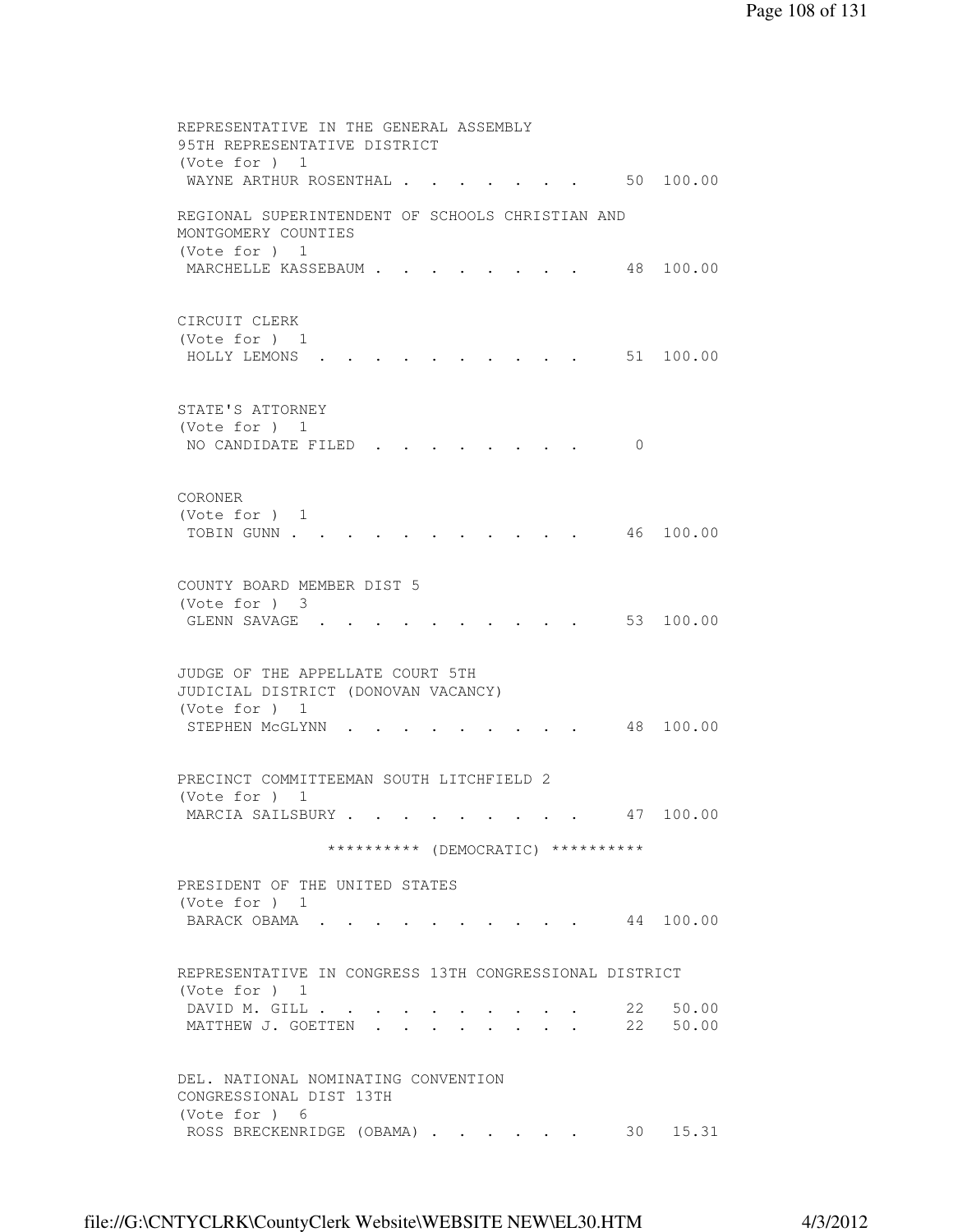REPRESENTATIVE IN THE GENERAL ASSEMBLY
95TH REPRESENTATIVE DISTRICT
(Vote for ) 1

| | | |
|---|---|---|
| WAYNE ARTHUR ROSENTHAL | 50 | 100.00 |

REGIONAL SUPERINTENDENT OF SCHOOLS CHRISTIAN AND MONTGOMERY COUNTIES
(Vote for ) 1

| | | |
|---|---|---|
| MARCHELLE KASSEBAUM | 48 | 100.00 |

CIRCUIT CLERK
(Vote for ) 1

| | | |
|---|---|---|
| HOLLY LEMONS | 51 | 100.00 |

STATE'S ATTORNEY
(Vote for ) 1

| | | |
|---|---|---|
| NO CANDIDATE FILED | 0 | |

CORONER
(Vote for ) 1

| | | |
|---|---|---|
| TOBIN GUNN | 46 | 100.00 |

COUNTY BOARD MEMBER DIST 5
(Vote for ) 3

| | | |
|---|---|---|
| GLENN SAVAGE | 53 | 100.00 |

JUDGE OF THE APPELLATE COURT 5TH JUDICIAL DISTRICT (DONOVAN VACANCY)
(Vote for ) 1

| | | |
|---|---|---|
| STEPHEN McGLYNN | 48 | 100.00 |

PRECINCT COMMITTEEMAN SOUTH LITCHFIELD 2
(Vote for ) 1

| | | |
|---|---|---|
| MARCIA SAILSBURY | 47 | 100.00 |

********** (DEMOCRATIC) **********

PRESIDENT OF THE UNITED STATES
(Vote for ) 1

| | | |
|---|---|---|
| BARACK OBAMA | 44 | 100.00 |

REPRESENTATIVE IN CONGRESS 13TH CONGRESSIONAL DISTRICT
(Vote for ) 1

| | | |
|---|---|---|
| DAVID M. GILL | 22 | 50.00 |
| MATTHEW J. GOETTEN | 22 | 50.00 |

DEL. NATIONAL NOMINATING CONVENTION CONGRESSIONAL DIST 13TH
(Vote for ) 6

| | | |
|---|---|---|
| ROSS BRECKENRIDGE (OBAMA) | 30 | 15.31 |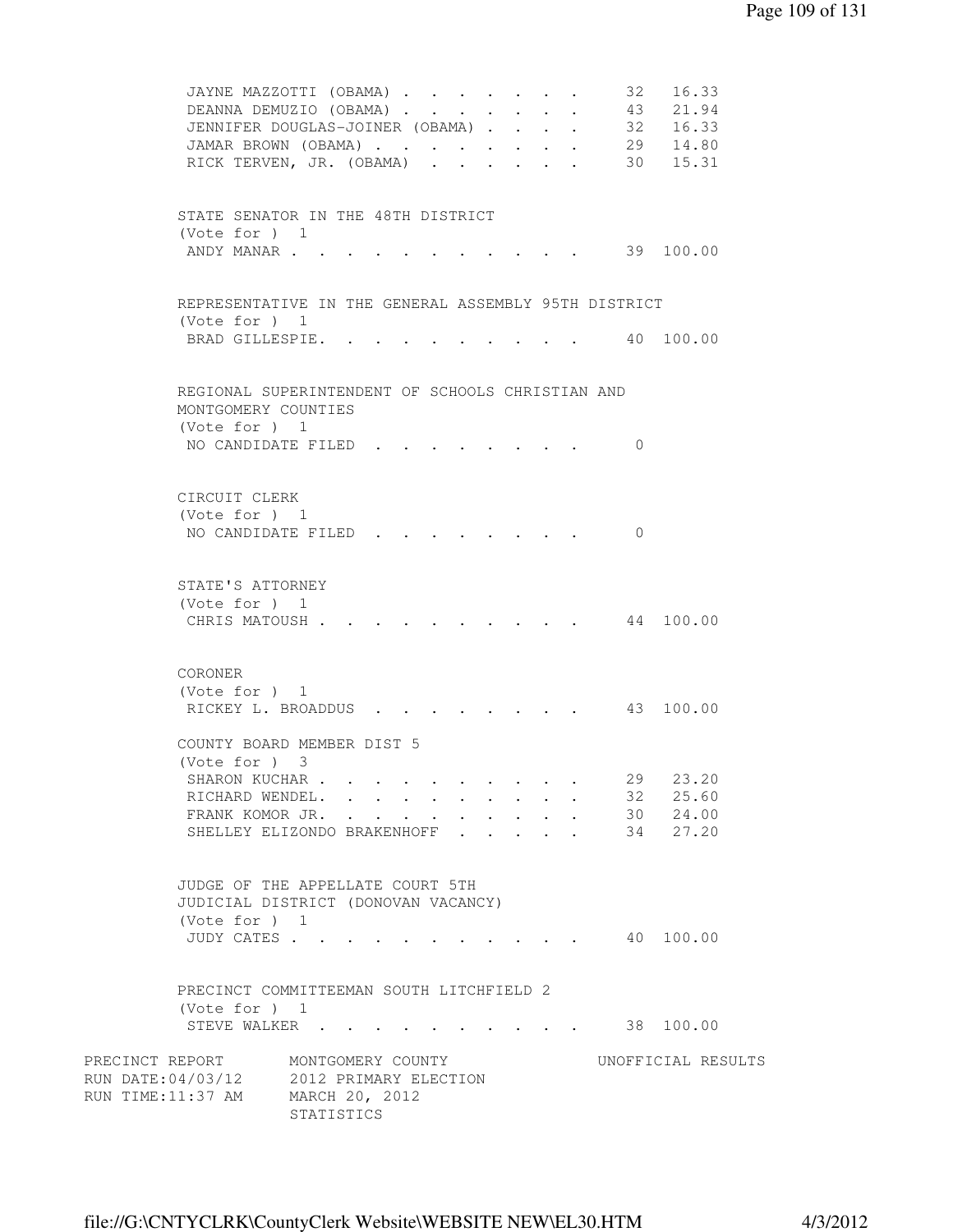| | | |
|---|---|---|
| JAYNE MAZZOTTI (OBAMA) | 32 | 16.33 |
| DEANNA DEMUZIO (OBAMA) | 43 | 21.94 |
| JENNIFER DOUGLAS-JOINER (OBAMA) | 32 | 16.33 |
| JAMAR BROWN (OBAMA) | 29 | 14.80 |
| RICK TERVEN, JR. (OBAMA) | 30 | 15.31 |

STATE SENATOR IN THE 48TH DISTRICT
(Vote for ) 1

| | | |
|---|---|---|
| ANDY MANAR | 39 | 100.00 |

REPRESENTATIVE IN THE GENERAL ASSEMBLY 95TH DISTRICT
(Vote for ) 1

| | | |
|---|---|---|
| BRAD GILLESPIE. | 40 | 100.00 |

REGIONAL SUPERINTENDENT OF SCHOOLS CHRISTIAN AND MONTGOMERY COUNTIES
(Vote for ) 1

| | | |
|---|---|---|
| NO CANDIDATE FILED | 0 | |

CIRCUIT CLERK
(Vote for ) 1

| | | |
|---|---|---|
| NO CANDIDATE FILED | 0 | |

STATE'S ATTORNEY
(Vote for ) 1

| | | |
|---|---|---|
| CHRIS MATOUSH | 44 | 100.00 |

CORONER
(Vote for ) 1

| | | |
|---|---|---|
| RICKEY L. BROADDUS | 43 | 100.00 |

COUNTY BOARD MEMBER DIST 5
(Vote for ) 3

| | | |
|---|---|---|
| SHARON KUCHAR | 29 | 23.20 |
| RICHARD WENDEL. | 32 | 25.60 |
| FRANK KOMOR JR. | 30 | 24.00 |
| SHELLEY ELIZONDO BRAKENHOFF | 34 | 27.20 |

JUDGE OF THE APPELLATE COURT 5TH JUDICIAL DISTRICT (DONOVAN VACANCY)
(Vote for ) 1

| | | |
|---|---|---|
| JUDY CATES | 40 | 100.00 |

PRECINCT COMMITTEEMAN SOUTH LITCHFIELD 2
(Vote for ) 1

| | | |
|---|---|---|
| STEVE WALKER | 38 | 100.00 |

PRECINCT REPORT MONTGOMERY COUNTY UNOFFICIAL RESULTS
RUN DATE:04/03/12 2012 PRIMARY ELECTION
RUN TIME:11:37 AM MARCH 20, 2012
STATISTICS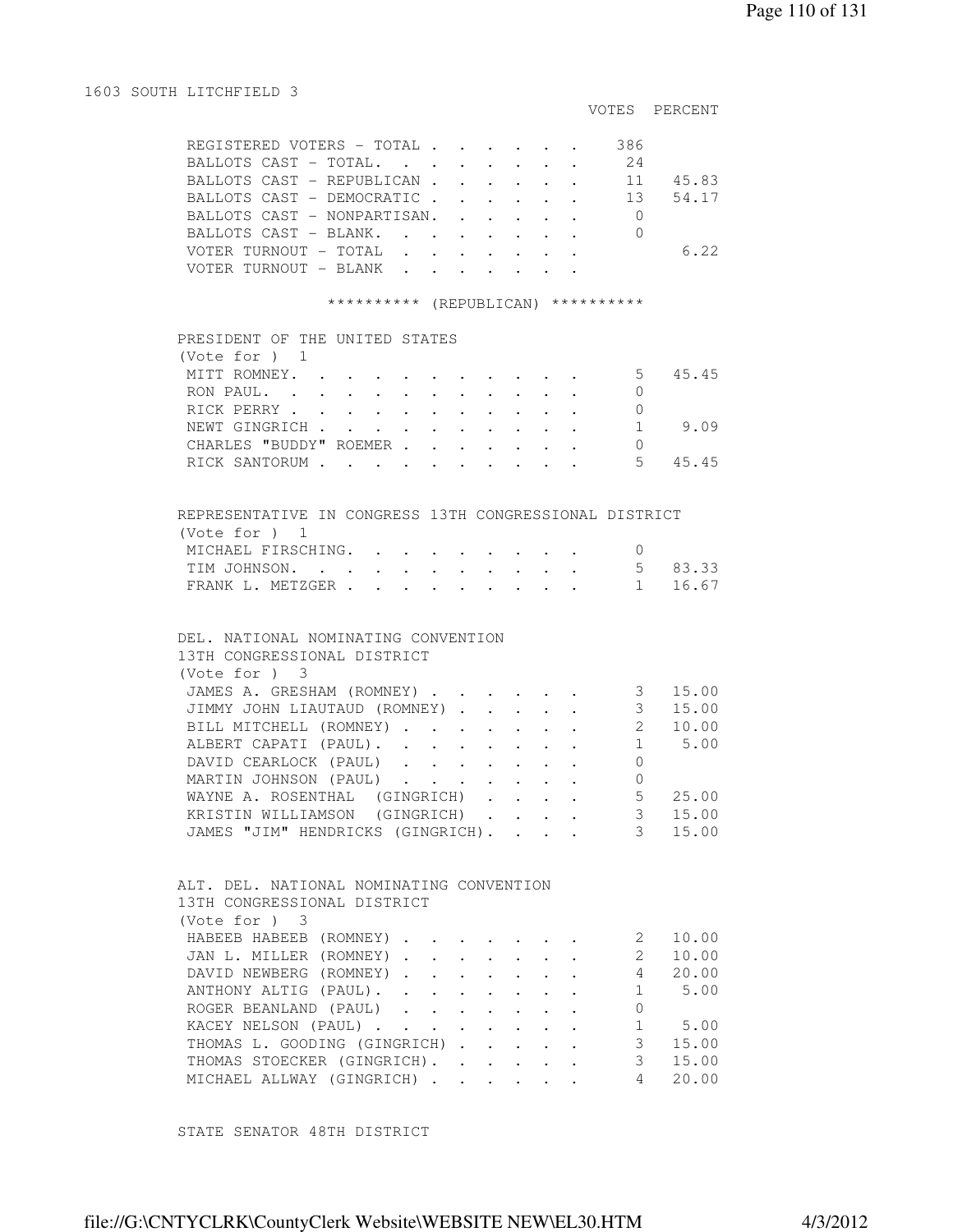## 1603 SOUTH LITCHFIELD 3

| | VOTES | PERCENT |
|---|---|---|
| REGISTERED VOTERS - TOTAL | 386 | |
| BALLOTS CAST - TOTAL. | 24 | |
| BALLOTS CAST - REPUBLICAN | 11 | 45.83 |
| BALLOTS CAST - DEMOCRATIC | 13 | 54.17 |
| BALLOTS CAST - NONPARTISAN. | 0 | |
| BALLOTS CAST - BLANK. | 0 | |
| VOTER TURNOUT - TOTAL | | 6.22 |
| VOTER TURNOUT - BLANK | | |

********** (REPUBLICAN) **********

### PRESIDENT OF THE UNITED STATES
(Vote for ) 1

| | VOTES | PERCENT |
|---|---|---|
| MITT ROMNEY. | 5 | 45.45 |
| RON PAUL. | 0 | |
| RICK PERRY | 0 | |
| NEWT GINGRICH | 1 | 9.09 |
| CHARLES "BUDDY" ROEMER | 0 | |
| RICK SANTORUM | 5 | 45.45 |

### REPRESENTATIVE IN CONGRESS 13TH CONGRESSIONAL DISTRICT
(Vote for ) 1

| | VOTES | PERCENT |
|---|---|---|
| MICHAEL FIRSCHING. | 0 | |
| TIM JOHNSON. | 5 | 83.33 |
| FRANK L. METZGER | 1 | 16.67 |

### DEL. NATIONAL NOMINATING CONVENTION 13TH CONGRESSIONAL DISTRICT
(Vote for ) 3

| | VOTES | PERCENT |
|---|---|---|
| JAMES A. GRESHAM (ROMNEY) | 3 | 15.00 |
| JIMMY JOHN LIAUTAUD (ROMNEY) | 3 | 15.00 |
| BILL MITCHELL (ROMNEY) | 2 | 10.00 |
| ALBERT CAPATI (PAUL). | 1 | 5.00 |
| DAVID CEARLOCK (PAUL) | 0 | |
| MARTIN JOHNSON (PAUL) | 0 | |
| WAYNE A. ROSENTHAL (GINGRICH) | 5 | 25.00 |
| KRISTIN WILLIAMSON (GINGRICH) | 3 | 15.00 |
| JAMES "JIM" HENDRICKS (GINGRICH). | 3 | 15.00 |

### ALT. DEL. NATIONAL NOMINATING CONVENTION 13TH CONGRESSIONAL DISTRICT
(Vote for ) 3

| | VOTES | PERCENT |
|---|---|---|
| HABEEB HABEEB (ROMNEY) | 2 | 10.00 |
| JAN L. MILLER (ROMNEY) | 2 | 10.00 |
| DAVID NEWBERG (ROMNEY) | 4 | 20.00 |
| ANTHONY ALTIG (PAUL). | 1 | 5.00 |
| ROGER BEANLAND (PAUL) | 0 | |
| KACEY NELSON (PAUL) | 1 | 5.00 |
| THOMAS L. GOODING (GINGRICH) | 3 | 15.00 |
| THOMAS STOECKER (GINGRICH). | 3 | 15.00 |
| MICHAEL ALLWAY (GINGRICH) | 4 | 20.00 |

### STATE SENATOR 48TH DISTRICT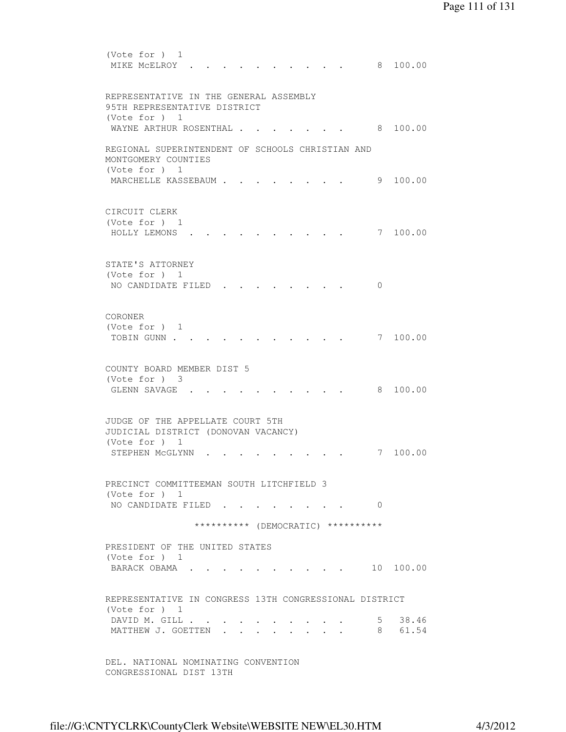(Vote for ) 1
MIKE McELROY . . . . . . . . . . . 8 100.00

REPRESENTATIVE IN THE GENERAL ASSEMBLY
95TH REPRESENTATIVE DISTRICT
(Vote for ) 1
WAYNE ARTHUR ROSENTHAL . . . . . . . . 8 100.00

REGIONAL SUPERINTENDENT OF SCHOOLS CHRISTIAN AND
MONTGOMERY COUNTIES
(Vote for ) 1
MARCHELLE KASSEBAUM . . . . . . . . . 9 100.00

CIRCUIT CLERK
(Vote for ) 1
HOLLY LEMONS . . . . . . . . . . . 7 100.00

STATE'S ATTORNEY
(Vote for ) 1
NO CANDIDATE FILED . . . . . . . . . 0

CORONER
(Vote for ) 1
TOBIN GUNN . . . . . . . . . . . . 7 100.00

COUNTY BOARD MEMBER DIST 5
(Vote for ) 3
GLENN SAVAGE . . . . . . . . . . . 8 100.00

JUDGE OF THE APPELLATE COURT 5TH
JUDICIAL DISTRICT (DONOVAN VACANCY)
(Vote for ) 1
STEPHEN McGLYNN . . . . . . . . . . 7 100.00

PRECINCT COMMITTEEMAN SOUTH LITCHFIELD 3
(Vote for ) 1
NO CANDIDATE FILED . . . . . . . . . 0

********** (DEMOCRATIC) **********

PRESIDENT OF THE UNITED STATES
(Vote for ) 1
BARACK OBAMA . . . . . . . . . . . 10 100.00

REPRESENTATIVE IN CONGRESS 13TH CONGRESSIONAL DISTRICT
(Vote for ) 1
DAVID M. GILL . . . . . . . . . . . 5 38.46
MATTHEW J. GOETTEN . . . . . . . . . 8 61.54

DEL. NATIONAL NOMINATING CONVENTION
CONGRESSIONAL DIST 13TH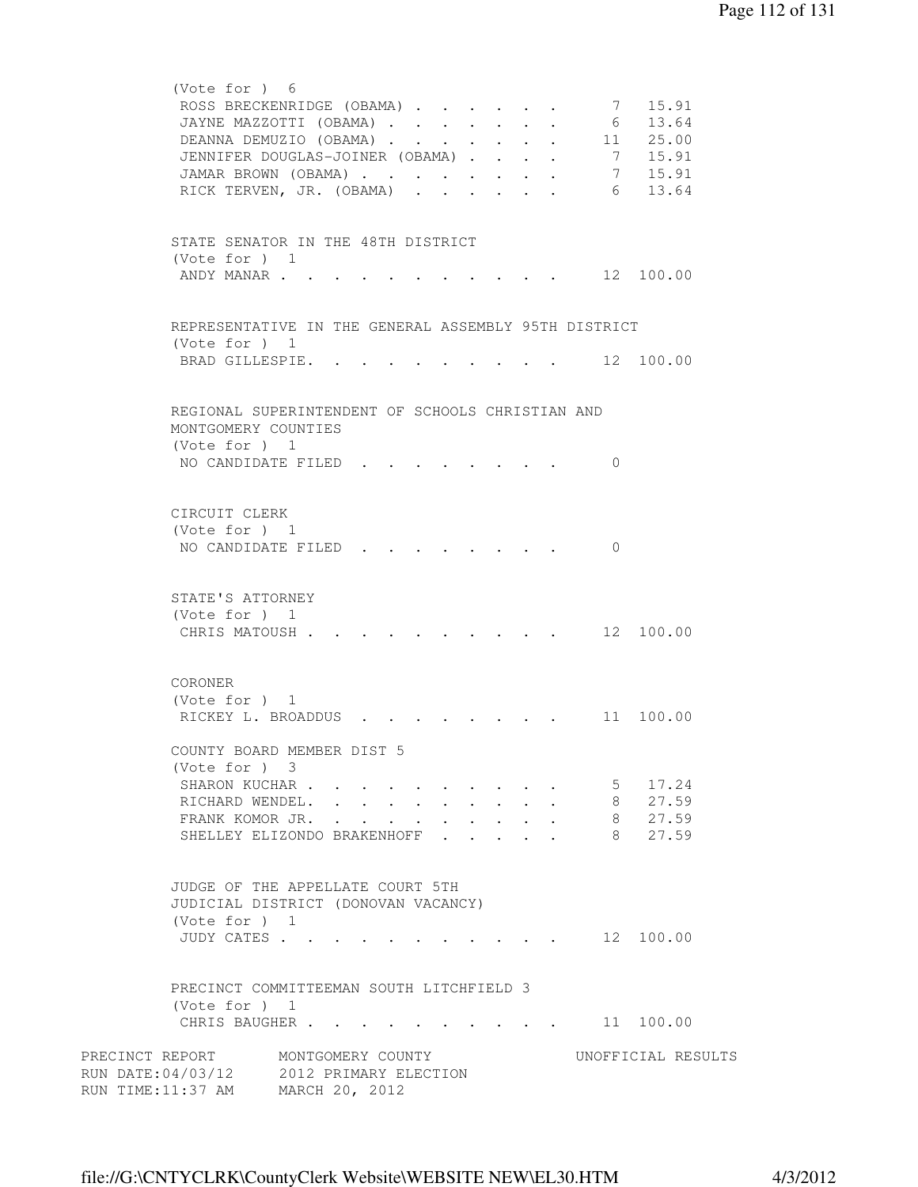(Vote for ) 6

| | | |
|---|---|---|
| ROSS BRECKENRIDGE (OBAMA) | 7 | 15.91 |
| JAYNE MAZZOTTI (OBAMA) | 6 | 13.64 |
| DEANNA DEMUZIO (OBAMA) | 11 | 25.00 |
| JENNIFER DOUGLAS-JOINER (OBAMA) | 7 | 15.91 |
| JAMAR BROWN (OBAMA) | 7 | 15.91 |
| RICK TERVEN, JR. (OBAMA) | 6 | 13.64 |

STATE SENATOR IN THE 48TH DISTRICT
(Vote for ) 1

| | | |
|---|---|---|
| ANDY MANAR | 12 | 100.00 |

REPRESENTATIVE IN THE GENERAL ASSEMBLY 95TH DISTRICT
(Vote for ) 1

| | | |
|---|---|---|
| BRAD GILLESPIE. | 12 | 100.00 |

REGIONAL SUPERINTENDENT OF SCHOOLS CHRISTIAN AND MONTGOMERY COUNTIES
(Vote for ) 1

| | | |
|---|---|---|
| NO CANDIDATE FILED | 0 | |

CIRCUIT CLERK
(Vote for ) 1

| | | |
|---|---|---|
| NO CANDIDATE FILED | 0 | |

STATE'S ATTORNEY
(Vote for ) 1

| | | |
|---|---|---|
| CHRIS MATOUSH | 12 | 100.00 |

CORONER
(Vote for ) 1

| | | |
|---|---|---|
| RICKEY L. BROADDUS | 11 | 100.00 |

COUNTY BOARD MEMBER DIST 5
(Vote for ) 3

| | | |
|---|---|---|
| SHARON KUCHAR | 5 | 17.24 |
| RICHARD WENDEL. | 8 | 27.59 |
| FRANK KOMOR JR. | 8 | 27.59 |
| SHELLEY ELIZONDO BRAKENHOFF | 8 | 27.59 |

JUDGE OF THE APPELLATE COURT 5TH JUDICIAL DISTRICT (DONOVAN VACANCY)
(Vote for ) 1

| | | |
|---|---|---|
| JUDY CATES | 12 | 100.00 |

PRECINCT COMMITTEEMAN SOUTH LITCHFIELD 3
(Vote for ) 1

| | | |
|---|---|---|
| CHRIS BAUGHER | 11 | 100.00 |

PRECINCT REPORT MONTGOMERY COUNTY UNOFFICIAL RESULTS
RUN DATE:04/03/12 2012 PRIMARY ELECTION
RUN TIME:11:37 AM MARCH 20, 2012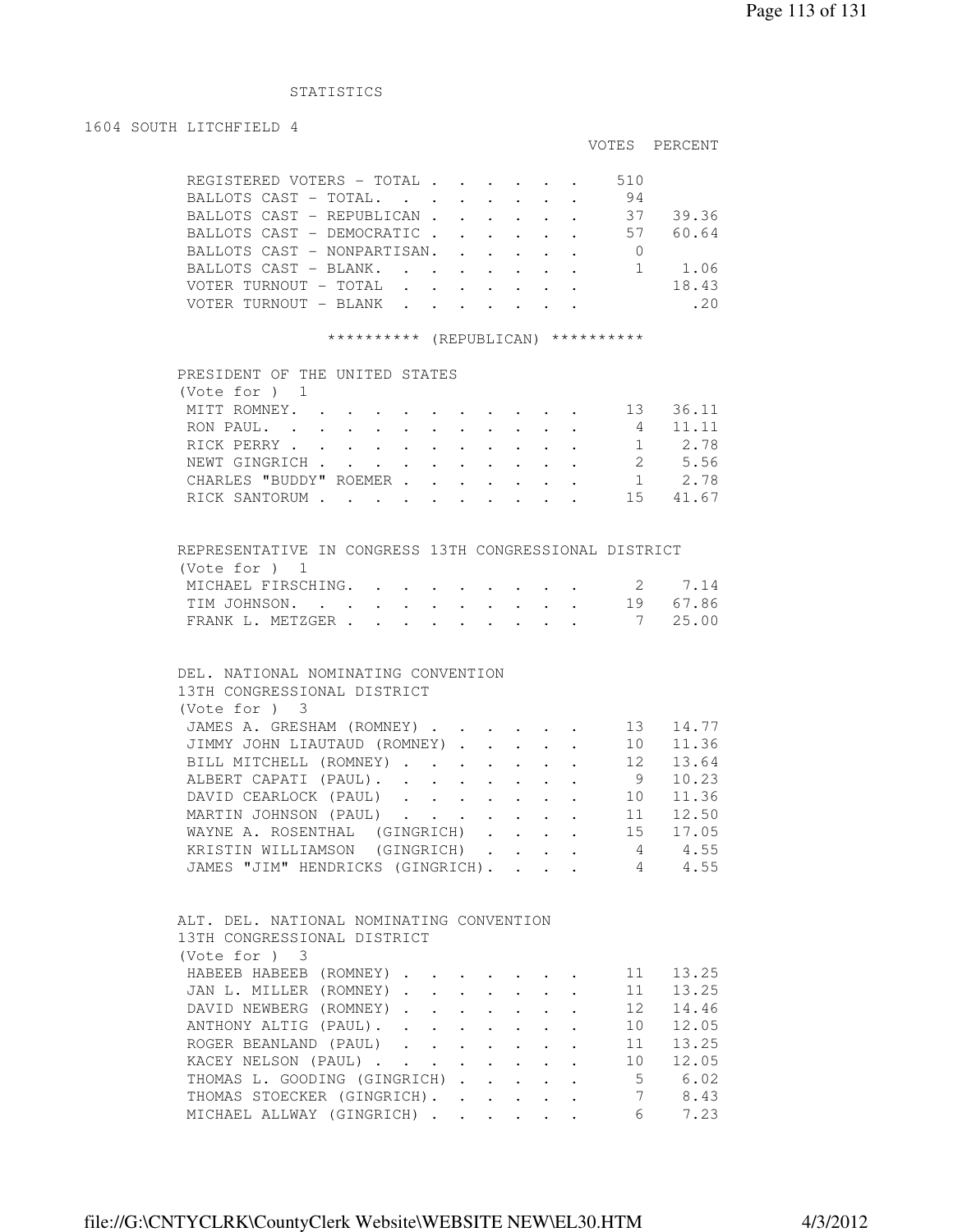STATISTICS

## 1604 SOUTH LITCHFIELD 4

| | VOTES | PERCENT |
|---|---|---|
| REGISTERED VOTERS - TOTAL | 510 | |
| BALLOTS CAST - TOTAL. | 94 | |
| BALLOTS CAST - REPUBLICAN | 37 | 39.36 |
| BALLOTS CAST - DEMOCRATIC | 57 | 60.64 |
| BALLOTS CAST - NONPARTISAN. | 0 | |
| BALLOTS CAST - BLANK. | 1 | 1.06 |
| VOTER TURNOUT - TOTAL | | 18.43 |
| VOTER TURNOUT - BLANK | | .20 |

********** (REPUBLICAN) **********

### PRESIDENT OF THE UNITED STATES
(Vote for ) 1

| | VOTES | PERCENT |
|---|---|---|
| MITT ROMNEY. | 13 | 36.11 |
| RON PAUL. | 4 | 11.11 |
| RICK PERRY | 1 | 2.78 |
| NEWT GINGRICH | 2 | 5.56 |
| CHARLES "BUDDY" ROEMER | 1 | 2.78 |
| RICK SANTORUM | 15 | 41.67 |

### REPRESENTATIVE IN CONGRESS 13TH CONGRESSIONAL DISTRICT
(Vote for ) 1

| | VOTES | PERCENT |
|---|---|---|
| MICHAEL FIRSCHING. | 2 | 7.14 |
| TIM JOHNSON. | 19 | 67.86 |
| FRANK L. METZGER | 7 | 25.00 |

### DEL. NATIONAL NOMINATING CONVENTION 13TH CONGRESSIONAL DISTRICT
(Vote for ) 3

| | VOTES | PERCENT |
|---|---|---|
| JAMES A. GRESHAM (ROMNEY) | 13 | 14.77 |
| JIMMY JOHN LIAUTAUD (ROMNEY) | 10 | 11.36 |
| BILL MITCHELL (ROMNEY) | 12 | 13.64 |
| ALBERT CAPATI (PAUL). | 9 | 10.23 |
| DAVID CEARLOCK (PAUL) | 10 | 11.36 |
| MARTIN JOHNSON (PAUL) | 11 | 12.50 |
| WAYNE A. ROSENTHAL (GINGRICH) | 15 | 17.05 |
| KRISTIN WILLIAMSON (GINGRICH) | 4 | 4.55 |
| JAMES "JIM" HENDRICKS (GINGRICH). | 4 | 4.55 |

### ALT. DEL. NATIONAL NOMINATING CONVENTION 13TH CONGRESSIONAL DISTRICT
(Vote for ) 3

| | VOTES | PERCENT |
|---|---|---|
| HABEEB HABEEB (ROMNEY) | 11 | 13.25 |
| JAN L. MILLER (ROMNEY) | 11 | 13.25 |
| DAVID NEWBERG (ROMNEY) | 12 | 14.46 |
| ANTHONY ALTIG (PAUL). | 10 | 12.05 |
| ROGER BEANLAND (PAUL) | 11 | 13.25 |
| KACEY NELSON (PAUL) | 10 | 12.05 |
| THOMAS L. GOODING (GINGRICH) | 5 | 6.02 |
| THOMAS STOECKER (GINGRICH). | 7 | 8.43 |
| MICHAEL ALLWAY (GINGRICH) | 6 | 7.23 |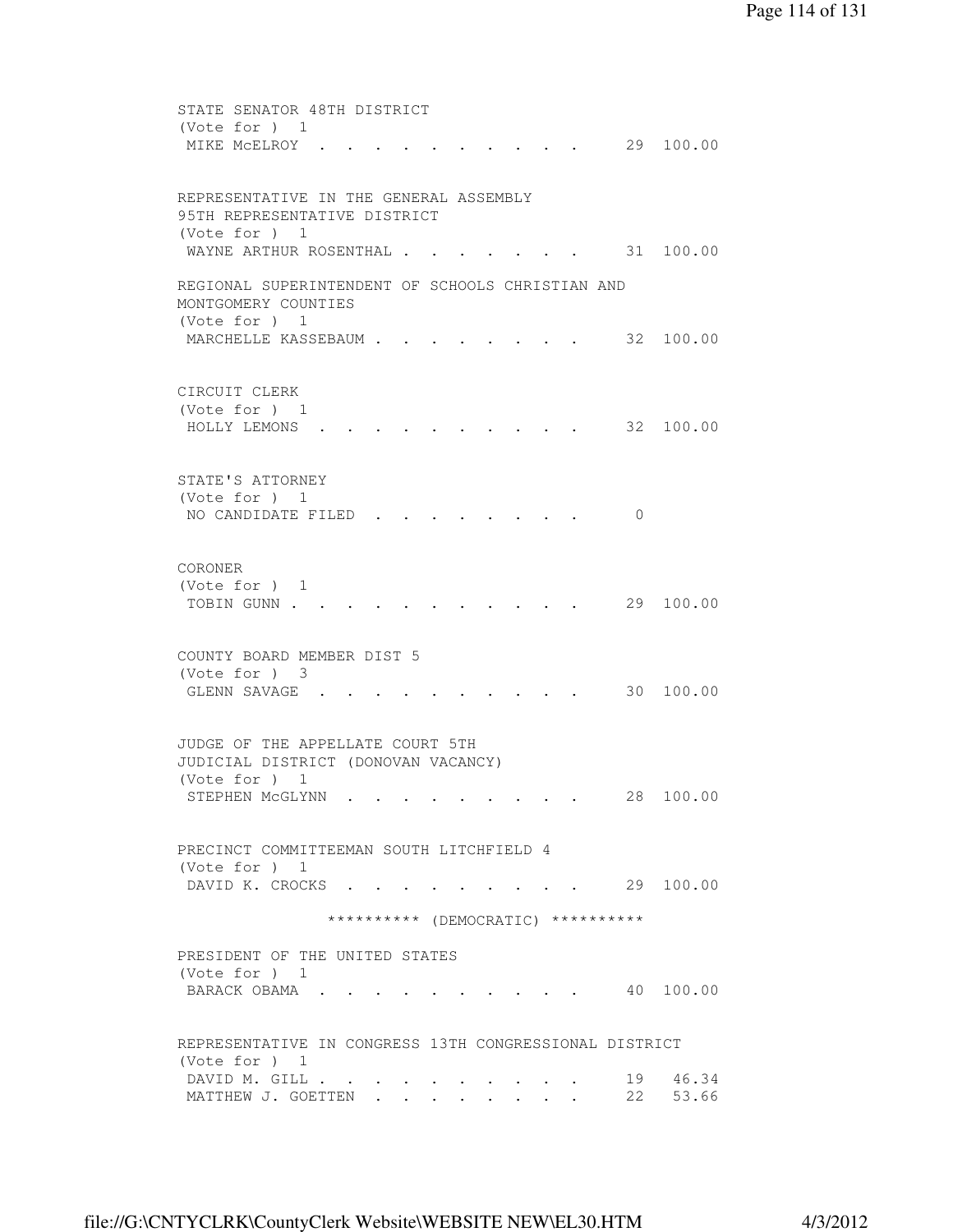STATE SENATOR 48TH DISTRICT
(Vote for ) 1

| | | |
|---|---|---|
| MIKE McELROY | 29 | 100.00 |

REPRESENTATIVE IN THE GENERAL ASSEMBLY
95TH REPRESENTATIVE DISTRICT
(Vote for ) 1

| | | |
|---|---|---|
| WAYNE ARTHUR ROSENTHAL | 31 | 100.00 |

REGIONAL SUPERINTENDENT OF SCHOOLS CHRISTIAN AND
MONTGOMERY COUNTIES
(Vote for ) 1

| | | |
|---|---|---|
| MARCHELLE KASSEBAUM | 32 | 100.00 |

CIRCUIT CLERK
(Vote for ) 1

| | | |
|---|---|---|
| HOLLY LEMONS | 32 | 100.00 |

STATE'S ATTORNEY
(Vote for ) 1

| | | |
|---|---|---|
| NO CANDIDATE FILED | 0 | |

CORONER
(Vote for ) 1

| | | |
|---|---|---|
| TOBIN GUNN | 29 | 100.00 |

COUNTY BOARD MEMBER DIST 5
(Vote for ) 3

| | | |
|---|---|---|
| GLENN SAVAGE | 30 | 100.00 |

JUDGE OF THE APPELLATE COURT 5TH
JUDICIAL DISTRICT (DONOVAN VACANCY)
(Vote for ) 1

| | | |
|---|---|---|
| STEPHEN McGLYNN | 28 | 100.00 |

PRECINCT COMMITTEEMAN SOUTH LITCHFIELD 4
(Vote for ) 1

| | | |
|---|---|---|
| DAVID K. CROCKS | 29 | 100.00 |

********** (DEMOCRATIC) **********

PRESIDENT OF THE UNITED STATES
(Vote for ) 1

| | | |
|---|---|---|
| BARACK OBAMA | 40 | 100.00 |

REPRESENTATIVE IN CONGRESS 13TH CONGRESSIONAL DISTRICT
(Vote for ) 1

| | | |
|---|---|---|
| DAVID M. GILL | 19 | 46.34 |
| MATTHEW J. GOETTEN | 22 | 53.66 |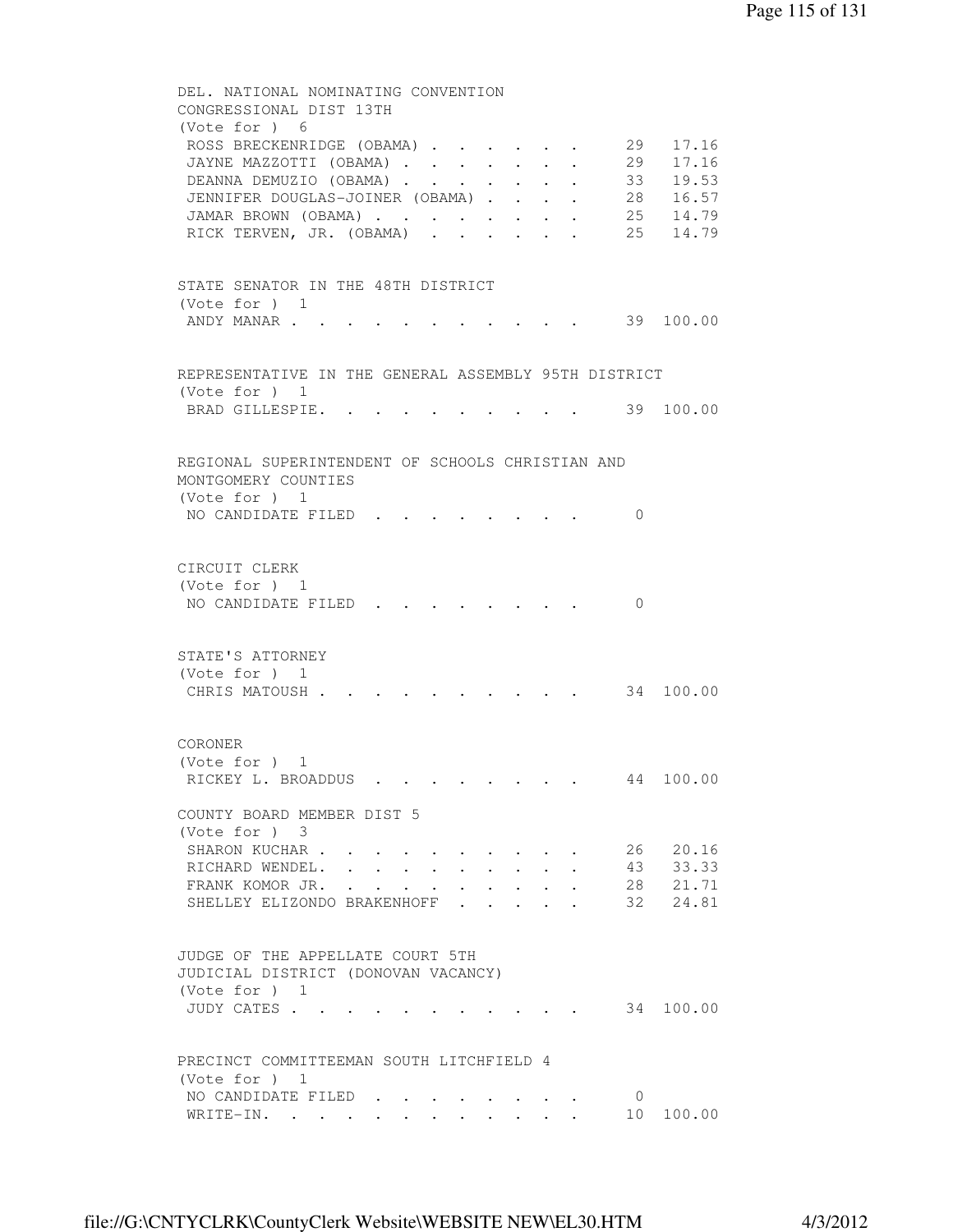DEL. NATIONAL NOMINATING CONVENTION
CONGRESSIONAL DIST 13TH
(Vote for ) 6

| Candidate | Votes | Percent |
|---|---|---|
| ROSS BRECKENRIDGE (OBAMA) | 29 | 17.16 |
| JAYNE MAZZOTTI (OBAMA) | 29 | 17.16 |
| DEANNA DEMUZIO (OBAMA) | 33 | 19.53 |
| JENNIFER DOUGLAS-JOINER (OBAMA) | 28 | 16.57 |
| JAMAR BROWN (OBAMA) | 25 | 14.79 |
| RICK TERVEN, JR. (OBAMA) | 25 | 14.79 |

STATE SENATOR IN THE 48TH DISTRICT
(Vote for ) 1

| Candidate | Votes | Percent |
|---|---|---|
| ANDY MANAR | 39 | 100.00 |

REPRESENTATIVE IN THE GENERAL ASSEMBLY 95TH DISTRICT
(Vote for ) 1

| Candidate | Votes | Percent |
|---|---|---|
| BRAD GILLESPIE. | 39 | 100.00 |

REGIONAL SUPERINTENDENT OF SCHOOLS CHRISTIAN AND
MONTGOMERY COUNTIES
(Vote for ) 1

| Candidate | Votes | Percent |
|---|---|---|
| NO CANDIDATE FILED | 0 | |

CIRCUIT CLERK
(Vote for ) 1

| Candidate | Votes | Percent |
|---|---|---|
| NO CANDIDATE FILED | 0 | |

STATE'S ATTORNEY
(Vote for ) 1

| Candidate | Votes | Percent |
|---|---|---|
| CHRIS MATOUSH | 34 | 100.00 |

CORONER
(Vote for ) 1

| Candidate | Votes | Percent |
|---|---|---|
| RICKEY L. BROADDUS | 44 | 100.00 |

COUNTY BOARD MEMBER DIST 5
(Vote for ) 3

| Candidate | Votes | Percent |
|---|---|---|
| SHARON KUCHAR | 26 | 20.16 |
| RICHARD WENDEL. | 43 | 33.33 |
| FRANK KOMOR JR. | 28 | 21.71 |
| SHELLEY ELIZONDO BRAKENHOFF | 32 | 24.81 |

JUDGE OF THE APPELLATE COURT 5TH
JUDICIAL DISTRICT (DONOVAN VACANCY)
(Vote for ) 1

| Candidate | Votes | Percent |
|---|---|---|
| JUDY CATES | 34 | 100.00 |

PRECINCT COMMITTEEMAN SOUTH LITCHFIELD 4
(Vote for ) 1

| Candidate | Votes | Percent |
|---|---|---|
| NO CANDIDATE FILED | 0 | |
| WRITE-IN. | 10 | 100.00 |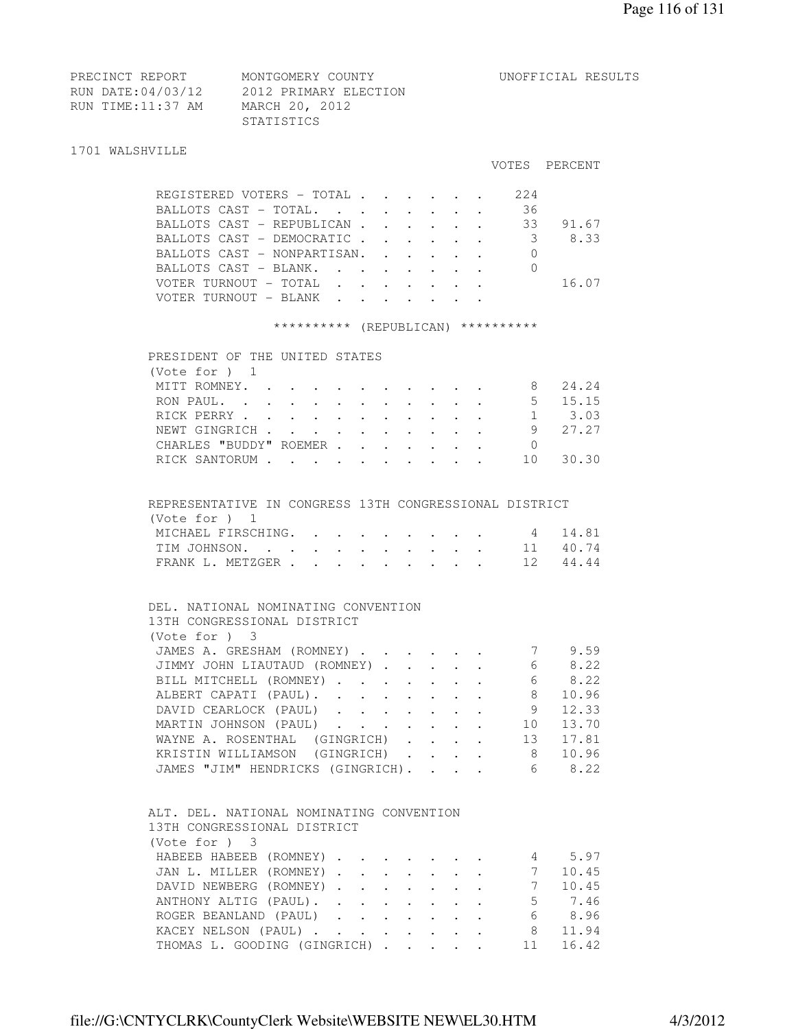PRECINCT REPORT MONTGOMERY COUNTY UNOFFICIAL RESULTS
RUN DATE:04/03/12 2012 PRIMARY ELECTION
RUN TIME:11:37 AM MARCH 20, 2012
STATISTICS

## 1701 WALSHVILLE

| | VOTES | PERCENT |
|---|---|---|
| REGISTERED VOTERS - TOTAL | 224 | |
| BALLOTS CAST - TOTAL. | 36 | |
| BALLOTS CAST - REPUBLICAN | 33 | 91.67 |
| BALLOTS CAST - DEMOCRATIC | 3 | 8.33 |
| BALLOTS CAST - NONPARTISAN. | 0 | |
| BALLOTS CAST - BLANK. | 0 | |
| VOTER TURNOUT - TOTAL | | 16.07 |
| VOTER TURNOUT - BLANK | | |

********** (REPUBLICAN) **********

### PRESIDENT OF THE UNITED STATES
(Vote for ) 1

| | VOTES | PERCENT |
|---|---|---|
| MITT ROMNEY. | 8 | 24.24 |
| RON PAUL. | 5 | 15.15 |
| RICK PERRY | 1 | 3.03 |
| NEWT GINGRICH | 9 | 27.27 |
| CHARLES "BUDDY" ROEMER | 0 | |
| RICK SANTORUM | 10 | 30.30 |

### REPRESENTATIVE IN CONGRESS 13TH CONGRESSIONAL DISTRICT
(Vote for ) 1

| | VOTES | PERCENT |
|---|---|---|
| MICHAEL FIRSCHING. | 4 | 14.81 |
| TIM JOHNSON. | 11 | 40.74 |
| FRANK L. METZGER | 12 | 44.44 |

### DEL. NATIONAL NOMINATING CONVENTION 13TH CONGRESSIONAL DISTRICT
(Vote for ) 3

| | VOTES | PERCENT |
|---|---|---|
| JAMES A. GRESHAM (ROMNEY) | 7 | 9.59 |
| JIMMY JOHN LIAUTAUD (ROMNEY) | 6 | 8.22 |
| BILL MITCHELL (ROMNEY) | 6 | 8.22 |
| ALBERT CAPATI (PAUL). | 8 | 10.96 |
| DAVID CEARLOCK (PAUL) | 9 | 12.33 |
| MARTIN JOHNSON (PAUL) | 10 | 13.70 |
| WAYNE A. ROSENTHAL (GINGRICH) | 13 | 17.81 |
| KRISTIN WILLIAMSON (GINGRICH) | 8 | 10.96 |
| JAMES "JIM" HENDRICKS (GINGRICH). | 6 | 8.22 |

### ALT. DEL. NATIONAL NOMINATING CONVENTION 13TH CONGRESSIONAL DISTRICT
(Vote for ) 3

| | VOTES | PERCENT |
|---|---|---|
| HABEEB HABEEB (ROMNEY) | 4 | 5.97 |
| JAN L. MILLER (ROMNEY) | 7 | 10.45 |
| DAVID NEWBERG (ROMNEY) | 7 | 10.45 |
| ANTHONY ALTIG (PAUL). | 5 | 7.46 |
| ROGER BEANLAND (PAUL) | 6 | 8.96 |
| KACEY NELSON (PAUL) | 8 | 11.94 |
| THOMAS L. GOODING (GINGRICH) | 11 | 16.42 |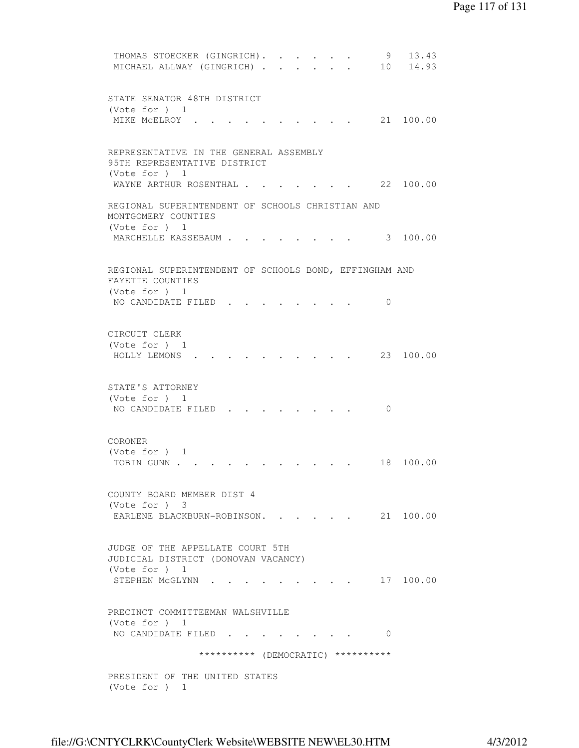```
 THOMAS STOECKER (GINGRICH).  . . . . . .     9  13.43
 MICHAEL ALLWAY (GINGRICH) .  . . . . . .    10  14.93


STATE SENATOR 48TH DISTRICT
(Vote for )  1
 MIKE McELROY  . . . . . . . . . . . . .    21 100.00


REPRESENTATIVE IN THE GENERAL ASSEMBLY
95TH REPRESENTATIVE DISTRICT
(Vote for )  1
 WAYNE ARTHUR ROSENTHAL . . . . . . . . .   22 100.00

REGIONAL SUPERINTENDENT OF SCHOOLS CHRISTIAN AND
MONTGOMERY COUNTIES
(Vote for )  1
 MARCHELLE KASSEBAUM . . . . . . . . . .     3 100.00


REGIONAL SUPERINTENDENT OF SCHOOLS BOND, EFFINGHAM AND
FAYETTE COUNTIES
(Vote for )  1
 NO CANDIDATE FILED  . . . . . . . . . .     0


CIRCUIT CLERK
(Vote for )  1
 HOLLY LEMONS  . . . . . . . . . . . . .    23 100.00


STATE'S ATTORNEY
(Vote for )  1
 NO CANDIDATE FILED  . . . . . . . . . .     0


CORONER
(Vote for )  1
 TOBIN GUNN . . . . . . . . . . . . . .     18 100.00


COUNTY BOARD MEMBER DIST 4
(Vote for )  3
 EARLENE BLACKBURN-ROBINSON.  . . . . . .   21 100.00


JUDGE OF THE APPELLATE COURT 5TH
JUDICIAL DISTRICT (DONOVAN VACANCY)
(Vote for )  1
 STEPHEN McGLYNN  . . . . . . . . . . .     17 100.00


PRECINCT COMMITTEEMAN WALSHVILLE
(Vote for )  1
 NO CANDIDATE FILED  . . . . . . . . . .     0

               ********** (DEMOCRATIC) **********

PRESIDENT OF THE UNITED STATES
(Vote for )  1
```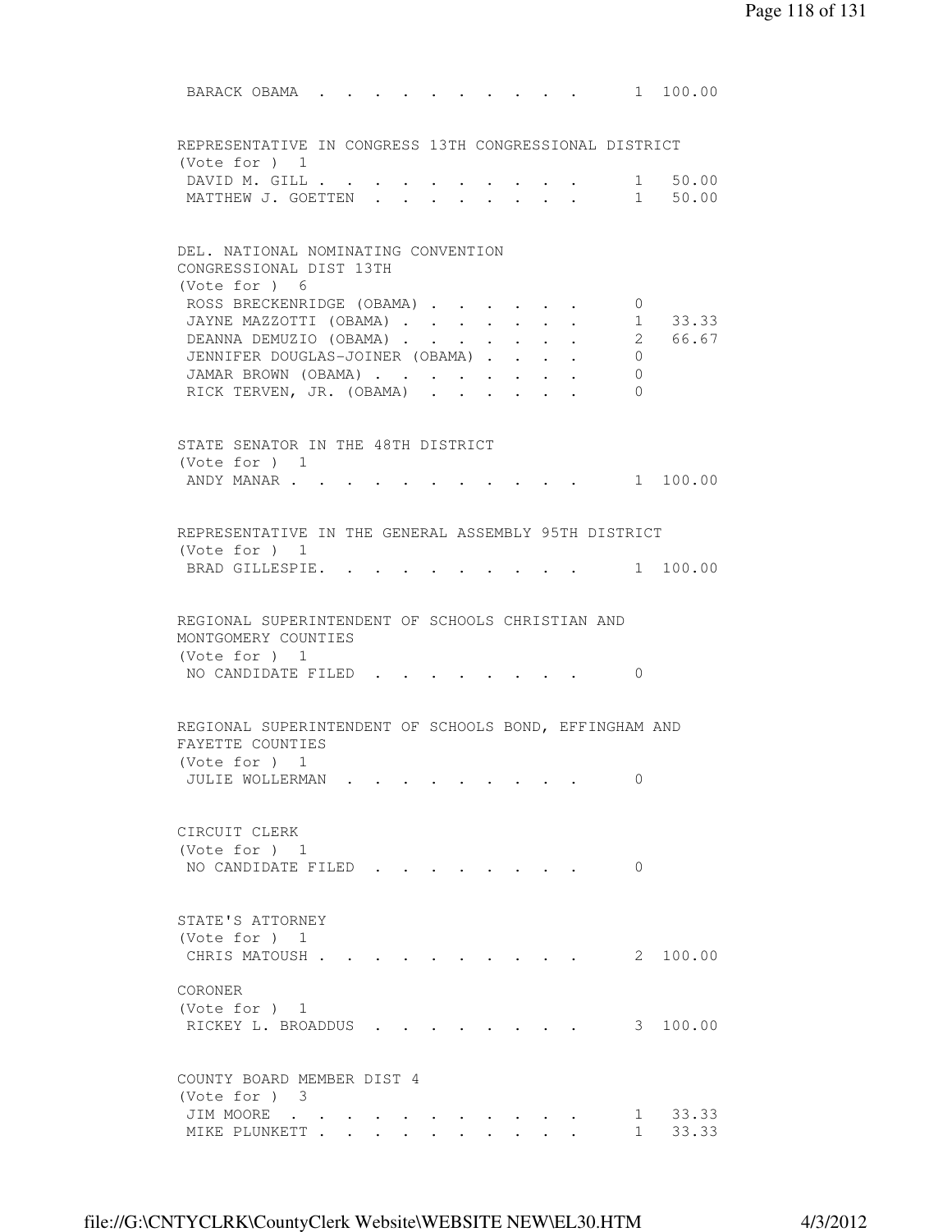BARACK OBAMA . . . . . . . . . . . 1 100.00

REPRESENTATIVE IN CONGRESS 13TH CONGRESSIONAL DISTRICT
(Vote for ) 1

| Candidate | Votes | Percent |
|---|---|---|
| DAVID M. GILL | 1 | 50.00 |
| MATTHEW J. GOETTEN | 1 | 50.00 |

DEL. NATIONAL NOMINATING CONVENTION
CONGRESSIONAL DIST 13TH
(Vote for ) 6

| Candidate | Votes | Percent |
|---|---|---|
| ROSS BRECKENRIDGE (OBAMA) | 0 | |
| JAYNE MAZZOTTI (OBAMA) | 1 | 33.33 |
| DEANNA DEMUZIO (OBAMA) | 2 | 66.67 |
| JENNIFER DOUGLAS-JOINER (OBAMA) | 0 | |
| JAMAR BROWN (OBAMA) | 0 | |
| RICK TERVEN, JR. (OBAMA) | 0 | |

STATE SENATOR IN THE 48TH DISTRICT
(Vote for ) 1

| Candidate | Votes | Percent |
|---|---|---|
| ANDY MANAR | 1 | 100.00 |

REPRESENTATIVE IN THE GENERAL ASSEMBLY 95TH DISTRICT
(Vote for ) 1

| Candidate | Votes | Percent |
|---|---|---|
| BRAD GILLESPIE. | 1 | 100.00 |

REGIONAL SUPERINTENDENT OF SCHOOLS CHRISTIAN AND
MONTGOMERY COUNTIES
(Vote for ) 1

| Candidate | Votes | Percent |
|---|---|---|
| NO CANDIDATE FILED | 0 | |

REGIONAL SUPERINTENDENT OF SCHOOLS BOND, EFFINGHAM AND
FAYETTE COUNTIES
(Vote for ) 1

| Candidate | Votes | Percent |
|---|---|---|
| JULIE WOLLERMAN | 0 | |

CIRCUIT CLERK
(Vote for ) 1

| Candidate | Votes | Percent |
|---|---|---|
| NO CANDIDATE FILED | 0 | |

STATE'S ATTORNEY
(Vote for ) 1

| Candidate | Votes | Percent |
|---|---|---|
| CHRIS MATOUSH | 2 | 100.00 |

CORONER
(Vote for ) 1

| Candidate | Votes | Percent |
|---|---|---|
| RICKEY L. BROADDUS | 3 | 100.00 |

COUNTY BOARD MEMBER DIST 4
(Vote for ) 3

| Candidate | Votes | Percent |
|---|---|---|
| JIM MOORE | 1 | 33.33 |
| MIKE PLUNKETT | 1 | 33.33 |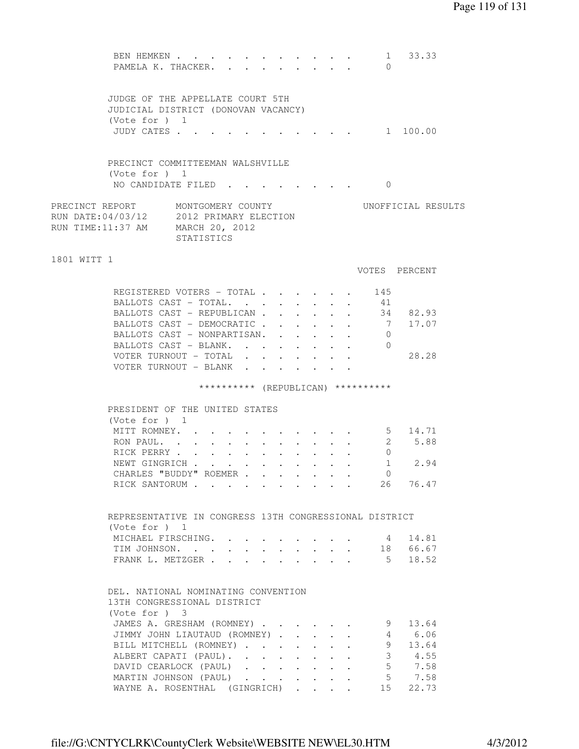| | | |
|---|---|---|
| BEN HEMKEN | 1 | 33.33 |
| PAMELA K. THACKER | 0 | |

JUDGE OF THE APPELLATE COURT 5TH
JUDICIAL DISTRICT (DONOVAN VACANCY)
(Vote for ) 1

| | | |
|---|---|---|
| JUDY CATES | 1 | 100.00 |

PRECINCT COMMITTEEMAN WALSHVILLE
(Vote for ) 1

| | | |
|---|---|---|
| NO CANDIDATE FILED | 0 | |

PRECINCT REPORT MONTGOMERY COUNTY UNOFFICIAL RESULTS
RUN DATE:04/03/12 2012 PRIMARY ELECTION
RUN TIME:11:37 AM MARCH 20, 2012
STATISTICS

1801 WITT 1

| | VOTES | PERCENT |
|---|---|---|
| REGISTERED VOTERS - TOTAL | 145 | |
| BALLOTS CAST - TOTAL | 41 | |
| BALLOTS CAST - REPUBLICAN | 34 | 82.93 |
| BALLOTS CAST - DEMOCRATIC | 7 | 17.07 |
| BALLOTS CAST - NONPARTISAN | 0 | |
| BALLOTS CAST - BLANK | 0 | |
| VOTER TURNOUT - TOTAL | | 28.28 |
| VOTER TURNOUT - BLANK | | |

********** (REPUBLICAN) **********

PRESIDENT OF THE UNITED STATES
(Vote for ) 1

| | | |
|---|---|---|
| MITT ROMNEY | 5 | 14.71 |
| RON PAUL | 2 | 5.88 |
| RICK PERRY | 0 | |
| NEWT GINGRICH | 1 | 2.94 |
| CHARLES "BUDDY" ROEMER | 0 | |
| RICK SANTORUM | 26 | 76.47 |

REPRESENTATIVE IN CONGRESS 13TH CONGRESSIONAL DISTRICT
(Vote for ) 1

| | | |
|---|---|---|
| MICHAEL FIRSCHING | 4 | 14.81 |
| TIM JOHNSON | 18 | 66.67 |
| FRANK L. METZGER | 5 | 18.52 |

DEL. NATIONAL NOMINATING CONVENTION
13TH CONGRESSIONAL DISTRICT
(Vote for ) 3

| | | |
|---|---|---|
| JAMES A. GRESHAM (ROMNEY) | 9 | 13.64 |
| JIMMY JOHN LIAUTAUD (ROMNEY) | 4 | 6.06 |
| BILL MITCHELL (ROMNEY) | 9 | 13.64 |
| ALBERT CAPATI (PAUL) | 3 | 4.55 |
| DAVID CEARLOCK (PAUL) | 5 | 7.58 |
| MARTIN JOHNSON (PAUL) | 5 | 7.58 |
| WAYNE A. ROSENTHAL (GINGRICH) | 15 | 22.73 |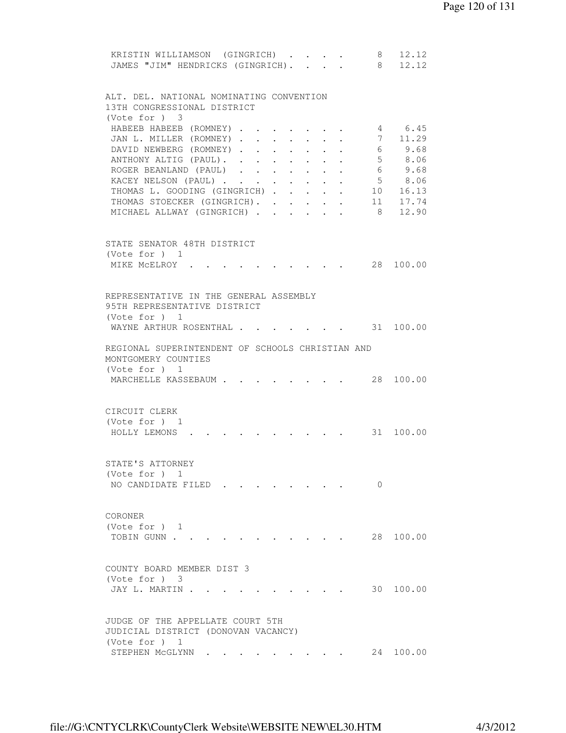```
 KRISTIN WILLIAMSON  (GINGRICH)  . . . .      8   12.12
 JAMES "JIM" HENDRICKS (GINGRICH). . . .      8   12.12


ALT. DEL. NATIONAL NOMINATING CONVENTION
13TH CONGRESSIONAL DISTRICT
(Vote for ) 3
 HABEEB HABEEB (ROMNEY) . . . . . . . .       4    6.45
 JAN L. MILLER (ROMNEY) . . . . . . . .       7   11.29
 DAVID NEWBERG (ROMNEY) . . . . . . . .       6    9.68
 ANTHONY ALTIG (PAUL). . . . . . . . .        5    8.06
 ROGER BEANLAND (PAUL)  . . . . . . . .       6    9.68
 KACEY NELSON (PAUL) . . . . . . . . .        5    8.06
 THOMAS L. GOODING (GINGRICH) . . . . .      10   16.13
 THOMAS STOECKER (GINGRICH). . . . . .       11   17.74
 MICHAEL ALLWAY (GINGRICH) . . . . . .        8   12.90


STATE SENATOR 48TH DISTRICT
(Vote for ) 1
 MIKE McELROY  . . . . . . . . . . . .       28  100.00


REPRESENTATIVE IN THE GENERAL ASSEMBLY
95TH REPRESENTATIVE DISTRICT
(Vote for ) 1
 WAYNE ARTHUR ROSENTHAL . . . . . . . .      31  100.00

REGIONAL SUPERINTENDENT OF SCHOOLS CHRISTIAN AND
MONTGOMERY COUNTIES
(Vote for ) 1
 MARCHELLE KASSEBAUM . . . . . . . . .       28  100.00


CIRCUIT CLERK
(Vote for ) 1
 HOLLY LEMONS  . . . . . . . . . . . .       31  100.00


STATE'S ATTORNEY
(Vote for ) 1
 NO CANDIDATE FILED  . . . . . . . . .        0


CORONER
(Vote for ) 1
 TOBIN GUNN . . . . . . . . . . . . .        28  100.00


COUNTY BOARD MEMBER DIST 3
(Vote for ) 3
 JAY L. MARTIN . . . . . . . . . . . .       30  100.00


JUDGE OF THE APPELLATE COURT 5TH
JUDICIAL DISTRICT (DONOVAN VACANCY)
(Vote for ) 1
 STEPHEN McGLYNN  . . . . . . . . . .        24  100.00
```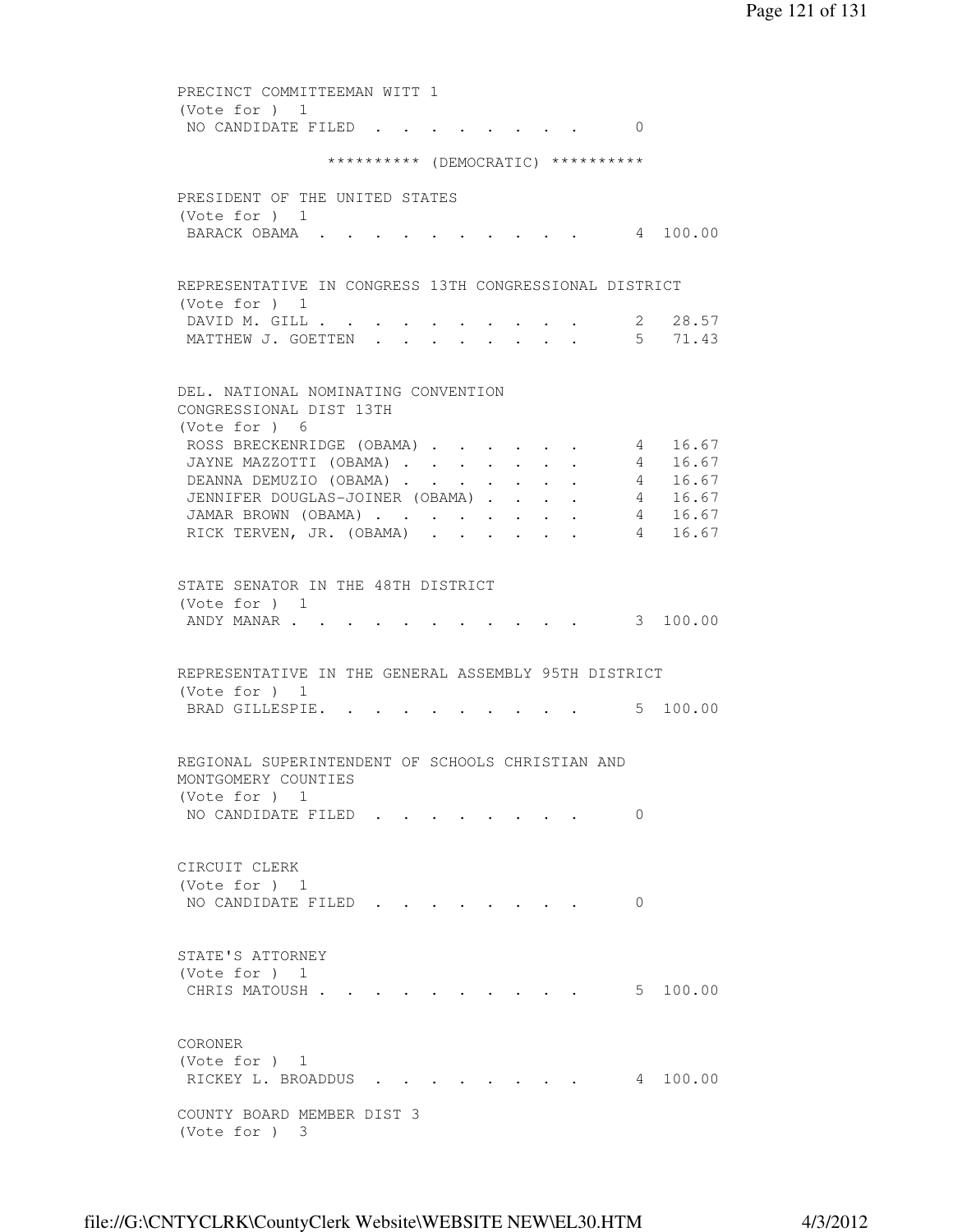PRECINCT COMMITTEEMAN WITT 1
(Vote for ) 1

| | | |
|---|---|---|
| NO CANDIDATE FILED | 0 | |

********** (DEMOCRATIC) **********

PRESIDENT OF THE UNITED STATES
(Vote for ) 1

| | | |
|---|---|---|
| BARACK OBAMA | 4 | 100.00 |

REPRESENTATIVE IN CONGRESS 13TH CONGRESSIONAL DISTRICT
(Vote for ) 1

| | | |
|---|---|---|
| DAVID M. GILL | 2 | 28.57 |
| MATTHEW J. GOETTEN | 5 | 71.43 |

DEL. NATIONAL NOMINATING CONVENTION
CONGRESSIONAL DIST 13TH
(Vote for ) 6

| | | |
|---|---|---|
| ROSS BRECKENRIDGE (OBAMA) | 4 | 16.67 |
| JAYNE MAZZOTTI (OBAMA) | 4 | 16.67 |
| DEANNA DEMUZIO (OBAMA) | 4 | 16.67 |
| JENNIFER DOUGLAS-JOINER (OBAMA) | 4 | 16.67 |
| JAMAR BROWN (OBAMA) | 4 | 16.67 |
| RICK TERVEN, JR. (OBAMA) | 4 | 16.67 |

STATE SENATOR IN THE 48TH DISTRICT
(Vote for ) 1

| | | |
|---|---|---|
| ANDY MANAR | 3 | 100.00 |

REPRESENTATIVE IN THE GENERAL ASSEMBLY 95TH DISTRICT
(Vote for ) 1

| | | |
|---|---|---|
| BRAD GILLESPIE. | 5 | 100.00 |

REGIONAL SUPERINTENDENT OF SCHOOLS CHRISTIAN AND
MONTGOMERY COUNTIES
(Vote for ) 1

| | | |
|---|---|---|
| NO CANDIDATE FILED | 0 | |

CIRCUIT CLERK
(Vote for ) 1

| | | |
|---|---|---|
| NO CANDIDATE FILED | 0 | |

STATE'S ATTORNEY
(Vote for ) 1

| | | |
|---|---|---|
| CHRIS MATOUSH | 5 | 100.00 |

CORONER
(Vote for ) 1

| | | |
|---|---|---|
| RICKEY L. BROADDUS | 4 | 100.00 |

COUNTY BOARD MEMBER DIST 3
(Vote for ) 3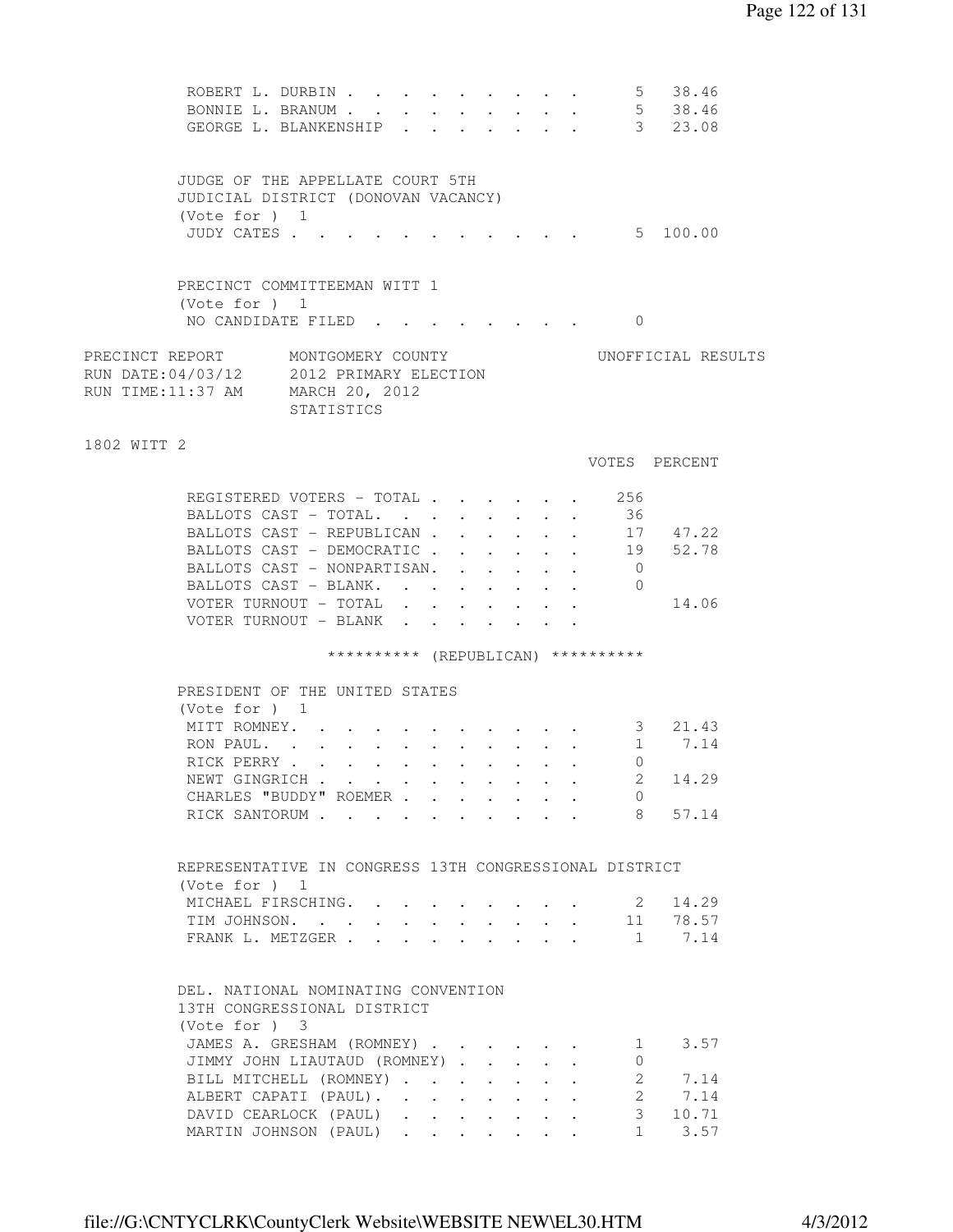| | Votes | Percent |
|---|---|---|
| ROBERT L. DURBIN | 5 | 38.46 |
| BONNIE L. BRANUM | 5 | 38.46 |
| GEORGE L. BLANKENSHIP | 3 | 23.08 |

JUDGE OF THE APPELLATE COURT 5TH JUDICIAL DISTRICT (DONOVAN VACANCY)
(Vote for ) 1

| | Votes | Percent |
|---|---|---|
| JUDY CATES | 5 | 100.00 |

PRECINCT COMMITTEEMAN WITT 1
(Vote for ) 1

| | Votes | Percent |
|---|---|---|
| NO CANDIDATE FILED | 0 | |

PRECINCT REPORT — MONTGOMERY COUNTY — UNOFFICIAL RESULTS
RUN DATE:04/03/12 — 2012 PRIMARY ELECTION
RUN TIME:11:37 AM — MARCH 20, 2012
STATISTICS

## 1802 WITT 2

| | VOTES | PERCENT |
|---|---|---|
| REGISTERED VOTERS - TOTAL | 256 | |
| BALLOTS CAST - TOTAL. | 36 | |
| BALLOTS CAST - REPUBLICAN | 17 | 47.22 |
| BALLOTS CAST - DEMOCRATIC | 19 | 52.78 |
| BALLOTS CAST - NONPARTISAN. | 0 | |
| BALLOTS CAST - BLANK. | 0 | |
| VOTER TURNOUT - TOTAL | | 14.06 |
| VOTER TURNOUT - BLANK | | |

********** (REPUBLICAN) **********

PRESIDENT OF THE UNITED STATES
(Vote for ) 1

| | Votes | Percent |
|---|---|---|
| MITT ROMNEY. | 3 | 21.43 |
| RON PAUL. | 1 | 7.14 |
| RICK PERRY | 0 | |
| NEWT GINGRICH | 2 | 14.29 |
| CHARLES "BUDDY" ROEMER | 0 | |
| RICK SANTORUM | 8 | 57.14 |

REPRESENTATIVE IN CONGRESS 13TH CONGRESSIONAL DISTRICT
(Vote for ) 1

| | Votes | Percent |
|---|---|---|
| MICHAEL FIRSCHING. | 2 | 14.29 |
| TIM JOHNSON. | 11 | 78.57 |
| FRANK L. METZGER | 1 | 7.14 |

DEL. NATIONAL NOMINATING CONVENTION 13TH CONGRESSIONAL DISTRICT
(Vote for ) 3

| | Votes | Percent |
|---|---|---|
| JAMES A. GRESHAM (ROMNEY) | 1 | 3.57 |
| JIMMY JOHN LIAUTAUD (ROMNEY) | 0 | |
| BILL MITCHELL (ROMNEY) | 2 | 7.14 |
| ALBERT CAPATI (PAUL). | 2 | 7.14 |
| DAVID CEARLOCK (PAUL) | 3 | 10.71 |
| MARTIN JOHNSON (PAUL) | 1 | 3.57 |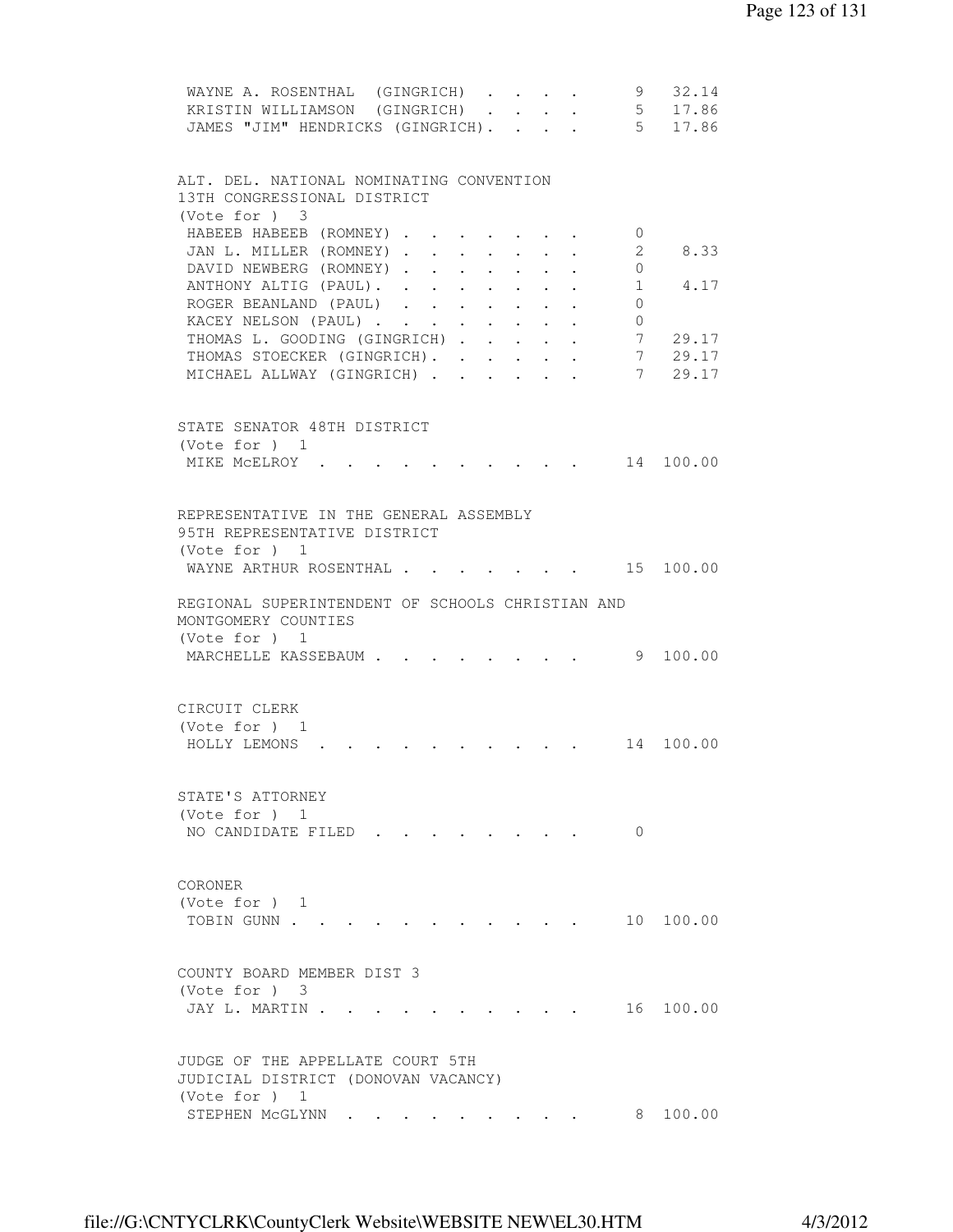| | | |
|---|---|---|
| WAYNE A. ROSENTHAL (GINGRICH) | 9 | 32.14 |
| KRISTIN WILLIAMSON (GINGRICH) | 5 | 17.86 |
| JAMES "JIM" HENDRICKS (GINGRICH) | 5 | 17.86 |

ALT. DEL. NATIONAL NOMINATING CONVENTION
13TH CONGRESSIONAL DISTRICT
(Vote for ) 3

| | | |
|---|---|---|
| HABEEB HABEEB (ROMNEY) | 0 | |
| JAN L. MILLER (ROMNEY) | 2 | 8.33 |
| DAVID NEWBERG (ROMNEY) | 0 | |
| ANTHONY ALTIG (PAUL) | 1 | 4.17 |
| ROGER BEANLAND (PAUL) | 0 | |
| KACEY NELSON (PAUL) | 0 | |
| THOMAS L. GOODING (GINGRICH) | 7 | 29.17 |
| THOMAS STOECKER (GINGRICH) | 7 | 29.17 |
| MICHAEL ALLWAY (GINGRICH) | 7 | 29.17 |

STATE SENATOR 48TH DISTRICT
(Vote for ) 1

| | | |
|---|---|---|
| MIKE McELROY | 14 | 100.00 |

REPRESENTATIVE IN THE GENERAL ASSEMBLY
95TH REPRESENTATIVE DISTRICT
(Vote for ) 1

| | | |
|---|---|---|
| WAYNE ARTHUR ROSENTHAL | 15 | 100.00 |

REGIONAL SUPERINTENDENT OF SCHOOLS CHRISTIAN AND
MONTGOMERY COUNTIES
(Vote for ) 1

| | | |
|---|---|---|
| MARCHELLE KASSEBAUM | 9 | 100.00 |

CIRCUIT CLERK
(Vote for ) 1

| | | |
|---|---|---|
| HOLLY LEMONS | 14 | 100.00 |

STATE'S ATTORNEY
(Vote for ) 1

| | | |
|---|---|---|
| NO CANDIDATE FILED | 0 | |

CORONER
(Vote for ) 1

| | | |
|---|---|---|
| TOBIN GUNN | 10 | 100.00 |

COUNTY BOARD MEMBER DIST 3
(Vote for ) 3

| | | |
|---|---|---|
| JAY L. MARTIN | 16 | 100.00 |

JUDGE OF THE APPELLATE COURT 5TH
JUDICIAL DISTRICT (DONOVAN VACANCY)
(Vote for ) 1

| | | |
|---|---|---|
| STEPHEN McGLYNN | 8 | 100.00 |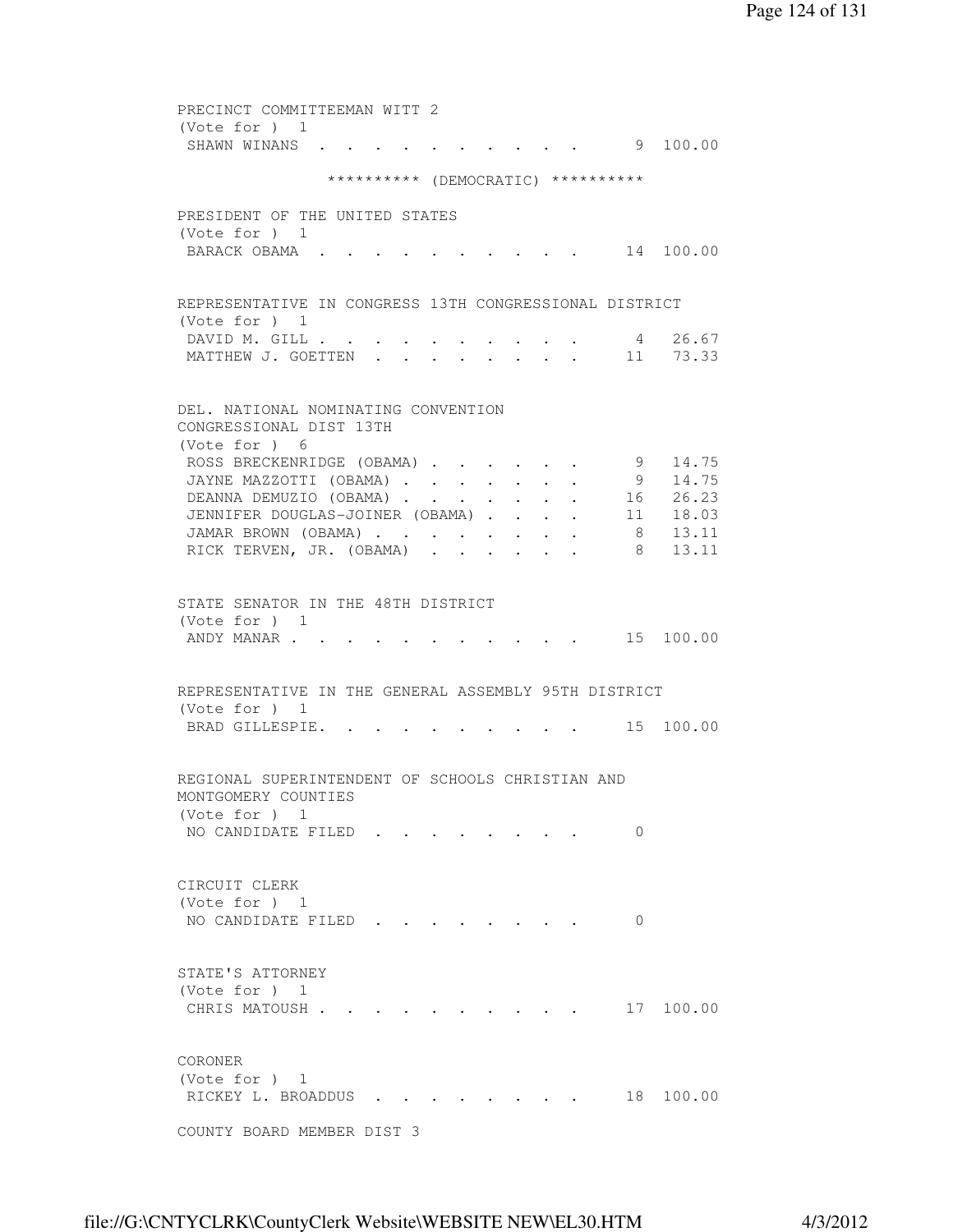PRECINCT COMMITTEEMAN WITT 2
(Vote for ) 1

| | | |
|---|---|---|
| SHAWN WINANS | 9 | 100.00 |

********** (DEMOCRATIC) **********

PRESIDENT OF THE UNITED STATES
(Vote for ) 1

| | | |
|---|---|---|
| BARACK OBAMA | 14 | 100.00 |

REPRESENTATIVE IN CONGRESS 13TH CONGRESSIONAL DISTRICT
(Vote for ) 1

| | | |
|---|---|---|
| DAVID M. GILL | 4 | 26.67 |
| MATTHEW J. GOETTEN | 11 | 73.33 |

DEL. NATIONAL NOMINATING CONVENTION
CONGRESSIONAL DIST 13TH
(Vote for ) 6

| | | |
|---|---|---|
| ROSS BRECKENRIDGE (OBAMA) | 9 | 14.75 |
| JAYNE MAZZOTTI (OBAMA) | 9 | 14.75 |
| DEANNA DEMUZIO (OBAMA) | 16 | 26.23 |
| JENNIFER DOUGLAS-JOINER (OBAMA) | 11 | 18.03 |
| JAMAR BROWN (OBAMA) | 8 | 13.11 |
| RICK TERVEN, JR. (OBAMA) | 8 | 13.11 |

STATE SENATOR IN THE 48TH DISTRICT
(Vote for ) 1

| | | |
|---|---|---|
| ANDY MANAR | 15 | 100.00 |

REPRESENTATIVE IN THE GENERAL ASSEMBLY 95TH DISTRICT
(Vote for ) 1

| | | |
|---|---|---|
| BRAD GILLESPIE. | 15 | 100.00 |

REGIONAL SUPERINTENDENT OF SCHOOLS CHRISTIAN AND
MONTGOMERY COUNTIES
(Vote for ) 1

| | | |
|---|---|---|
| NO CANDIDATE FILED | 0 | |

CIRCUIT CLERK
(Vote for ) 1

| | | |
|---|---|---|
| NO CANDIDATE FILED | 0 | |

STATE'S ATTORNEY
(Vote for ) 1

| | | |
|---|---|---|
| CHRIS MATOUSH | 17 | 100.00 |

CORONER
(Vote for ) 1

| | | |
|---|---|---|
| RICKEY L. BROADDUS | 18 | 100.00 |

COUNTY BOARD MEMBER DIST 3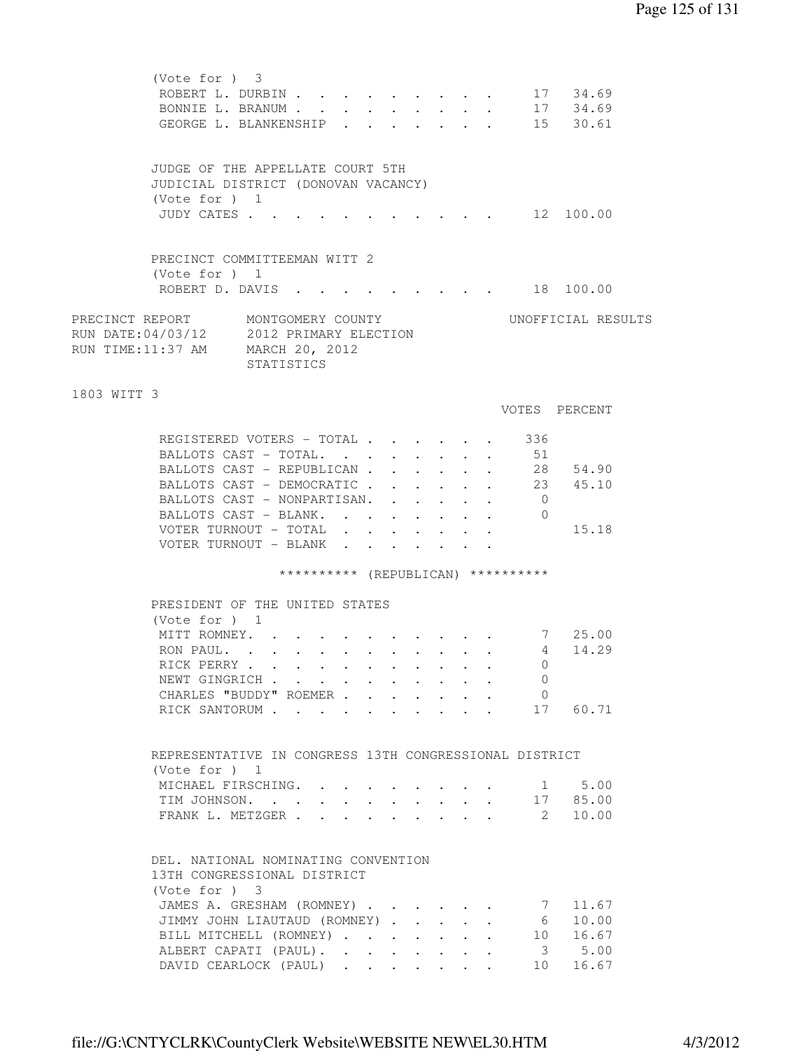(Vote for ) 3

| | | |
|---|---|---|
| ROBERT L. DURBIN | 17 | 34.69 |
| BONNIE L. BRANUM | 17 | 34.69 |
| GEORGE L. BLANKENSHIP | 15 | 30.61 |

JUDGE OF THE APPELLATE COURT 5TH JUDICIAL DISTRICT (DONOVAN VACANCY)
(Vote for ) 1

| | | |
|---|---|---|
| JUDY CATES | 12 | 100.00 |

PRECINCT COMMITTEEMAN WITT 2
(Vote for ) 1

| | | |
|---|---|---|
| ROBERT D. DAVIS | 18 | 100.00 |

PRECINCT REPORT — MONTGOMERY COUNTY — UNOFFICIAL RESULTS
RUN DATE:04/03/12 — 2012 PRIMARY ELECTION
RUN TIME:11:37 AM — MARCH 20, 2012
STATISTICS

1803 WITT 3

| | VOTES | PERCENT |
|---|---|---|
| REGISTERED VOTERS - TOTAL | 336 | |
| BALLOTS CAST - TOTAL. | 51 | |
| BALLOTS CAST - REPUBLICAN | 28 | 54.90 |
| BALLOTS CAST - DEMOCRATIC | 23 | 45.10 |
| BALLOTS CAST - NONPARTISAN. | 0 | |
| BALLOTS CAST - BLANK. | 0 | |
| VOTER TURNOUT - TOTAL | | 15.18 |
| VOTER TURNOUT - BLANK | | |

********** (REPUBLICAN) **********

PRESIDENT OF THE UNITED STATES
(Vote for ) 1

| | | |
|---|---|---|
| MITT ROMNEY. | 7 | 25.00 |
| RON PAUL. | 4 | 14.29 |
| RICK PERRY | 0 | |
| NEWT GINGRICH | 0 | |
| CHARLES "BUDDY" ROEMER | 0 | |
| RICK SANTORUM | 17 | 60.71 |

REPRESENTATIVE IN CONGRESS 13TH CONGRESSIONAL DISTRICT
(Vote for ) 1

| | | |
|---|---|---|
| MICHAEL FIRSCHING. | 1 | 5.00 |
| TIM JOHNSON. | 17 | 85.00 |
| FRANK L. METZGER | 2 | 10.00 |

DEL. NATIONAL NOMINATING CONVENTION 13TH CONGRESSIONAL DISTRICT
(Vote for ) 3

| | | |
|---|---|---|
| JAMES A. GRESHAM (ROMNEY) | 7 | 11.67 |
| JIMMY JOHN LIAUTAUD (ROMNEY) | 6 | 10.00 |
| BILL MITCHELL (ROMNEY) | 10 | 16.67 |
| ALBERT CAPATI (PAUL). | 3 | 5.00 |
| DAVID CEARLOCK (PAUL) | 10 | 16.67 |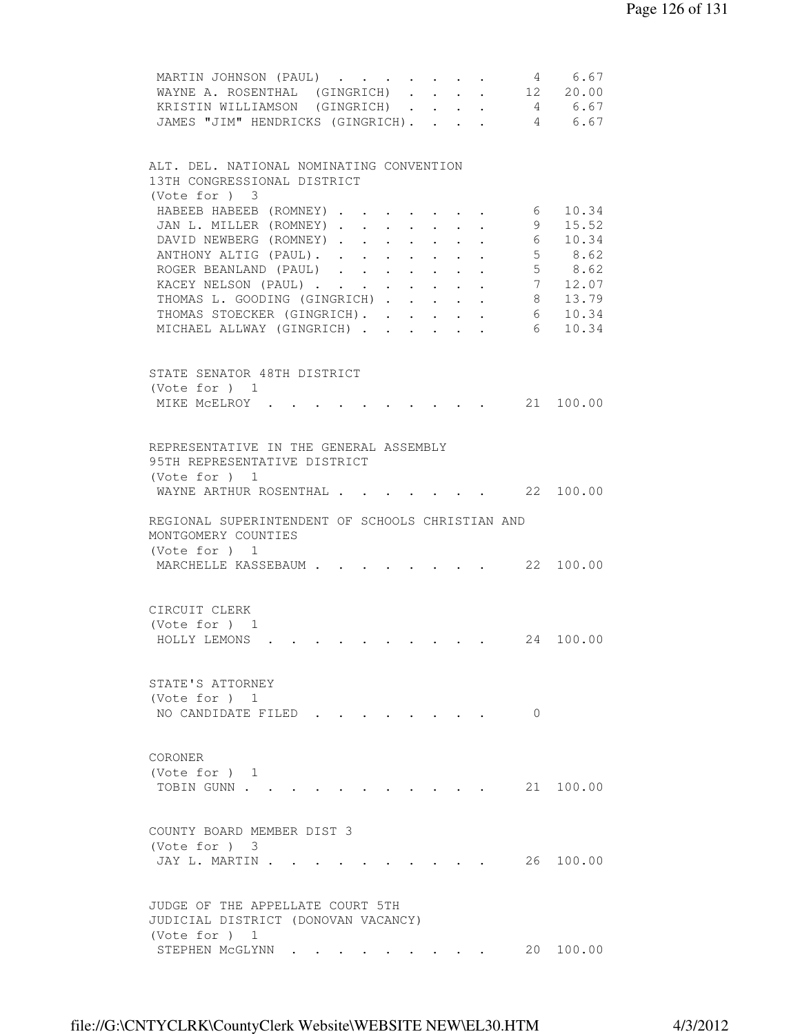| | | |
|---|---|---|
| MARTIN JOHNSON (PAUL) | 4 | 6.67 |
| WAYNE A. ROSENTHAL (GINGRICH) | 12 | 20.00 |
| KRISTIN WILLIAMSON (GINGRICH) | 4 | 6.67 |
| JAMES "JIM" HENDRICKS (GINGRICH) | 4 | 6.67 |

ALT. DEL. NATIONAL NOMINATING CONVENTION
13TH CONGRESSIONAL DISTRICT
(Vote for ) 3

| | | |
|---|---|---|
| HABEEB HABEEB (ROMNEY) | 6 | 10.34 |
| JAN L. MILLER (ROMNEY) | 9 | 15.52 |
| DAVID NEWBERG (ROMNEY) | 6 | 10.34 |
| ANTHONY ALTIG (PAUL) | 5 | 8.62 |
| ROGER BEANLAND (PAUL) | 5 | 8.62 |
| KACEY NELSON (PAUL) | 7 | 12.07 |
| THOMAS L. GOODING (GINGRICH) | 8 | 13.79 |
| THOMAS STOECKER (GINGRICH) | 6 | 10.34 |
| MICHAEL ALLWAY (GINGRICH) | 6 | 10.34 |

STATE SENATOR 48TH DISTRICT
(Vote for ) 1

| | | |
|---|---|---|
| MIKE McELROY | 21 | 100.00 |

REPRESENTATIVE IN THE GENERAL ASSEMBLY
95TH REPRESENTATIVE DISTRICT
(Vote for ) 1

| | | |
|---|---|---|
| WAYNE ARTHUR ROSENTHAL | 22 | 100.00 |

REGIONAL SUPERINTENDENT OF SCHOOLS CHRISTIAN AND
MONTGOMERY COUNTIES
(Vote for ) 1

| | | |
|---|---|---|
| MARCHELLE KASSEBAUM | 22 | 100.00 |

CIRCUIT CLERK
(Vote for ) 1

| | | |
|---|---|---|
| HOLLY LEMONS | 24 | 100.00 |

STATE'S ATTORNEY
(Vote for ) 1

| | | |
|---|---|---|
| NO CANDIDATE FILED | 0 | |

CORONER
(Vote for ) 1

| | | |
|---|---|---|
| TOBIN GUNN | 21 | 100.00 |

COUNTY BOARD MEMBER DIST 3
(Vote for ) 3

| | | |
|---|---|---|
| JAY L. MARTIN | 26 | 100.00 |

JUDGE OF THE APPELLATE COURT 5TH
JUDICIAL DISTRICT (DONOVAN VACANCY)
(Vote for ) 1

| | | |
|---|---|---|
| STEPHEN McGLYNN | 20 | 100.00 |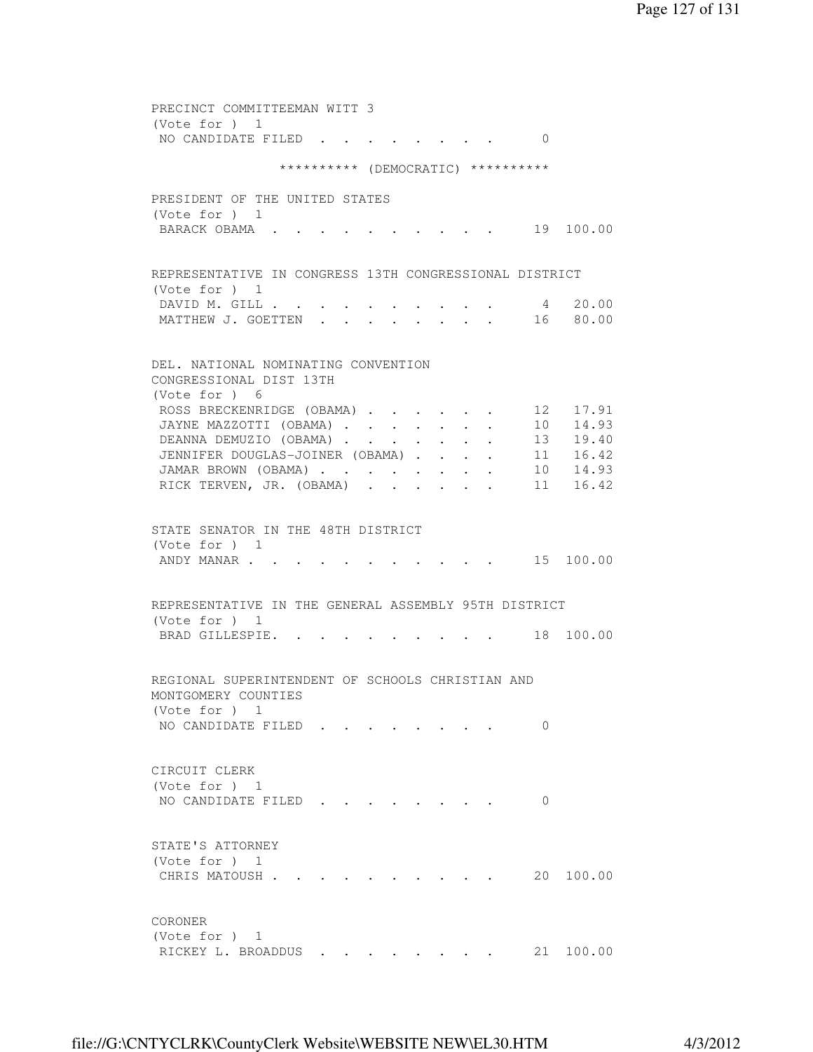PRECINCT COMMITTEEMAN WITT 3
(Vote for ) 1

| | | |
|---|---|---|
| NO CANDIDATE FILED | 0 | |

********** (DEMOCRATIC) **********

PRESIDENT OF THE UNITED STATES
(Vote for ) 1

| | | |
|---|---|---|
| BARACK OBAMA | 19 | 100.00 |

REPRESENTATIVE IN CONGRESS 13TH CONGRESSIONAL DISTRICT
(Vote for ) 1

| | | |
|---|---|---|
| DAVID M. GILL | 4 | 20.00 |
| MATTHEW J. GOETTEN | 16 | 80.00 |

DEL. NATIONAL NOMINATING CONVENTION
CONGRESSIONAL DIST 13TH
(Vote for ) 6

| | | |
|---|---|---|
| ROSS BRECKENRIDGE (OBAMA) | 12 | 17.91 |
| JAYNE MAZZOTTI (OBAMA) | 10 | 14.93 |
| DEANNA DEMUZIO (OBAMA) | 13 | 19.40 |
| JENNIFER DOUGLAS-JOINER (OBAMA) | 11 | 16.42 |
| JAMAR BROWN (OBAMA) | 10 | 14.93 |
| RICK TERVEN, JR. (OBAMA) | 11 | 16.42 |

STATE SENATOR IN THE 48TH DISTRICT
(Vote for ) 1

| | | |
|---|---|---|
| ANDY MANAR | 15 | 100.00 |

REPRESENTATIVE IN THE GENERAL ASSEMBLY 95TH DISTRICT
(Vote for ) 1

| | | |
|---|---|---|
| BRAD GILLESPIE. | 18 | 100.00 |

REGIONAL SUPERINTENDENT OF SCHOOLS CHRISTIAN AND
MONTGOMERY COUNTIES
(Vote for ) 1

| | | |
|---|---|---|
| NO CANDIDATE FILED | 0 | |

CIRCUIT CLERK
(Vote for ) 1

| | | |
|---|---|---|
| NO CANDIDATE FILED | 0 | |

STATE'S ATTORNEY
(Vote for ) 1

| | | |
|---|---|---|
| CHRIS MATOUSH | 20 | 100.00 |

CORONER
(Vote for ) 1

| | | |
|---|---|---|
| RICKEY L. BROADDUS | 21 | 100.00 |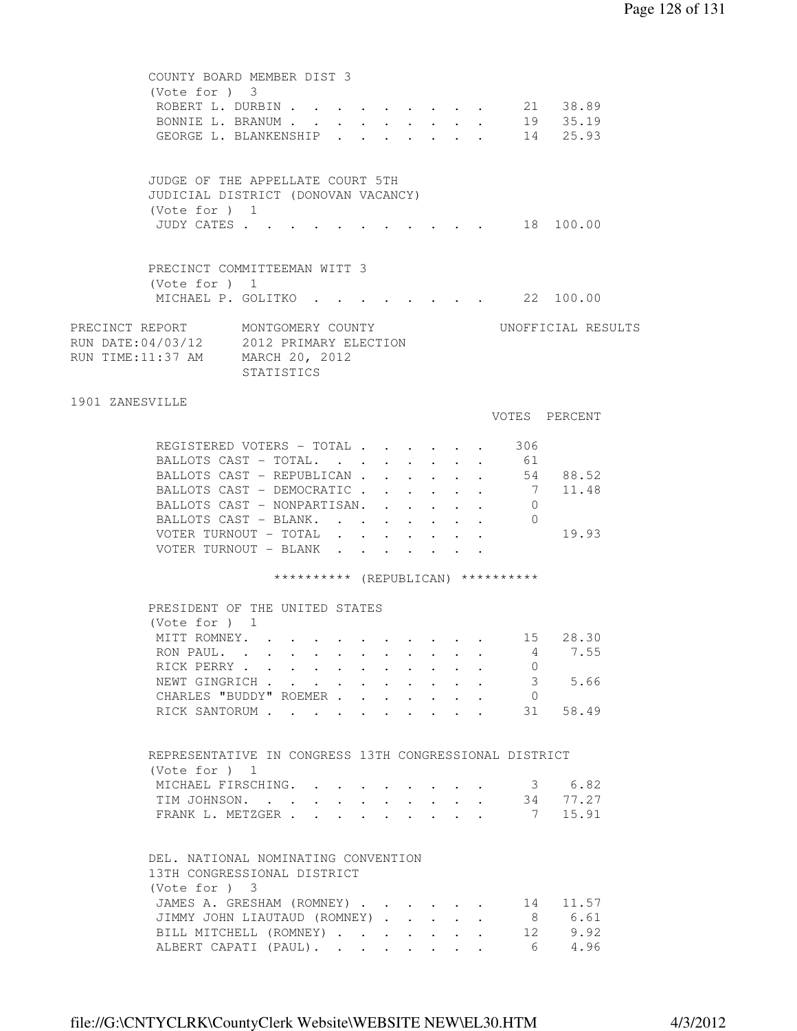COUNTY BOARD MEMBER DIST 3
(Vote for ) 3

| | VOTES | PERCENT |
|---|---|---|
| ROBERT L. DURBIN | 21 | 38.89 |
| BONNIE L. BRANUM | 19 | 35.19 |
| GEORGE L. BLANKENSHIP | 14 | 25.93 |

JUDGE OF THE APPELLATE COURT 5TH
JUDICIAL DISTRICT (DONOVAN VACANCY)
(Vote for ) 1

| | VOTES | PERCENT |
|---|---|---|
| JUDY CATES | 18 | 100.00 |

PRECINCT COMMITTEEMAN WITT 3
(Vote for ) 1

| | VOTES | PERCENT |
|---|---|---|
| MICHAEL P. GOLITKO | 22 | 100.00 |

PRECINCT REPORT MONTGOMERY COUNTY UNOFFICIAL RESULTS
RUN DATE:04/03/12 2012 PRIMARY ELECTION
RUN TIME:11:37 AM MARCH 20, 2012
STATISTICS

1901 ZANESVILLE

| | VOTES | PERCENT |
|---|---|---|
| REGISTERED VOTERS - TOTAL | 306 | |
| BALLOTS CAST - TOTAL. | 61 | |
| BALLOTS CAST - REPUBLICAN | 54 | 88.52 |
| BALLOTS CAST - DEMOCRATIC | 7 | 11.48 |
| BALLOTS CAST - NONPARTISAN. | 0 | |
| BALLOTS CAST - BLANK. | 0 | |
| VOTER TURNOUT - TOTAL | | 19.93 |
| VOTER TURNOUT - BLANK | | |

********** (REPUBLICAN) **********

PRESIDENT OF THE UNITED STATES
(Vote for ) 1

| | VOTES | PERCENT |
|---|---|---|
| MITT ROMNEY. | 15 | 28.30 |
| RON PAUL. | 4 | 7.55 |
| RICK PERRY | 0 | |
| NEWT GINGRICH | 3 | 5.66 |
| CHARLES "BUDDY" ROEMER | 0 | |
| RICK SANTORUM | 31 | 58.49 |

REPRESENTATIVE IN CONGRESS 13TH CONGRESSIONAL DISTRICT
(Vote for ) 1

| | VOTES | PERCENT |
|---|---|---|
| MICHAEL FIRSCHING. | 3 | 6.82 |
| TIM JOHNSON. | 34 | 77.27 |
| FRANK L. METZGER | 7 | 15.91 |

DEL. NATIONAL NOMINATING CONVENTION
13TH CONGRESSIONAL DISTRICT
(Vote for ) 3

| | VOTES | PERCENT |
|---|---|---|
| JAMES A. GRESHAM (ROMNEY) | 14 | 11.57 |
| JIMMY JOHN LIAUTAUD (ROMNEY) | 8 | 6.61 |
| BILL MITCHELL (ROMNEY) | 12 | 9.92 |
| ALBERT CAPATI (PAUL). | 6 | 4.96 |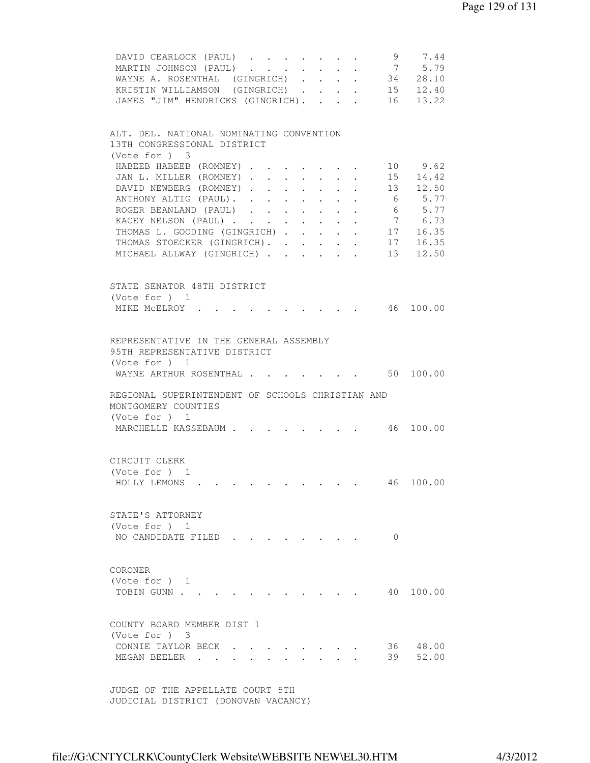| Candidate | Votes | Percent |
|---|---|---|
| DAVID CEARLOCK (PAUL) | 9 | 7.44 |
| MARTIN JOHNSON (PAUL) | 7 | 5.79 |
| WAYNE A. ROSENTHAL (GINGRICH) | 34 | 28.10 |
| KRISTIN WILLIAMSON (GINGRICH) | 15 | 12.40 |
| JAMES "JIM" HENDRICKS (GINGRICH) | 16 | 13.22 |

ALT. DEL. NATIONAL NOMINATING CONVENTION
13TH CONGRESSIONAL DISTRICT
(Vote for ) 3

| Candidate | Votes | Percent |
|---|---|---|
| HABEEB HABEEB (ROMNEY) | 10 | 9.62 |
| JAN L. MILLER (ROMNEY) | 15 | 14.42 |
| DAVID NEWBERG (ROMNEY) | 13 | 12.50 |
| ANTHONY ALTIG (PAUL) | 6 | 5.77 |
| ROGER BEANLAND (PAUL) | 6 | 5.77 |
| KACEY NELSON (PAUL) | 7 | 6.73 |
| THOMAS L. GOODING (GINGRICH) | 17 | 16.35 |
| THOMAS STOECKER (GINGRICH) | 17 | 16.35 |
| MICHAEL ALLWAY (GINGRICH) | 13 | 12.50 |

STATE SENATOR 48TH DISTRICT
(Vote for ) 1

| Candidate | Votes | Percent |
|---|---|---|
| MIKE McELROY | 46 | 100.00 |

REPRESENTATIVE IN THE GENERAL ASSEMBLY
95TH REPRESENTATIVE DISTRICT
(Vote for ) 1

| Candidate | Votes | Percent |
|---|---|---|
| WAYNE ARTHUR ROSENTHAL | 50 | 100.00 |

REGIONAL SUPERINTENDENT OF SCHOOLS CHRISTIAN AND
MONTGOMERY COUNTIES
(Vote for ) 1

| Candidate | Votes | Percent |
|---|---|---|
| MARCHELLE KASSEBAUM | 46 | 100.00 |

CIRCUIT CLERK
(Vote for ) 1

| Candidate | Votes | Percent |
|---|---|---|
| HOLLY LEMONS | 46 | 100.00 |

STATE'S ATTORNEY
(Vote for ) 1

| Candidate | Votes | Percent |
|---|---|---|
| NO CANDIDATE FILED | 0 | |

CORONER
(Vote for ) 1

| Candidate | Votes | Percent |
|---|---|---|
| TOBIN GUNN | 40 | 100.00 |

COUNTY BOARD MEMBER DIST 1
(Vote for ) 3

| Candidate | Votes | Percent |
|---|---|---|
| CONNIE TAYLOR BECK | 36 | 48.00 |
| MEGAN BEELER | 39 | 52.00 |

JUDGE OF THE APPELLATE COURT 5TH
JUDICIAL DISTRICT (DONOVAN VACANCY)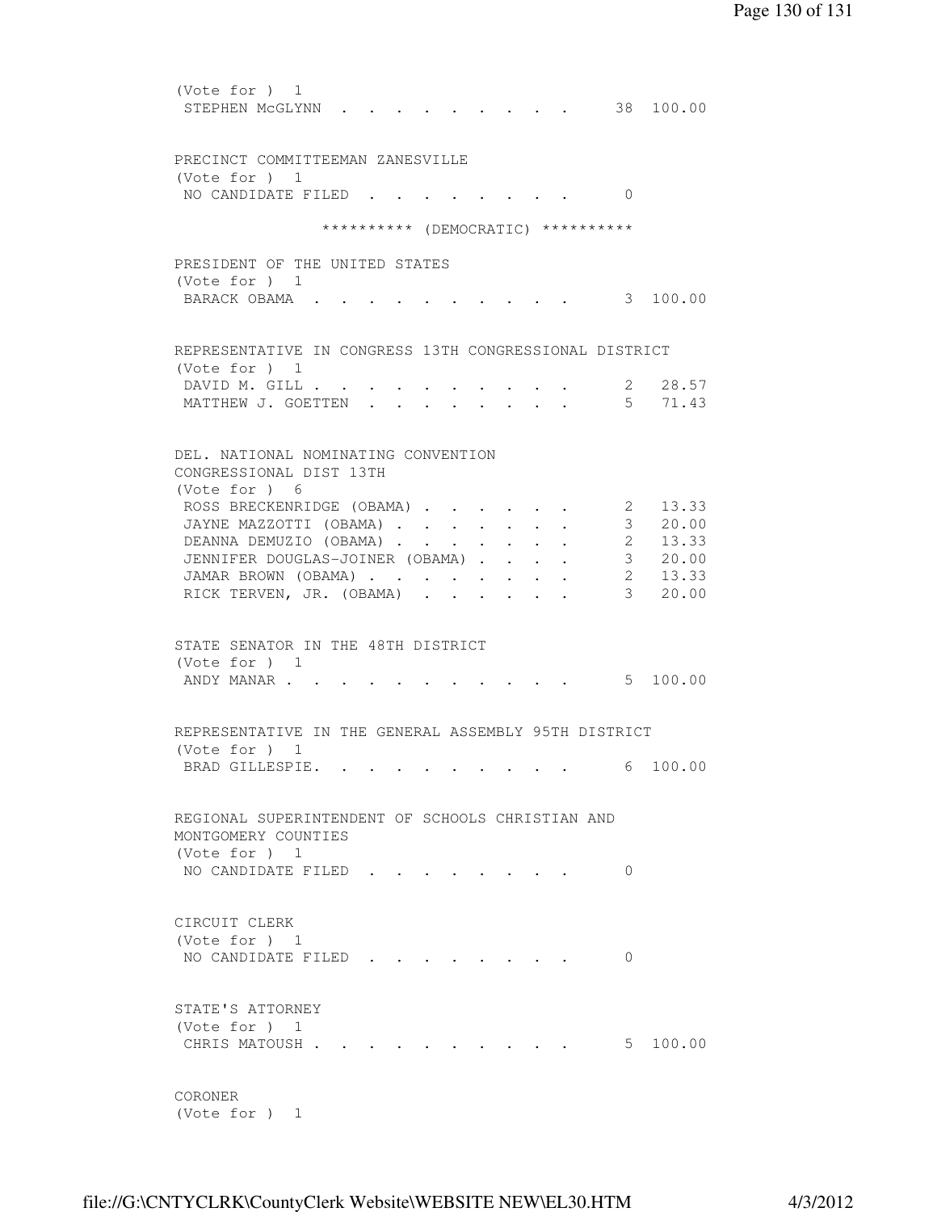(Vote for ) 1

| | | |
|---|---|---|
| STEPHEN McGLYNN | 38 | 100.00 |

PRECINCT COMMITTEEMAN ZANESVILLE
(Vote for ) 1

| | | |
|---|---|---|
| NO CANDIDATE FILED | 0 | |

********** (DEMOCRATIC) **********

PRESIDENT OF THE UNITED STATES
(Vote for ) 1

| | | |
|---|---|---|
| BARACK OBAMA | 3 | 100.00 |

REPRESENTATIVE IN CONGRESS 13TH CONGRESSIONAL DISTRICT
(Vote for ) 1

| | | |
|---|---|---|
| DAVID M. GILL | 2 | 28.57 |
| MATTHEW J. GOETTEN | 5 | 71.43 |

DEL. NATIONAL NOMINATING CONVENTION
CONGRESSIONAL DIST 13TH
(Vote for ) 6

| | | |
|---|---|---|
| ROSS BRECKENRIDGE (OBAMA) | 2 | 13.33 |
| JAYNE MAZZOTTI (OBAMA) | 3 | 20.00 |
| DEANNA DEMUZIO (OBAMA) | 2 | 13.33 |
| JENNIFER DOUGLAS-JOINER (OBAMA) | 3 | 20.00 |
| JAMAR BROWN (OBAMA) | 2 | 13.33 |
| RICK TERVEN, JR. (OBAMA) | 3 | 20.00 |

STATE SENATOR IN THE 48TH DISTRICT
(Vote for ) 1

| | | |
|---|---|---|
| ANDY MANAR | 5 | 100.00 |

REPRESENTATIVE IN THE GENERAL ASSEMBLY 95TH DISTRICT
(Vote for ) 1

| | | |
|---|---|---|
| BRAD GILLESPIE. | 6 | 100.00 |

REGIONAL SUPERINTENDENT OF SCHOOLS CHRISTIAN AND
MONTGOMERY COUNTIES
(Vote for ) 1

| | | |
|---|---|---|
| NO CANDIDATE FILED | 0 | |

CIRCUIT CLERK
(Vote for ) 1

| | | |
|---|---|---|
| NO CANDIDATE FILED | 0 | |

STATE'S ATTORNEY
(Vote for ) 1

| | | |
|---|---|---|
| CHRIS MATOUSH | 5 | 100.00 |

CORONER
(Vote for ) 1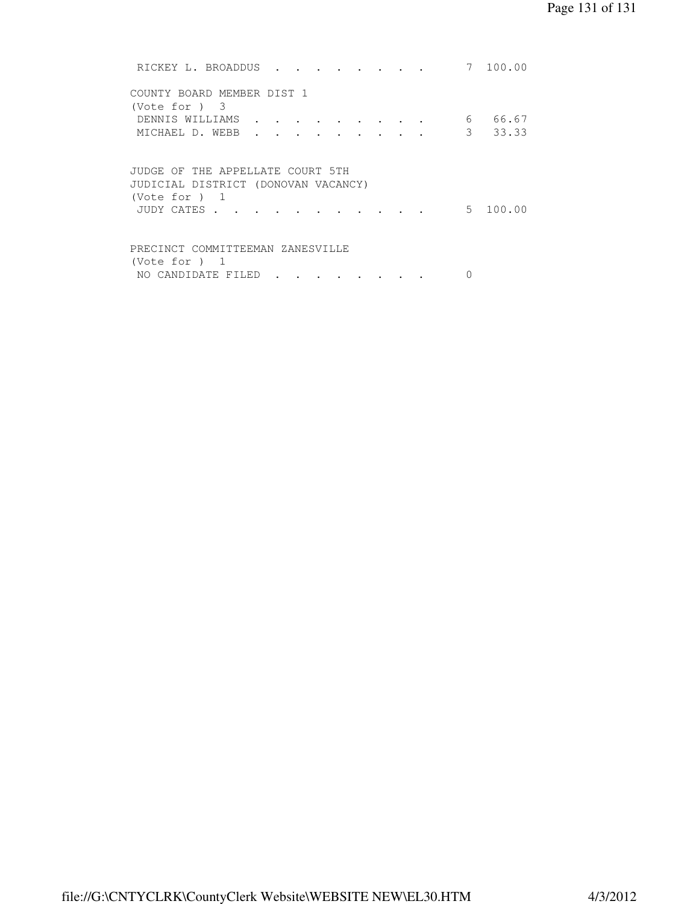```
 RICKEY L. BROADDUS  . . . . . . . . .      7  100.00

COUNTY BOARD MEMBER DIST 1
(Vote for )  3
 DENNIS WILLIAMS  . . . . . . . . . .      6   66.67
 MICHAEL D. WEBB  . . . . . . . . . .      3   33.33


JUDGE OF THE APPELLATE COURT 5TH
JUDICIAL DISTRICT (DONOVAN VACANCY)
(Vote for )  1
 JUDY CATES . . . . . . . . . . . .      5  100.00


PRECINCT COMMITTEEMAN ZANESVILLE
(Vote for )  1
 NO CANDIDATE FILED  . . . . . . . .      0
```